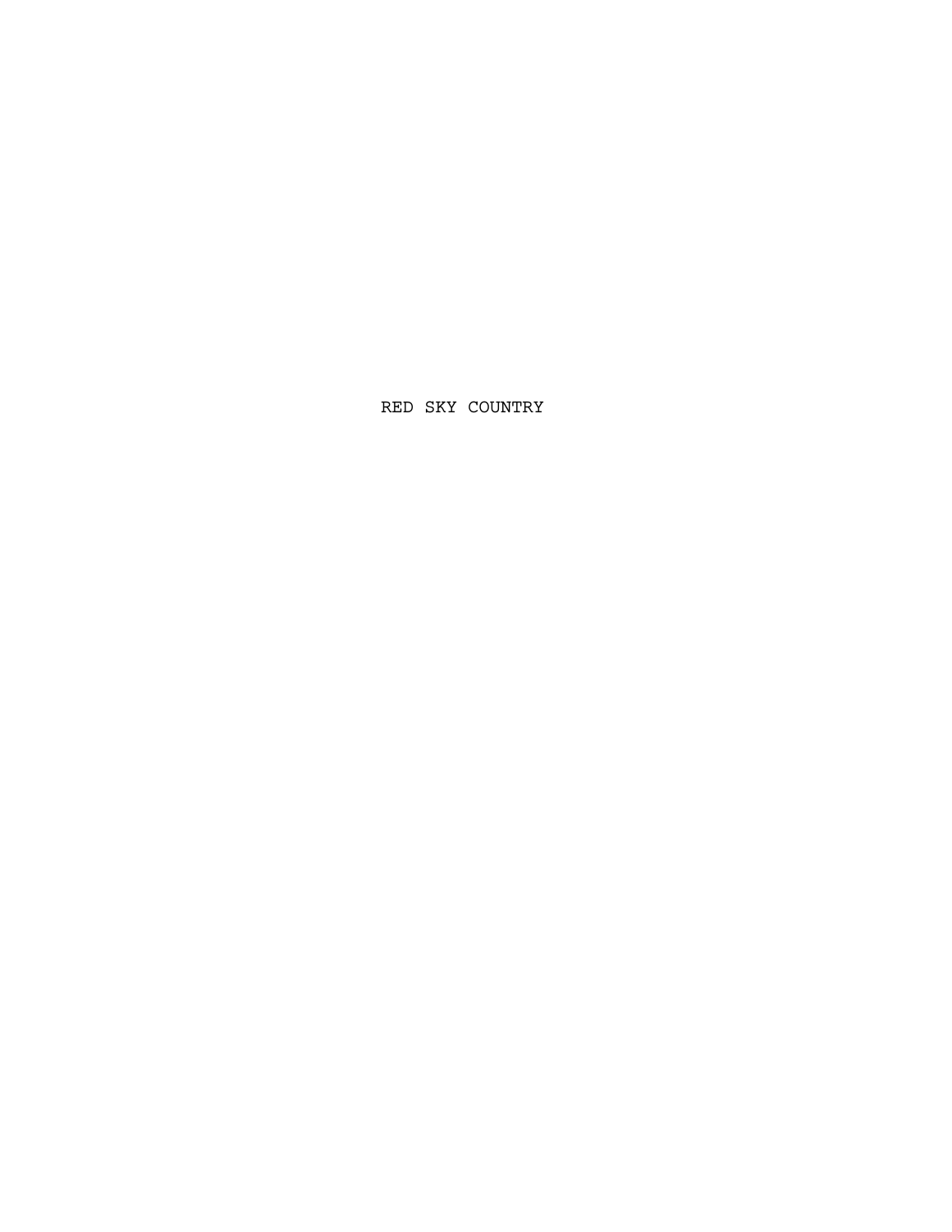# RED SKY COUNTRY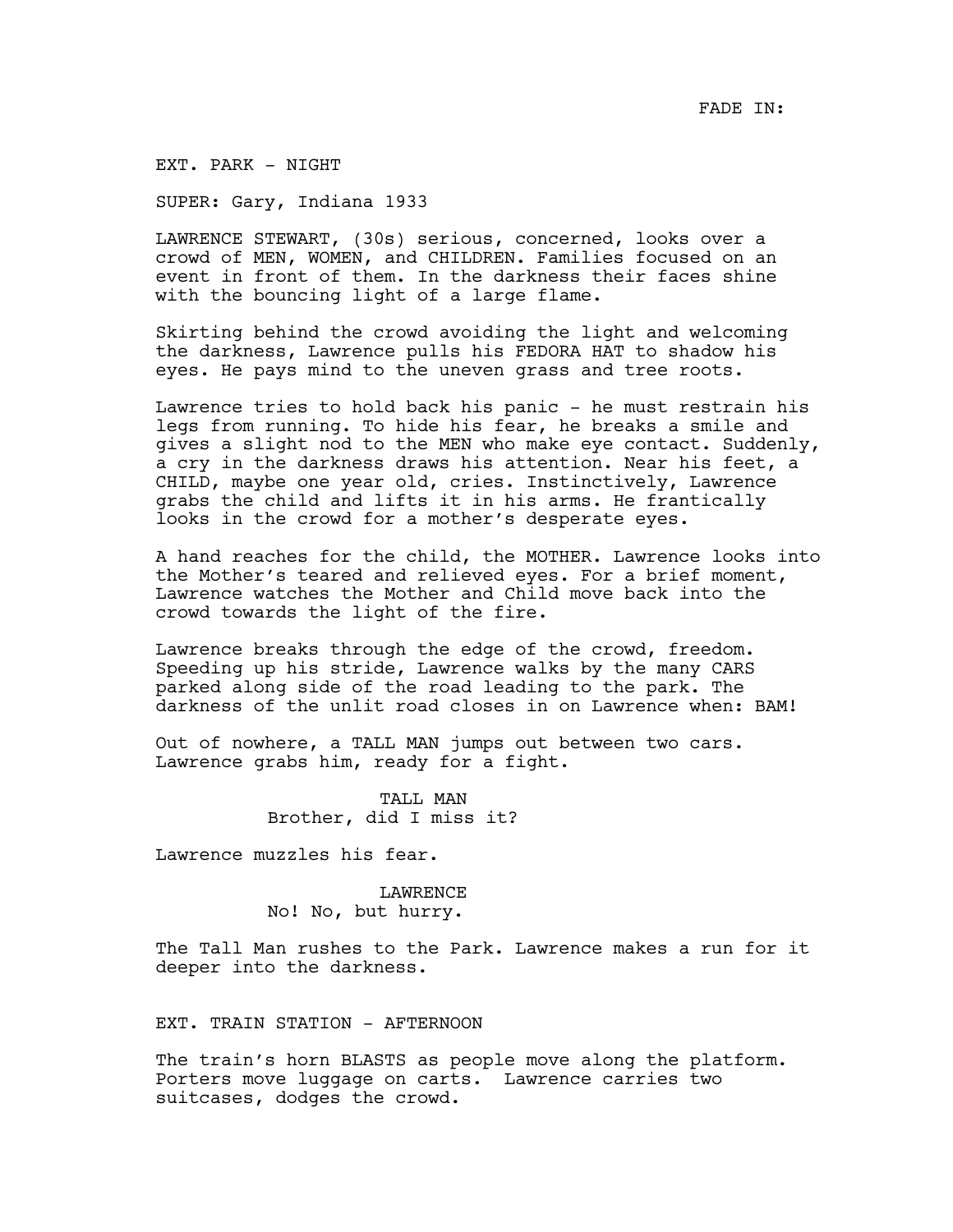FADE IN:

EXT. PARK - NIGHT

SUPER: Gary, Indiana 1933

LAWRENCE STEWART, (30s) serious, concerned, looks over a crowd of MEN, WOMEN, and CHILDREN. Families focused on an event in front of them. In the darkness their faces shine with the bouncing light of a large flame.

Skirting behind the crowd avoiding the light and welcoming the darkness, Lawrence pulls his FEDORA HAT to shadow his eyes. He pays mind to the uneven grass and tree roots.

Lawrence tries to hold back his panic - he must restrain his legs from running. To hide his fear, he breaks a smile and gives a slight nod to the MEN who make eye contact. Suddenly, a cry in the darkness draws his attention. Near his feet, a CHILD, maybe one year old, cries. Instinctively, Lawrence grabs the child and lifts it in his arms. He frantically looks in the crowd for a mother's desperate eyes.

A hand reaches for the child, the MOTHER. Lawrence looks into the Mother's teared and relieved eyes. For a brief moment, Lawrence watches the Mother and Child move back into the crowd towards the light of the fire.

Lawrence breaks through the edge of the crowd, freedom. Speeding up his stride, Lawrence walks by the many CARS parked along side of the road leading to the park. The darkness of the unlit road closes in on Lawrence when: BAM!

Out of nowhere, a TALL MAN jumps out between two cars. Lawrence grabs him, ready for a fight.

TALL MAN
Brother, did I miss it?

Lawrence muzzles his fear.

LAWRENCE
No! No, but hurry.

The Tall Man rushes to the Park. Lawrence makes a run for it deeper into the darkness.

EXT. TRAIN STATION - AFTERNOON

The train's horn BLASTS as people move along the platform. Porters move luggage on carts. Lawrence carries two suitcases, dodges the crowd.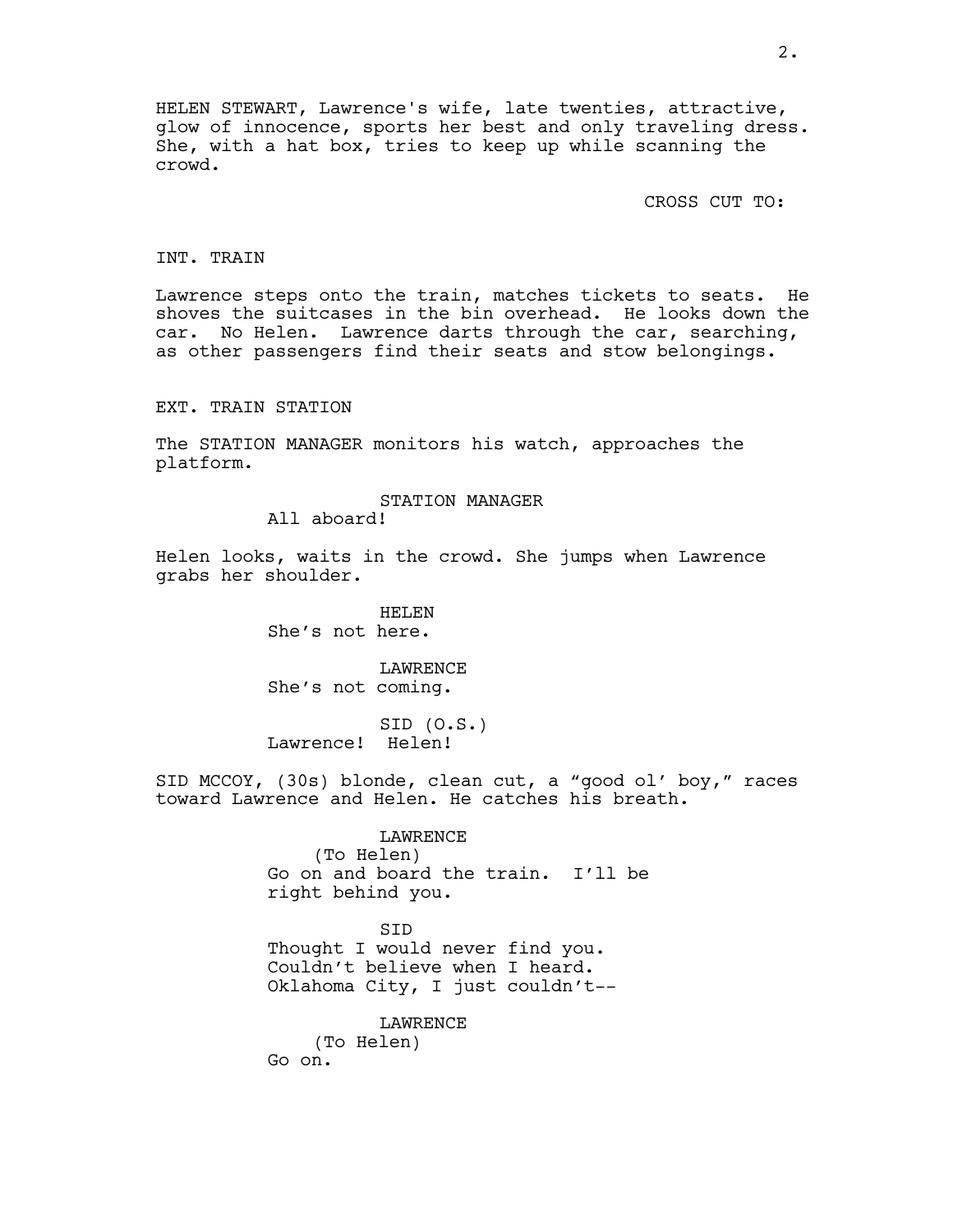HELEN STEWART, Lawrence's wife, late twenties, attractive, glow of innocence, sports her best and only traveling dress. She, with a hat box, tries to keep up while scanning the crowd.

CROSS CUT TO:

INT. TRAIN

Lawrence steps onto the train, matches tickets to seats. He shoves the suitcases in the bin overhead. He looks down the car. No Helen. Lawrence darts through the car, searching, as other passengers find their seats and stow belongings.

EXT. TRAIN STATION

The STATION MANAGER monitors his watch, approaches the platform.

STATION MANAGER
All aboard!

Helen looks, waits in the crowd. She jumps when Lawrence grabs her shoulder.

HELEN
She's not here.

LAWRENCE
She's not coming.

SID (O.S.)
Lawrence! Helen!

SID MCCOY, (30s) blonde, clean cut, a "good ol' boy," races toward Lawrence and Helen. He catches his breath.

LAWRENCE
(To Helen)
Go on and board the train. I'll be right behind you.

SID
Thought I would never find you. Couldn't believe when I heard. Oklahoma City, I just couldn't--

LAWRENCE
(To Helen)
Go on.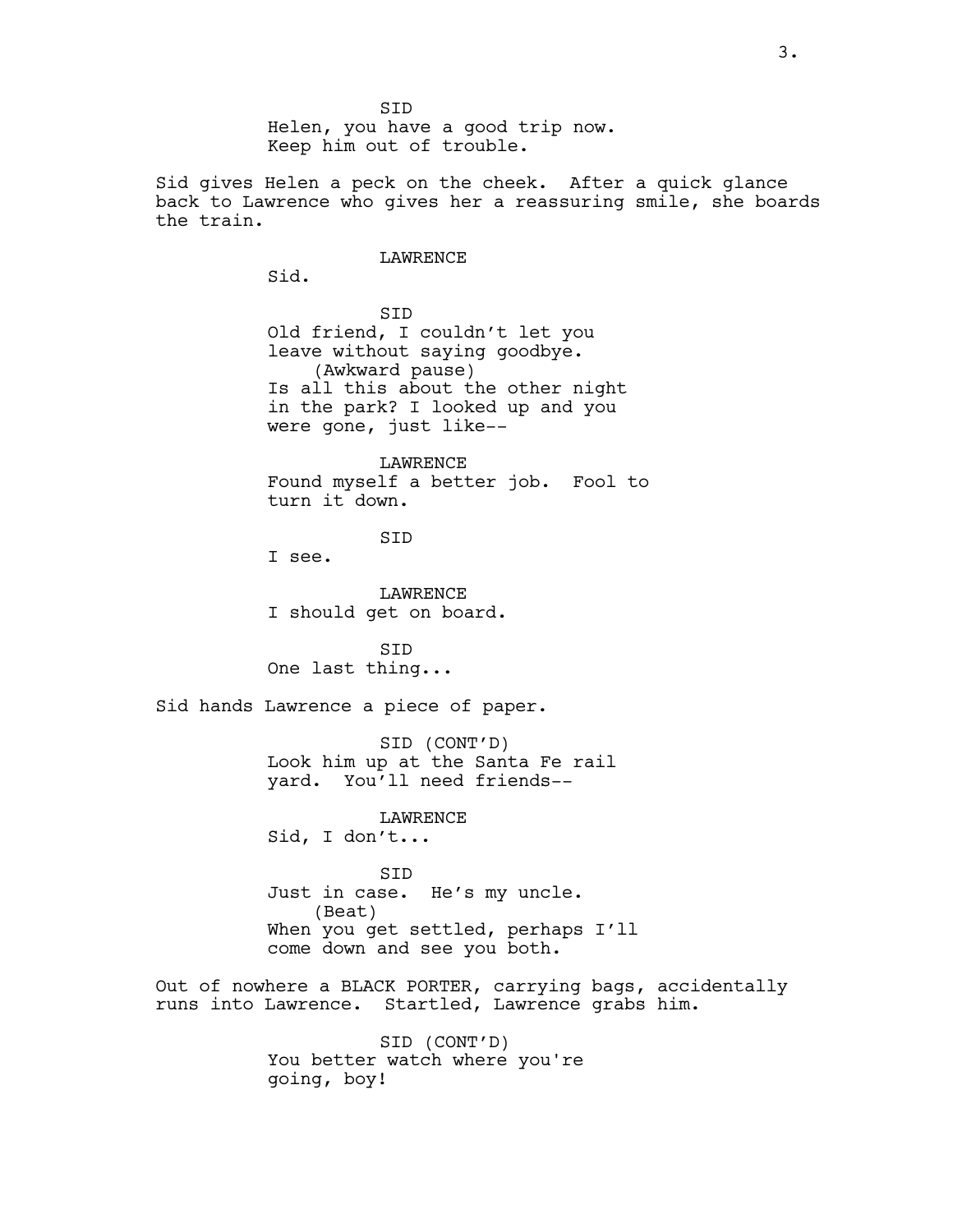SID
Helen, you have a good trip now.
Keep him out of trouble.

Sid gives Helen a peck on the cheek. After a quick glance back to Lawrence who gives her a reassuring smile, she boards the train.

LAWRENCE
Sid.

SID
Old friend, I couldn't let you leave without saying goodbye.
(Awkward pause)
Is all this about the other night in the park? I looked up and you were gone, just like--

LAWRENCE
Found myself a better job. Fool to turn it down.

SID
I see.

LAWRENCE
I should get on board.

SID
One last thing...

Sid hands Lawrence a piece of paper.

SID (CONT'D)
Look him up at the Santa Fe rail yard. You'll need friends--

LAWRENCE
Sid, I don't...

SID
Just in case. He's my uncle.
(Beat)
When you get settled, perhaps I'll come down and see you both.

Out of nowhere a BLACK PORTER, carrying bags, accidentally runs into Lawrence. Startled, Lawrence grabs him.

SID (CONT'D)
You better watch where you're going, boy!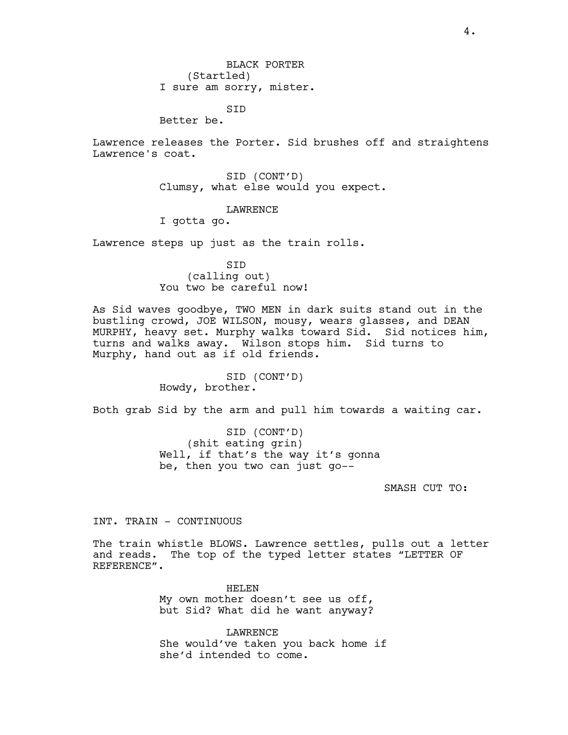BLACK PORTER
(Startled)
I sure am sorry, mister.

SID
Better be.

Lawrence releases the Porter. Sid brushes off and straightens Lawrence's coat.

SID (CONT'D)
Clumsy, what else would you expect.

LAWRENCE
I gotta go.

Lawrence steps up just as the train rolls.

SID
(calling out)
You two be careful now!

As Sid waves goodbye, TWO MEN in dark suits stand out in the bustling crowd, JOE WILSON, mousy, wears glasses, and DEAN MURPHY, heavy set. Murphy walks toward Sid. Sid notices him, turns and walks away. Wilson stops him. Sid turns to Murphy, hand out as if old friends.

SID (CONT'D)
Howdy, brother.

Both grab Sid by the arm and pull him towards a waiting car.

SID (CONT'D)
(shit eating grin)
Well, if that's the way it's gonna be, then you two can just go--

SMASH CUT TO:

INT. TRAIN - CONTINUOUS

The train whistle BLOWS. Lawrence settles, pulls out a letter and reads. The top of the typed letter states "LETTER OF REFERENCE".

HELEN
My own mother doesn't see us off, but Sid? What did he want anyway?

LAWRENCE
She would've taken you back home if she'd intended to come.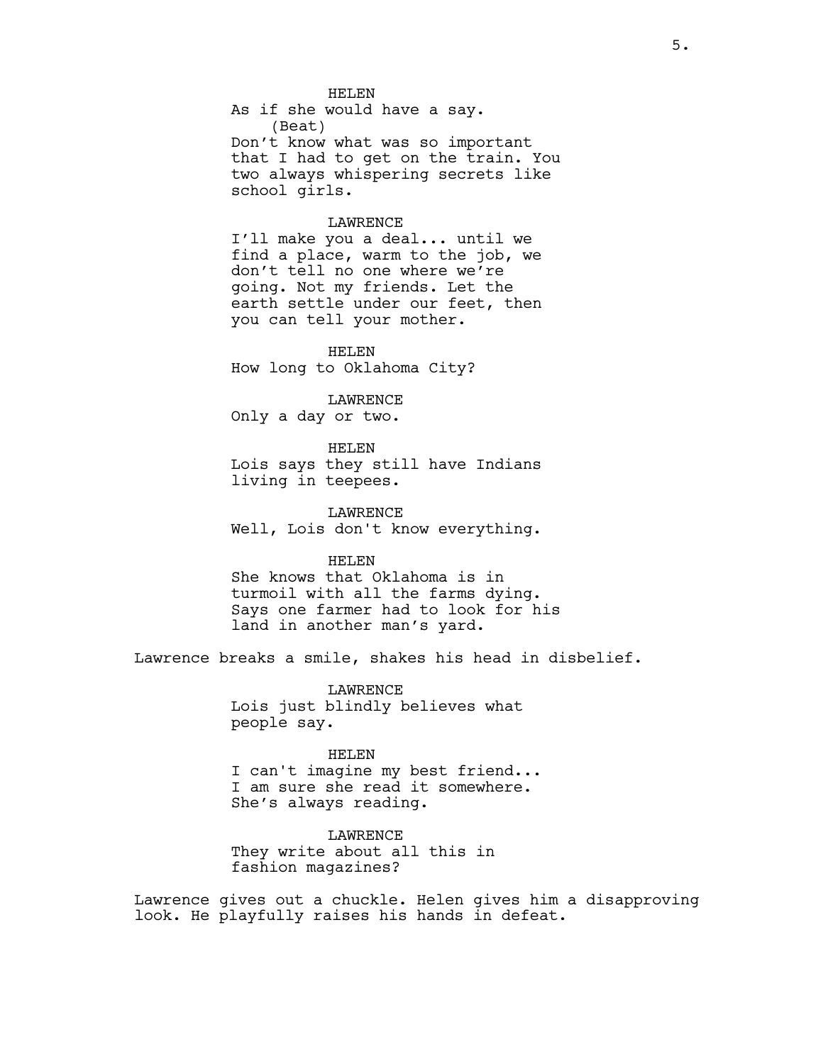HELEN
As if she would have a say.
(Beat)
Don't know what was so important that I had to get on the train. You two always whispering secrets like school girls.

LAWRENCE
I'll make you a deal... until we find a place, warm to the job, we don't tell no one where we're going. Not my friends. Let the earth settle under our feet, then you can tell your mother.

HELEN
How long to Oklahoma City?

LAWRENCE
Only a day or two.

HELEN
Lois says they still have Indians living in teepees.

LAWRENCE
Well, Lois don't know everything.

HELEN
She knows that Oklahoma is in turmoil with all the farms dying. Says one farmer had to look for his land in another man's yard.

Lawrence breaks a smile, shakes his head in disbelief.

LAWRENCE
Lois just blindly believes what people say.

HELEN
I can't imagine my best friend... I am sure she read it somewhere. She's always reading.

LAWRENCE
They write about all this in fashion magazines?

Lawrence gives out a chuckle. Helen gives him a disapproving look. He playfully raises his hands in defeat.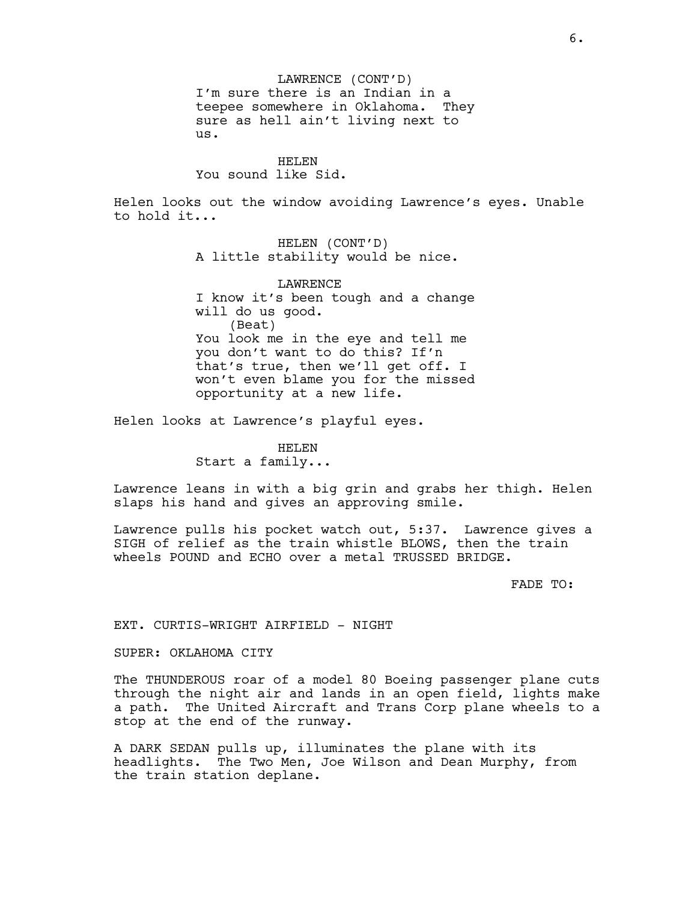LAWRENCE (CONT'D)
I'm sure there is an Indian in a teepee somewhere in Oklahoma. They sure as hell ain't living next to us.

HELEN
You sound like Sid.

Helen looks out the window avoiding Lawrence's eyes. Unable to hold it...

HELEN (CONT'D)
A little stability would be nice.

LAWRENCE
I know it's been tough and a change will do us good.
(Beat)
You look me in the eye and tell me you don't want to do this? If'n that's true, then we'll get off. I won't even blame you for the missed opportunity at a new life.

Helen looks at Lawrence's playful eyes.

HELEN
Start a family...

Lawrence leans in with a big grin and grabs her thigh. Helen slaps his hand and gives an approving smile.

Lawrence pulls his pocket watch out, 5:37. Lawrence gives a SIGH of relief as the train whistle BLOWS, then the train wheels POUND and ECHO over a metal TRUSSED BRIDGE.

FADE TO:

EXT. CURTIS-WRIGHT AIRFIELD - NIGHT

SUPER: OKLAHOMA CITY

The THUNDEROUS roar of a model 80 Boeing passenger plane cuts through the night air and lands in an open field, lights make a path. The United Aircraft and Trans Corp plane wheels to a stop at the end of the runway.

A DARK SEDAN pulls up, illuminates the plane with its headlights. The Two Men, Joe Wilson and Dean Murphy, from the train station deplane.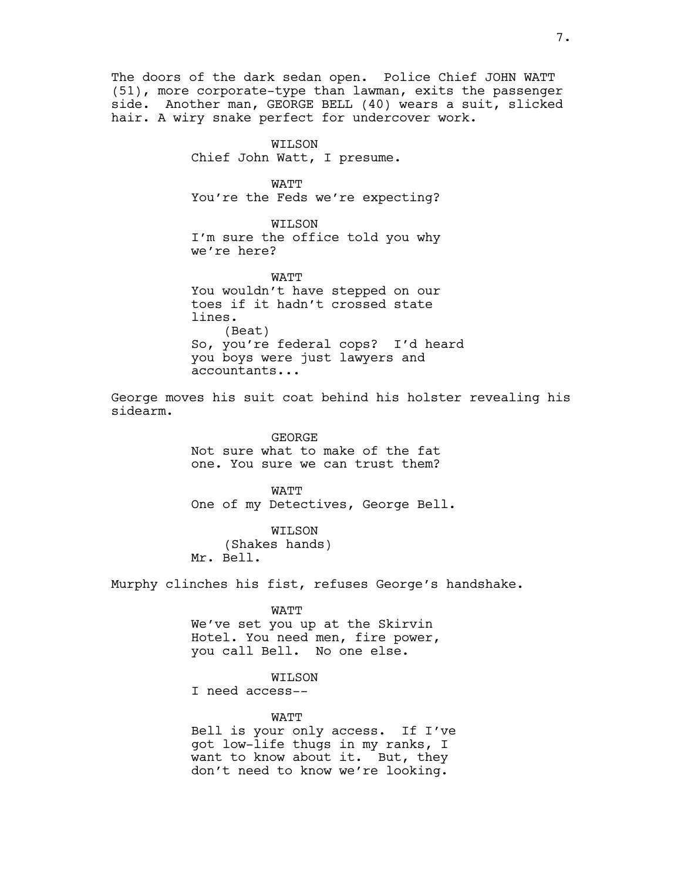The doors of the dark sedan open. Police Chief JOHN WATT (51), more corporate-type than lawman, exits the passenger side. Another man, GEORGE BELL (40) wears a suit, slicked hair. A wiry snake perfect for undercover work.

WILSON
Chief John Watt, I presume.

WATT
You're the Feds we're expecting?

WILSON
I'm sure the office told you why we're here?

WATT
You wouldn't have stepped on our toes if it hadn't crossed state lines.
(Beat)
So, you're federal cops? I'd heard you boys were just lawyers and accountants...

George moves his suit coat behind his holster revealing his sidearm.

GEORGE
Not sure what to make of the fat one. You sure we can trust them?

WATT
One of my Detectives, George Bell.

WILSON
(Shakes hands)
Mr. Bell.

Murphy clinches his fist, refuses George's handshake.

WATT
We've set you up at the Skirvin Hotel. You need men, fire power, you call Bell. No one else.

WILSON
I need access--

WATT
Bell is your only access. If I've got low-life thugs in my ranks, I want to know about it. But, they don't need to know we're looking.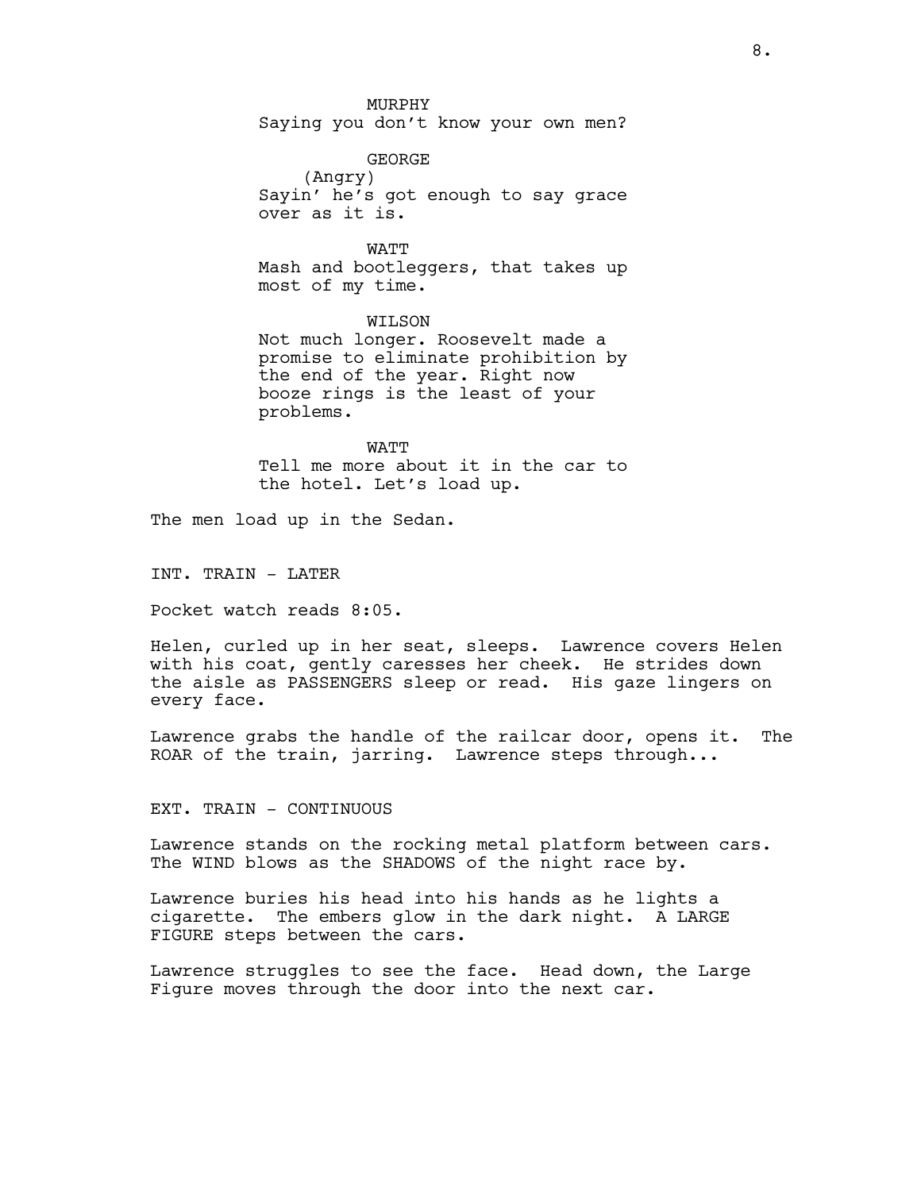MURPHY
Saying you don't know your own men?

GEORGE
(Angry)
Sayin' he's got enough to say grace over as it is.

WATT
Mash and bootleggers, that takes up most of my time.

WILSON
Not much longer. Roosevelt made a promise to eliminate prohibition by the end of the year. Right now booze rings is the least of your problems.

WATT
Tell me more about it in the car to the hotel. Let's load up.

The men load up in the Sedan.

INT. TRAIN - LATER

Pocket watch reads 8:05.

Helen, curled up in her seat, sleeps. Lawrence covers Helen with his coat, gently caresses her cheek. He strides down the aisle as PASSENGERS sleep or read. His gaze lingers on every face.

Lawrence grabs the handle of the railcar door, opens it. The ROAR of the train, jarring. Lawrence steps through...

EXT. TRAIN - CONTINUOUS

Lawrence stands on the rocking metal platform between cars. The WIND blows as the SHADOWS of the night race by.

Lawrence buries his head into his hands as he lights a cigarette. The embers glow in the dark night. A LARGE FIGURE steps between the cars.

Lawrence struggles to see the face. Head down, the Large Figure moves through the door into the next car.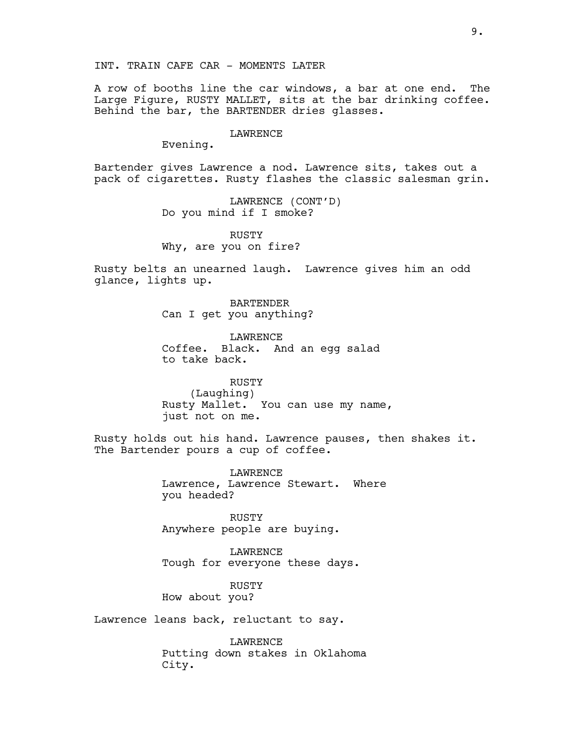INT. TRAIN CAFE CAR - MOMENTS LATER

A row of booths line the car windows, a bar at one end. The Large Figure, RUSTY MALLET, sits at the bar drinking coffee. Behind the bar, the BARTENDER dries glasses.

LAWRENCE
Evening.

Bartender gives Lawrence a nod. Lawrence sits, takes out a pack of cigarettes. Rusty flashes the classic salesman grin.

LAWRENCE (CONT'D)
Do you mind if I smoke?

RUSTY
Why, are you on fire?

Rusty belts an unearned laugh. Lawrence gives him an odd glance, lights up.

BARTENDER
Can I get you anything?

LAWRENCE
Coffee. Black. And an egg salad to take back.

RUSTY
(Laughing)
Rusty Mallet. You can use my name, just not on me.

Rusty holds out his hand. Lawrence pauses, then shakes it. The Bartender pours a cup of coffee.

LAWRENCE
Lawrence, Lawrence Stewart. Where you headed?

RUSTY
Anywhere people are buying.

LAWRENCE
Tough for everyone these days.

RUSTY
How about you?

Lawrence leans back, reluctant to say.

LAWRENCE
Putting down stakes in Oklahoma City.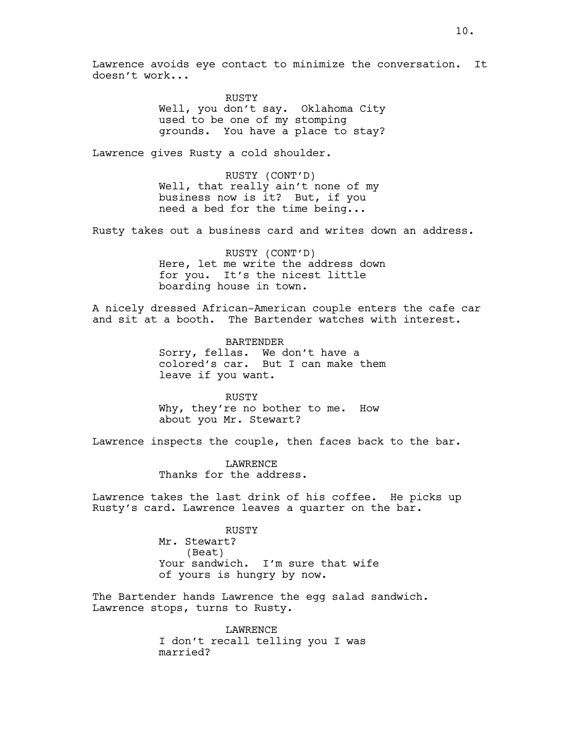Lawrence avoids eye contact to minimize the conversation. It doesn't work...

RUSTY
Well, you don't say. Oklahoma City used to be one of my stomping grounds. You have a place to stay?

Lawrence gives Rusty a cold shoulder.

RUSTY (CONT'D)
Well, that really ain't none of my business now is it? But, if you need a bed for the time being...

Rusty takes out a business card and writes down an address.

RUSTY (CONT'D)
Here, let me write the address down for you. It's the nicest little boarding house in town.

A nicely dressed African-American couple enters the cafe car and sit at a booth. The Bartender watches with interest.

BARTENDER
Sorry, fellas. We don't have a colored's car. But I can make them leave if you want.

RUSTY
Why, they're no bother to me. How about you Mr. Stewart?

Lawrence inspects the couple, then faces back to the bar.

LAWRENCE
Thanks for the address.

Lawrence takes the last drink of his coffee. He picks up Rusty's card. Lawrence leaves a quarter on the bar.

RUSTY
Mr. Stewart?
(Beat)
Your sandwich. I'm sure that wife of yours is hungry by now.

The Bartender hands Lawrence the egg salad sandwich. Lawrence stops, turns to Rusty.

LAWRENCE
I don't recall telling you I was married?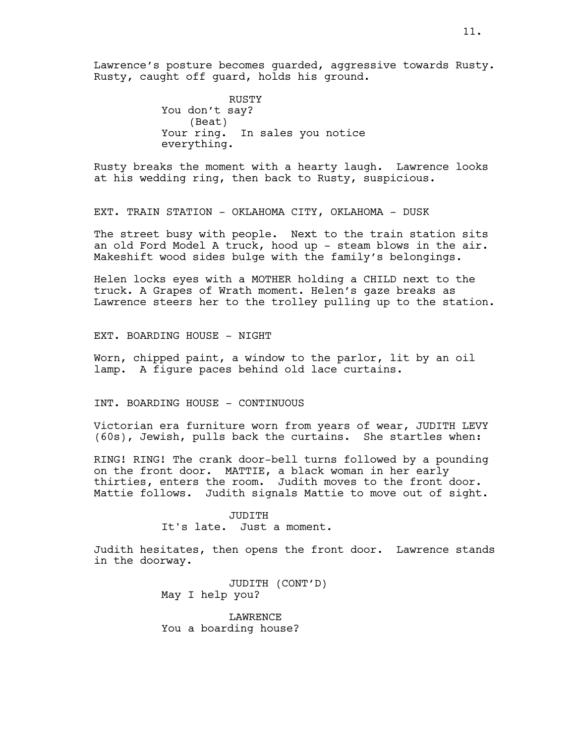Lawrence's posture becomes guarded, aggressive towards Rusty. Rusty, caught off guard, holds his ground.

RUSTY
You don't say?
(Beat)
Your ring. In sales you notice everything.

Rusty breaks the moment with a hearty laugh. Lawrence looks at his wedding ring, then back to Rusty, suspicious.

EXT. TRAIN STATION - OKLAHOMA CITY, OKLAHOMA - DUSK

The street busy with people. Next to the train station sits an old Ford Model A truck, hood up - steam blows in the air. Makeshift wood sides bulge with the family's belongings.

Helen locks eyes with a MOTHER holding a CHILD next to the truck. A Grapes of Wrath moment. Helen's gaze breaks as Lawrence steers her to the trolley pulling up to the station.

EXT. BOARDING HOUSE - NIGHT

Worn, chipped paint, a window to the parlor, lit by an oil lamp. A figure paces behind old lace curtains.

INT. BOARDING HOUSE - CONTINUOUS

Victorian era furniture worn from years of wear, JUDITH LEVY (60s), Jewish, pulls back the curtains. She startles when:

RING! RING! The crank door-bell turns followed by a pounding on the front door. MATTIE, a black woman in her early thirties, enters the room. Judith moves to the front door. Mattie follows. Judith signals Mattie to move out of sight.

JUDITH
It's late. Just a moment.

Judith hesitates, then opens the front door. Lawrence stands in the doorway.

JUDITH (CONT'D)
May I help you?

LAWRENCE
You a boarding house?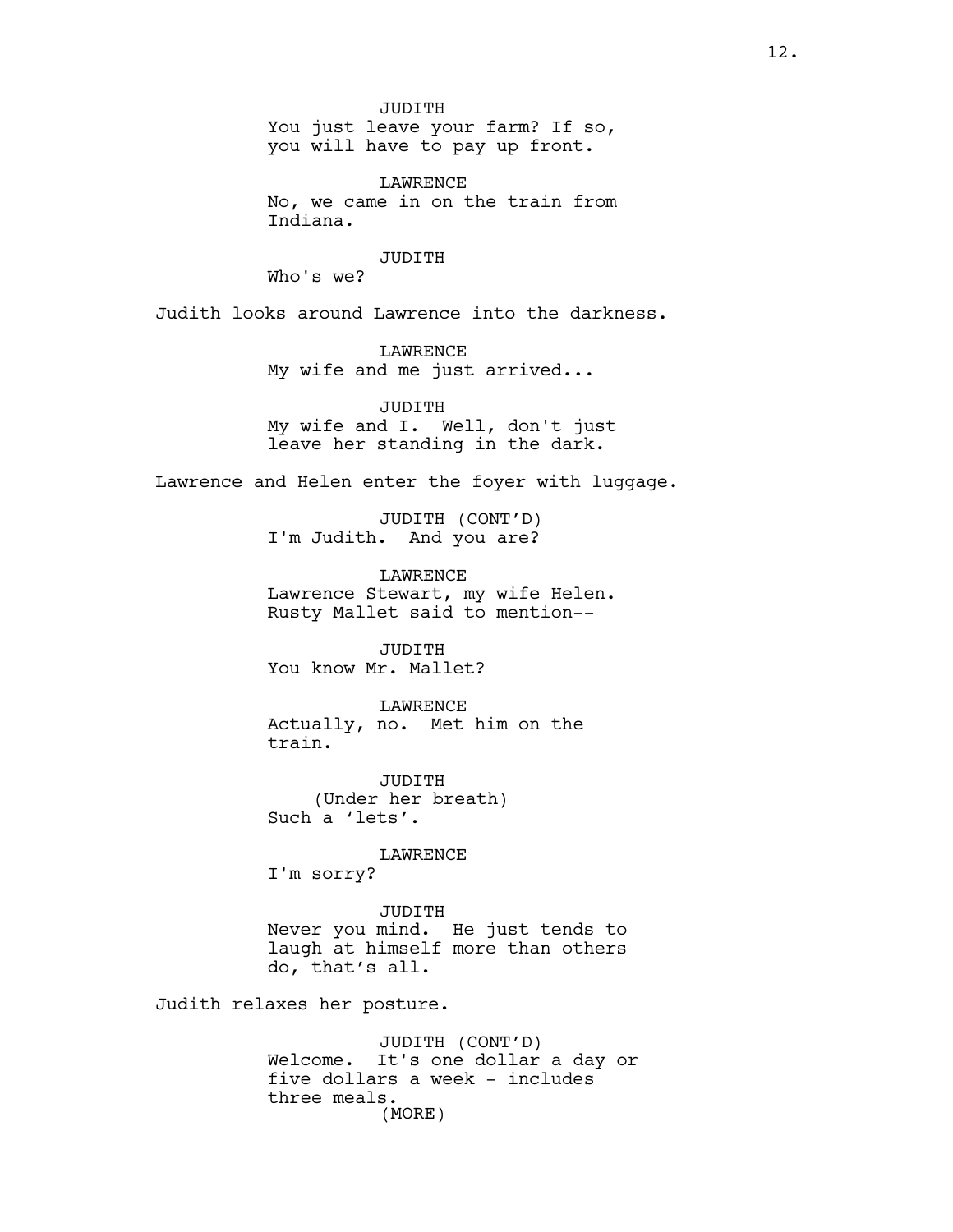JUDITH
You just leave your farm? If so, you will have to pay up front.

LAWRENCE
No, we came in on the train from Indiana.

JUDITH
Who's we?

Judith looks around Lawrence into the darkness.

LAWRENCE
My wife and me just arrived...

JUDITH
My wife and I. Well, don't just leave her standing in the dark.

Lawrence and Helen enter the foyer with luggage.

JUDITH (CONT'D)
I'm Judith. And you are?

LAWRENCE
Lawrence Stewart, my wife Helen. Rusty Mallet said to mention--

JUDITH
You know Mr. Mallet?

LAWRENCE
Actually, no. Met him on the train.

JUDITH
(Under her breath)
Such a 'lets'.

LAWRENCE
I'm sorry?

JUDITH
Never you mind. He just tends to laugh at himself more than others do, that's all.

Judith relaxes her posture.

JUDITH (CONT'D)
Welcome. It's one dollar a day or five dollars a week - includes three meals.
(MORE)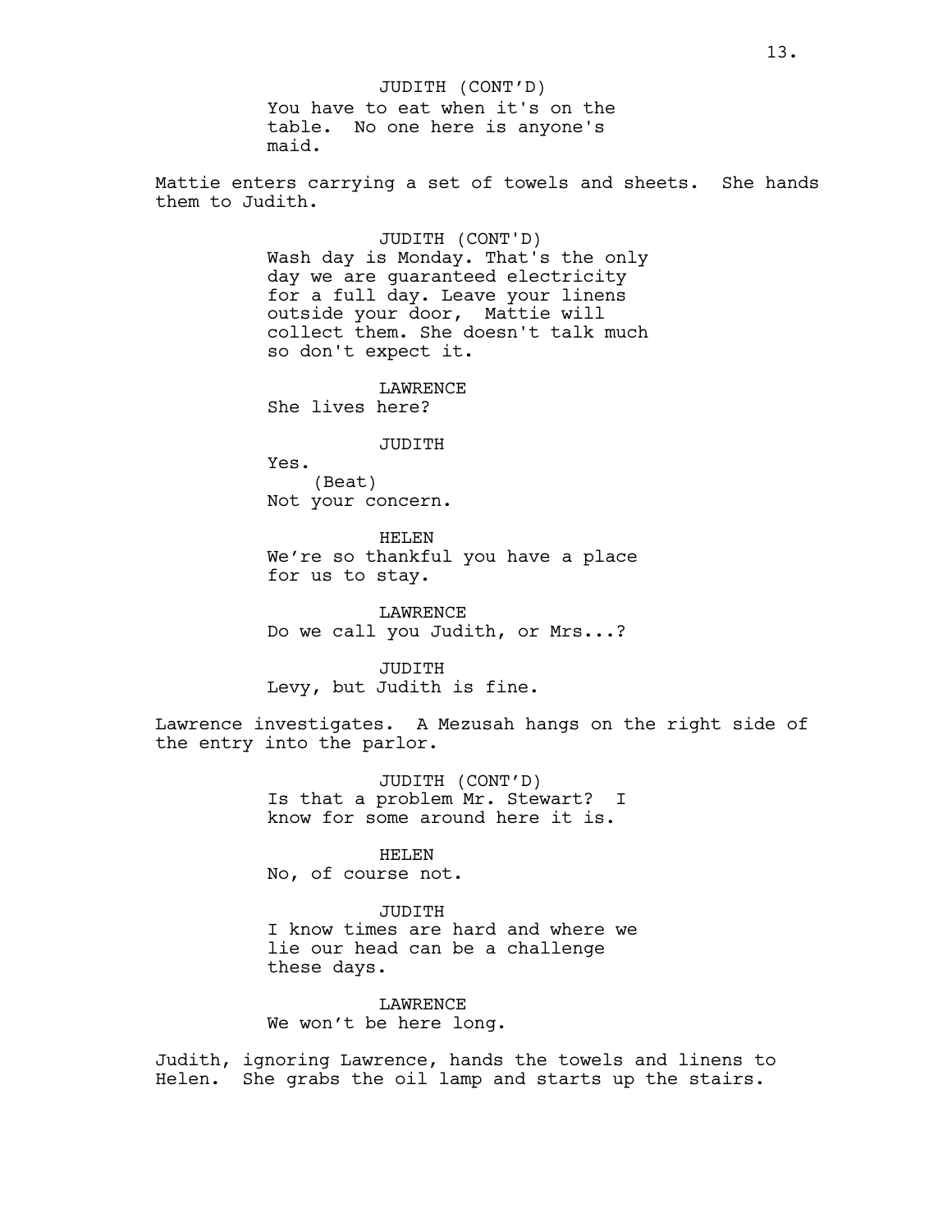JUDITH (CONT'D)
You have to eat when it's on the table. No one here is anyone's maid.

Mattie enters carrying a set of towels and sheets. She hands them to Judith.

JUDITH (CONT'D)
Wash day is Monday. That's the only day we are guaranteed electricity for a full day. Leave your linens outside your door, Mattie will collect them. She doesn't talk much so don't expect it.

LAWRENCE
She lives here?

JUDITH
Yes.
(Beat)
Not your concern.

HELEN
We're so thankful you have a place for us to stay.

LAWRENCE
Do we call you Judith, or Mrs...?

JUDITH
Levy, but Judith is fine.

Lawrence investigates. A Mezusah hangs on the right side of the entry into the parlor.

JUDITH (CONT'D)
Is that a problem Mr. Stewart? I know for some around here it is.

HELEN
No, of course not.

JUDITH
I know times are hard and where we lie our head can be a challenge these days.

LAWRENCE
We won't be here long.

Judith, ignoring Lawrence, hands the towels and linens to Helen. She grabs the oil lamp and starts up the stairs.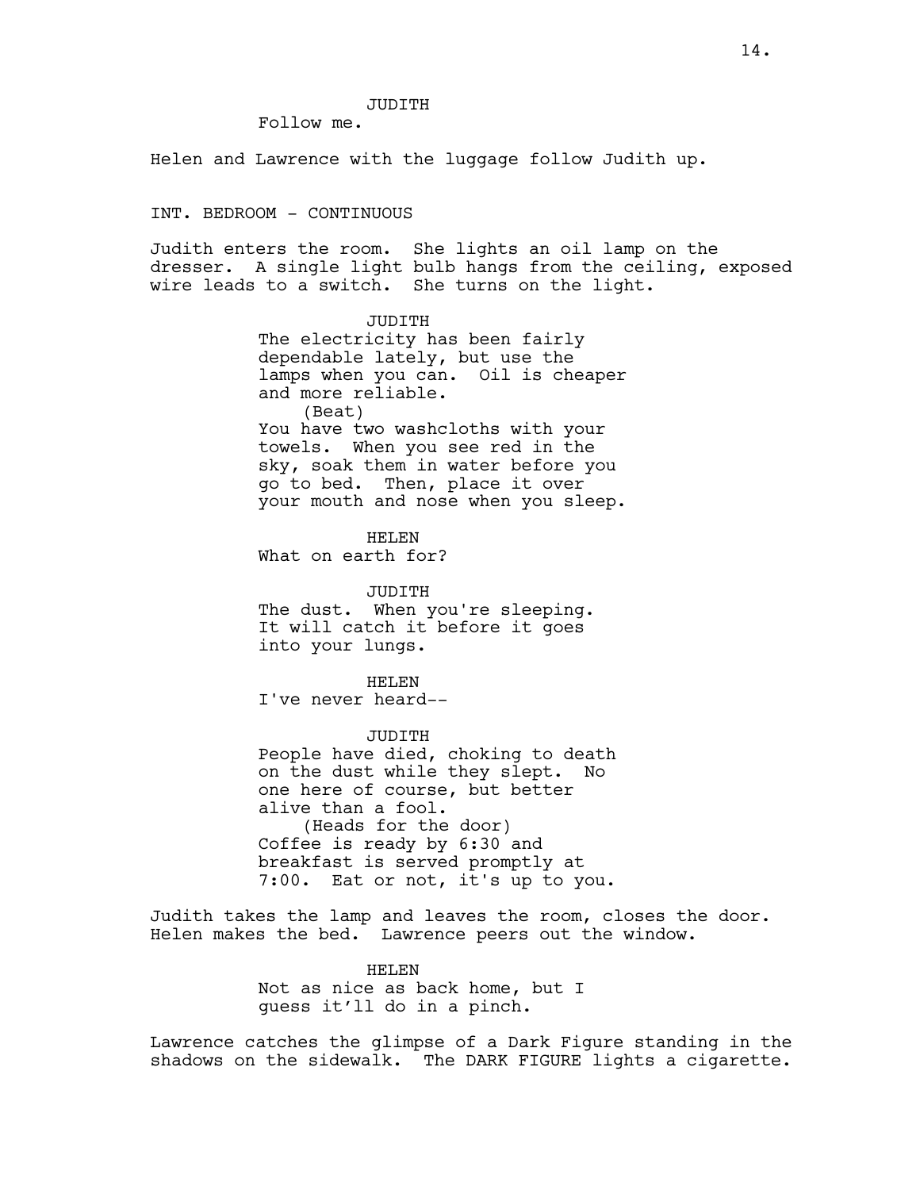JUDITH

Follow me.

Helen and Lawrence with the luggage follow Judith up.

INT. BEDROOM - CONTINUOUS

Judith enters the room. She lights an oil lamp on the dresser. A single light bulb hangs from the ceiling, exposed wire leads to a switch. She turns on the light.

JUDITH

The electricity has been fairly dependable lately, but use the lamps when you can. Oil is cheaper and more reliable.

(Beat)

You have two washcloths with your towels. When you see red in the sky, soak them in water before you go to bed. Then, place it over your mouth and nose when you sleep.

HELEN

What on earth for?

JUDITH

The dust. When you're sleeping. It will catch it before it goes into your lungs.

HELEN

I've never heard--

JUDITH

People have died, choking to death on the dust while they slept. No one here of course, but better alive than a fool.

(Heads for the door)

Coffee is ready by 6:30 and breakfast is served promptly at 7:00. Eat or not, it's up to you.

Judith takes the lamp and leaves the room, closes the door. Helen makes the bed. Lawrence peers out the window.

HELEN

Not as nice as back home, but I guess it'll do in a pinch.

Lawrence catches the glimpse of a Dark Figure standing in the shadows on the sidewalk. The DARK FIGURE lights a cigarette.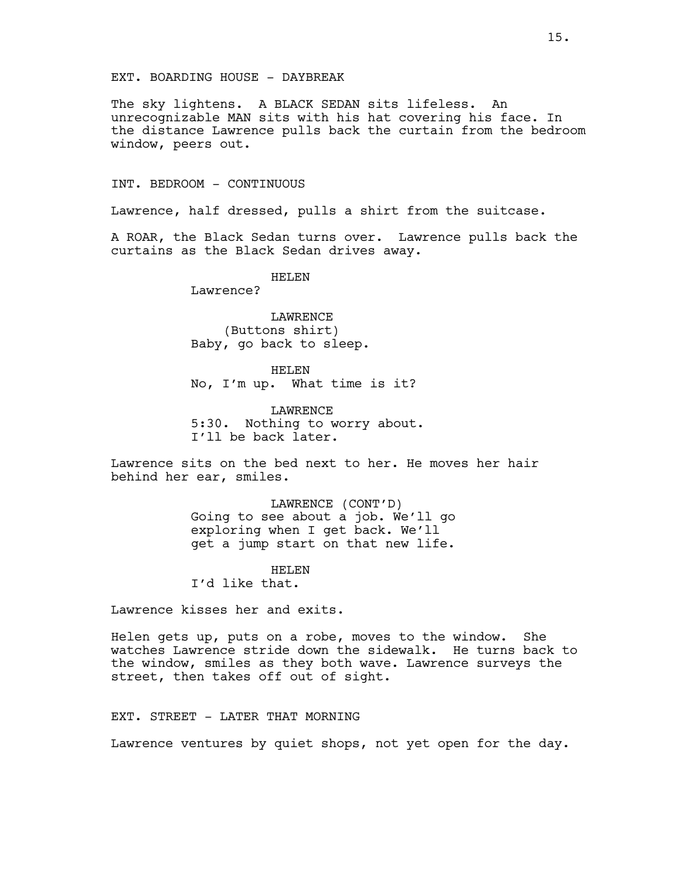EXT. BOARDING HOUSE - DAYBREAK

The sky lightens. A BLACK SEDAN sits lifeless. An unrecognizable MAN sits with his hat covering his face. In the distance Lawrence pulls back the curtain from the bedroom window, peers out.

INT. BEDROOM - CONTINUOUS

Lawrence, half dressed, pulls a shirt from the suitcase.

A ROAR, the Black Sedan turns over. Lawrence pulls back the curtains as the Black Sedan drives away.

HELEN
Lawrence?

LAWRENCE
(Buttons shirt)
Baby, go back to sleep.

HELEN
No, I'm up. What time is it?

LAWRENCE
5:30. Nothing to worry about.
I'll be back later.

Lawrence sits on the bed next to her. He moves her hair behind her ear, smiles.

LAWRENCE (CONT'D)
Going to see about a job. We'll go exploring when I get back. We'll get a jump start on that new life.

HELEN
I'd like that.

Lawrence kisses her and exits.

Helen gets up, puts on a robe, moves to the window. She watches Lawrence stride down the sidewalk. He turns back to the window, smiles as they both wave. Lawrence surveys the street, then takes off out of sight.

EXT. STREET - LATER THAT MORNING

Lawrence ventures by quiet shops, not yet open for the day.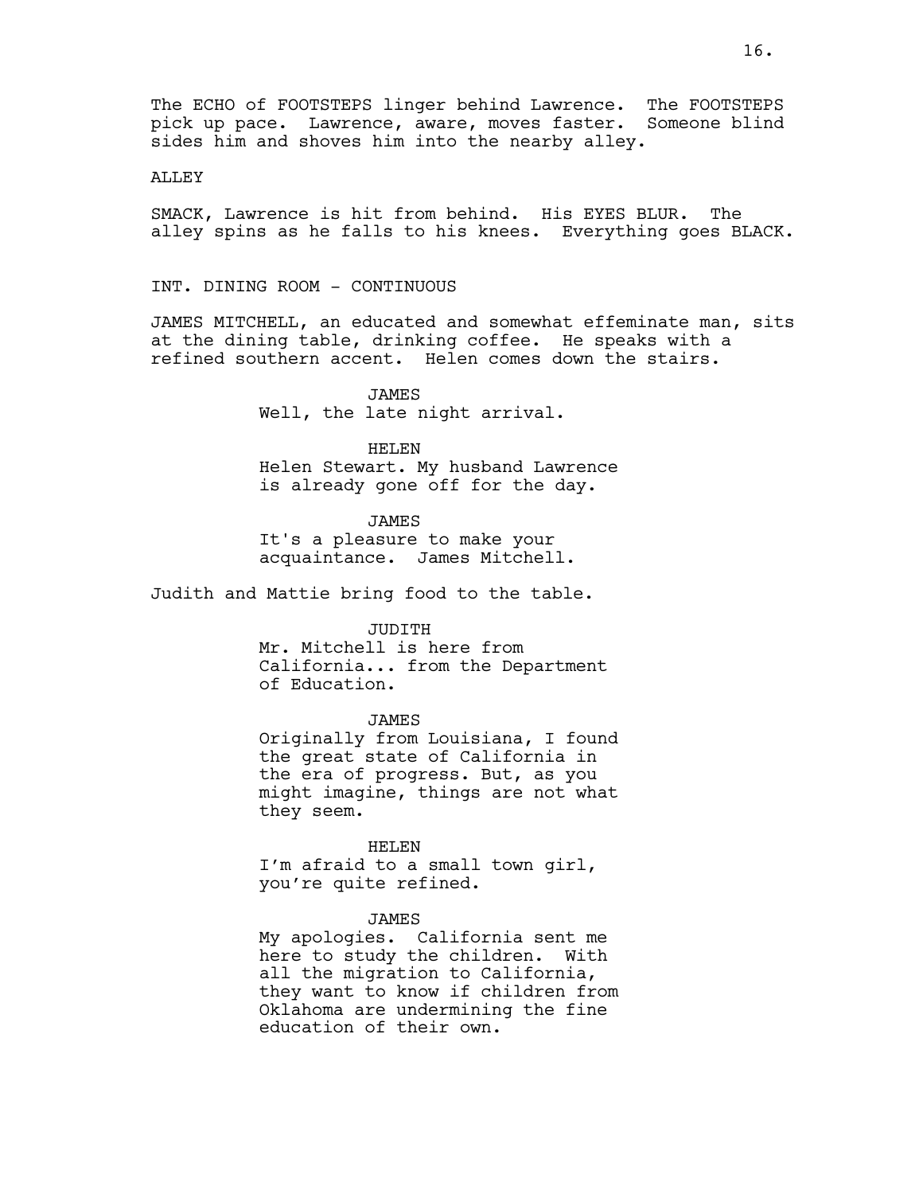The ECHO of FOOTSTEPS linger behind Lawrence. The FOOTSTEPS pick up pace. Lawrence, aware, moves faster. Someone blind sides him and shoves him into the nearby alley.

ALLEY

SMACK, Lawrence is hit from behind. His EYES BLUR. The alley spins as he falls to his knees. Everything goes BLACK.

INT. DINING ROOM - CONTINUOUS

JAMES MITCHELL, an educated and somewhat effeminate man, sits at the dining table, drinking coffee. He speaks with a refined southern accent. Helen comes down the stairs.

JAMES
Well, the late night arrival.

HELEN
Helen Stewart. My husband Lawrence is already gone off for the day.

JAMES
It's a pleasure to make your acquaintance. James Mitchell.

Judith and Mattie bring food to the table.

JUDITH
Mr. Mitchell is here from California... from the Department of Education.

JAMES
Originally from Louisiana, I found the great state of California in the era of progress. But, as you might imagine, things are not what they seem.

HELEN
I'm afraid to a small town girl, you're quite refined.

JAMES
My apologies. California sent me here to study the children. With all the migration to California, they want to know if children from Oklahoma are undermining the fine education of their own.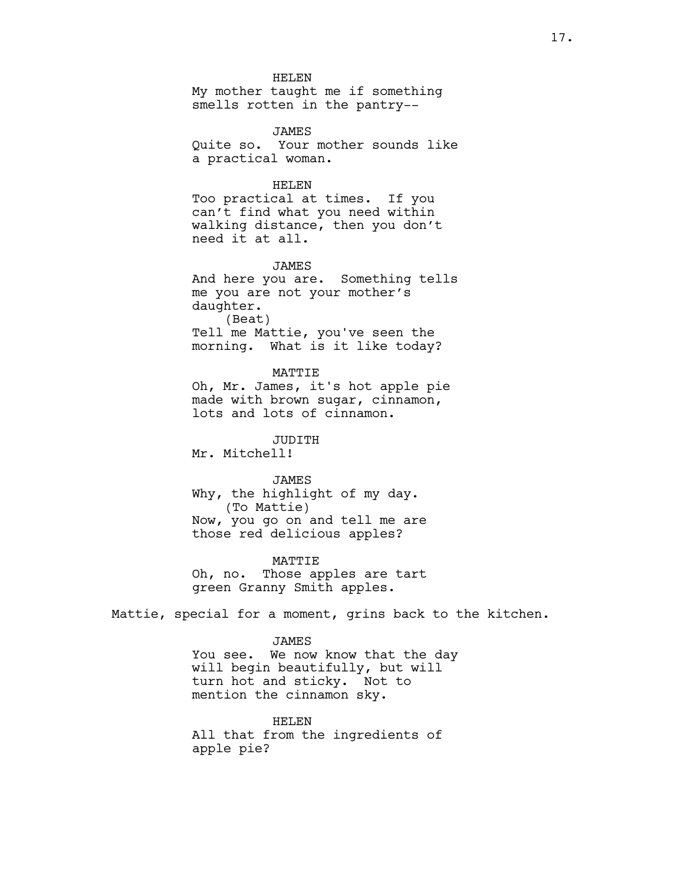HELEN

My mother taught me if something smells rotten in the pantry--

JAMES

Quite so. Your mother sounds like a practical woman.

HELEN

Too practical at times. If you can't find what you need within walking distance, then you don't need it at all.

JAMES

And here you are. Something tells me you are not your mother's daughter.

(Beat)

Tell me Mattie, you've seen the morning. What is it like today?

MATTIE

Oh, Mr. James, it's hot apple pie made with brown sugar, cinnamon, lots and lots of cinnamon.

JUDITH

Mr. Mitchell!

JAMES

Why, the highlight of my day.

(To Mattie)

Now, you go on and tell me are those red delicious apples?

MATTIE

Oh, no. Those apples are tart green Granny Smith apples.

Mattie, special for a moment, grins back to the kitchen.

JAMES

You see. We now know that the day will begin beautifully, but will turn hot and sticky. Not to mention the cinnamon sky.

HELEN

All that from the ingredients of apple pie?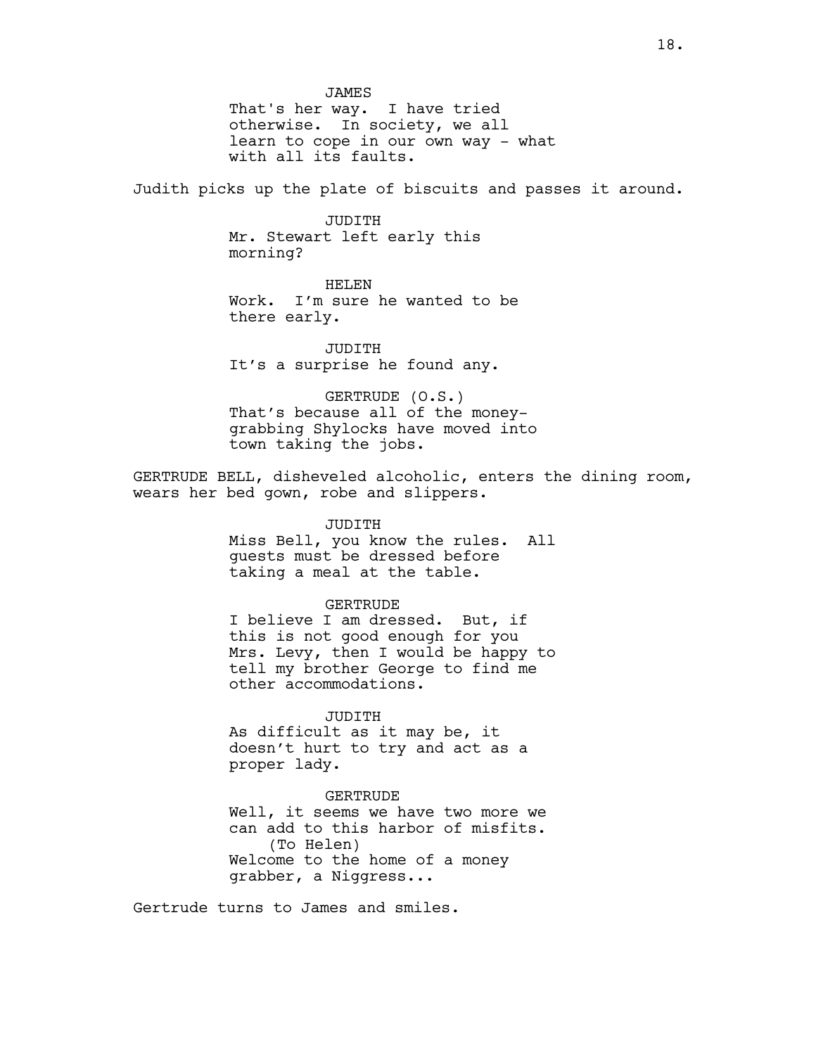JAMES
That's her way. I have tried otherwise. In society, we all learn to cope in our own way - what with all its faults.

Judith picks up the plate of biscuits and passes it around.

JUDITH
Mr. Stewart left early this morning?

HELEN
Work. I'm sure he wanted to be there early.

JUDITH
It's a surprise he found any.

GERTRUDE (O.S.)
That's because all of the money-grabbing Shylocks have moved into town taking the jobs.

GERTRUDE BELL, disheveled alcoholic, enters the dining room, wears her bed gown, robe and slippers.

JUDITH
Miss Bell, you know the rules. All guests must be dressed before taking a meal at the table.

GERTRUDE
I believe I am dressed. But, if this is not good enough for you Mrs. Levy, then I would be happy to tell my brother George to find me other accommodations.

JUDITH
As difficult as it may be, it doesn't hurt to try and act as a proper lady.

GERTRUDE
Well, it seems we have two more we can add to this harbor of misfits.
(To Helen)
Welcome to the home of a money grabber, a Niggress...

Gertrude turns to James and smiles.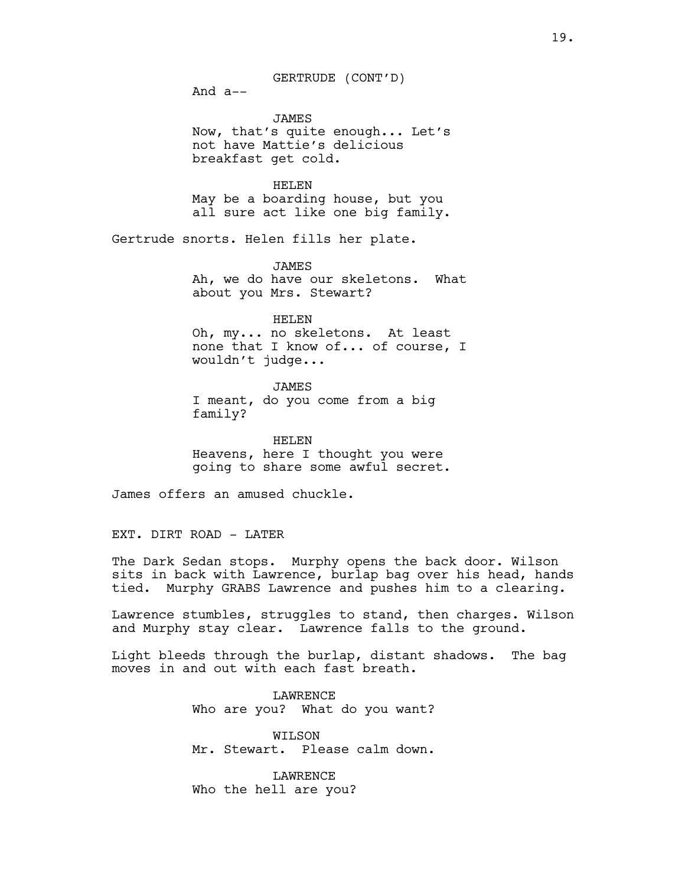GERTRUDE (CONT'D)
And a--

JAMES
Now, that's quite enough... Let's not have Mattie's delicious breakfast get cold.

HELEN
May be a boarding house, but you all sure act like one big family.

Gertrude snorts. Helen fills her plate.

JAMES
Ah, we do have our skeletons. What about you Mrs. Stewart?

HELEN
Oh, my... no skeletons. At least none that I know of... of course, I wouldn't judge...

JAMES
I meant, do you come from a big family?

HELEN
Heavens, here I thought you were going to share some awful secret.

James offers an amused chuckle.

EXT. DIRT ROAD - LATER

The Dark Sedan stops. Murphy opens the back door. Wilson sits in back with Lawrence, burlap bag over his head, hands tied. Murphy GRABS Lawrence and pushes him to a clearing.

Lawrence stumbles, struggles to stand, then charges. Wilson and Murphy stay clear. Lawrence falls to the ground.

Light bleeds through the burlap, distant shadows. The bag moves in and out with each fast breath.

LAWRENCE
Who are you? What do you want?

WILSON
Mr. Stewart. Please calm down.

LAWRENCE
Who the hell are you?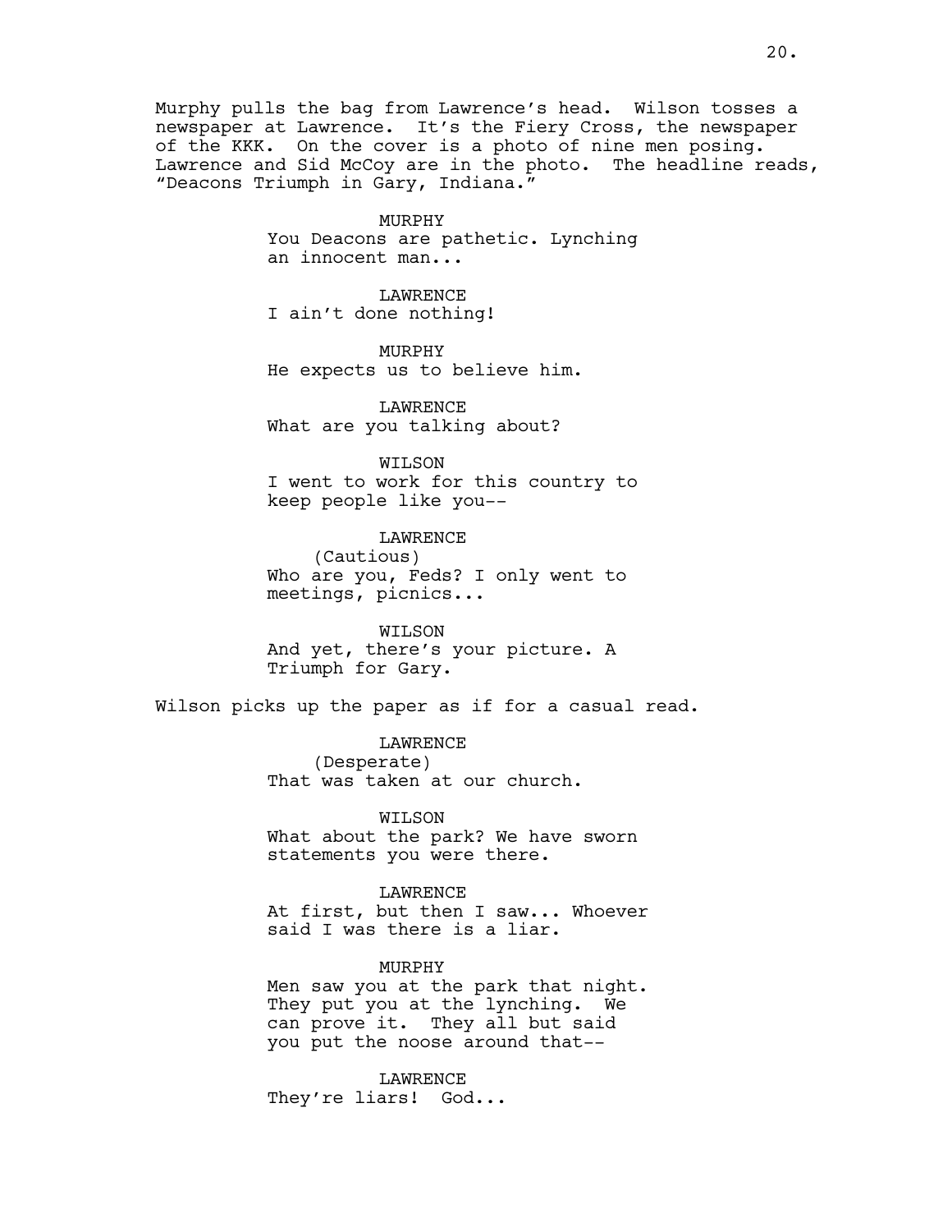Murphy pulls the bag from Lawrence's head. Wilson tosses a newspaper at Lawrence. It's the Fiery Cross, the newspaper of the KKK. On the cover is a photo of nine men posing. Lawrence and Sid McCoy are in the photo. The headline reads, "Deacons Triumph in Gary, Indiana."

MURPHY
You Deacons are pathetic. Lynching an innocent man...

LAWRENCE
I ain't done nothing!

MURPHY
He expects us to believe him.

LAWRENCE
What are you talking about?

WILSON
I went to work for this country to keep people like you--

LAWRENCE
(Cautious)
Who are you, Feds? I only went to meetings, picnics...

WILSON
And yet, there's your picture. A Triumph for Gary.

Wilson picks up the paper as if for a casual read.

LAWRENCE
(Desperate)
That was taken at our church.

WILSON
What about the park? We have sworn statements you were there.

LAWRENCE
At first, but then I saw... Whoever said I was there is a liar.

MURPHY
Men saw you at the park that night. They put you at the lynching. We can prove it. They all but said you put the noose around that--

LAWRENCE
They're liars! God...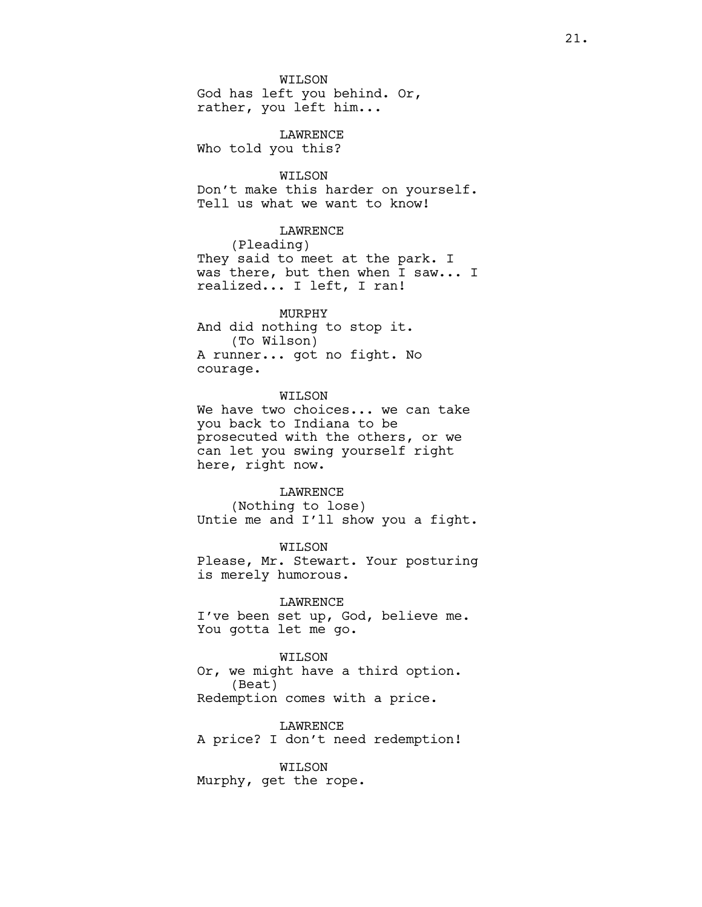WILSON
God has left you behind. Or, rather, you left him...

LAWRENCE
Who told you this?

WILSON
Don't make this harder on yourself. Tell us what we want to know!

LAWRENCE
(Pleading)
They said to meet at the park. I was there, but then when I saw... I realized... I left, I ran!

MURPHY
And did nothing to stop it.
(To Wilson)
A runner... got no fight. No courage.

WILSON
We have two choices... we can take you back to Indiana to be prosecuted with the others, or we can let you swing yourself right here, right now.

LAWRENCE
(Nothing to lose)
Untie me and I'll show you a fight.

WILSON
Please, Mr. Stewart. Your posturing is merely humorous.

LAWRENCE
I've been set up, God, believe me. You gotta let me go.

WILSON
Or, we might have a third option.
(Beat)
Redemption comes with a price.

LAWRENCE
A price? I don't need redemption!

WILSON
Murphy, get the rope.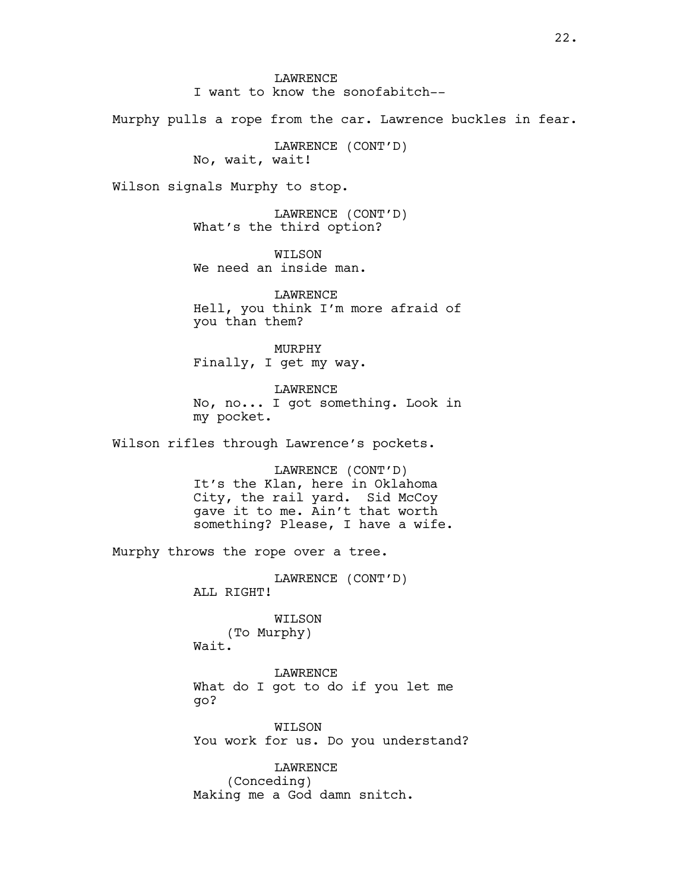LAWRENCE
I want to know the sonofabitch--

Murphy pulls a rope from the car. Lawrence buckles in fear.

LAWRENCE (CONT'D)
No, wait, wait!

Wilson signals Murphy to stop.

LAWRENCE (CONT'D)
What's the third option?

WILSON
We need an inside man.

LAWRENCE
Hell, you think I'm more afraid of you than them?

MURPHY
Finally, I get my way.

LAWRENCE
No, no... I got something. Look in my pocket.

Wilson rifles through Lawrence's pockets.

LAWRENCE (CONT'D)
It's the Klan, here in Oklahoma City, the rail yard. Sid McCoy gave it to me. Ain't that worth something? Please, I have a wife.

Murphy throws the rope over a tree.

LAWRENCE (CONT'D)
ALL RIGHT!

WILSON
(To Murphy)
Wait.

LAWRENCE
What do I got to do if you let me go?

WILSON
You work for us. Do you understand?

LAWRENCE
(Conceding)
Making me a God damn snitch.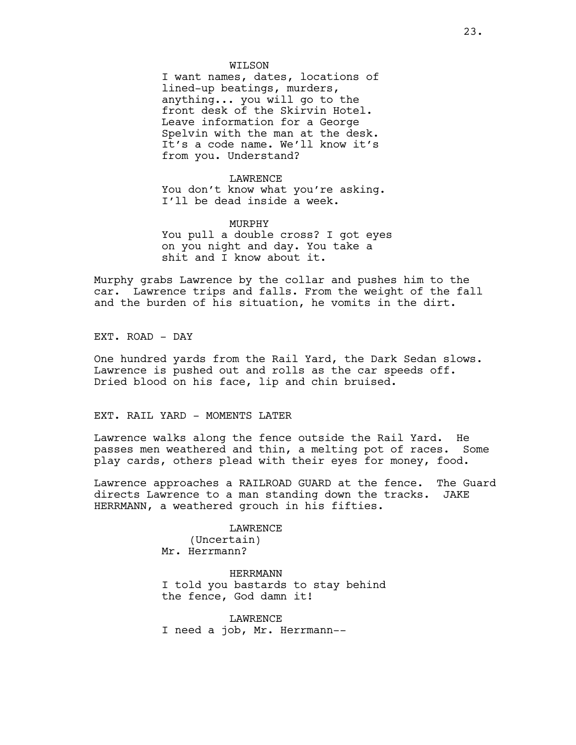WILSON

I want names, dates, locations of lined-up beatings, murders, anything... you will go to the front desk of the Skirvin Hotel. Leave information for a George Spelvin with the man at the desk. It's a code name. We'll know it's from you. Understand?

LAWRENCE

You don't know what you're asking. I'll be dead inside a week.

MURPHY

You pull a double cross? I got eyes on you night and day. You take a shit and I know about it.

Murphy grabs Lawrence by the collar and pushes him to the car. Lawrence trips and falls. From the weight of the fall and the burden of his situation, he vomits in the dirt.

EXT. ROAD - DAY

One hundred yards from the Rail Yard, the Dark Sedan slows. Lawrence is pushed out and rolls as the car speeds off. Dried blood on his face, lip and chin bruised.

EXT. RAIL YARD - MOMENTS LATER

Lawrence walks along the fence outside the Rail Yard. He passes men weathered and thin, a melting pot of races. Some play cards, others plead with their eyes for money, food.

Lawrence approaches a RAILROAD GUARD at the fence. The Guard directs Lawrence to a man standing down the tracks. JAKE HERRMANN, a weathered grouch in his fifties.

LAWRENCE

(Uncertain)

Mr. Herrmann?

HERRMANN

I told you bastards to stay behind the fence, God damn it!

LAWRENCE

I need a job, Mr. Herrmann--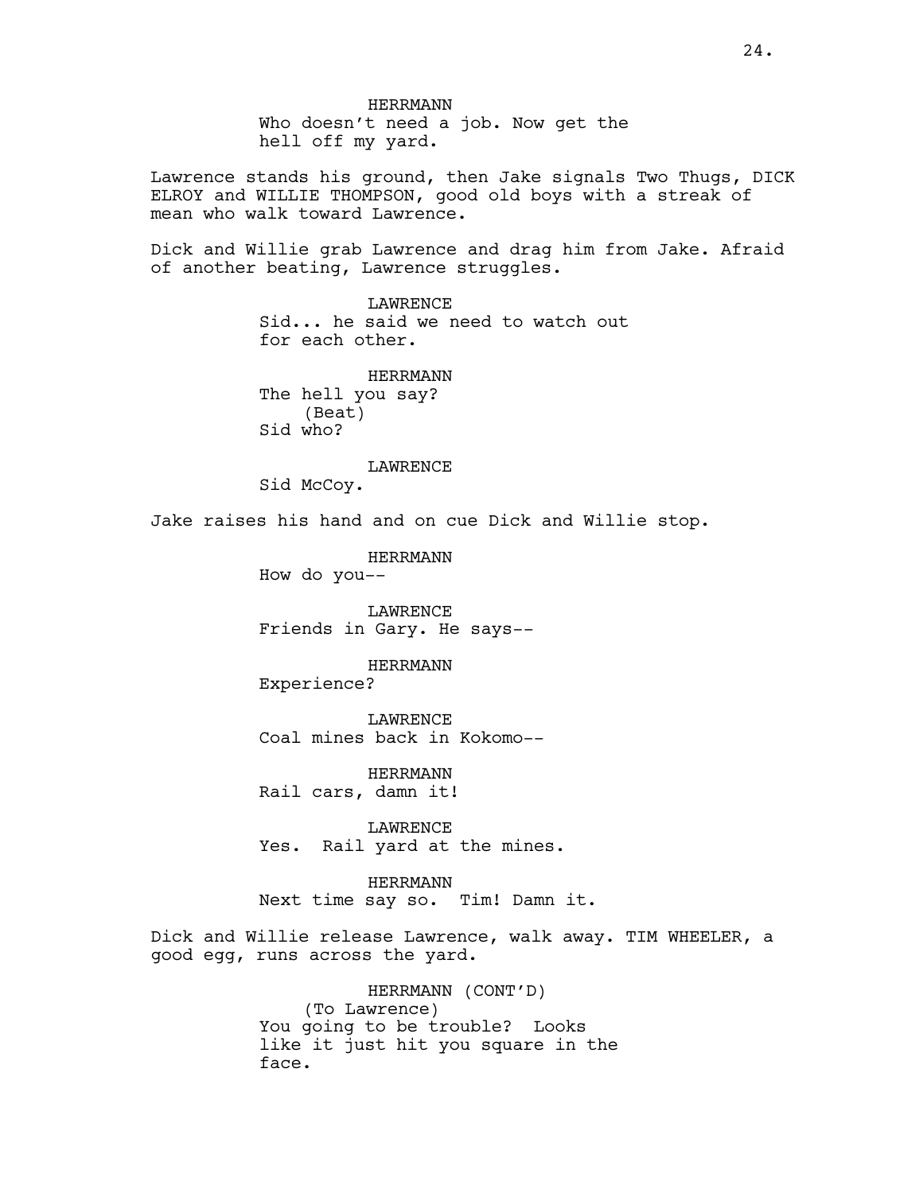HERRMANN
Who doesn't need a job. Now get the hell off my yard.

Lawrence stands his ground, then Jake signals Two Thugs, DICK ELROY and WILLIE THOMPSON, good old boys with a streak of mean who walk toward Lawrence.

Dick and Willie grab Lawrence and drag him from Jake. Afraid of another beating, Lawrence struggles.

LAWRENCE
Sid... he said we need to watch out for each other.

HERRMANN
The hell you say?
(Beat)
Sid who?

LAWRENCE
Sid McCoy.

Jake raises his hand and on cue Dick and Willie stop.

HERRMANN
How do you--

LAWRENCE
Friends in Gary. He says--

HERRMANN
Experience?

LAWRENCE
Coal mines back in Kokomo--

HERRMANN
Rail cars, damn it!

LAWRENCE
Yes. Rail yard at the mines.

HERRMANN
Next time say so. Tim! Damn it.

Dick and Willie release Lawrence, walk away. TIM WHEELER, a good egg, runs across the yard.

HERRMANN (CONT'D)
(To Lawrence)
You going to be trouble? Looks like it just hit you square in the face.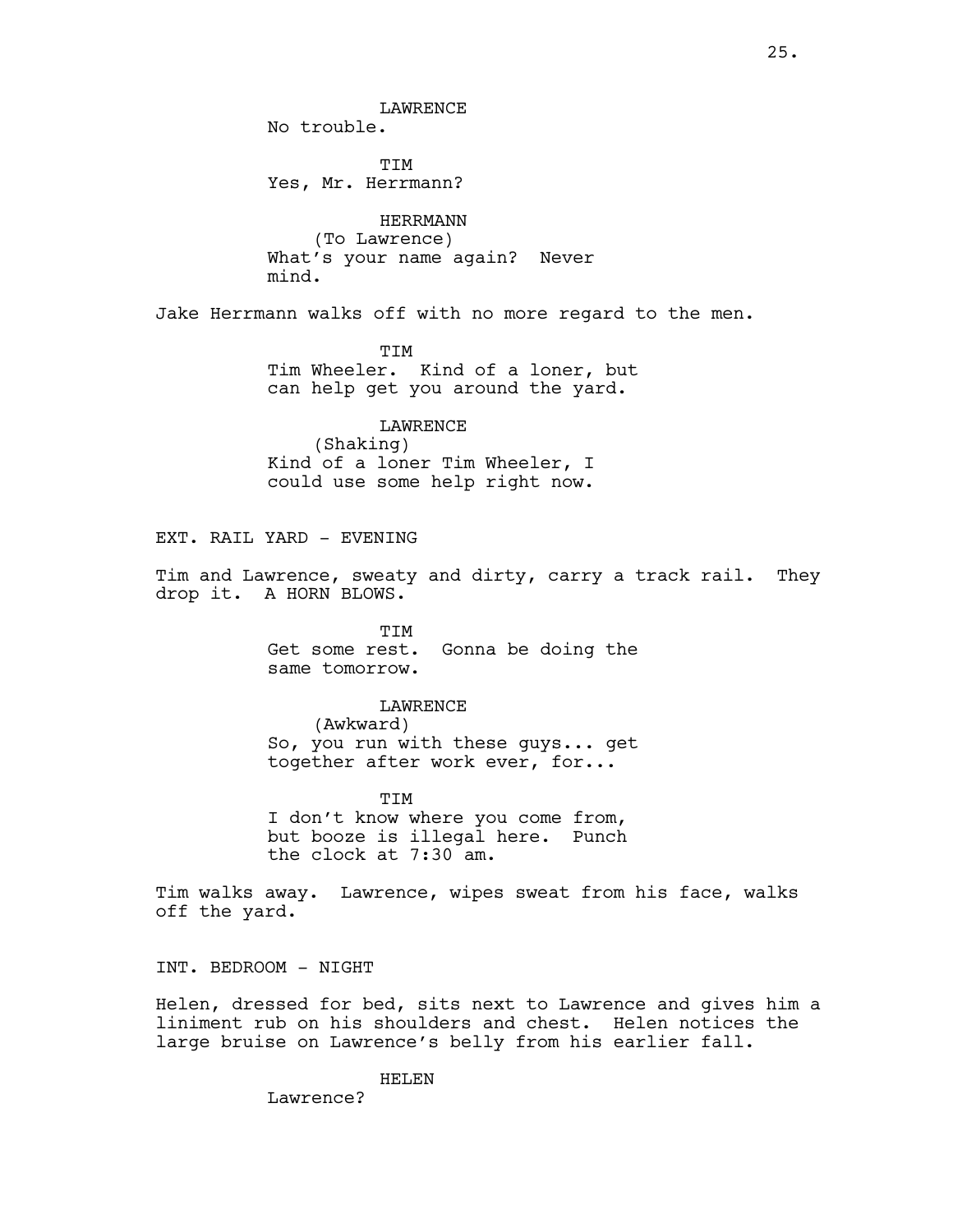LAWRENCE
No trouble.

TIM
Yes, Mr. Herrmann?

HERRMANN
(To Lawrence)
What's your name again? Never mind.

Jake Herrmann walks off with no more regard to the men.

TIM
Tim Wheeler. Kind of a loner, but can help get you around the yard.

LAWRENCE
(Shaking)
Kind of a loner Tim Wheeler, I could use some help right now.

EXT. RAIL YARD - EVENING

Tim and Lawrence, sweaty and dirty, carry a track rail. They drop it. A HORN BLOWS.

TIM
Get some rest. Gonna be doing the same tomorrow.

LAWRENCE
(Awkward)
So, you run with these guys... get together after work ever, for...

TIM
I don't know where you come from, but booze is illegal here. Punch the clock at 7:30 am.

Tim walks away. Lawrence, wipes sweat from his face, walks off the yard.

INT. BEDROOM - NIGHT

Helen, dressed for bed, sits next to Lawrence and gives him a liniment rub on his shoulders and chest. Helen notices the large bruise on Lawrence's belly from his earlier fall.

HELEN
Lawrence?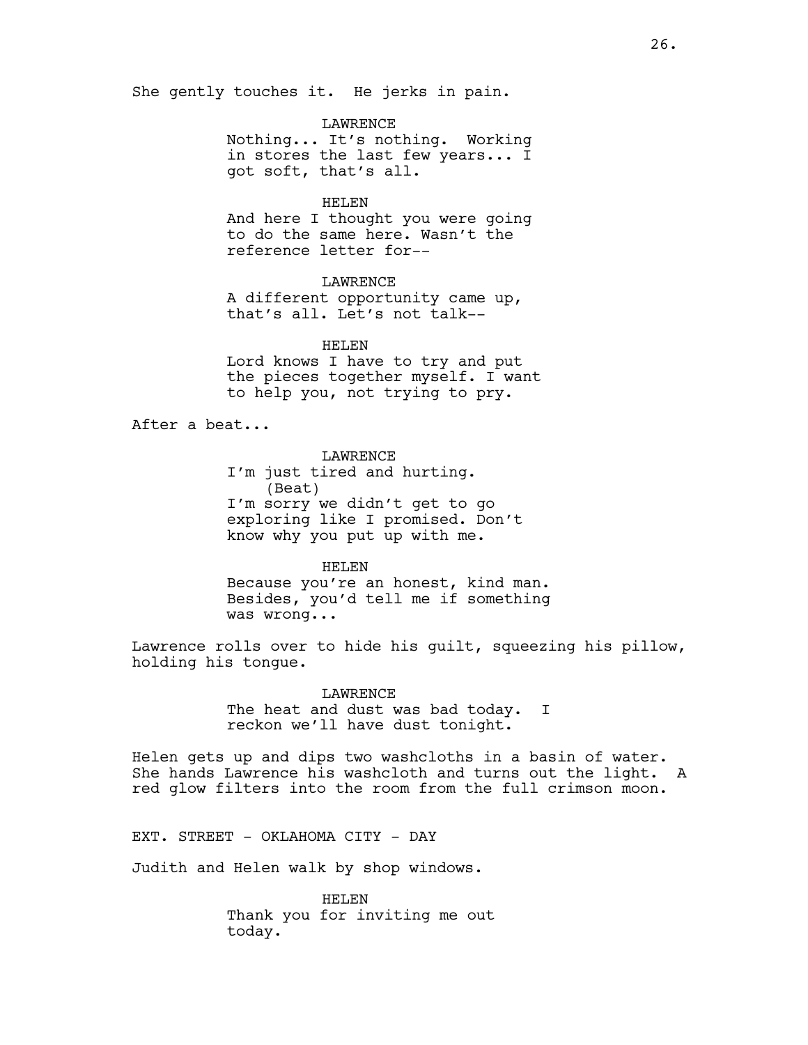She gently touches it. He jerks in pain.

LAWRENCE
Nothing... It's nothing. Working in stores the last few years... I got soft, that's all.

HELEN
And here I thought you were going to do the same here. Wasn't the reference letter for--

LAWRENCE
A different opportunity came up, that's all. Let's not talk--

HELEN
Lord knows I have to try and put the pieces together myself. I want to help you, not trying to pry.

After a beat...

LAWRENCE
I'm just tired and hurting.
(Beat)
I'm sorry we didn't get to go exploring like I promised. Don't know why you put up with me.

HELEN
Because you're an honest, kind man. Besides, you'd tell me if something was wrong...

Lawrence rolls over to hide his guilt, squeezing his pillow, holding his tongue.

LAWRENCE
The heat and dust was bad today. I reckon we'll have dust tonight.

Helen gets up and dips two washcloths in a basin of water. She hands Lawrence his washcloth and turns out the light. A red glow filters into the room from the full crimson moon.

EXT. STREET - OKLAHOMA CITY - DAY

Judith and Helen walk by shop windows.

HELEN
Thank you for inviting me out today.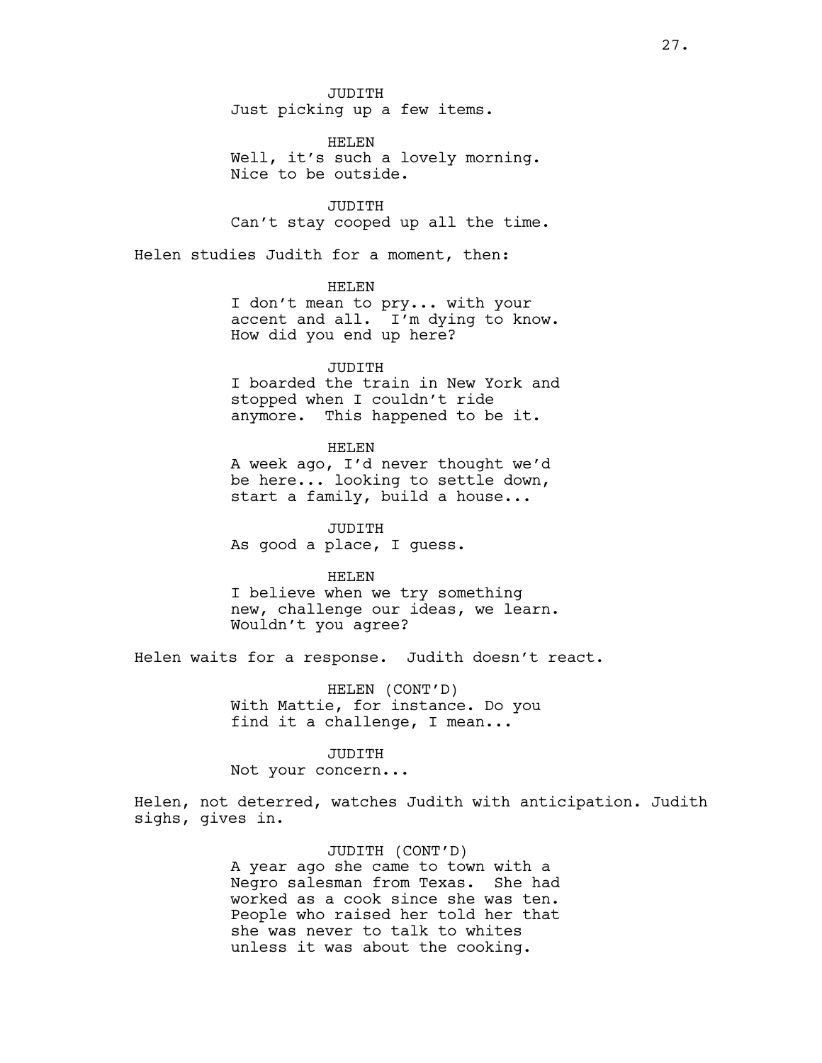JUDITH
Just picking up a few items.

HELEN
Well, it's such a lovely morning. Nice to be outside.

JUDITH
Can't stay cooped up all the time.

Helen studies Judith for a moment, then:

HELEN
I don't mean to pry... with your accent and all. I'm dying to know. How did you end up here?

JUDITH
I boarded the train in New York and stopped when I couldn't ride anymore. This happened to be it.

HELEN
A week ago, I'd never thought we'd be here... looking to settle down, start a family, build a house...

JUDITH
As good a place, I guess.

HELEN
I believe when we try something new, challenge our ideas, we learn. Wouldn't you agree?

Helen waits for a response. Judith doesn't react.

HELEN (CONT'D)
With Mattie, for instance. Do you find it a challenge, I mean...

JUDITH
Not your concern...

Helen, not deterred, watches Judith with anticipation. Judith sighs, gives in.

JUDITH (CONT'D)
A year ago she came to town with a Negro salesman from Texas. She had worked as a cook since she was ten. People who raised her told her that she was never to talk to whites unless it was about the cooking.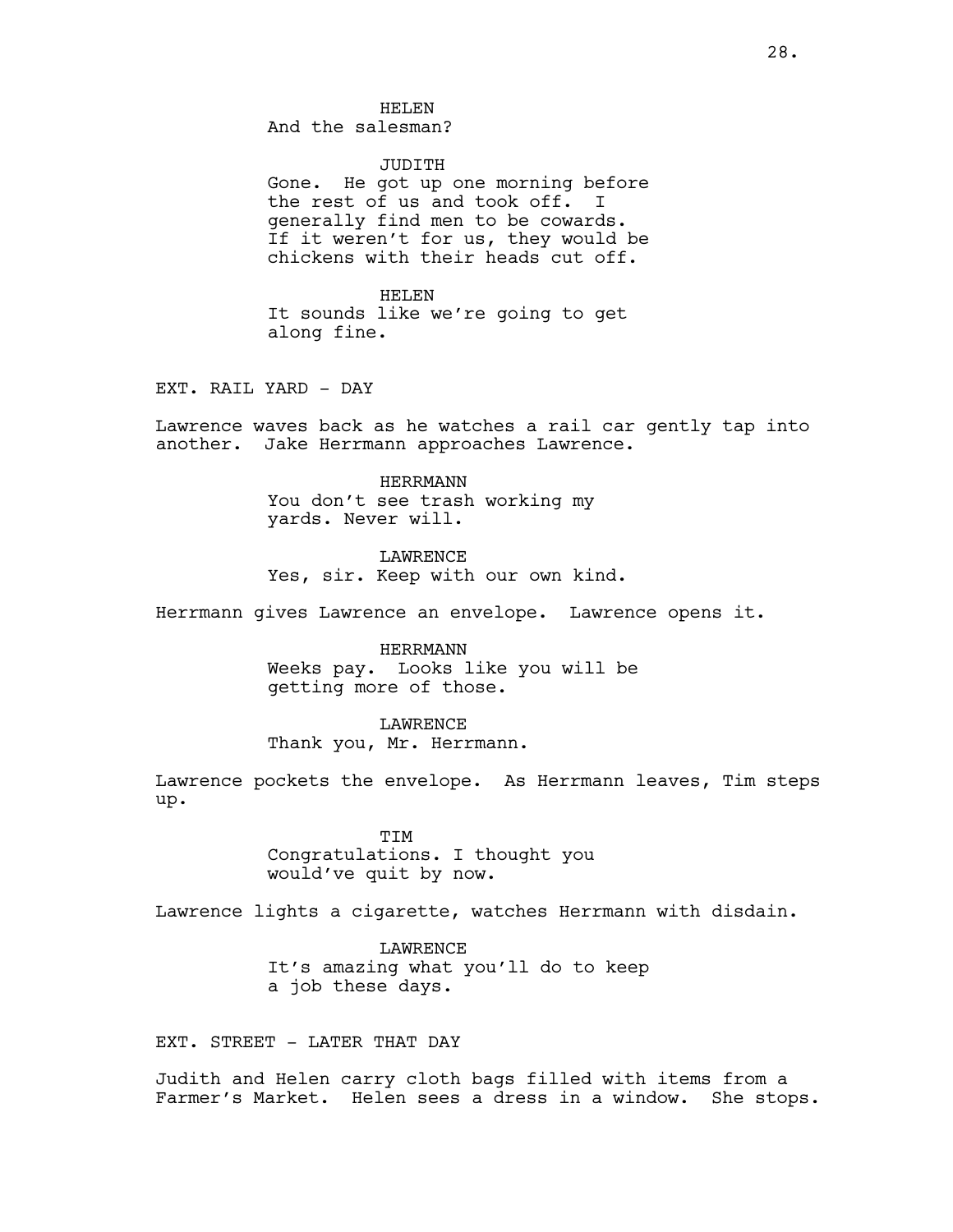HELEN
And the salesman?

JUDITH
Gone. He got up one morning before the rest of us and took off. I generally find men to be cowards. If it weren't for us, they would be chickens with their heads cut off.

HELEN
It sounds like we're going to get along fine.

EXT. RAIL YARD - DAY

Lawrence waves back as he watches a rail car gently tap into another. Jake Herrmann approaches Lawrence.

HERRMANN
You don't see trash working my yards. Never will.

LAWRENCE
Yes, sir. Keep with our own kind.

Herrmann gives Lawrence an envelope. Lawrence opens it.

HERRMANN
Weeks pay. Looks like you will be getting more of those.

LAWRENCE
Thank you, Mr. Herrmann.

Lawrence pockets the envelope. As Herrmann leaves, Tim steps up.

TIM
Congratulations. I thought you would've quit by now.

Lawrence lights a cigarette, watches Herrmann with disdain.

LAWRENCE
It's amazing what you'll do to keep a job these days.

EXT. STREET - LATER THAT DAY

Judith and Helen carry cloth bags filled with items from a Farmer's Market. Helen sees a dress in a window. She stops.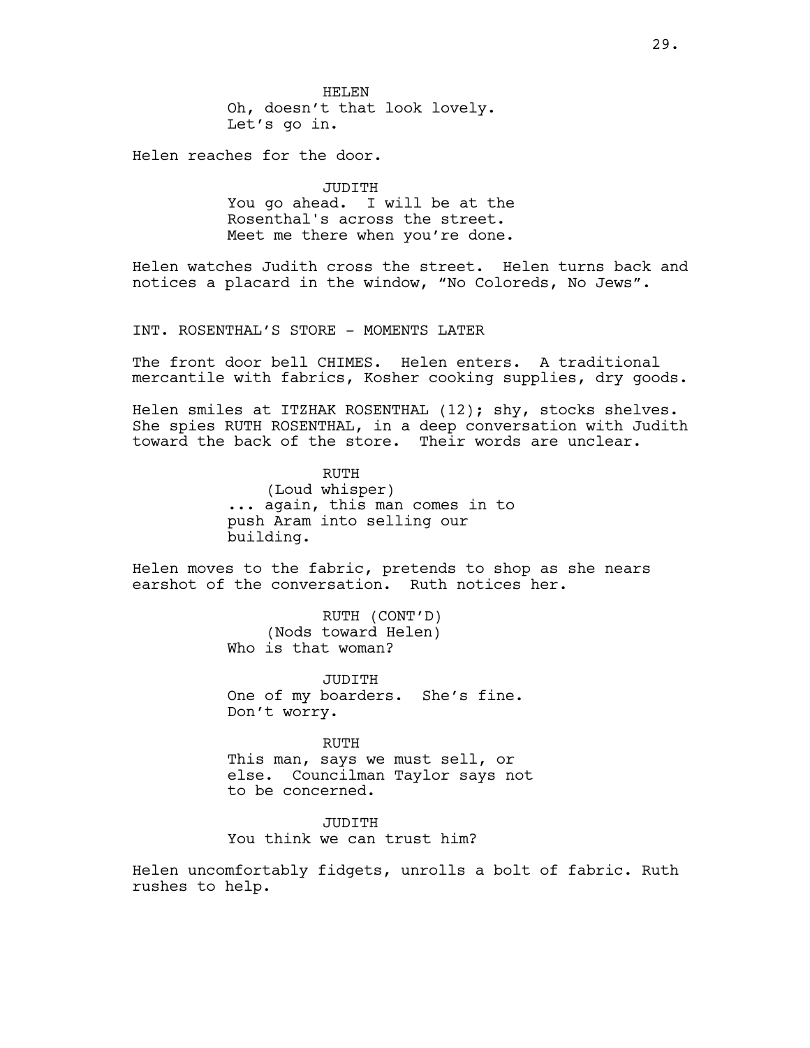HELEN
Oh, doesn't that look lovely.
Let's go in.

Helen reaches for the door.

JUDITH
You go ahead. I will be at the Rosenthal's across the street. Meet me there when you're done.

Helen watches Judith cross the street. Helen turns back and notices a placard in the window, "No Coloreds, No Jews".

INT. ROSENTHAL'S STORE - MOMENTS LATER

The front door bell CHIMES. Helen enters. A traditional mercantile with fabrics, Kosher cooking supplies, dry goods.

Helen smiles at ITZHAK ROSENTHAL (12); shy, stocks shelves. She spies RUTH ROSENTHAL, in a deep conversation with Judith toward the back of the store. Their words are unclear.

RUTH
(Loud whisper)
... again, this man comes in to push Aram into selling our building.

Helen moves to the fabric, pretends to shop as she nears earshot of the conversation. Ruth notices her.

RUTH (CONT'D)
(Nods toward Helen)
Who is that woman?

JUDITH
One of my boarders. She's fine. Don't worry.

RUTH
This man, says we must sell, or else. Councilman Taylor says not to be concerned.

JUDITH
You think we can trust him?

Helen uncomfortably fidgets, unrolls a bolt of fabric. Ruth rushes to help.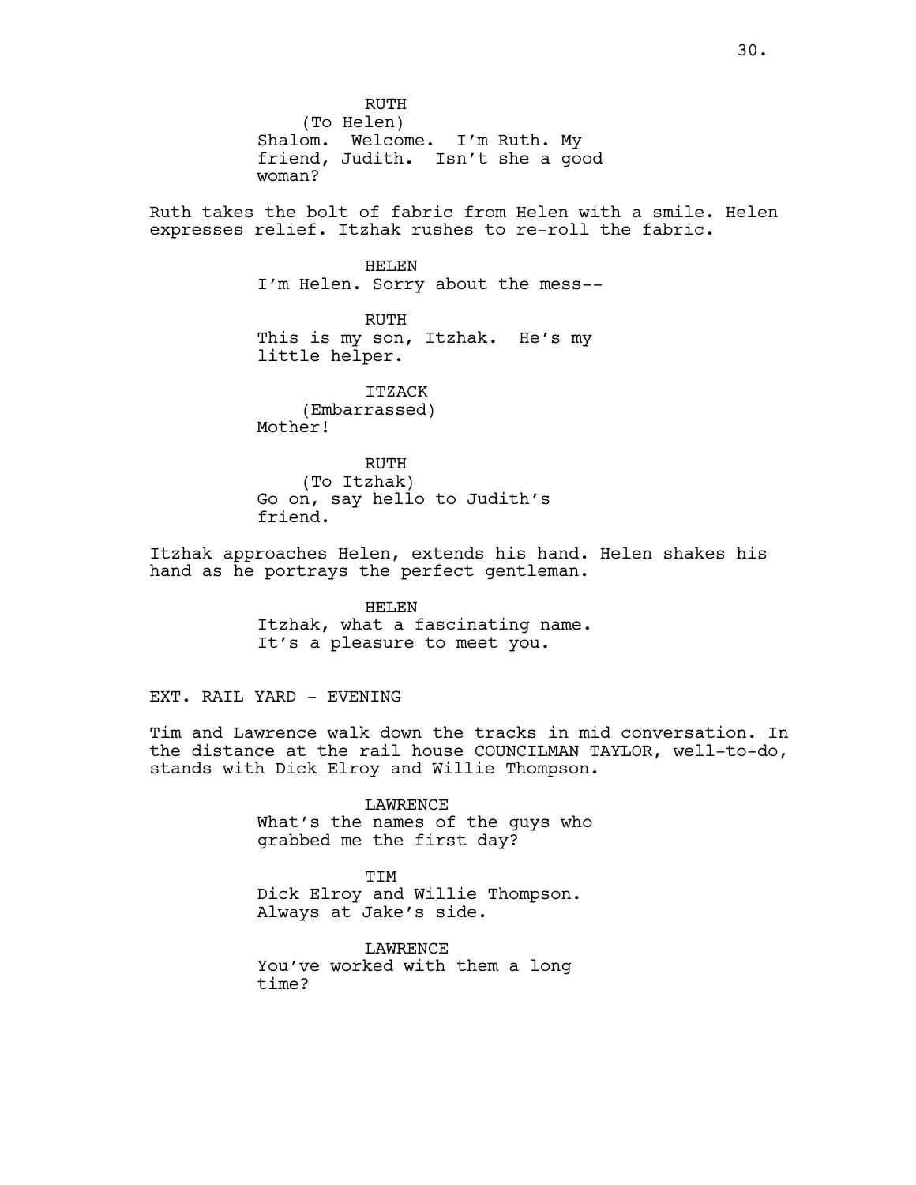RUTH
(To Helen)
Shalom. Welcome. I'm Ruth. My friend, Judith. Isn't she a good woman?

Ruth takes the bolt of fabric from Helen with a smile. Helen expresses relief. Itzhak rushes to re-roll the fabric.

HELEN
I'm Helen. Sorry about the mess--

RUTH
This is my son, Itzhak. He's my little helper.

ITZACK
(Embarrassed)
Mother!

RUTH
(To Itzhak)
Go on, say hello to Judith's friend.

Itzhak approaches Helen, extends his hand. Helen shakes his hand as he portrays the perfect gentleman.

HELEN
Itzhak, what a fascinating name. It's a pleasure to meet you.

EXT. RAIL YARD - EVENING

Tim and Lawrence walk down the tracks in mid conversation. In the distance at the rail house COUNCILMAN TAYLOR, well-to-do, stands with Dick Elroy and Willie Thompson.

LAWRENCE
What's the names of the guys who grabbed me the first day?

TIM
Dick Elroy and Willie Thompson. Always at Jake's side.

LAWRENCE
You've worked with them a long time?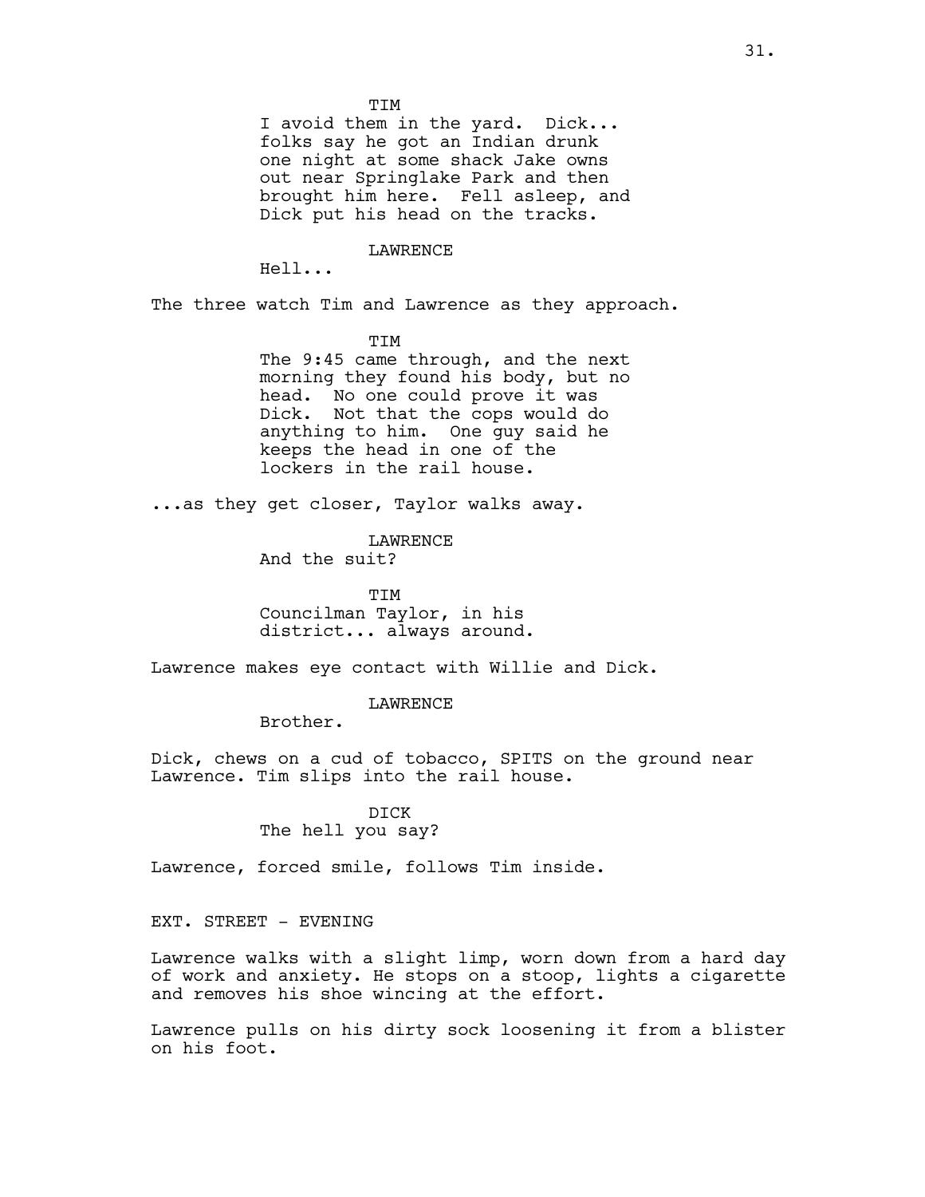TIM

I avoid them in the yard. Dick... folks say he got an Indian drunk one night at some shack Jake owns out near Springlake Park and then brought him here. Fell asleep, and Dick put his head on the tracks.

LAWRENCE

Hell...

The three watch Tim and Lawrence as they approach.

TIM

The 9:45 came through, and the next morning they found his body, but no head. No one could prove it was Dick. Not that the cops would do anything to him. One guy said he keeps the head in one of the lockers in the rail house.

...as they get closer, Taylor walks away.

LAWRENCE

And the suit?

TIM

Councilman Taylor, in his district... always around.

Lawrence makes eye contact with Willie and Dick.

LAWRENCE

Brother.

Dick, chews on a cud of tobacco, SPITS on the ground near Lawrence. Tim slips into the rail house.

DICK

The hell you say?

Lawrence, forced smile, follows Tim inside.

EXT. STREET - EVENING

Lawrence walks with a slight limp, worn down from a hard day of work and anxiety. He stops on a stoop, lights a cigarette and removes his shoe wincing at the effort.

Lawrence pulls on his dirty sock loosening it from a blister on his foot.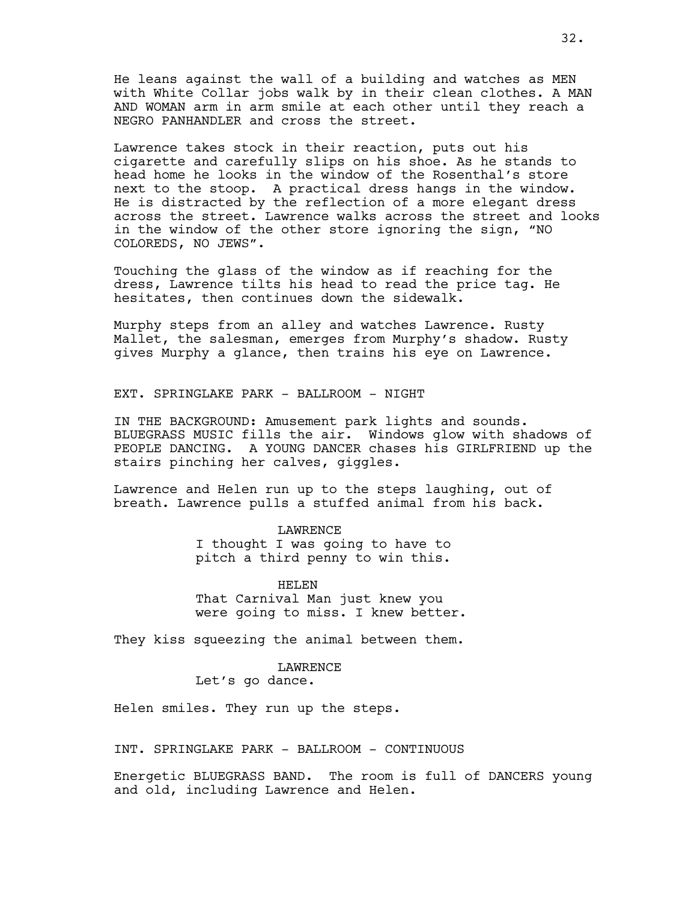He leans against the wall of a building and watches as MEN with White Collar jobs walk by in their clean clothes. A MAN AND WOMAN arm in arm smile at each other until they reach a NEGRO PANHANDLER and cross the street.

Lawrence takes stock in their reaction, puts out his cigarette and carefully slips on his shoe. As he stands to head home he looks in the window of the Rosenthal's store next to the stoop. A practical dress hangs in the window. He is distracted by the reflection of a more elegant dress across the street. Lawrence walks across the street and looks in the window of the other store ignoring the sign, "NO COLOREDS, NO JEWS".

Touching the glass of the window as if reaching for the dress, Lawrence tilts his head to read the price tag. He hesitates, then continues down the sidewalk.

Murphy steps from an alley and watches Lawrence. Rusty Mallet, the salesman, emerges from Murphy's shadow. Rusty gives Murphy a glance, then trains his eye on Lawrence.

EXT. SPRINGLAKE PARK - BALLROOM - NIGHT

IN THE BACKGROUND: Amusement park lights and sounds. BLUEGRASS MUSIC fills the air. Windows glow with shadows of PEOPLE DANCING. A YOUNG DANCER chases his GIRLFRIEND up the stairs pinching her calves, giggles.

Lawrence and Helen run up to the steps laughing, out of breath. Lawrence pulls a stuffed animal from his back.

LAWRENCE
I thought I was going to have to pitch a third penny to win this.

HELEN
That Carnival Man just knew you were going to miss. I knew better.

They kiss squeezing the animal between them.

LAWRENCE
Let's go dance.

Helen smiles. They run up the steps.

INT. SPRINGLAKE PARK - BALLROOM - CONTINUOUS

Energetic BLUEGRASS BAND. The room is full of DANCERS young and old, including Lawrence and Helen.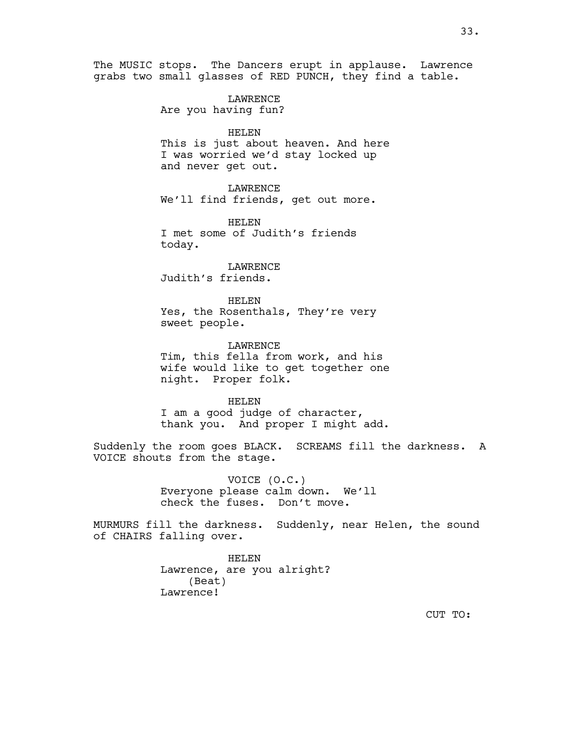The MUSIC stops. The Dancers erupt in applause. Lawrence grabs two small glasses of RED PUNCH, they find a table.

LAWRENCE
Are you having fun?

HELEN
This is just about heaven. And here I was worried we'd stay locked up and never get out.

LAWRENCE
We'll find friends, get out more.

HELEN
I met some of Judith's friends today.

LAWRENCE
Judith's friends.

HELEN
Yes, the Rosenthals, They're very sweet people.

LAWRENCE
Tim, this fella from work, and his wife would like to get together one night. Proper folk.

HELEN
I am a good judge of character, thank you. And proper I might add.

Suddenly the room goes BLACK. SCREAMS fill the darkness. A VOICE shouts from the stage.

VOICE (O.C.)
Everyone please calm down. We'll check the fuses. Don't move.

MURMURS fill the darkness. Suddenly, near Helen, the sound of CHAIRS falling over.

HELEN
Lawrence, are you alright?
(Beat)
Lawrence!

CUT TO: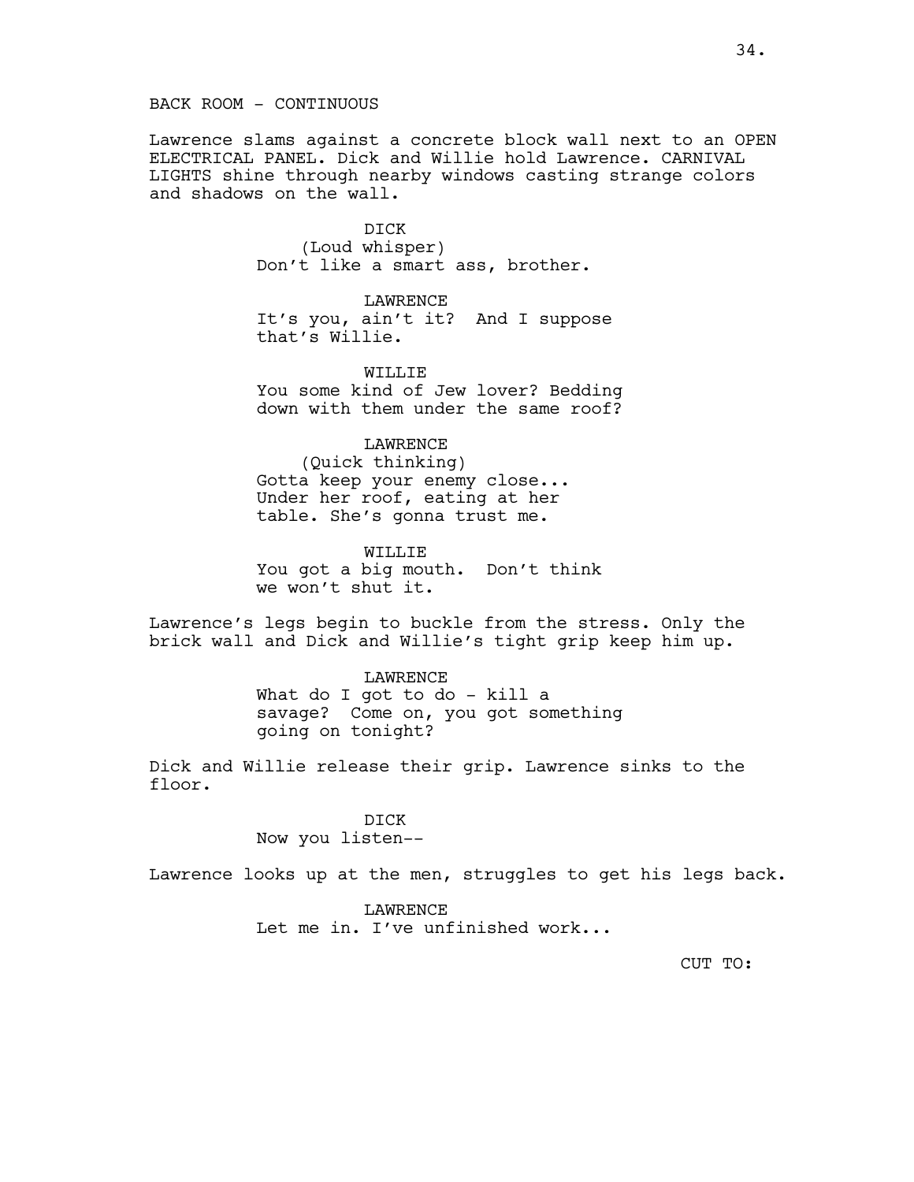BACK ROOM - CONTINUOUS

Lawrence slams against a concrete block wall next to an OPEN ELECTRICAL PANEL. Dick and Willie hold Lawrence. CARNIVAL LIGHTS shine through nearby windows casting strange colors and shadows on the wall.

DICK
(Loud whisper)
Don't like a smart ass, brother.

LAWRENCE
It's you, ain't it? And I suppose that's Willie.

WILLIE
You some kind of Jew lover? Bedding down with them under the same roof?

LAWRENCE
(Quick thinking)
Gotta keep your enemy close... Under her roof, eating at her table. She's gonna trust me.

WILLIE
You got a big mouth. Don't think we won't shut it.

Lawrence's legs begin to buckle from the stress. Only the brick wall and Dick and Willie's tight grip keep him up.

LAWRENCE
What do I got to do - kill a savage? Come on, you got something going on tonight?

Dick and Willie release their grip. Lawrence sinks to the floor.

DICK
Now you listen--

Lawrence looks up at the men, struggles to get his legs back.

LAWRENCE
Let me in. I've unfinished work...

CUT TO: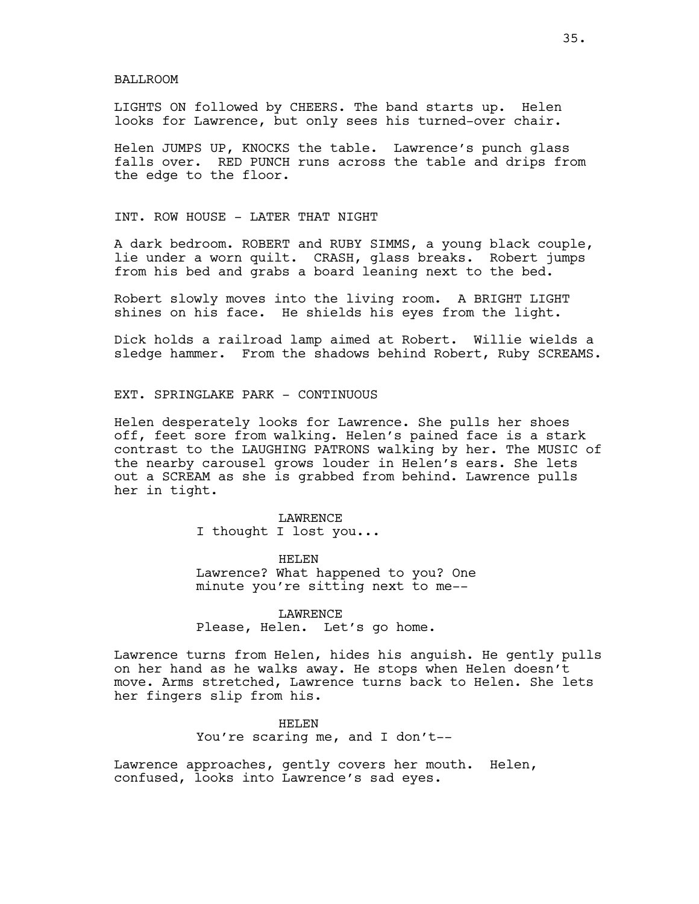BALLROOM

LIGHTS ON followed by CHEERS. The band starts up. Helen looks for Lawrence, but only sees his turned-over chair.

Helen JUMPS UP, KNOCKS the table. Lawrence's punch glass falls over. RED PUNCH runs across the table and drips from the edge to the floor.

INT. ROW HOUSE - LATER THAT NIGHT

A dark bedroom. ROBERT and RUBY SIMMS, a young black couple, lie under a worn quilt. CRASH, glass breaks. Robert jumps from his bed and grabs a board leaning next to the bed.

Robert slowly moves into the living room. A BRIGHT LIGHT shines on his face. He shields his eyes from the light.

Dick holds a railroad lamp aimed at Robert. Willie wields a sledge hammer. From the shadows behind Robert, Ruby SCREAMS.

EXT. SPRINGLAKE PARK - CONTINUOUS

Helen desperately looks for Lawrence. She pulls her shoes off, feet sore from walking. Helen's pained face is a stark contrast to the LAUGHING PATRONS walking by her. The MUSIC of the nearby carousel grows louder in Helen's ears. She lets out a SCREAM as she is grabbed from behind. Lawrence pulls her in tight.

LAWRENCE
I thought I lost you...

HELEN
Lawrence? What happened to you? One minute you're sitting next to me--

LAWRENCE
Please, Helen. Let's go home.

Lawrence turns from Helen, hides his anguish. He gently pulls on her hand as he walks away. He stops when Helen doesn't move. Arms stretched, Lawrence turns back to Helen. She lets her fingers slip from his.

HELEN
You're scaring me, and I don't--

Lawrence approaches, gently covers her mouth. Helen, confused, looks into Lawrence's sad eyes.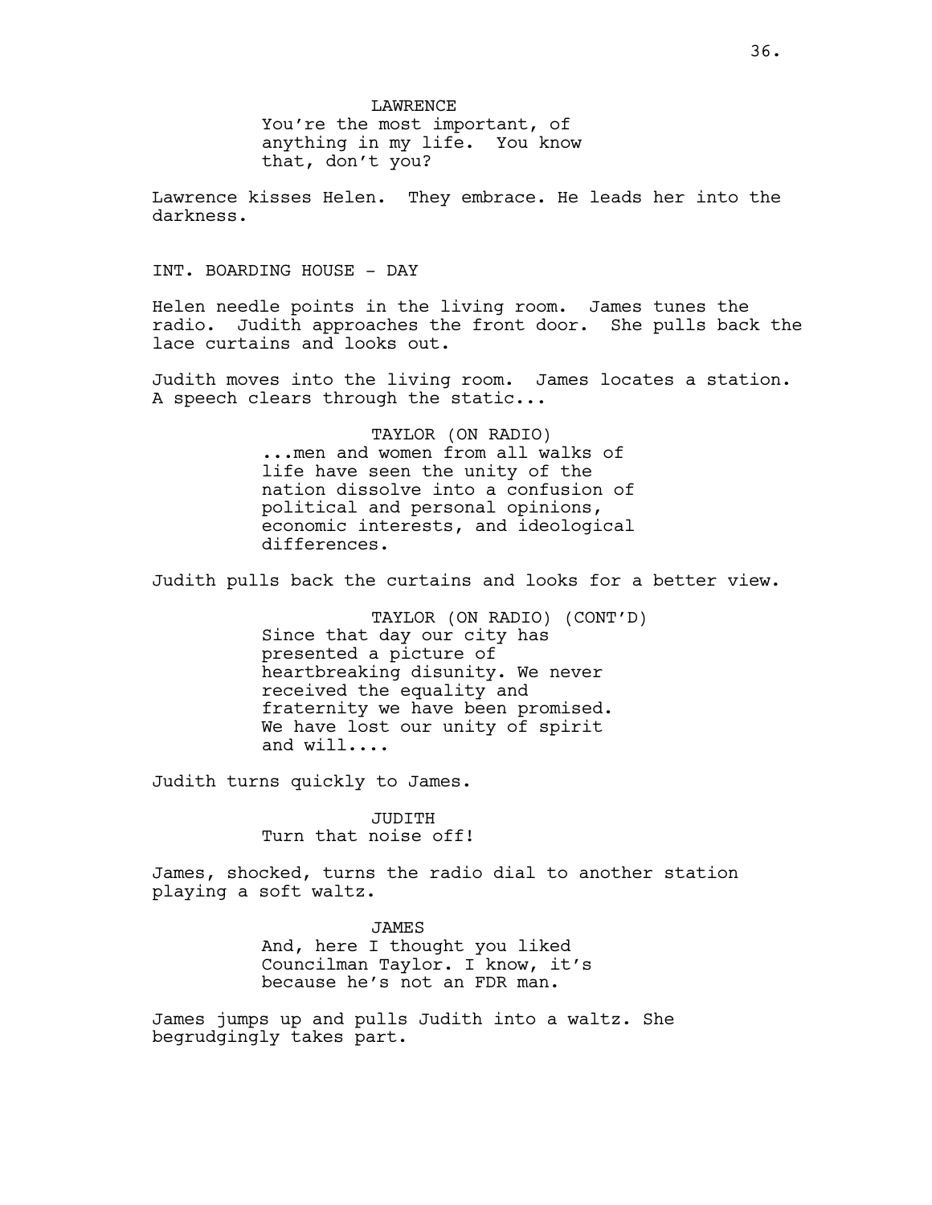LAWRENCE
You're the most important, of anything in my life. You know that, don't you?

Lawrence kisses Helen. They embrace. He leads her into the darkness.

INT. BOARDING HOUSE - DAY

Helen needle points in the living room. James tunes the radio. Judith approaches the front door. She pulls back the lace curtains and looks out.

Judith moves into the living room. James locates a station. A speech clears through the static...

TAYLOR (ON RADIO)
...men and women from all walks of life have seen the unity of the nation dissolve into a confusion of political and personal opinions, economic interests, and ideological differences.

Judith pulls back the curtains and looks for a better view.

TAYLOR (ON RADIO) (CONT'D)
Since that day our city has presented a picture of heartbreaking disunity. We never received the equality and fraternity we have been promised. We have lost our unity of spirit and will....

Judith turns quickly to James.

JUDITH
Turn that noise off!

James, shocked, turns the radio dial to another station playing a soft waltz.

JAMES
And, here I thought you liked Councilman Taylor. I know, it's because he's not an FDR man.

James jumps up and pulls Judith into a waltz. She begrudgingly takes part.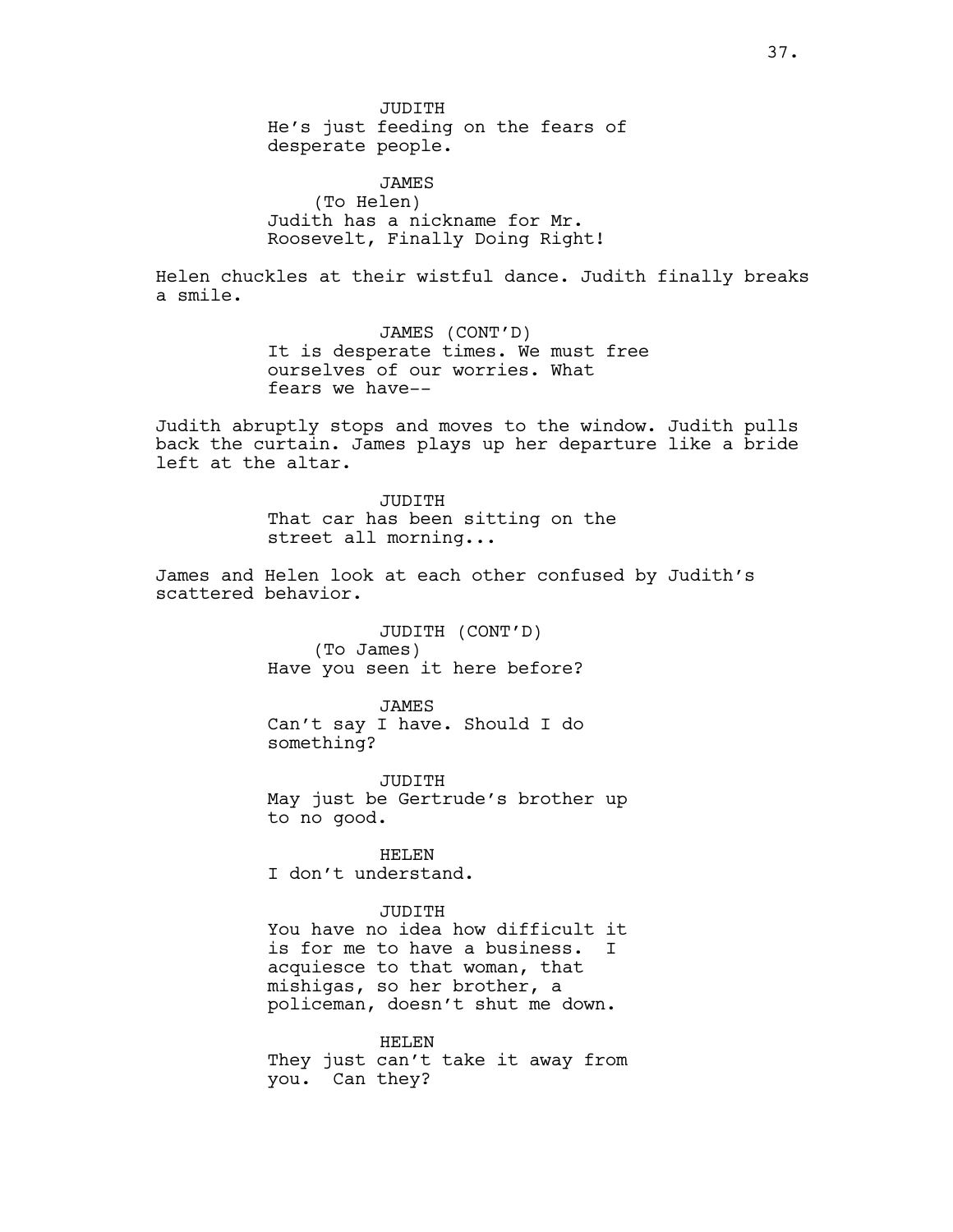JUDITH
He's just feeding on the fears of desperate people.

JAMES
(To Helen)
Judith has a nickname for Mr. Roosevelt, Finally Doing Right!

Helen chuckles at their wistful dance. Judith finally breaks a smile.

JAMES (CONT'D)
It is desperate times. We must free ourselves of our worries. What fears we have--

Judith abruptly stops and moves to the window. Judith pulls back the curtain. James plays up her departure like a bride left at the altar.

JUDITH
That car has been sitting on the street all morning...

James and Helen look at each other confused by Judith's scattered behavior.

JUDITH (CONT'D)
(To James)
Have you seen it here before?

JAMES
Can't say I have. Should I do something?

JUDITH
May just be Gertrude's brother up to no good.

HELEN
I don't understand.

JUDITH
You have no idea how difficult it is for me to have a business. I acquiesce to that woman, that mishigas, so her brother, a policeman, doesn't shut me down.

HELEN
They just can't take it away from you. Can they?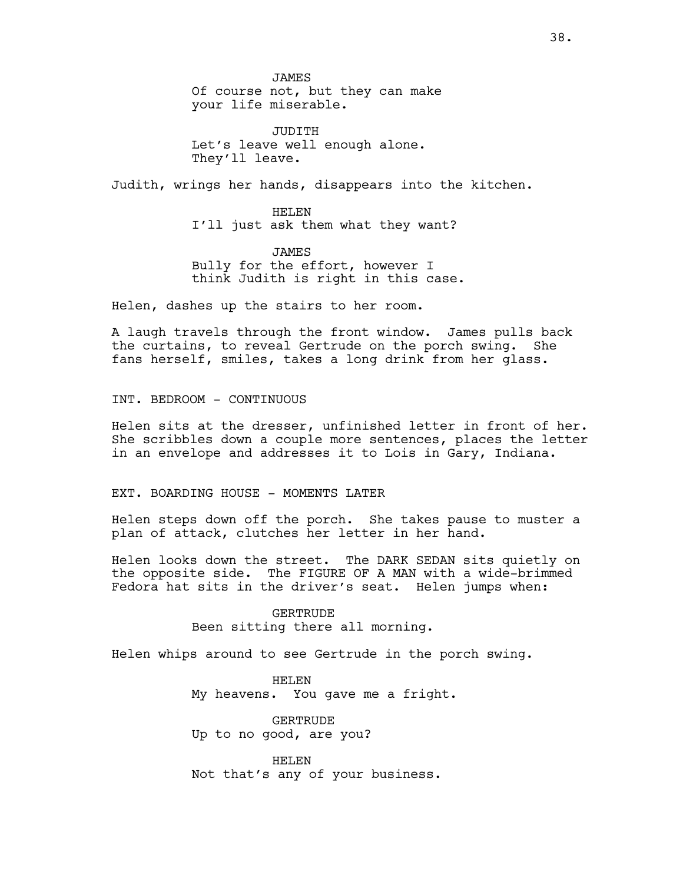JAMES
Of course not, but they can make your life miserable.

JUDITH
Let's leave well enough alone. They'll leave.

Judith, wrings her hands, disappears into the kitchen.

HELEN
I'll just ask them what they want?

JAMES
Bully for the effort, however I think Judith is right in this case.

Helen, dashes up the stairs to her room.

A laugh travels through the front window. James pulls back the curtains, to reveal Gertrude on the porch swing. She fans herself, smiles, takes a long drink from her glass.

INT. BEDROOM - CONTINUOUS

Helen sits at the dresser, unfinished letter in front of her. She scribbles down a couple more sentences, places the letter in an envelope and addresses it to Lois in Gary, Indiana.

EXT. BOARDING HOUSE - MOMENTS LATER

Helen steps down off the porch. She takes pause to muster a plan of attack, clutches her letter in her hand.

Helen looks down the street. The DARK SEDAN sits quietly on the opposite side. The FIGURE OF A MAN with a wide-brimmed Fedora hat sits in the driver's seat. Helen jumps when:

GERTRUDE
Been sitting there all morning.

Helen whips around to see Gertrude in the porch swing.

HELEN
My heavens. You gave me a fright.

GERTRUDE
Up to no good, are you?

HELEN
Not that's any of your business.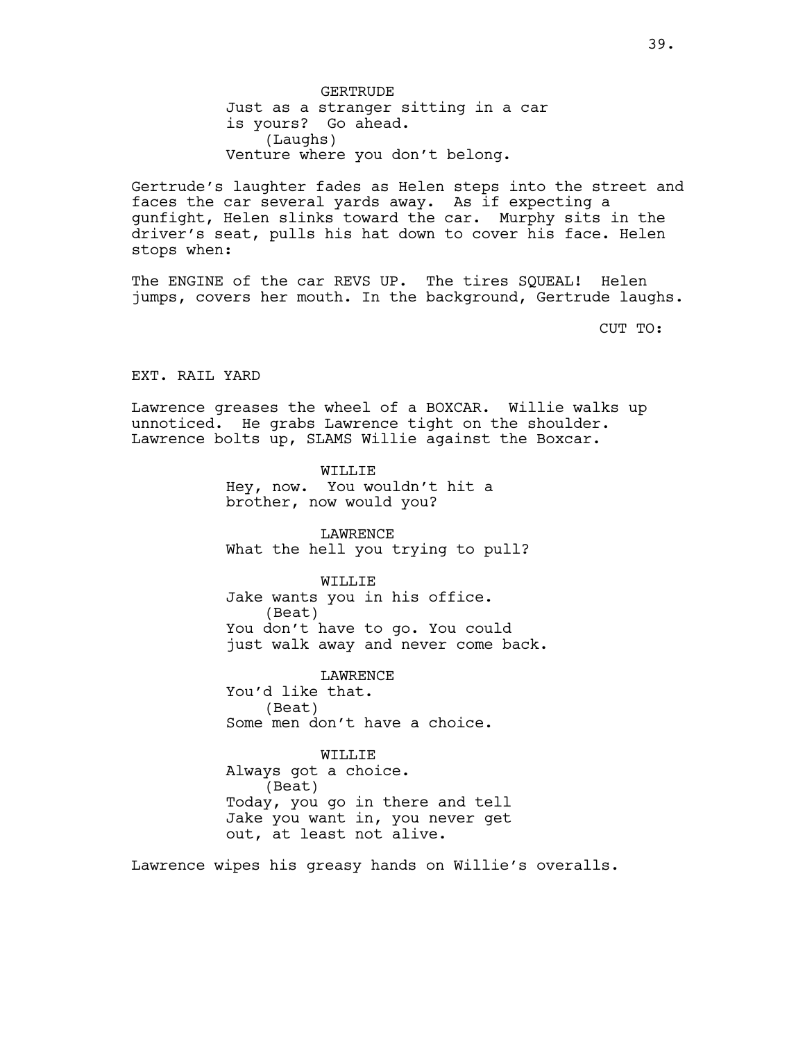GERTRUDE
Just as a stranger sitting in a car
is yours? Go ahead.
(Laughs)
Venture where you don't belong.

Gertrude's laughter fades as Helen steps into the street and faces the car several yards away. As if expecting a gunfight, Helen slinks toward the car. Murphy sits in the driver's seat, pulls his hat down to cover his face. Helen stops when:

The ENGINE of the car REVS UP. The tires SQUEAL! Helen jumps, covers her mouth. In the background, Gertrude laughs.

CUT TO:

EXT. RAIL YARD

Lawrence greases the wheel of a BOXCAR. Willie walks up unnoticed. He grabs Lawrence tight on the shoulder. Lawrence bolts up, SLAMS Willie against the Boxcar.

WILLIE
Hey, now. You wouldn't hit a
brother, now would you?

LAWRENCE
What the hell you trying to pull?

WILLIE
Jake wants you in his office.
(Beat)
You don't have to go. You could
just walk away and never come back.

LAWRENCE
You'd like that.
(Beat)
Some men don't have a choice.

WILLIE
Always got a choice.
(Beat)
Today, you go in there and tell
Jake you want in, you never get
out, at least not alive.

Lawrence wipes his greasy hands on Willie's overalls.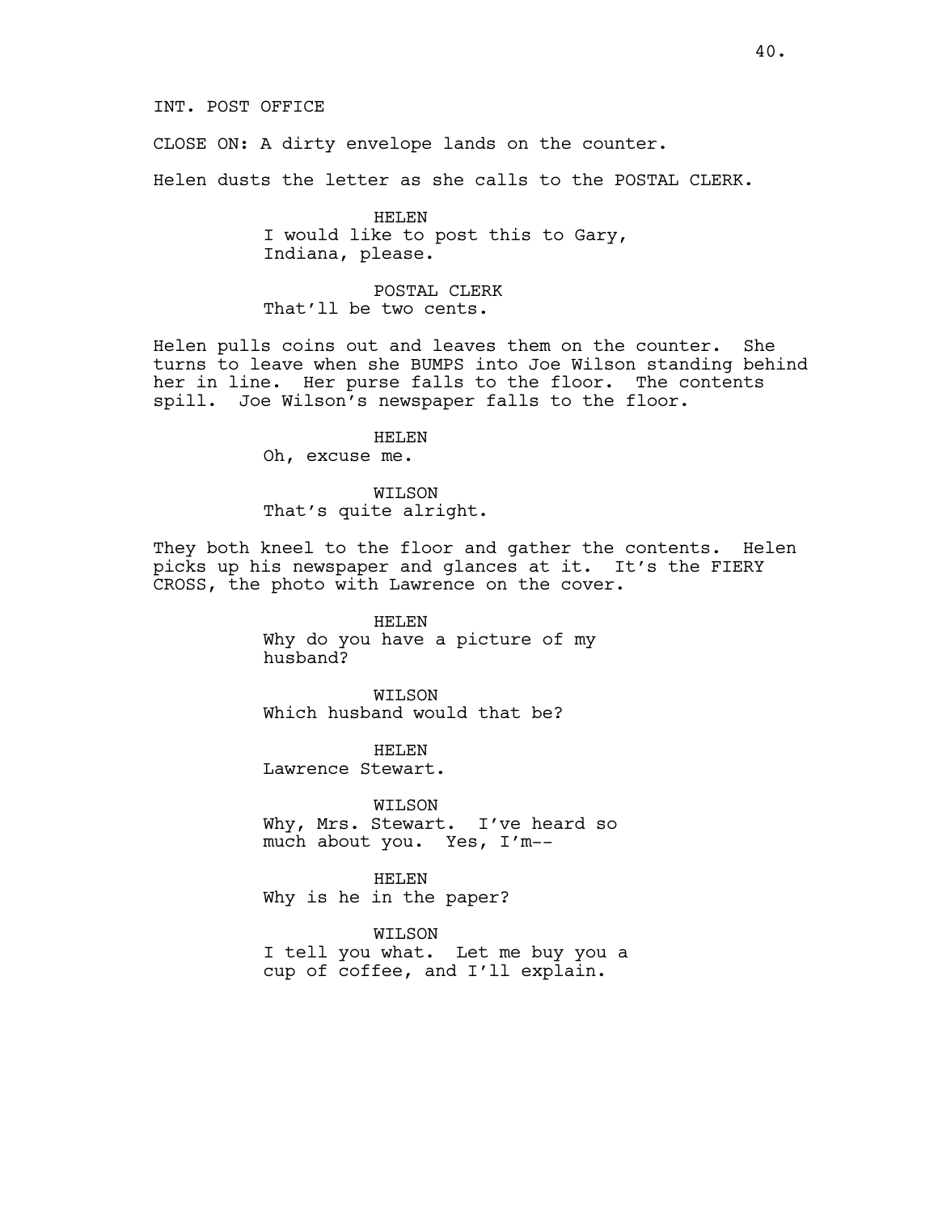INT. POST OFFICE

CLOSE ON: A dirty envelope lands on the counter.

Helen dusts the letter as she calls to the POSTAL CLERK.

HELEN
I would like to post this to Gary, Indiana, please.

POSTAL CLERK
That'll be two cents.

Helen pulls coins out and leaves them on the counter. She turns to leave when she BUMPS into Joe Wilson standing behind her in line. Her purse falls to the floor. The contents spill. Joe Wilson's newspaper falls to the floor.

HELEN
Oh, excuse me.

WILSON
That's quite alright.

They both kneel to the floor and gather the contents. Helen picks up his newspaper and glances at it. It's the FIERY CROSS, the photo with Lawrence on the cover.

HELEN
Why do you have a picture of my husband?

WILSON
Which husband would that be?

HELEN
Lawrence Stewart.

WILSON
Why, Mrs. Stewart. I've heard so much about you. Yes, I'm--

HELEN
Why is he in the paper?

WILSON
I tell you what. Let me buy you a cup of coffee, and I'll explain.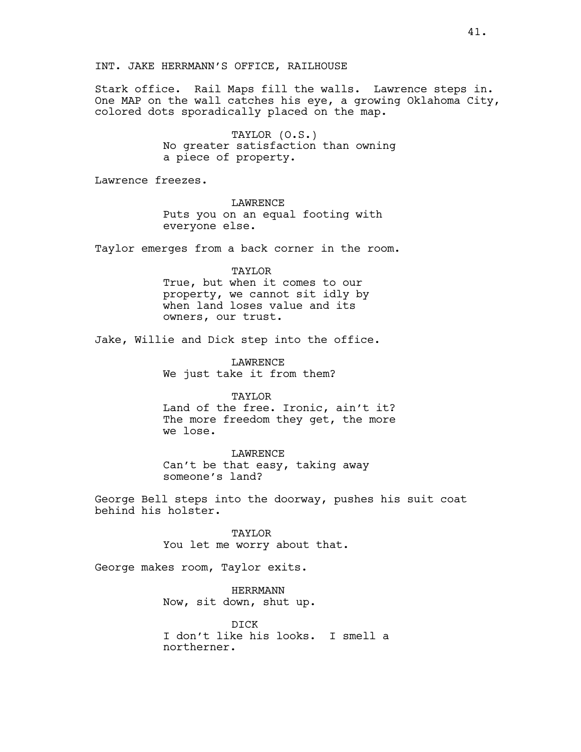INT. JAKE HERRMANN'S OFFICE, RAILHOUSE

Stark office. Rail Maps fill the walls. Lawrence steps in. One MAP on the wall catches his eye, a growing Oklahoma City, colored dots sporadically placed on the map.

TAYLOR (O.S.)
No greater satisfaction than owning a piece of property.

Lawrence freezes.

LAWRENCE
Puts you on an equal footing with everyone else.

Taylor emerges from a back corner in the room.

TAYLOR
True, but when it comes to our property, we cannot sit idly by when land loses value and its owners, our trust.

Jake, Willie and Dick step into the office.

LAWRENCE
We just take it from them?

TAYLOR
Land of the free. Ironic, ain't it? The more freedom they get, the more we lose.

LAWRENCE
Can't be that easy, taking away someone's land?

George Bell steps into the doorway, pushes his suit coat behind his holster.

TAYLOR
You let me worry about that.

George makes room, Taylor exits.

HERRMANN
Now, sit down, shut up.

DICK
I don't like his looks. I smell a northerner.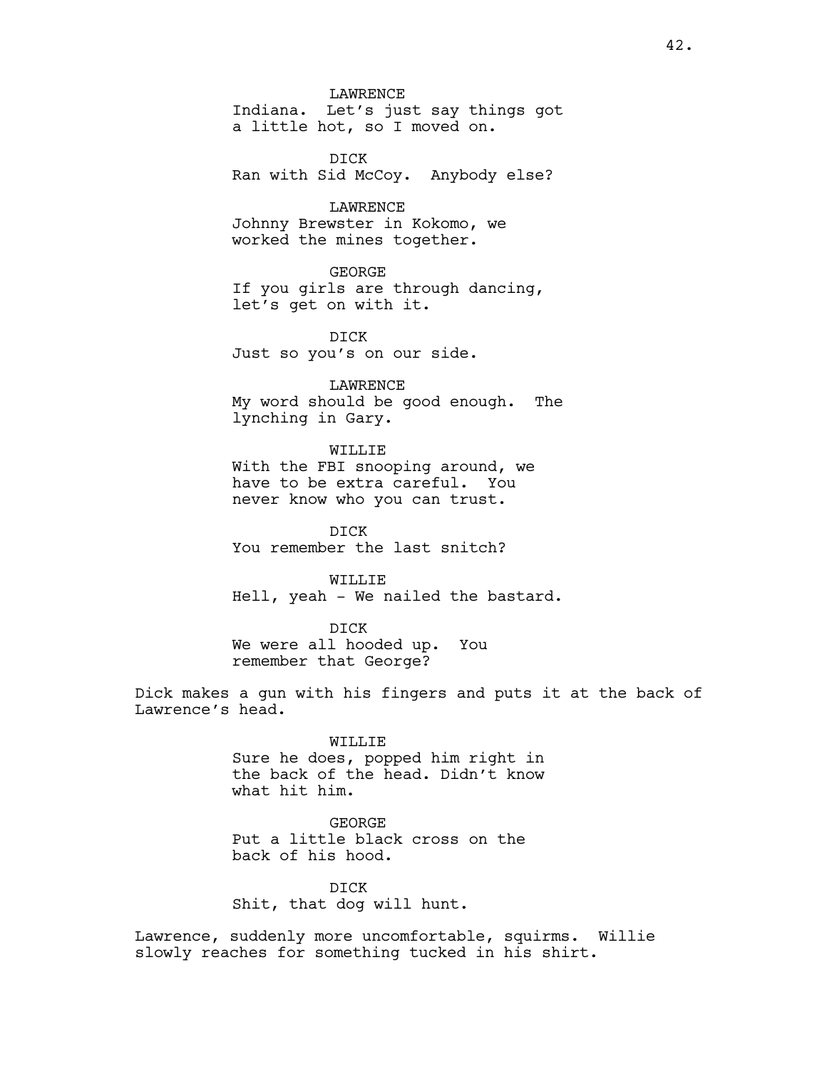LAWRENCE
Indiana. Let's just say things got a little hot, so I moved on.

DICK
Ran with Sid McCoy. Anybody else?

LAWRENCE
Johnny Brewster in Kokomo, we worked the mines together.

GEORGE
If you girls are through dancing, let's get on with it.

DICK
Just so you's on our side.

LAWRENCE
My word should be good enough. The lynching in Gary.

WILLIE
With the FBI snooping around, we have to be extra careful. You never know who you can trust.

DICK
You remember the last snitch?

WILLIE
Hell, yeah - We nailed the bastard.

DICK
We were all hooded up. You remember that George?

Dick makes a gun with his fingers and puts it at the back of Lawrence's head.

WILLIE
Sure he does, popped him right in the back of the head. Didn't know what hit him.

GEORGE
Put a little black cross on the back of his hood.

DICK
Shit, that dog will hunt.

Lawrence, suddenly more uncomfortable, squirms. Willie slowly reaches for something tucked in his shirt.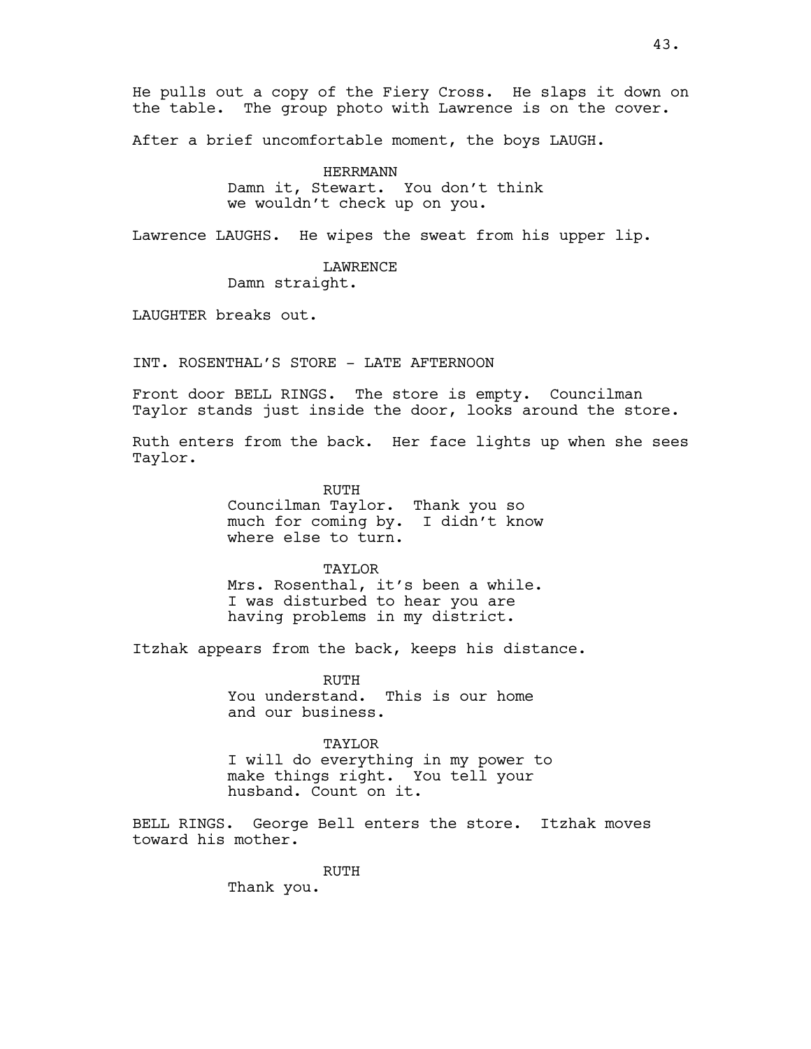He pulls out a copy of the Fiery Cross. He slaps it down on the table. The group photo with Lawrence is on the cover.

After a brief uncomfortable moment, the boys LAUGH.

HERRMANN
Damn it, Stewart. You don't think we wouldn't check up on you.

Lawrence LAUGHS. He wipes the sweat from his upper lip.

LAWRENCE
Damn straight.

LAUGHTER breaks out.

INT. ROSENTHAL'S STORE - LATE AFTERNOON

Front door BELL RINGS. The store is empty. Councilman Taylor stands just inside the door, looks around the store.

Ruth enters from the back. Her face lights up when she sees Taylor.

RUTH
Councilman Taylor. Thank you so much for coming by. I didn't know where else to turn.

TAYLOR
Mrs. Rosenthal, it's been a while. I was disturbed to hear you are having problems in my district.

Itzhak appears from the back, keeps his distance.

RUTH
You understand. This is our home and our business.

TAYLOR
I will do everything in my power to make things right. You tell your husband. Count on it.

BELL RINGS. George Bell enters the store. Itzhak moves toward his mother.

RUTH
Thank you.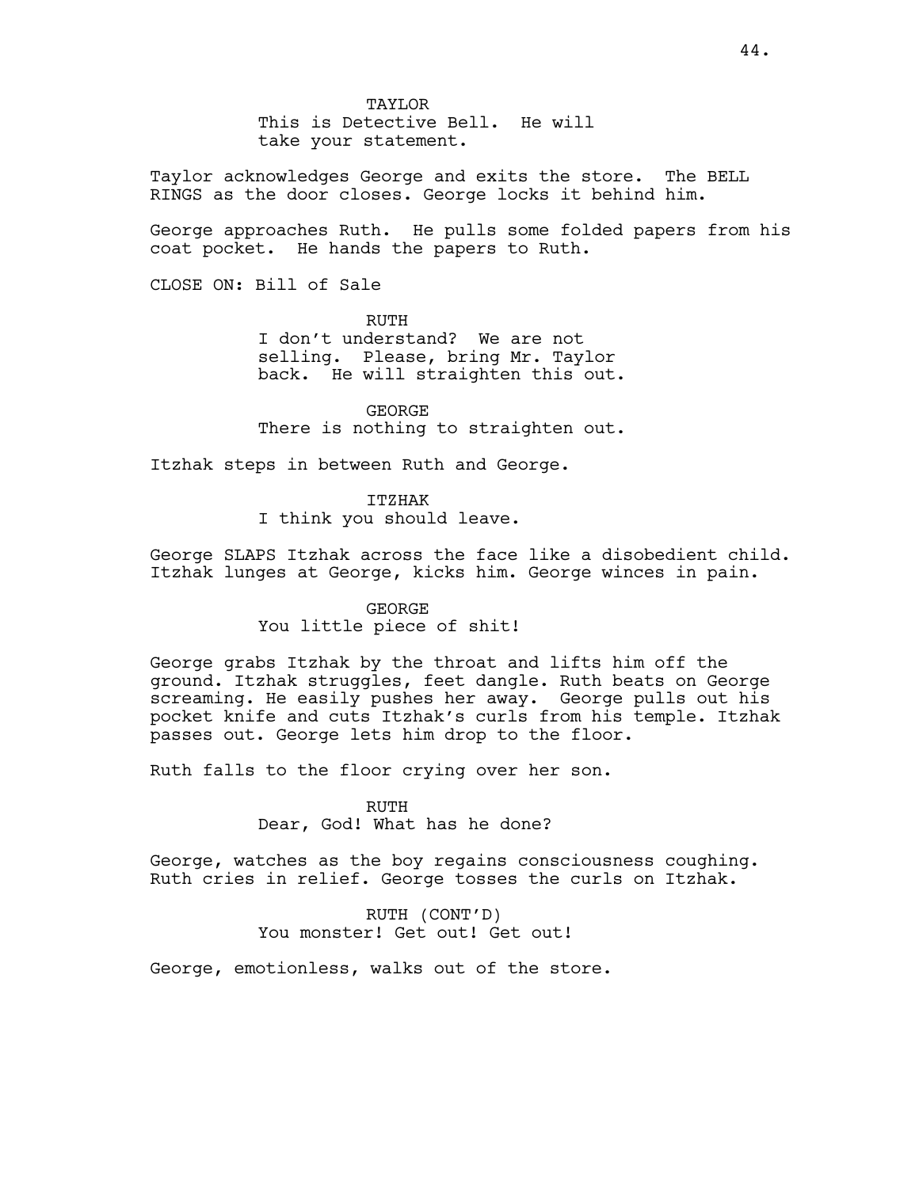TAYLOR
This is Detective Bell. He will take your statement.

Taylor acknowledges George and exits the store. The BELL RINGS as the door closes. George locks it behind him.

George approaches Ruth. He pulls some folded papers from his coat pocket. He hands the papers to Ruth.

CLOSE ON: Bill of Sale

RUTH
I don't understand? We are not selling. Please, bring Mr. Taylor back. He will straighten this out.

GEORGE
There is nothing to straighten out.

Itzhak steps in between Ruth and George.

ITZHAK
I think you should leave.

George SLAPS Itzhak across the face like a disobedient child. Itzhak lunges at George, kicks him. George winces in pain.

GEORGE
You little piece of shit!

George grabs Itzhak by the throat and lifts him off the ground. Itzhak struggles, feet dangle. Ruth beats on George screaming. He easily pushes her away. George pulls out his pocket knife and cuts Itzhak's curls from his temple. Itzhak passes out. George lets him drop to the floor.

Ruth falls to the floor crying over her son.

RUTH
Dear, God! What has he done?

George, watches as the boy regains consciousness coughing. Ruth cries in relief. George tosses the curls on Itzhak.

RUTH (CONT'D)
You monster! Get out! Get out!

George, emotionless, walks out of the store.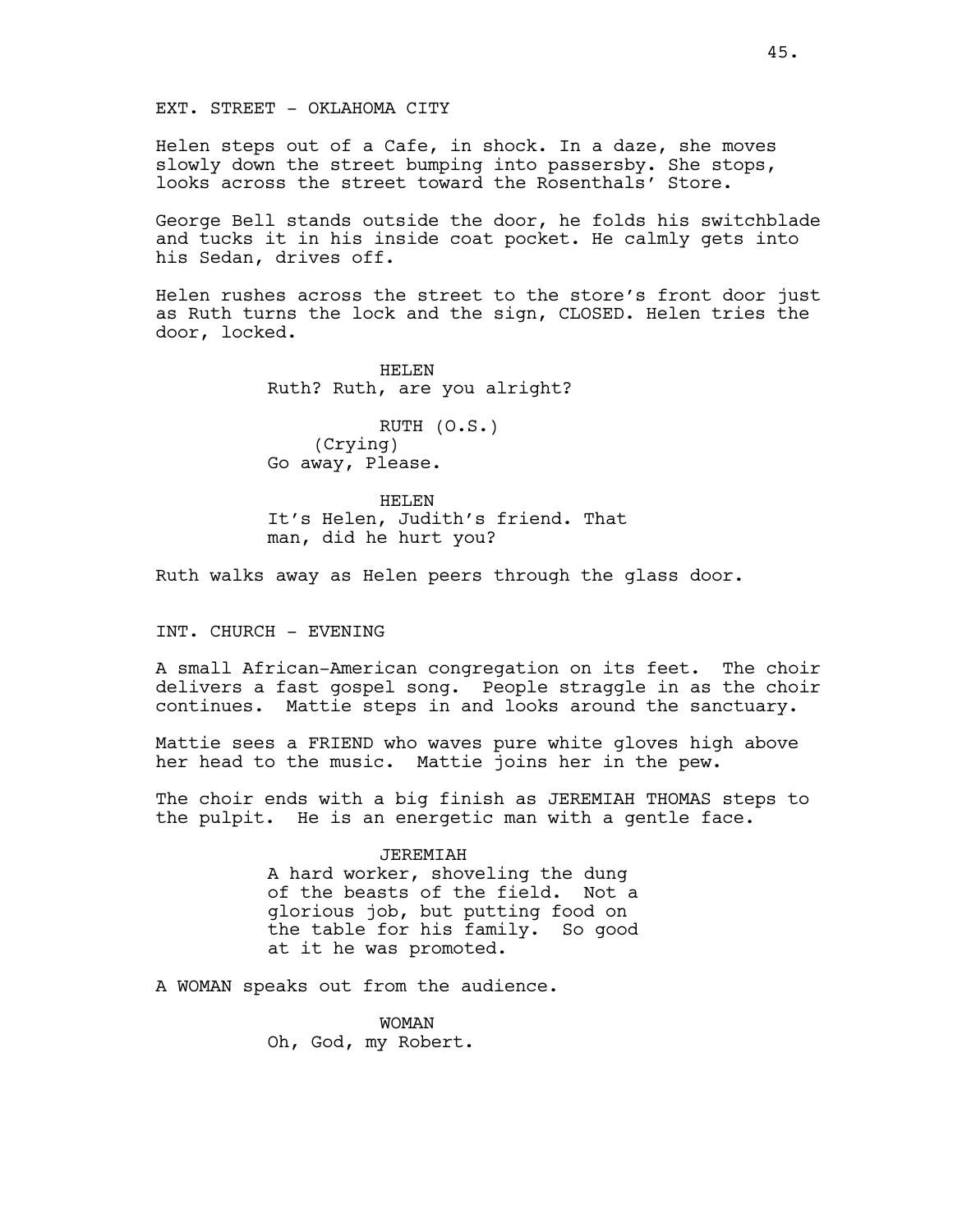EXT. STREET - OKLAHOMA CITY

Helen steps out of a Cafe, in shock. In a daze, she moves slowly down the street bumping into passersby. She stops, looks across the street toward the Rosenthals' Store.

George Bell stands outside the door, he folds his switchblade and tucks it in his inside coat pocket. He calmly gets into his Sedan, drives off.

Helen rushes across the street to the store's front door just as Ruth turns the lock and the sign, CLOSED. Helen tries the door, locked.

HELEN
Ruth? Ruth, are you alright?

RUTH (O.S.)
(Crying)
Go away, Please.

HELEN
It's Helen, Judith's friend. That man, did he hurt you?

Ruth walks away as Helen peers through the glass door.

INT. CHURCH - EVENING

A small African-American congregation on its feet. The choir delivers a fast gospel song. People straggle in as the choir continues. Mattie steps in and looks around the sanctuary.

Mattie sees a FRIEND who waves pure white gloves high above her head to the music. Mattie joins her in the pew.

The choir ends with a big finish as JEREMIAH THOMAS steps to the pulpit. He is an energetic man with a gentle face.

JEREMIAH
A hard worker, shoveling the dung of the beasts of the field. Not a glorious job, but putting food on the table for his family. So good at it he was promoted.

A WOMAN speaks out from the audience.

WOMAN
Oh, God, my Robert.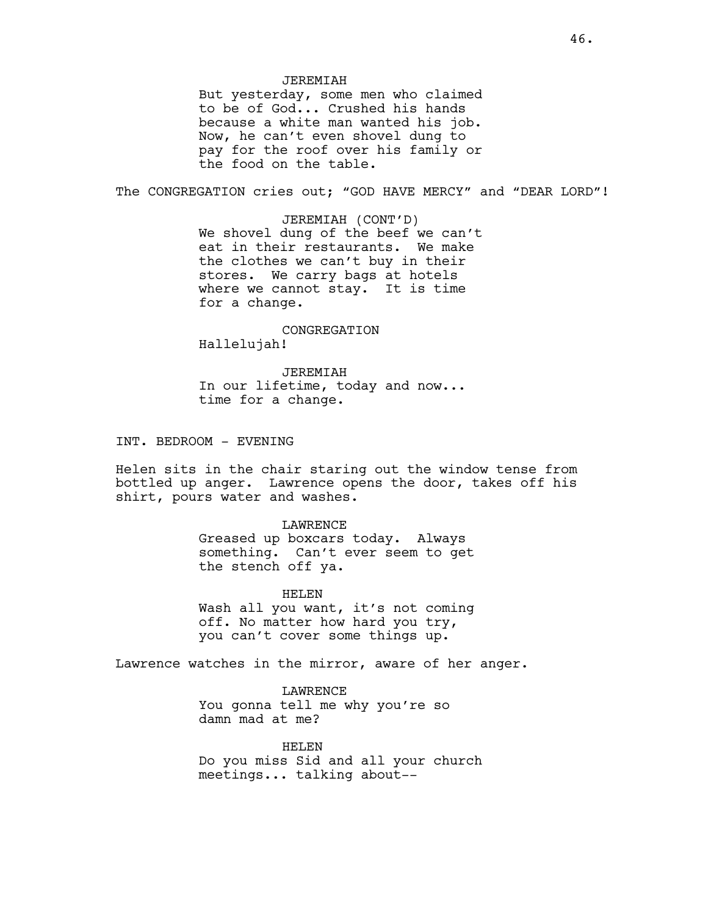JEREMIAH
But yesterday, some men who claimed to be of God... Crushed his hands because a white man wanted his job. Now, he can't even shovel dung to pay for the roof over his family or the food on the table.

The CONGREGATION cries out; "GOD HAVE MERCY" and "DEAR LORD"!

JEREMIAH (CONT'D)
We shovel dung of the beef we can't eat in their restaurants. We make the clothes we can't buy in their stores. We carry bags at hotels where we cannot stay. It is time for a change.

CONGREGATION
Hallelujah!

JEREMIAH
In our lifetime, today and now... time for a change.

INT. BEDROOM - EVENING

Helen sits in the chair staring out the window tense from bottled up anger. Lawrence opens the door, takes off his shirt, pours water and washes.

LAWRENCE
Greased up boxcars today. Always something. Can't ever seem to get the stench off ya.

HELEN
Wash all you want, it's not coming off. No matter how hard you try, you can't cover some things up.

Lawrence watches in the mirror, aware of her anger.

LAWRENCE
You gonna tell me why you're so damn mad at me?

HELEN
Do you miss Sid and all your church meetings... talking about--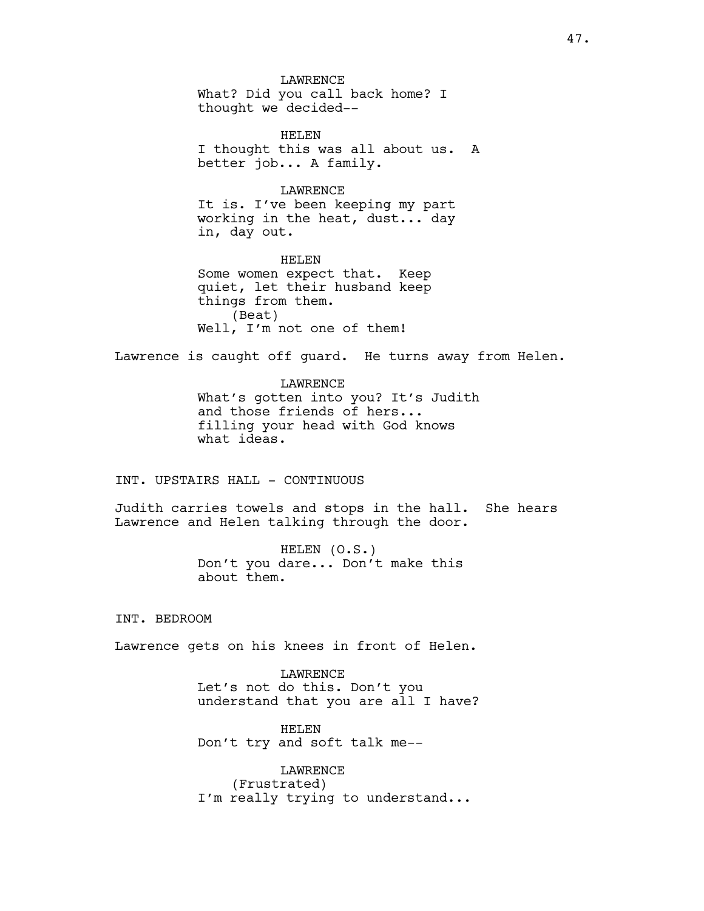LAWRENCE
What? Did you call back home? I thought we decided--

HELEN
I thought this was all about us. A better job... A family.

LAWRENCE
It is. I've been keeping my part working in the heat, dust... day in, day out.

HELEN
Some women expect that. Keep quiet, let their husband keep things from them.
(Beat)
Well, I'm not one of them!

Lawrence is caught off guard. He turns away from Helen.

LAWRENCE
What's gotten into you? It's Judith and those friends of hers... filling your head with God knows what ideas.

INT. UPSTAIRS HALL - CONTINUOUS

Judith carries towels and stops in the hall. She hears Lawrence and Helen talking through the door.

HELEN (O.S.)
Don't you dare... Don't make this about them.

INT. BEDROOM

Lawrence gets on his knees in front of Helen.

LAWRENCE
Let's not do this. Don't you understand that you are all I have?

HELEN
Don't try and soft talk me--

LAWRENCE
(Frustrated)
I'm really trying to understand...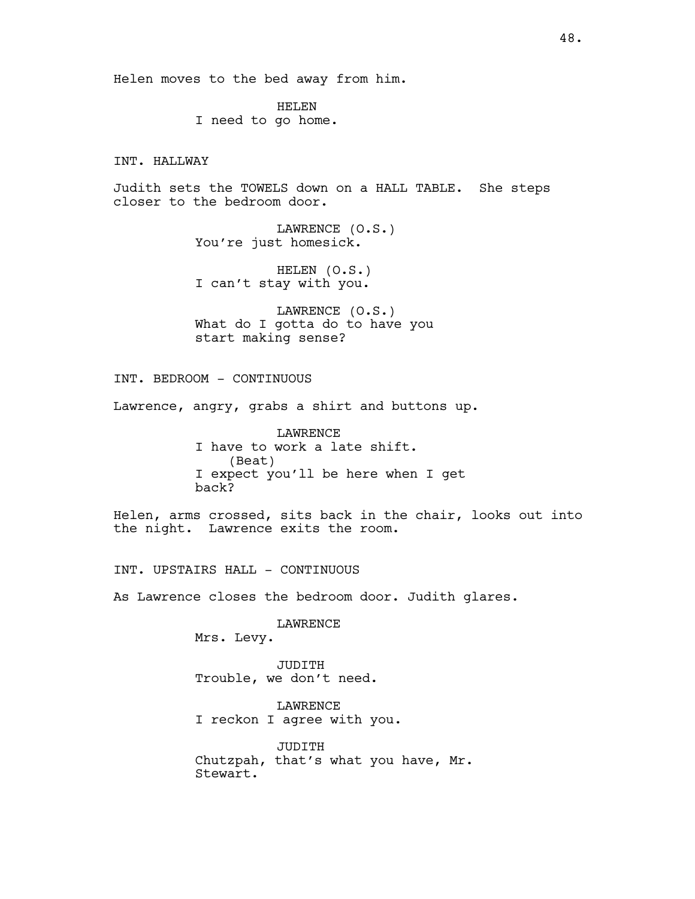Helen moves to the bed away from him.

HELEN
I need to go home.

INT. HALLWAY

Judith sets the TOWELS down on a HALL TABLE.  She steps closer to the bedroom door.

LAWRENCE (O.S.)
You're just homesick.

HELEN (O.S.)
I can't stay with you.

LAWRENCE (O.S.)
What do I gotta do to have you start making sense?

INT. BEDROOM - CONTINUOUS

Lawrence, angry, grabs a shirt and buttons up.

LAWRENCE
I have to work a late shift.
(Beat)
I expect you'll be here when I get back?

Helen, arms crossed, sits back in the chair, looks out into the night.  Lawrence exits the room.

INT. UPSTAIRS HALL - CONTINUOUS

As Lawrence closes the bedroom door. Judith glares.

LAWRENCE
Mrs. Levy.

JUDITH
Trouble, we don't need.

LAWRENCE
I reckon I agree with you.

JUDITH
Chutzpah, that's what you have, Mr. Stewart.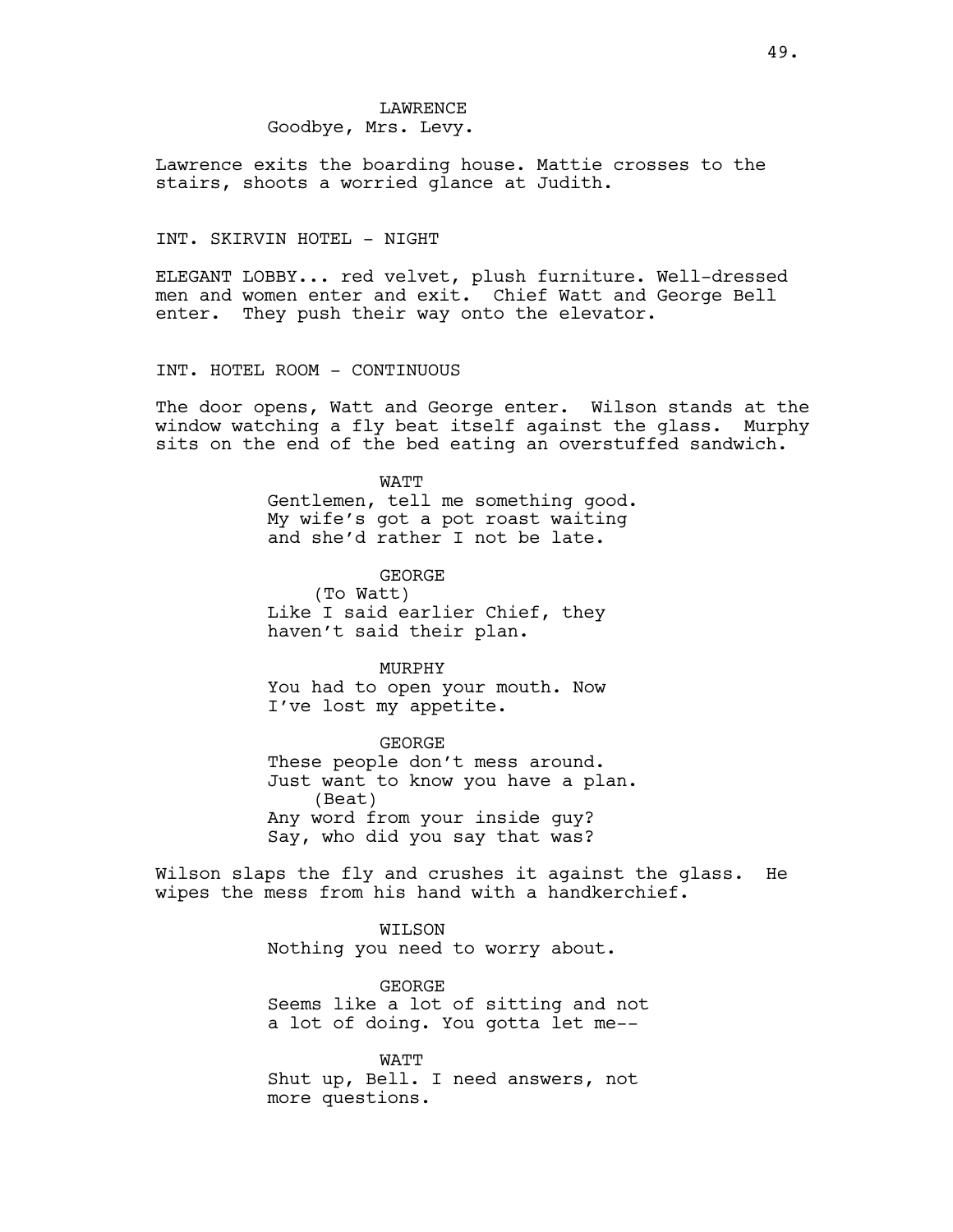LAWRENCE
Goodbye, Mrs. Levy.

Lawrence exits the boarding house. Mattie crosses to the stairs, shoots a worried glance at Judith.

INT. SKIRVIN HOTEL - NIGHT

ELEGANT LOBBY... red velvet, plush furniture. Well-dressed men and women enter and exit. Chief Watt and George Bell enter. They push their way onto the elevator.

INT. HOTEL ROOM - CONTINUOUS

The door opens, Watt and George enter. Wilson stands at the window watching a fly beat itself against the glass. Murphy sits on the end of the bed eating an overstuffed sandwich.

WATT
Gentlemen, tell me something good. My wife's got a pot roast waiting and she'd rather I not be late.

GEORGE
(To Watt)
Like I said earlier Chief, they haven't said their plan.

MURPHY
You had to open your mouth. Now I've lost my appetite.

GEORGE
These people don't mess around. Just want to know you have a plan.
(Beat)
Any word from your inside guy? Say, who did you say that was?

Wilson slaps the fly and crushes it against the glass. He wipes the mess from his hand with a handkerchief.

WILSON
Nothing you need to worry about.

GEORGE
Seems like a lot of sitting and not a lot of doing. You gotta let me--

WATT
Shut up, Bell. I need answers, not more questions.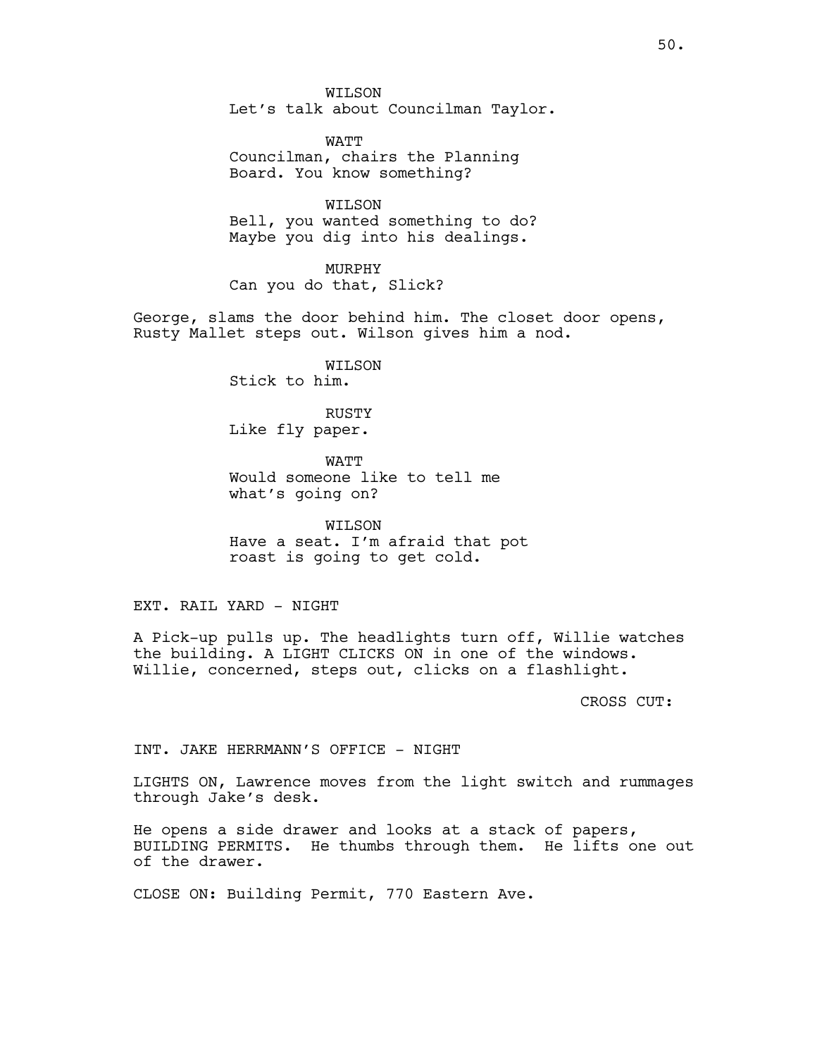WILSON
Let's talk about Councilman Taylor.

WATT
Councilman, chairs the Planning Board. You know something?

WILSON
Bell, you wanted something to do? Maybe you dig into his dealings.

MURPHY
Can you do that, Slick?

George, slams the door behind him. The closet door opens, Rusty Mallet steps out. Wilson gives him a nod.

WILSON
Stick to him.

RUSTY
Like fly paper.

WATT
Would someone like to tell me what's going on?

WILSON
Have a seat. I'm afraid that pot roast is going to get cold.

EXT. RAIL YARD - NIGHT

A Pick-up pulls up. The headlights turn off, Willie watches the building. A LIGHT CLICKS ON in one of the windows. Willie, concerned, steps out, clicks on a flashlight.

CROSS CUT:

INT. JAKE HERRMANN'S OFFICE - NIGHT

LIGHTS ON, Lawrence moves from the light switch and rummages through Jake's desk.

He opens a side drawer and looks at a stack of papers, BUILDING PERMITS. He thumbs through them. He lifts one out of the drawer.

CLOSE ON: Building Permit, 770 Eastern Ave.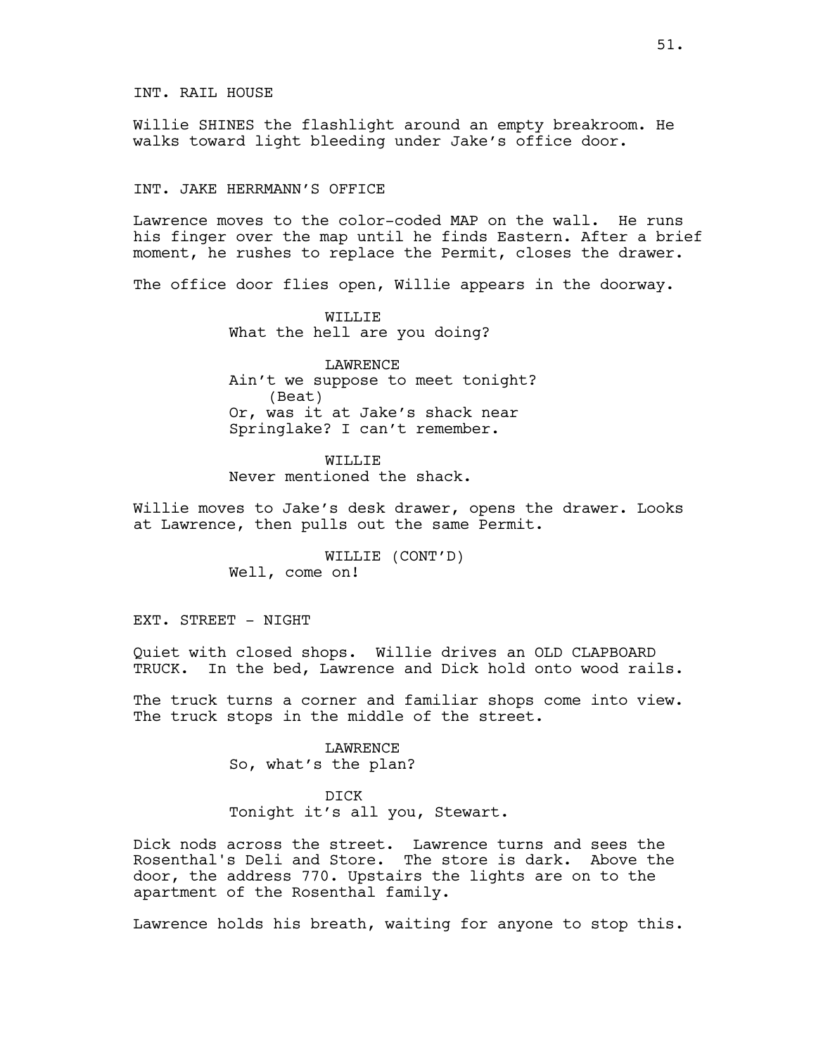INT. RAIL HOUSE

Willie SHINES the flashlight around an empty breakroom. He walks toward light bleeding under Jake's office door.

INT. JAKE HERRMANN'S OFFICE

Lawrence moves to the color-coded MAP on the wall. He runs his finger over the map until he finds Eastern. After a brief moment, he rushes to replace the Permit, closes the drawer.

The office door flies open, Willie appears in the doorway.

WILLIE
What the hell are you doing?

LAWRENCE
Ain't we suppose to meet tonight?
(Beat)
Or, was it at Jake's shack near Springlake? I can't remember.

WILLIE
Never mentioned the shack.

Willie moves to Jake's desk drawer, opens the drawer. Looks at Lawrence, then pulls out the same Permit.

WILLIE (CONT'D)
Well, come on!

EXT. STREET - NIGHT

Quiet with closed shops. Willie drives an OLD CLAPBOARD TRUCK. In the bed, Lawrence and Dick hold onto wood rails.

The truck turns a corner and familiar shops come into view. The truck stops in the middle of the street.

LAWRENCE
So, what's the plan?

DICK
Tonight it's all you, Stewart.

Dick nods across the street. Lawrence turns and sees the Rosenthal's Deli and Store. The store is dark. Above the door, the address 770. Upstairs the lights are on to the apartment of the Rosenthal family.

Lawrence holds his breath, waiting for anyone to stop this.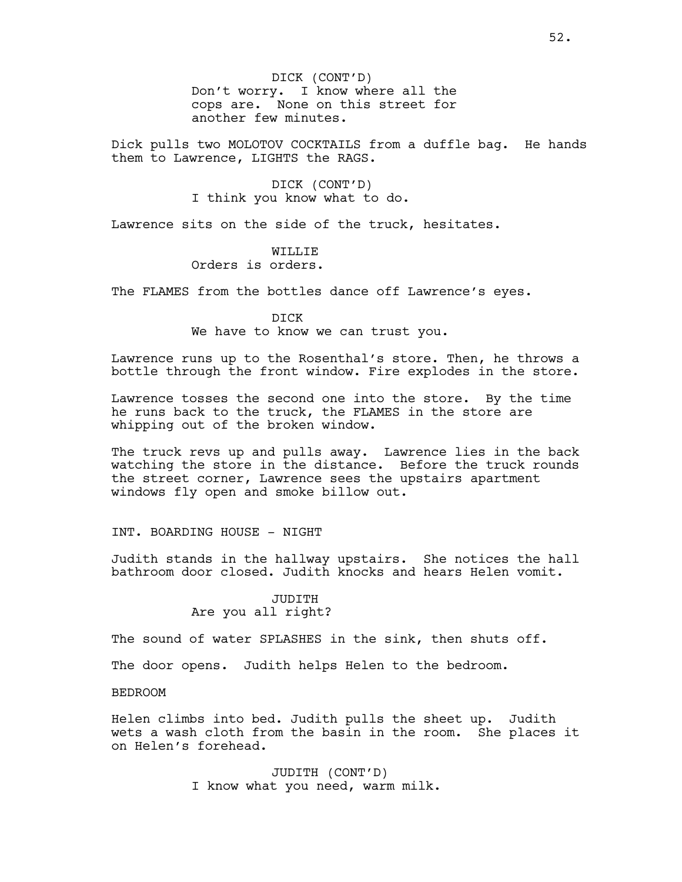DICK (CONT'D)
Don't worry. I know where all the cops are. None on this street for another few minutes.

Dick pulls two MOLOTOV COCKTAILS from a duffle bag. He hands them to Lawrence, LIGHTS the RAGS.

DICK (CONT'D)
I think you know what to do.

Lawrence sits on the side of the truck, hesitates.

WILLIE
Orders is orders.

The FLAMES from the bottles dance off Lawrence's eyes.

DICK
We have to know we can trust you.

Lawrence runs up to the Rosenthal's store. Then, he throws a bottle through the front window. Fire explodes in the store.

Lawrence tosses the second one into the store. By the time he runs back to the truck, the FLAMES in the store are whipping out of the broken window.

The truck revs up and pulls away. Lawrence lies in the back watching the store in the distance. Before the truck rounds the street corner, Lawrence sees the upstairs apartment windows fly open and smoke billow out.

INT. BOARDING HOUSE - NIGHT

Judith stands in the hallway upstairs. She notices the hall bathroom door closed. Judith knocks and hears Helen vomit.

JUDITH
Are you all right?

The sound of water SPLASHES in the sink, then shuts off.

The door opens. Judith helps Helen to the bedroom.

BEDROOM

Helen climbs into bed. Judith pulls the sheet up. Judith wets a wash cloth from the basin in the room. She places it on Helen's forehead.

JUDITH (CONT'D)
I know what you need, warm milk.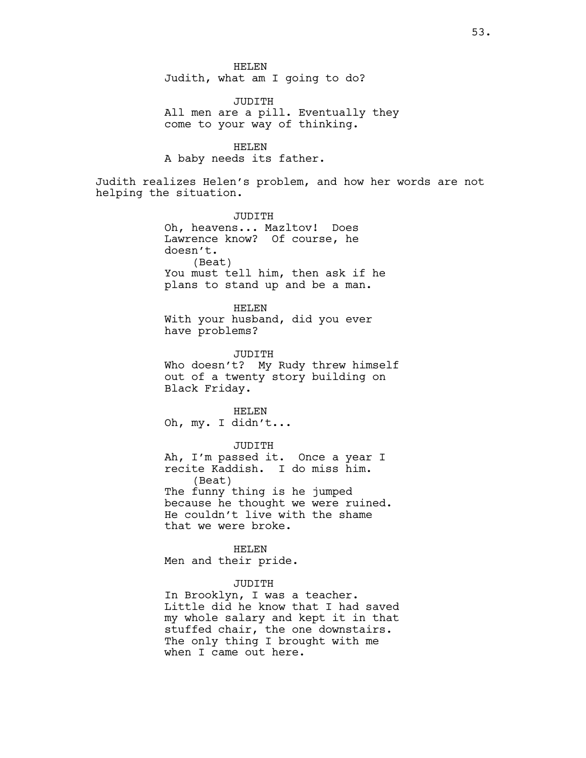HELEN
Judith, what am I going to do?

JUDITH
All men are a pill. Eventually they come to your way of thinking.

HELEN
A baby needs its father.

Judith realizes Helen's problem, and how her words are not helping the situation.

JUDITH
Oh, heavens... Mazltov! Does Lawrence know? Of course, he doesn't.
(Beat)
You must tell him, then ask if he plans to stand up and be a man.

HELEN
With your husband, did you ever have problems?

JUDITH
Who doesn't? My Rudy threw himself out of a twenty story building on Black Friday.

HELEN
Oh, my. I didn't...

JUDITH
Ah, I'm passed it. Once a year I recite Kaddish. I do miss him.
(Beat)
The funny thing is he jumped because he thought we were ruined. He couldn't live with the shame that we were broke.

HELEN
Men and their pride.

JUDITH
In Brooklyn, I was a teacher. Little did he know that I had saved my whole salary and kept it in that stuffed chair, the one downstairs. The only thing I brought with me when I came out here.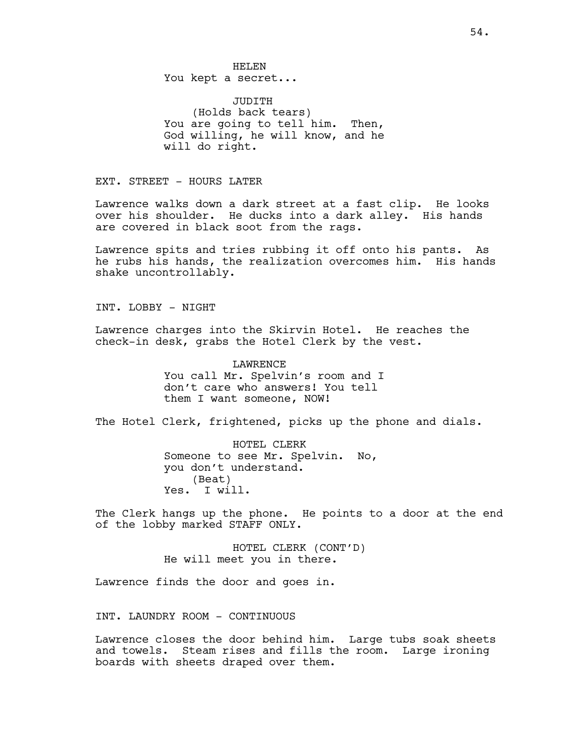HELEN
You kept a secret...

JUDITH
(Holds back tears)
You are going to tell him. Then, God willing, he will know, and he will do right.

EXT. STREET - HOURS LATER

Lawrence walks down a dark street at a fast clip. He looks over his shoulder. He ducks into a dark alley. His hands are covered in black soot from the rags.

Lawrence spits and tries rubbing it off onto his pants. As he rubs his hands, the realization overcomes him. His hands shake uncontrollably.

INT. LOBBY - NIGHT

Lawrence charges into the Skirvin Hotel. He reaches the check-in desk, grabs the Hotel Clerk by the vest.

LAWRENCE
You call Mr. Spelvin's room and I don't care who answers! You tell them I want someone, NOW!

The Hotel Clerk, frightened, picks up the phone and dials.

HOTEL CLERK
Someone to see Mr. Spelvin. No, you don't understand.
(Beat)
Yes. I will.

The Clerk hangs up the phone. He points to a door at the end of the lobby marked STAFF ONLY.

HOTEL CLERK (CONT'D)
He will meet you in there.

Lawrence finds the door and goes in.

INT. LAUNDRY ROOM - CONTINUOUS

Lawrence closes the door behind him. Large tubs soak sheets and towels. Steam rises and fills the room. Large ironing boards with sheets draped over them.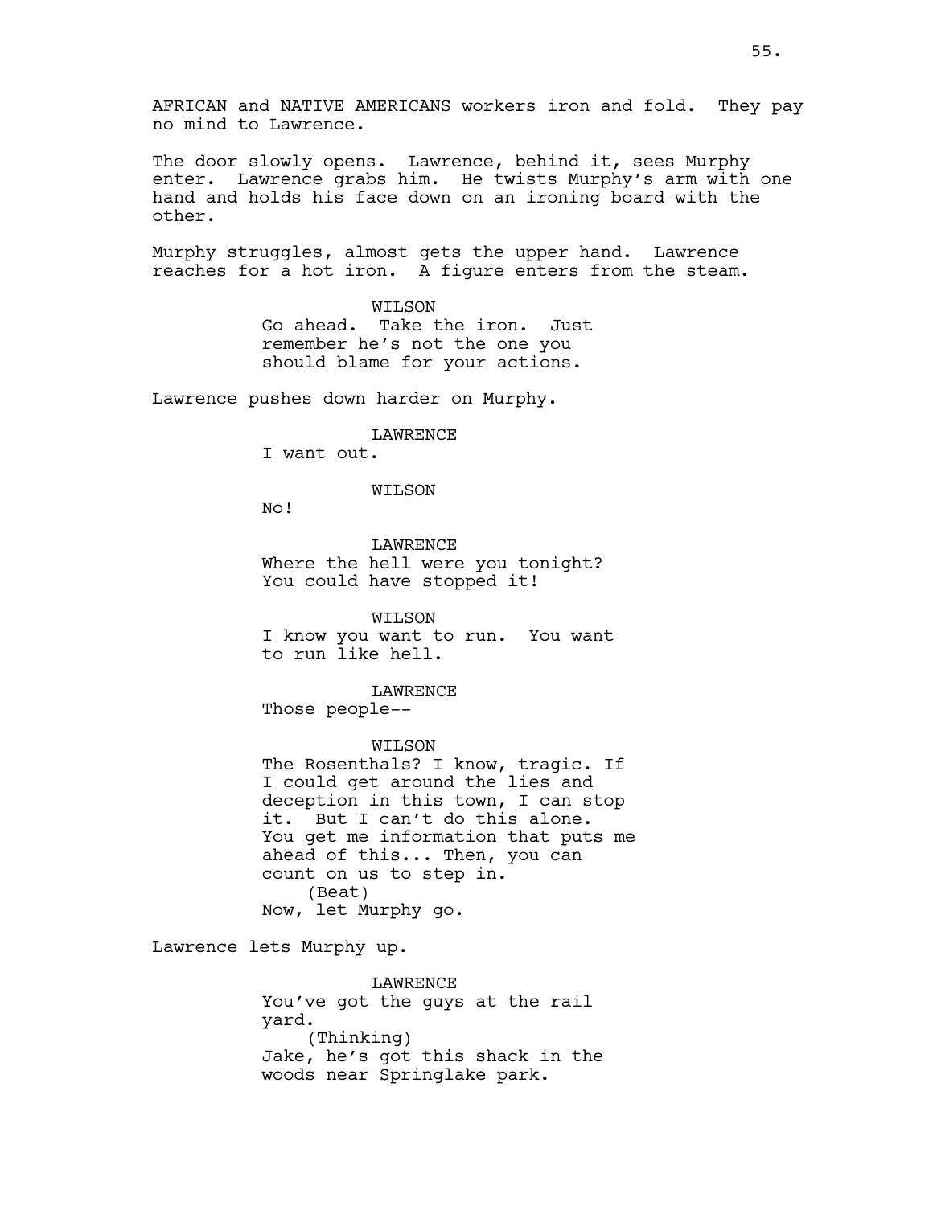AFRICAN and NATIVE AMERICANS workers iron and fold. They pay no mind to Lawrence.

The door slowly opens. Lawrence, behind it, sees Murphy enter. Lawrence grabs him. He twists Murphy's arm with one hand and holds his face down on an ironing board with the other.

Murphy struggles, almost gets the upper hand. Lawrence reaches for a hot iron. A figure enters from the steam.

WILSON
Go ahead. Take the iron. Just remember he's not the one you should blame for your actions.

Lawrence pushes down harder on Murphy.

LAWRENCE
I want out.

WILSON
No!

LAWRENCE
Where the hell were you tonight? You could have stopped it!

WILSON
I know you want to run. You want to run like hell.

LAWRENCE
Those people--

WILSON
The Rosenthals? I know, tragic. If I could get around the lies and deception in this town, I can stop it. But I can't do this alone. You get me information that puts me ahead of this... Then, you can count on us to step in.
(Beat)
Now, let Murphy go.

Lawrence lets Murphy up.

LAWRENCE
You've got the guys at the rail yard.
(Thinking)
Jake, he's got this shack in the woods near Springlake park.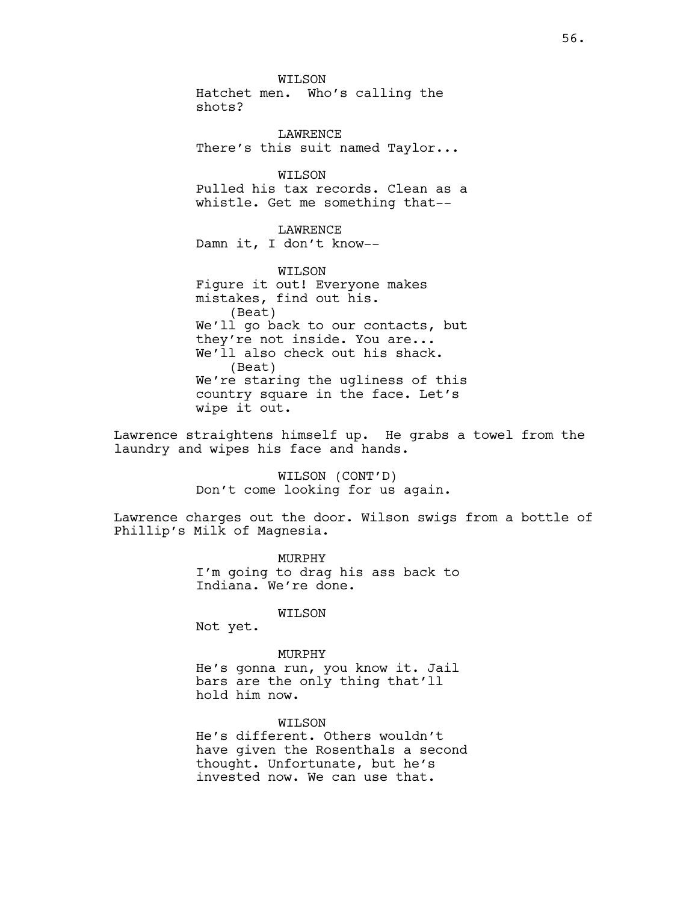WILSON
Hatchet men. Who's calling the shots?

LAWRENCE
There's this suit named Taylor...

WILSON
Pulled his tax records. Clean as a whistle. Get me something that--

LAWRENCE
Damn it, I don't know--

WILSON
Figure it out! Everyone makes mistakes, find out his.
(Beat)
We'll go back to our contacts, but they're not inside. You are...
We'll also check out his shack.
(Beat)
We're staring the ugliness of this country square in the face. Let's wipe it out.

Lawrence straightens himself up. He grabs a towel from the laundry and wipes his face and hands.

WILSON (CONT'D)
Don't come looking for us again.

Lawrence charges out the door. Wilson swigs from a bottle of Phillip's Milk of Magnesia.

MURPHY
I'm going to drag his ass back to Indiana. We're done.

WILSON
Not yet.

MURPHY
He's gonna run, you know it. Jail bars are the only thing that'll hold him now.

WILSON
He's different. Others wouldn't have given the Rosenthals a second thought. Unfortunate, but he's invested now. We can use that.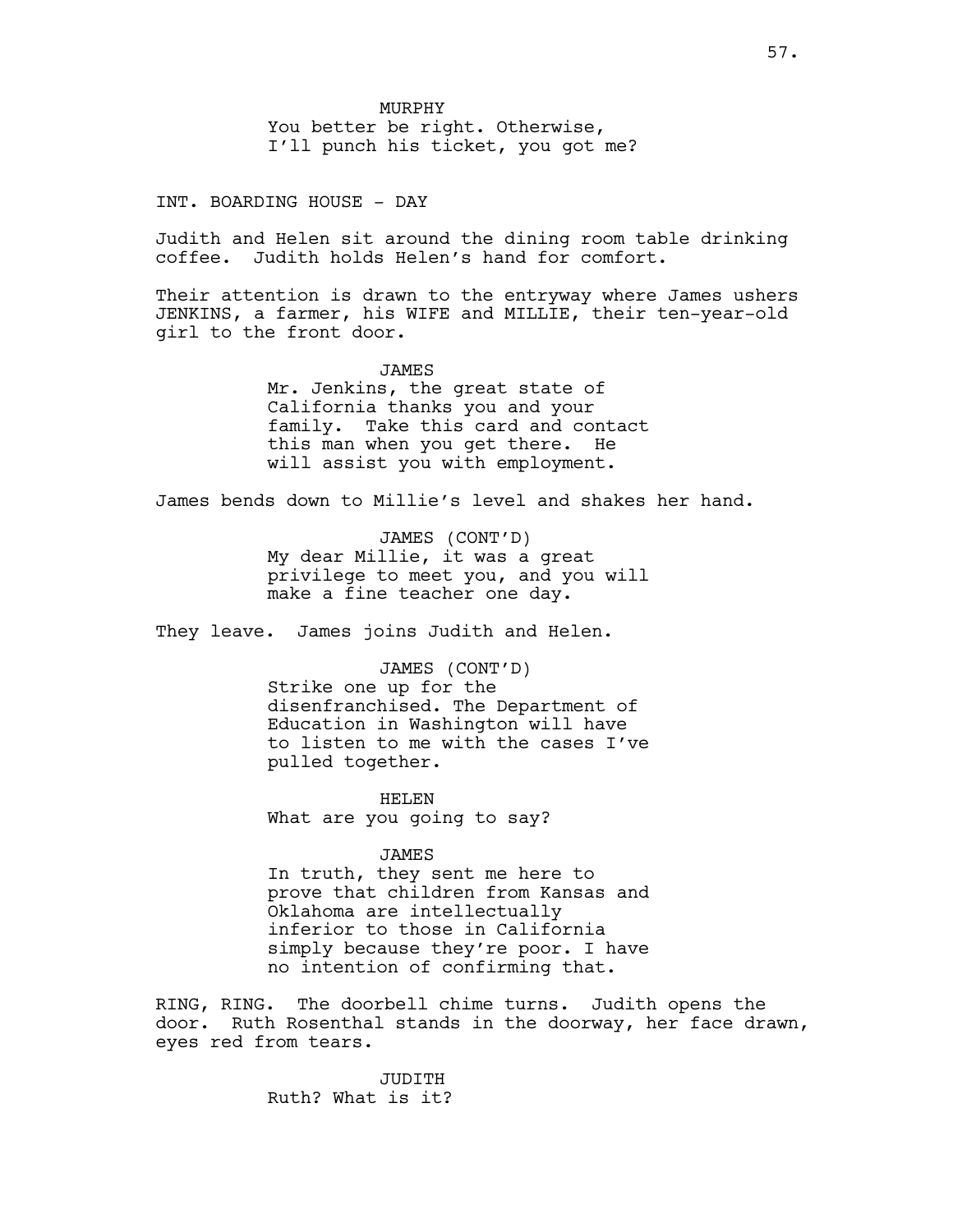MURPHY

You better be right. Otherwise, I'll punch his ticket, you got me?

INT. BOARDING HOUSE - DAY

Judith and Helen sit around the dining room table drinking coffee. Judith holds Helen's hand for comfort.

Their attention is drawn to the entryway where James ushers JENKINS, a farmer, his WIFE and MILLIE, their ten-year-old girl to the front door.

JAMES

Mr. Jenkins, the great state of California thanks you and your family. Take this card and contact this man when you get there. He will assist you with employment.

James bends down to Millie's level and shakes her hand.

JAMES (CONT'D)

My dear Millie, it was a great privilege to meet you, and you will make a fine teacher one day.

They leave. James joins Judith and Helen.

JAMES (CONT'D)

Strike one up for the disenfranchised. The Department of Education in Washington will have to listen to me with the cases I've pulled together.

HELEN

What are you going to say?

JAMES

In truth, they sent me here to prove that children from Kansas and Oklahoma are intellectually inferior to those in California simply because they're poor. I have no intention of confirming that.

RING, RING. The doorbell chime turns. Judith opens the door. Ruth Rosenthal stands in the doorway, her face drawn, eyes red from tears.

JUDITH

Ruth? What is it?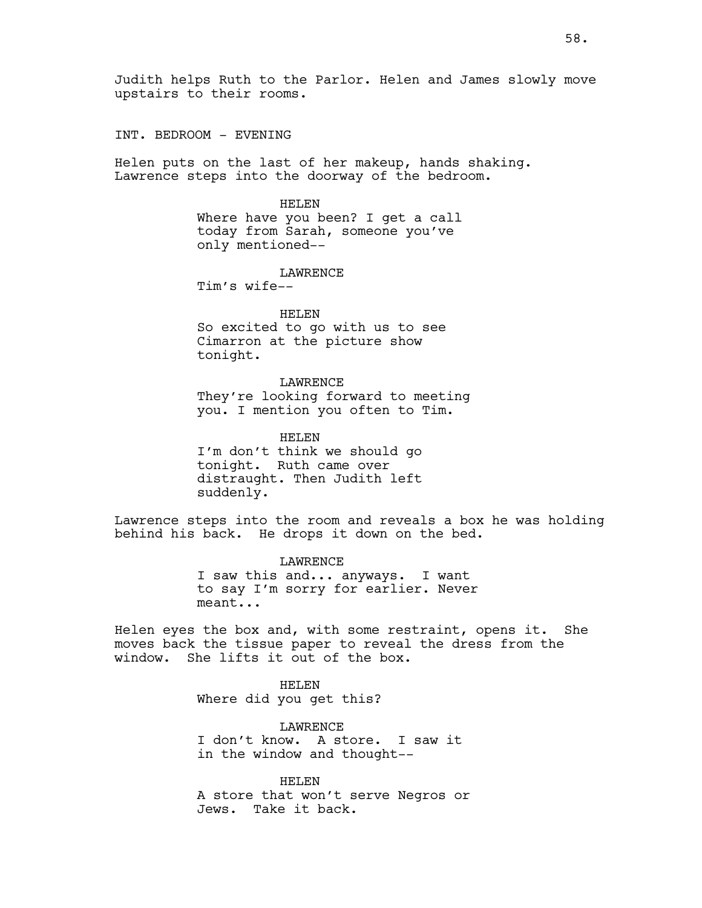Judith helps Ruth to the Parlor. Helen and James slowly move upstairs to their rooms.

INT. BEDROOM - EVENING

Helen puts on the last of her makeup, hands shaking. Lawrence steps into the doorway of the bedroom.

HELEN
Where have you been? I get a call today from Sarah, someone you've only mentioned--

LAWRENCE
Tim's wife--

HELEN
So excited to go with us to see Cimarron at the picture show tonight.

LAWRENCE
They're looking forward to meeting you. I mention you often to Tim.

HELEN
I'm don't think we should go tonight. Ruth came over distraught. Then Judith left suddenly.

Lawrence steps into the room and reveals a box he was holding behind his back. He drops it down on the bed.

LAWRENCE
I saw this and... anyways. I want to say I'm sorry for earlier. Never meant...

Helen eyes the box and, with some restraint, opens it. She moves back the tissue paper to reveal the dress from the window. She lifts it out of the box.

HELEN
Where did you get this?

LAWRENCE
I don't know. A store. I saw it in the window and thought--

HELEN
A store that won't serve Negros or Jews. Take it back.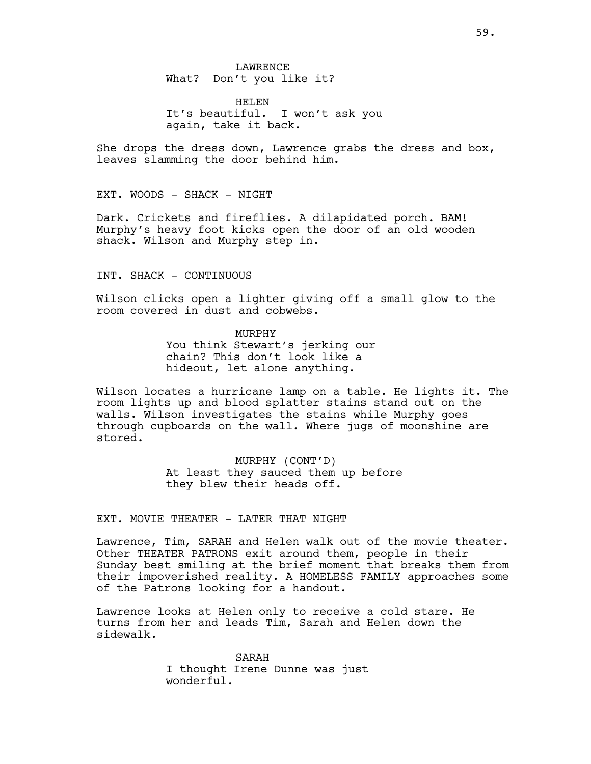LAWRENCE
What? Don't you like it?

HELEN
It's beautiful. I won't ask you again, take it back.

She drops the dress down, Lawrence grabs the dress and box, leaves slamming the door behind him.

EXT. WOODS - SHACK - NIGHT

Dark. Crickets and fireflies. A dilapidated porch. BAM! Murphy's heavy foot kicks open the door of an old wooden shack. Wilson and Murphy step in.

INT. SHACK - CONTINUOUS

Wilson clicks open a lighter giving off a small glow to the room covered in dust and cobwebs.

MURPHY
You think Stewart's jerking our chain? This don't look like a hideout, let alone anything.

Wilson locates a hurricane lamp on a table. He lights it. The room lights up and blood splatter stains stand out on the walls. Wilson investigates the stains while Murphy goes through cupboards on the wall. Where jugs of moonshine are stored.

MURPHY (CONT'D)
At least they sauced them up before they blew their heads off.

EXT. MOVIE THEATER - LATER THAT NIGHT

Lawrence, Tim, SARAH and Helen walk out of the movie theater. Other THEATER PATRONS exit around them, people in their Sunday best smiling at the brief moment that breaks them from their impoverished reality. A HOMELESS FAMILY approaches some of the Patrons looking for a handout.

Lawrence looks at Helen only to receive a cold stare. He turns from her and leads Tim, Sarah and Helen down the sidewalk.

SARAH
I thought Irene Dunne was just wonderful.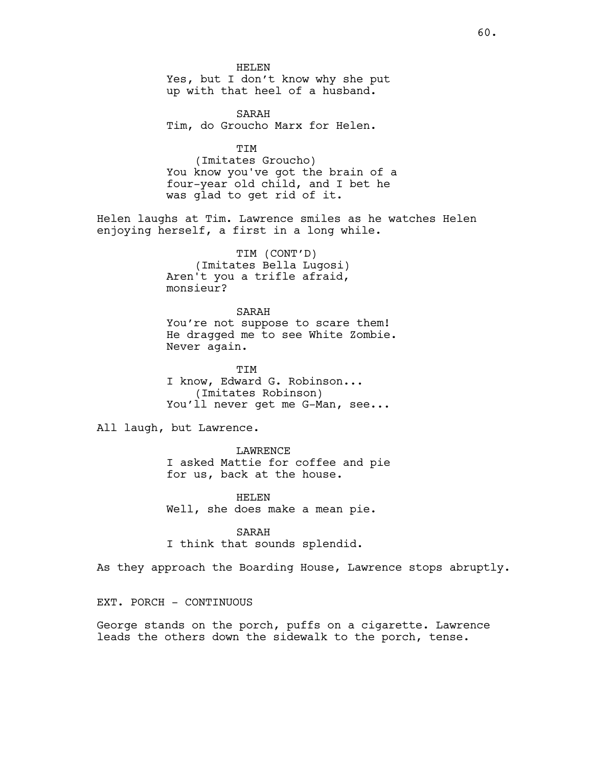HELEN
Yes, but I don't know why she put up with that heel of a husband.

SARAH
Tim, do Groucho Marx for Helen.

TIM
(Imitates Groucho)
You know you've got the brain of a four-year old child, and I bet he was glad to get rid of it.

Helen laughs at Tim. Lawrence smiles as he watches Helen enjoying herself, a first in a long while.

TIM (CONT'D)
(Imitates Bella Lugosi)
Aren't you a trifle afraid, monsieur?

SARAH
You're not suppose to scare them! He dragged me to see White Zombie. Never again.

TIM
I know, Edward G. Robinson...
(Imitates Robinson)
You'll never get me G-Man, see...

All laugh, but Lawrence.

LAWRENCE
I asked Mattie for coffee and pie for us, back at the house.

HELEN
Well, she does make a mean pie.

SARAH
I think that sounds splendid.

As they approach the Boarding House, Lawrence stops abruptly.

EXT. PORCH - CONTINUOUS

George stands on the porch, puffs on a cigarette. Lawrence leads the others down the sidewalk to the porch, tense.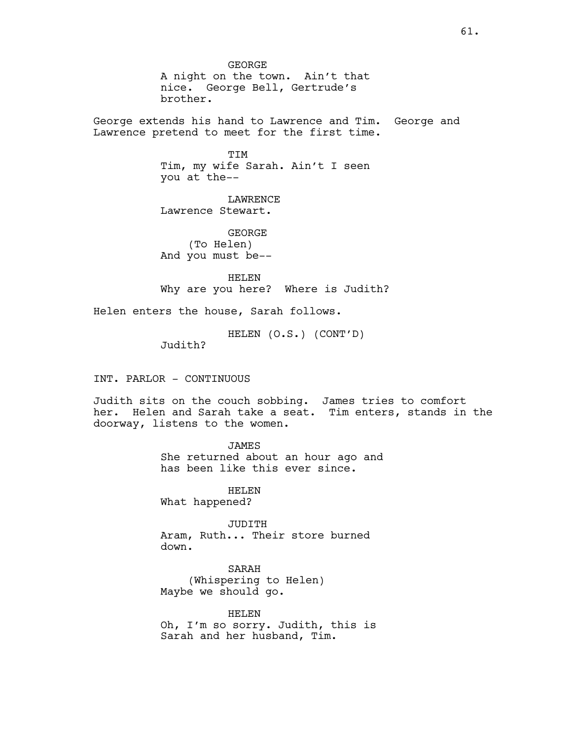GEORGE
A night on the town. Ain't that nice. George Bell, Gertrude's brother.

George extends his hand to Lawrence and Tim. George and Lawrence pretend to meet for the first time.

TIM
Tim, my wife Sarah. Ain't I seen you at the--

LAWRENCE
Lawrence Stewart.

GEORGE
(To Helen)
And you must be--

HELEN
Why are you here? Where is Judith?

Helen enters the house, Sarah follows.

HELEN (O.S.) (CONT'D)
Judith?

INT. PARLOR - CONTINUOUS

Judith sits on the couch sobbing. James tries to comfort her. Helen and Sarah take a seat. Tim enters, stands in the doorway, listens to the women.

JAMES
She returned about an hour ago and has been like this ever since.

HELEN
What happened?

JUDITH
Aram, Ruth... Their store burned down.

SARAH
(Whispering to Helen)
Maybe we should go.

HELEN
Oh, I'm so sorry. Judith, this is Sarah and her husband, Tim.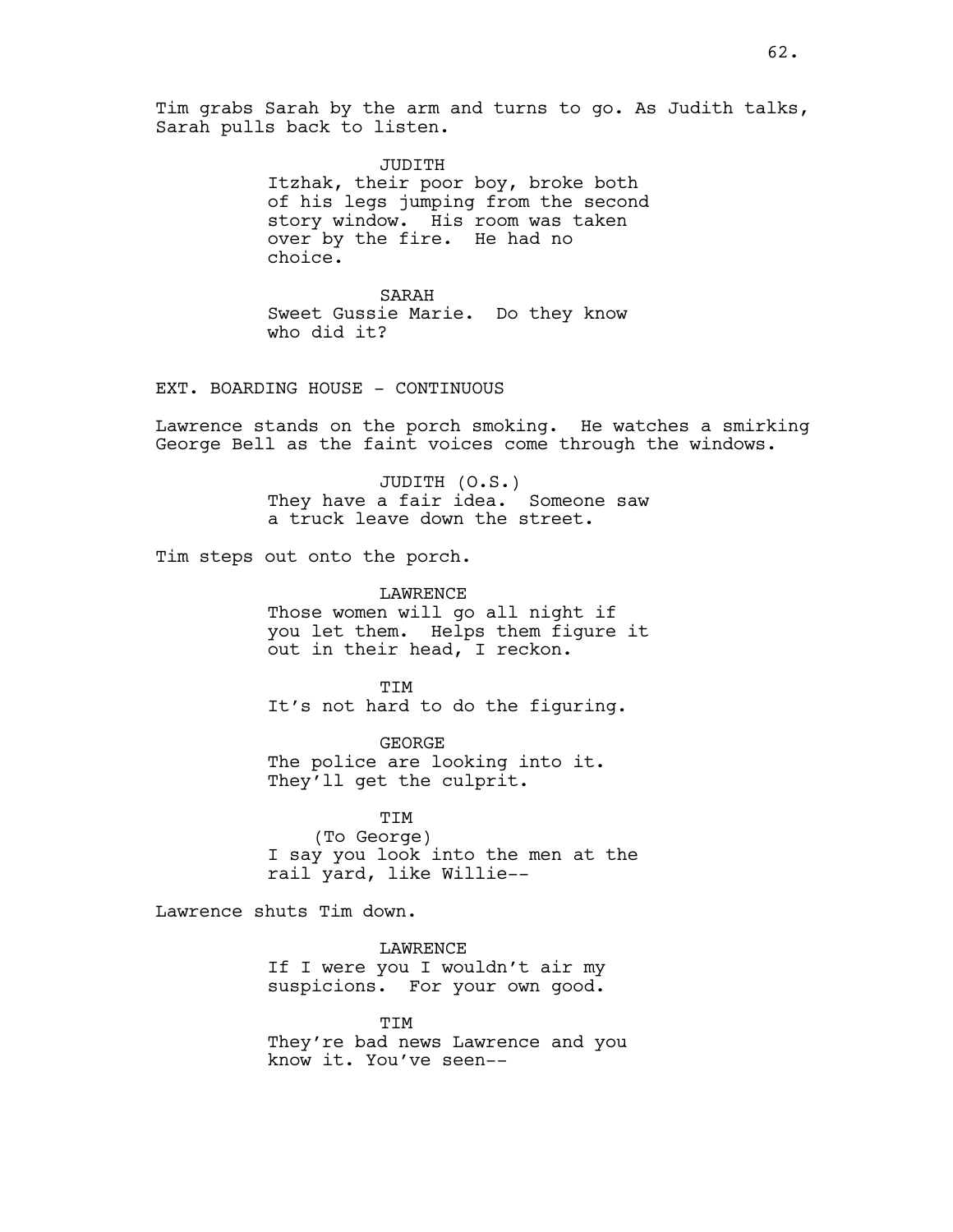Tim grabs Sarah by the arm and turns to go. As Judith talks, Sarah pulls back to listen.

JUDITH

Itzhak, their poor boy, broke both of his legs jumping from the second story window. His room was taken over by the fire. He had no choice.

SARAH

Sweet Gussie Marie. Do they know who did it?

EXT. BOARDING HOUSE - CONTINUOUS

Lawrence stands on the porch smoking. He watches a smirking George Bell as the faint voices come through the windows.

JUDITH (O.S.)

They have a fair idea. Someone saw a truck leave down the street.

Tim steps out onto the porch.

LAWRENCE

Those women will go all night if you let them. Helps them figure it out in their head, I reckon.

TIM

It's not hard to do the figuring.

GEORGE

The police are looking into it. They'll get the culprit.

TIM

(To George)

I say you look into the men at the rail yard, like Willie--

Lawrence shuts Tim down.

LAWRENCE

If I were you I wouldn't air my suspicions. For your own good.

TIM

They're bad news Lawrence and you know it. You've seen--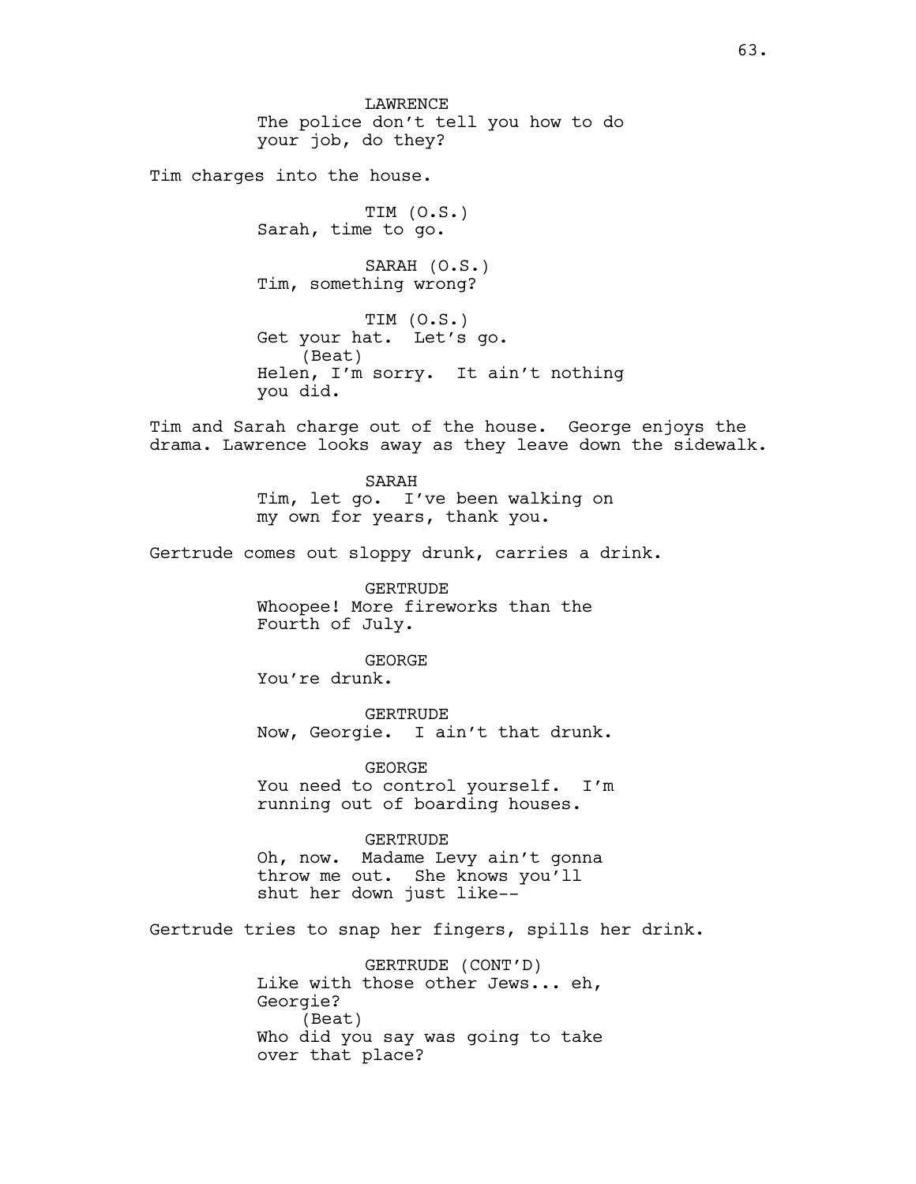LAWRENCE
The police don't tell you how to do your job, do they?

Tim charges into the house.

TIM (O.S.)
Sarah, time to go.

SARAH (O.S.)
Tim, something wrong?

TIM (O.S.)
Get your hat. Let's go.
(Beat)
Helen, I'm sorry. It ain't nothing you did.

Tim and Sarah charge out of the house. George enjoys the drama. Lawrence looks away as they leave down the sidewalk.

SARAH
Tim, let go. I've been walking on my own for years, thank you.

Gertrude comes out sloppy drunk, carries a drink.

GERTRUDE
Whoopee! More fireworks than the Fourth of July.

GEORGE
You're drunk.

GERTRUDE
Now, Georgie. I ain't that drunk.

GEORGE
You need to control yourself. I'm running out of boarding houses.

GERTRUDE
Oh, now. Madame Levy ain't gonna throw me out. She knows you'll shut her down just like--

Gertrude tries to snap her fingers, spills her drink.

GERTRUDE (CONT'D)
Like with those other Jews... eh, Georgie?
(Beat)
Who did you say was going to take over that place?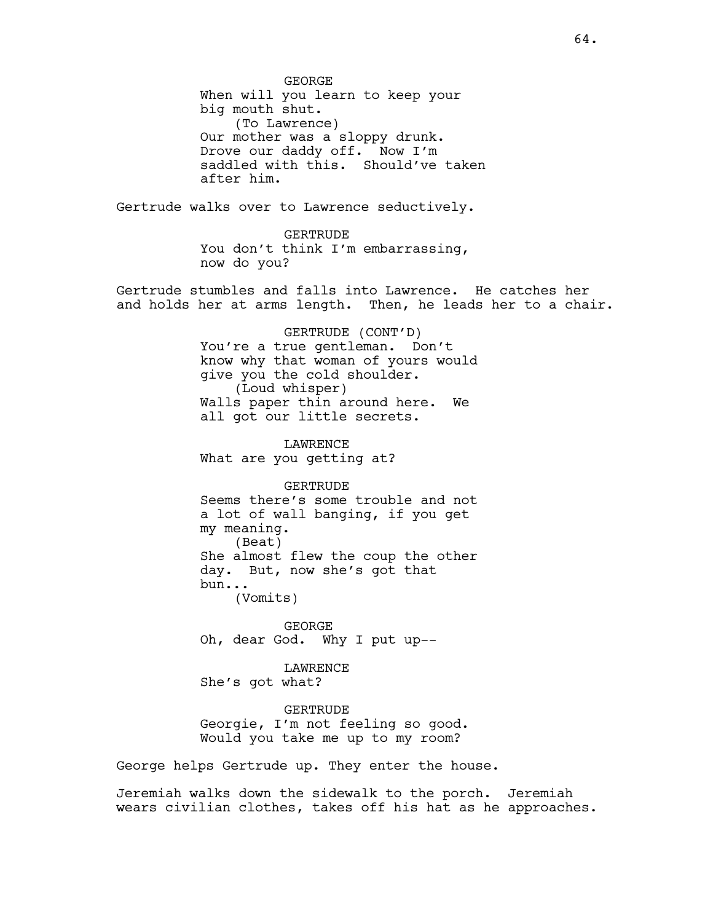GEORGE
When will you learn to keep your big mouth shut.
(To Lawrence)
Our mother was a sloppy drunk. Drove our daddy off. Now I'm saddled with this. Should've taken after him.

Gertrude walks over to Lawrence seductively.

GERTRUDE
You don't think I'm embarrassing, now do you?

Gertrude stumbles and falls into Lawrence. He catches her and holds her at arms length. Then, he leads her to a chair.

GERTRUDE (CONT'D)
You're a true gentleman. Don't know why that woman of yours would give you the cold shoulder.
(Loud whisper)
Walls paper thin around here. We all got our little secrets.

LAWRENCE
What are you getting at?

GERTRUDE
Seems there's some trouble and not a lot of wall banging, if you get my meaning.
(Beat)
She almost flew the coup the other day. But, now she's got that bun...
(Vomits)

GEORGE
Oh, dear God. Why I put up--

LAWRENCE
She's got what?

GERTRUDE
Georgie, I'm not feeling so good. Would you take me up to my room?

George helps Gertrude up. They enter the house.

Jeremiah walks down the sidewalk to the porch. Jeremiah wears civilian clothes, takes off his hat as he approaches.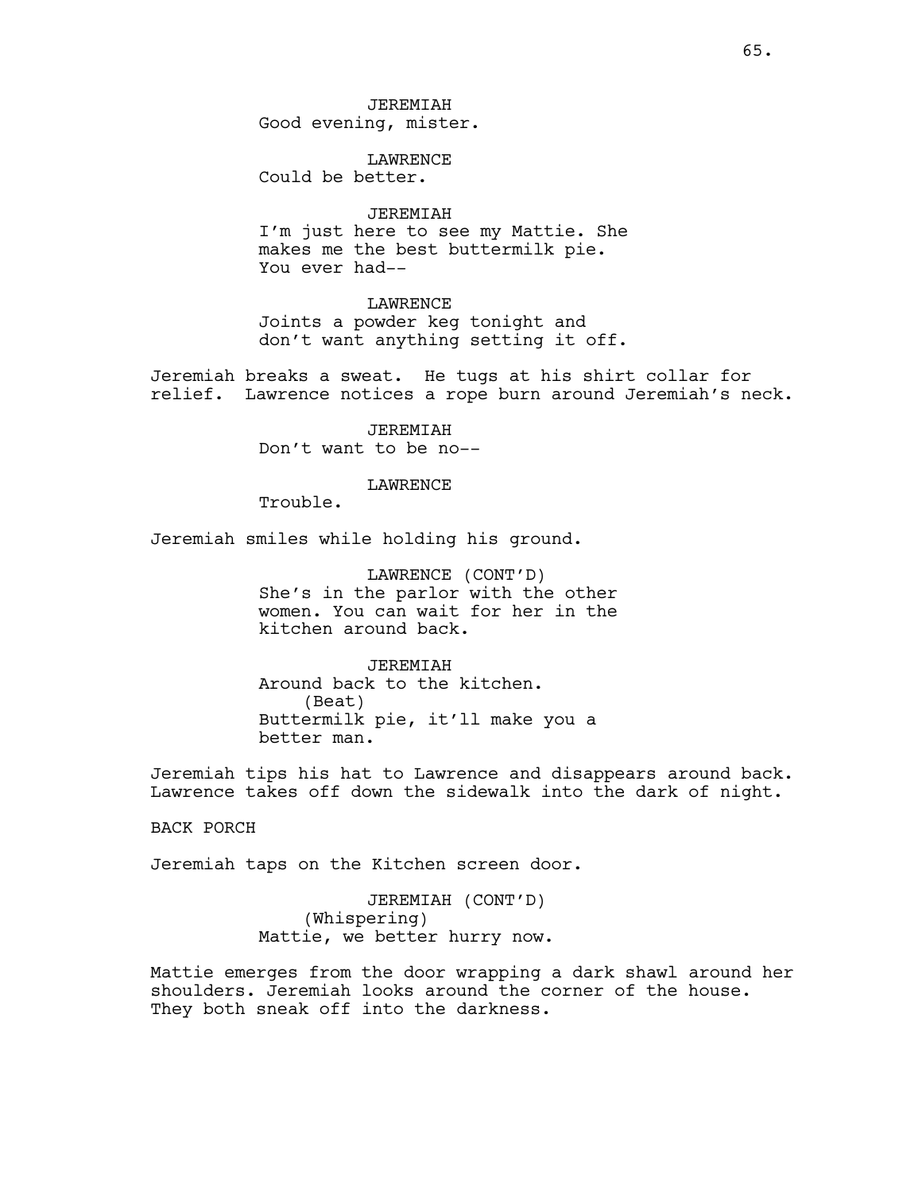JEREMIAH
Good evening, mister.

LAWRENCE
Could be better.

JEREMIAH
I'm just here to see my Mattie. She makes me the best buttermilk pie. You ever had--

LAWRENCE
Joints a powder keg tonight and don't want anything setting it off.

Jeremiah breaks a sweat. He tugs at his shirt collar for relief. Lawrence notices a rope burn around Jeremiah's neck.

JEREMIAH
Don't want to be no--

LAWRENCE
Trouble.

Jeremiah smiles while holding his ground.

LAWRENCE (CONT'D)
She's in the parlor with the other women. You can wait for her in the kitchen around back.

JEREMIAH
Around back to the kitchen.
(Beat)
Buttermilk pie, it'll make you a better man.

Jeremiah tips his hat to Lawrence and disappears around back. Lawrence takes off down the sidewalk into the dark of night.

BACK PORCH

Jeremiah taps on the Kitchen screen door.

JEREMIAH (CONT'D)
(Whispering)
Mattie, we better hurry now.

Mattie emerges from the door wrapping a dark shawl around her shoulders. Jeremiah looks around the corner of the house. They both sneak off into the darkness.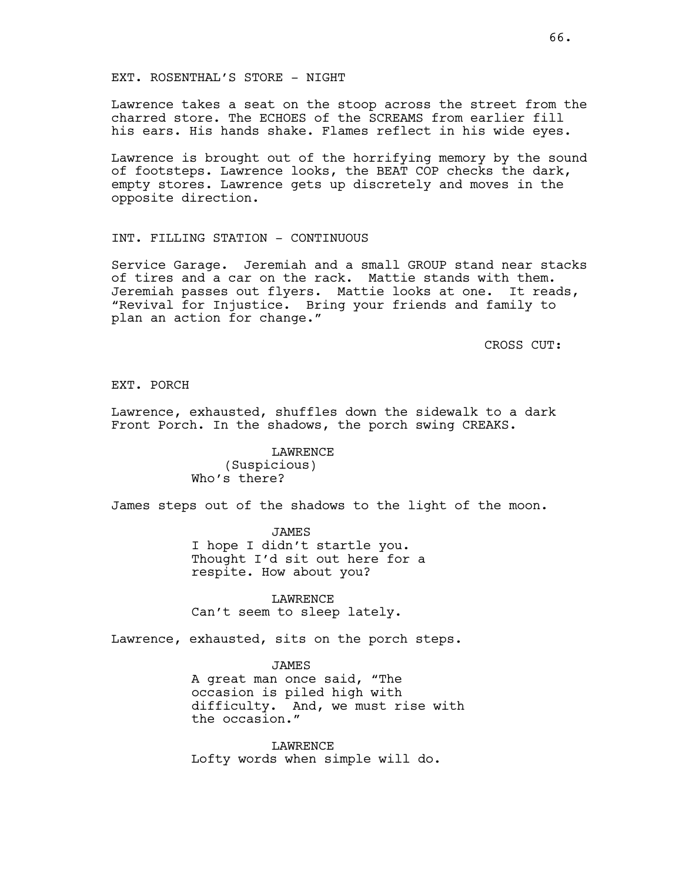EXT. ROSENTHAL'S STORE - NIGHT

Lawrence takes a seat on the stoop across the street from the charred store. The ECHOES of the SCREAMS from earlier fill his ears. His hands shake. Flames reflect in his wide eyes.

Lawrence is brought out of the horrifying memory by the sound of footsteps. Lawrence looks, the BEAT COP checks the dark, empty stores. Lawrence gets up discretely and moves in the opposite direction.

INT. FILLING STATION - CONTINUOUS

Service Garage. Jeremiah and a small GROUP stand near stacks of tires and a car on the rack. Mattie stands with them. Jeremiah passes out flyers. Mattie looks at one. It reads, "Revival for Injustice. Bring your friends and family to plan an action for change."

CROSS CUT:

EXT. PORCH

Lawrence, exhausted, shuffles down the sidewalk to a dark Front Porch. In the shadows, the porch swing CREAKS.

LAWRENCE
(Suspicious)
Who's there?

James steps out of the shadows to the light of the moon.

JAMES
I hope I didn't startle you. Thought I'd sit out here for a respite. How about you?

LAWRENCE
Can't seem to sleep lately.

Lawrence, exhausted, sits on the porch steps.

JAMES
A great man once said, "The occasion is piled high with difficulty. And, we must rise with the occasion."

LAWRENCE
Lofty words when simple will do.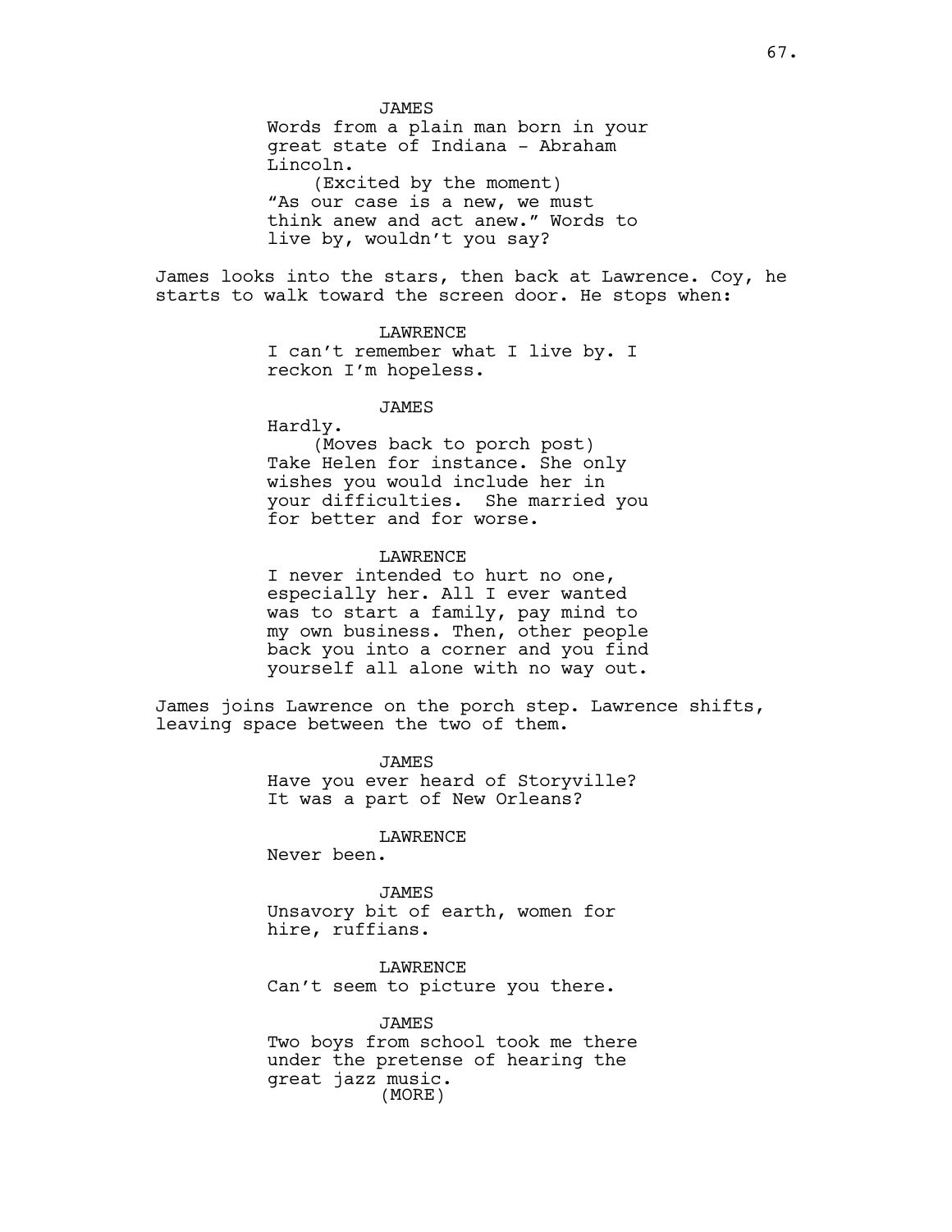JAMES

Words from a plain man born in your great state of Indiana - Abraham Lincoln.

(Excited by the moment)

"As our case is a new, we must think anew and act anew." Words to live by, wouldn't you say?

James looks into the stars, then back at Lawrence. Coy, he starts to walk toward the screen door. He stops when:

LAWRENCE

I can't remember what I live by. I reckon I'm hopeless.

JAMES

Hardly.

(Moves back to porch post)

Take Helen for instance. She only wishes you would include her in your difficulties.  She married you for better and for worse.

LAWRENCE

I never intended to hurt no one, especially her. All I ever wanted was to start a family, pay mind to my own business. Then, other people back you into a corner and you find yourself all alone with no way out.

James joins Lawrence on the porch step. Lawrence shifts, leaving space between the two of them.

JAMES

Have you ever heard of Storyville? It was a part of New Orleans?

LAWRENCE

Never been.

JAMES

Unsavory bit of earth, women for hire, ruffians.

LAWRENCE

Can't seem to picture you there.

JAMES

Two boys from school took me there under the pretense of hearing the great jazz music.

(MORE)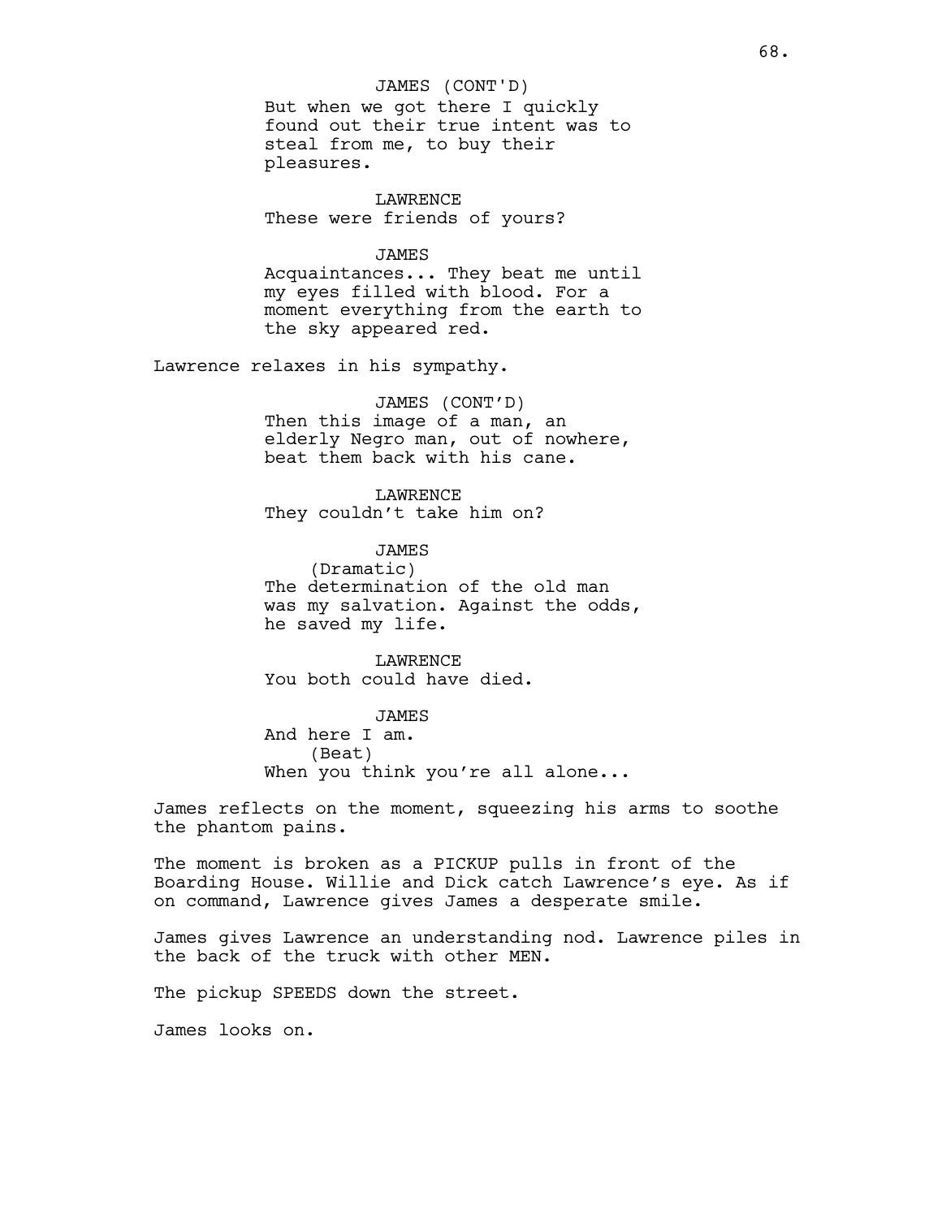JAMES (CONT'D)
But when we got there I quickly found out their true intent was to steal from me, to buy their pleasures.

LAWRENCE
These were friends of yours?

JAMES
Acquaintances... They beat me until my eyes filled with blood. For a moment everything from the earth to the sky appeared red.

Lawrence relaxes in his sympathy.

JAMES (CONT'D)
Then this image of a man, an elderly Negro man, out of nowhere, beat them back with his cane.

LAWRENCE
They couldn't take him on?

JAMES
(Dramatic)
The determination of the old man was my salvation. Against the odds, he saved my life.

LAWRENCE
You both could have died.

JAMES
And here I am.
(Beat)
When you think you're all alone...

James reflects on the moment, squeezing his arms to soothe the phantom pains.

The moment is broken as a PICKUP pulls in front of the Boarding House. Willie and Dick catch Lawrence's eye. As if on command, Lawrence gives James a desperate smile.

James gives Lawrence an understanding nod. Lawrence piles in the back of the truck with other MEN.

The pickup SPEEDS down the street.

James looks on.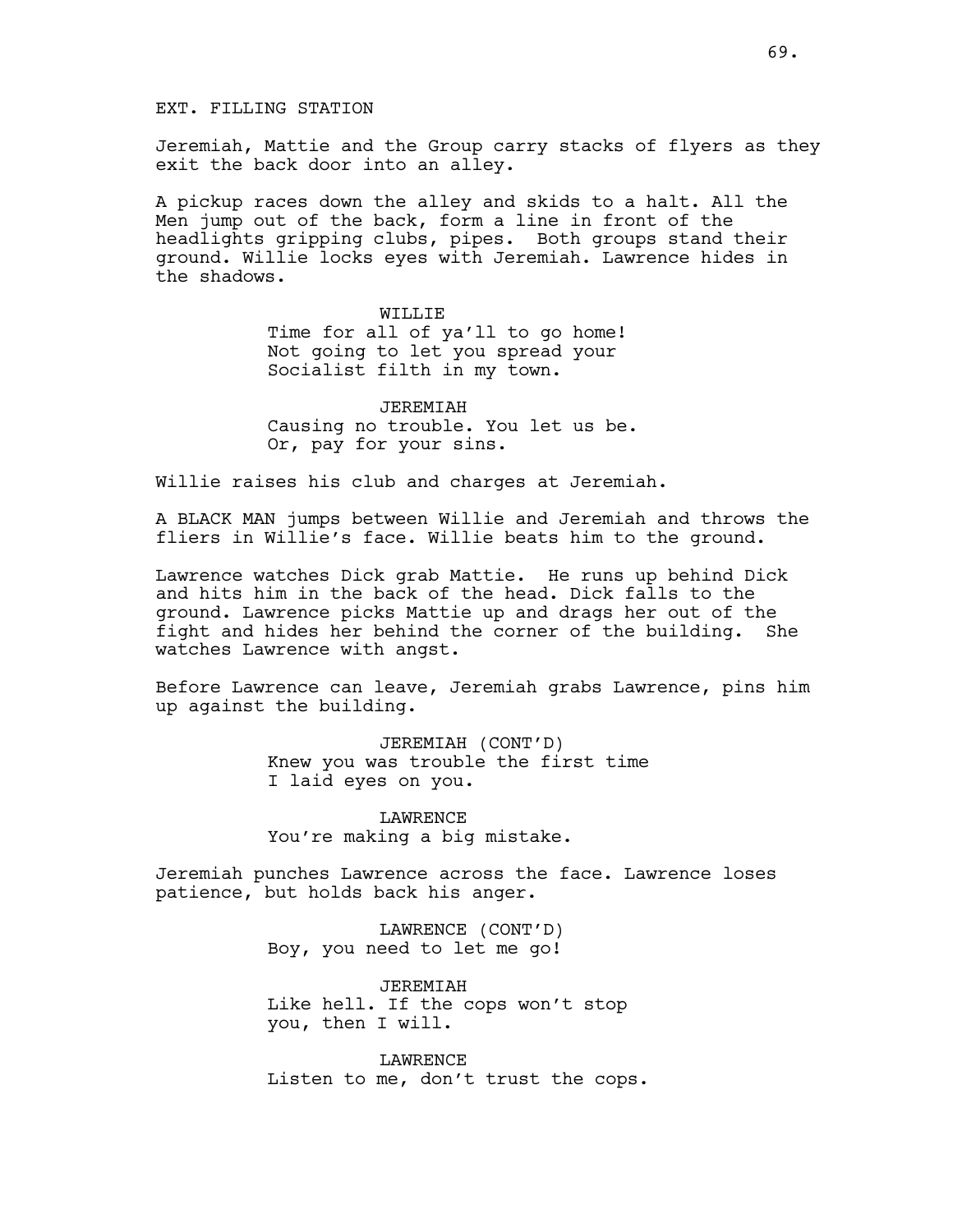EXT. FILLING STATION

Jeremiah, Mattie and the Group carry stacks of flyers as they exit the back door into an alley.

A pickup races down the alley and skids to a halt. All the Men jump out of the back, form a line in front of the headlights gripping clubs, pipes. Both groups stand their ground. Willie locks eyes with Jeremiah. Lawrence hides in the shadows.

WILLIE
Time for all of ya'll to go home! Not going to let you spread your Socialist filth in my town.

JEREMIAH
Causing no trouble. You let us be. Or, pay for your sins.

Willie raises his club and charges at Jeremiah.

A BLACK MAN jumps between Willie and Jeremiah and throws the fliers in Willie's face. Willie beats him to the ground.

Lawrence watches Dick grab Mattie. He runs up behind Dick and hits him in the back of the head. Dick falls to the ground. Lawrence picks Mattie up and drags her out of the fight and hides her behind the corner of the building. She watches Lawrence with angst.

Before Lawrence can leave, Jeremiah grabs Lawrence, pins him up against the building.

JEREMIAH (CONT'D)
Knew you was trouble the first time I laid eyes on you.

LAWRENCE
You're making a big mistake.

Jeremiah punches Lawrence across the face. Lawrence loses patience, but holds back his anger.

LAWRENCE (CONT'D)
Boy, you need to let me go!

JEREMIAH
Like hell. If the cops won't stop you, then I will.

LAWRENCE
Listen to me, don't trust the cops.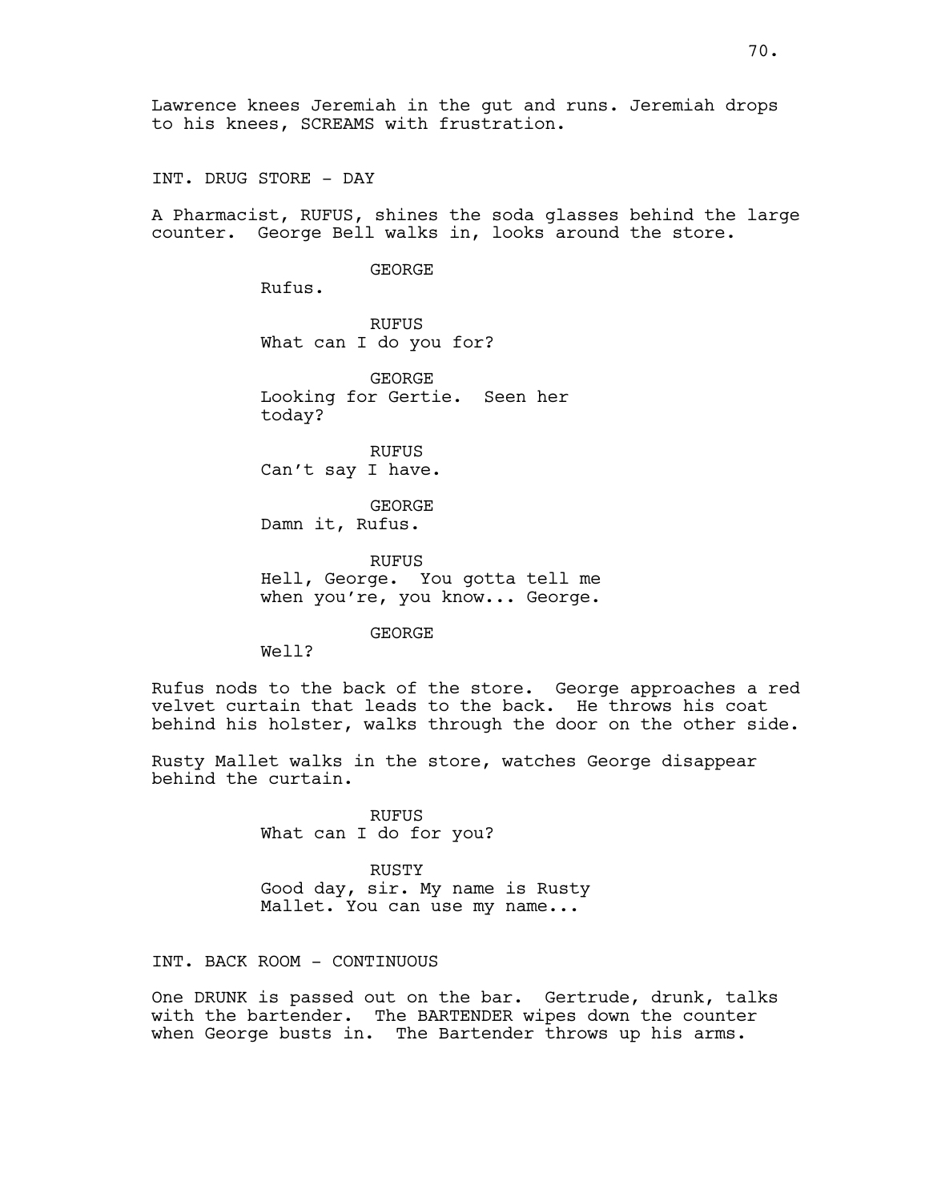Lawrence knees Jeremiah in the gut and runs. Jeremiah drops to his knees, SCREAMS with frustration.

INT. DRUG STORE - DAY

A Pharmacist, RUFUS, shines the soda glasses behind the large counter. George Bell walks in, looks around the store.

GEORGE
Rufus.

RUFUS
What can I do you for?

GEORGE
Looking for Gertie. Seen her today?

RUFUS
Can't say I have.

GEORGE
Damn it, Rufus.

RUFUS
Hell, George. You gotta tell me when you're, you know... George.

GEORGE
Well?

Rufus nods to the back of the store. George approaches a red velvet curtain that leads to the back. He throws his coat behind his holster, walks through the door on the other side.

Rusty Mallet walks in the store, watches George disappear behind the curtain.

RUFUS
What can I do for you?

RUSTY
Good day, sir. My name is Rusty Mallet. You can use my name...

INT. BACK ROOM - CONTINUOUS

One DRUNK is passed out on the bar. Gertrude, drunk, talks with the bartender. The BARTENDER wipes down the counter when George busts in. The Bartender throws up his arms.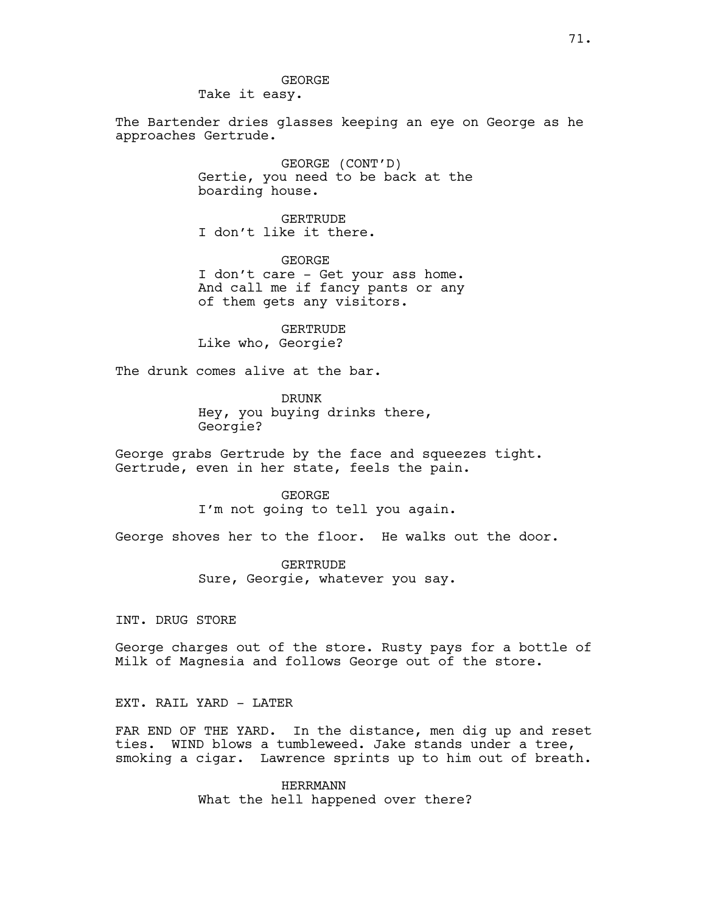GEORGE
Take it easy.

The Bartender dries glasses keeping an eye on George as he approaches Gertrude.

GEORGE (CONT'D)
Gertie, you need to be back at the boarding house.

GERTRUDE
I don't like it there.

GEORGE
I don't care - Get your ass home. And call me if fancy pants or any of them gets any visitors.

GERTRUDE
Like who, Georgie?

The drunk comes alive at the bar.

DRUNK
Hey, you buying drinks there, Georgie?

George grabs Gertrude by the face and squeezes tight. Gertrude, even in her state, feels the pain.

GEORGE
I'm not going to tell you again.

George shoves her to the floor. He walks out the door.

GERTRUDE
Sure, Georgie, whatever you say.

INT. DRUG STORE

George charges out of the store. Rusty pays for a bottle of Milk of Magnesia and follows George out of the store.

EXT. RAIL YARD - LATER

FAR END OF THE YARD. In the distance, men dig up and reset ties. WIND blows a tumbleweed. Jake stands under a tree, smoking a cigar. Lawrence sprints up to him out of breath.

HERRMANN
What the hell happened over there?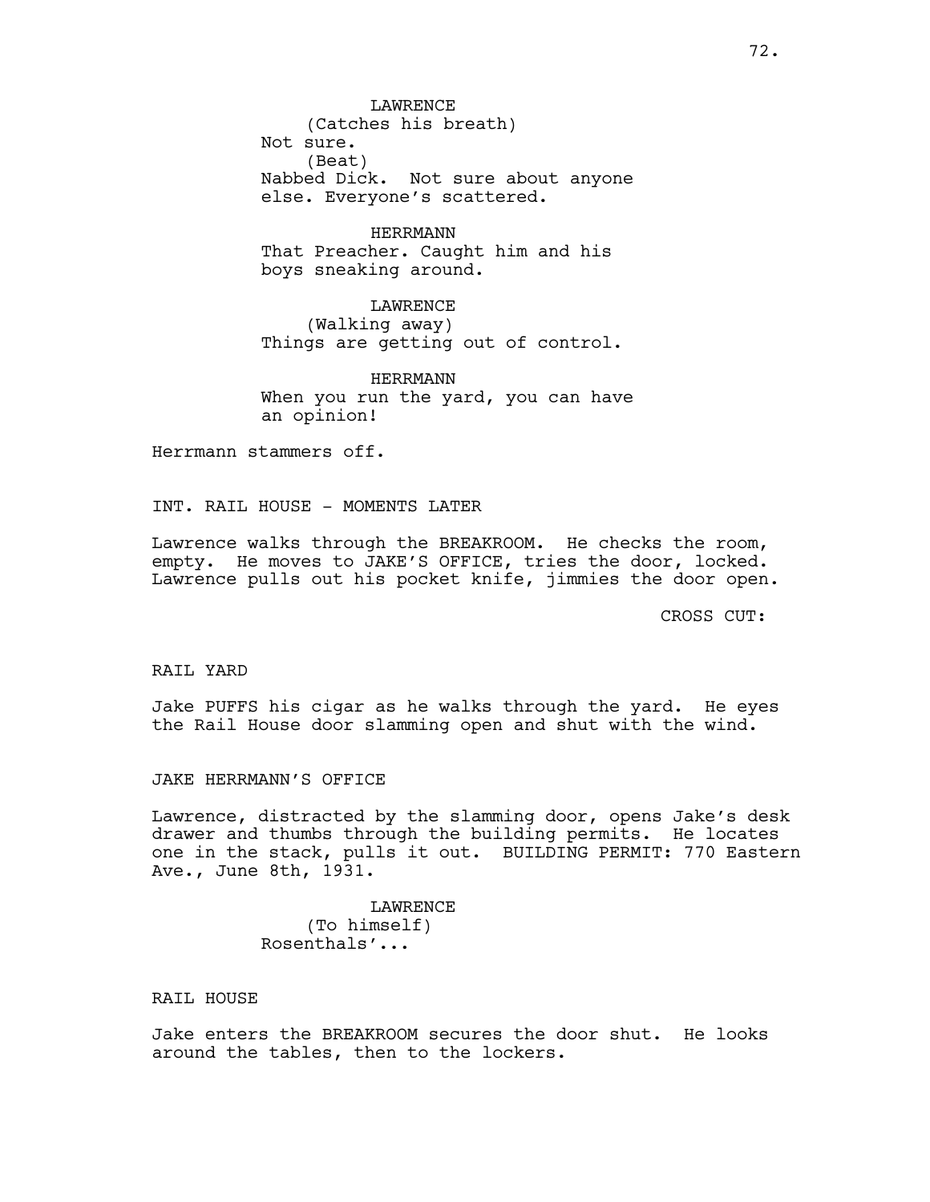LAWRENCE
(Catches his breath)
Not sure.
(Beat)
Nabbed Dick. Not sure about anyone else. Everyone's scattered.

HERRMANN
That Preacher. Caught him and his boys sneaking around.

LAWRENCE
(Walking away)
Things are getting out of control.

HERRMANN
When you run the yard, you can have an opinion!

Herrmann stammers off.

INT. RAIL HOUSE - MOMENTS LATER

Lawrence walks through the BREAKROOM. He checks the room, empty. He moves to JAKE'S OFFICE, tries the door, locked. Lawrence pulls out his pocket knife, jimmies the door open.

CROSS CUT:

RAIL YARD

Jake PUFFS his cigar as he walks through the yard. He eyes the Rail House door slamming open and shut with the wind.

JAKE HERRMANN'S OFFICE

Lawrence, distracted by the slamming door, opens Jake's desk drawer and thumbs through the building permits. He locates one in the stack, pulls it out. BUILDING PERMIT: 770 Eastern Ave., June 8th, 1931.

LAWRENCE
(To himself)
Rosenthals'...

RAIL HOUSE

Jake enters the BREAKROOM secures the door shut. He looks around the tables, then to the lockers.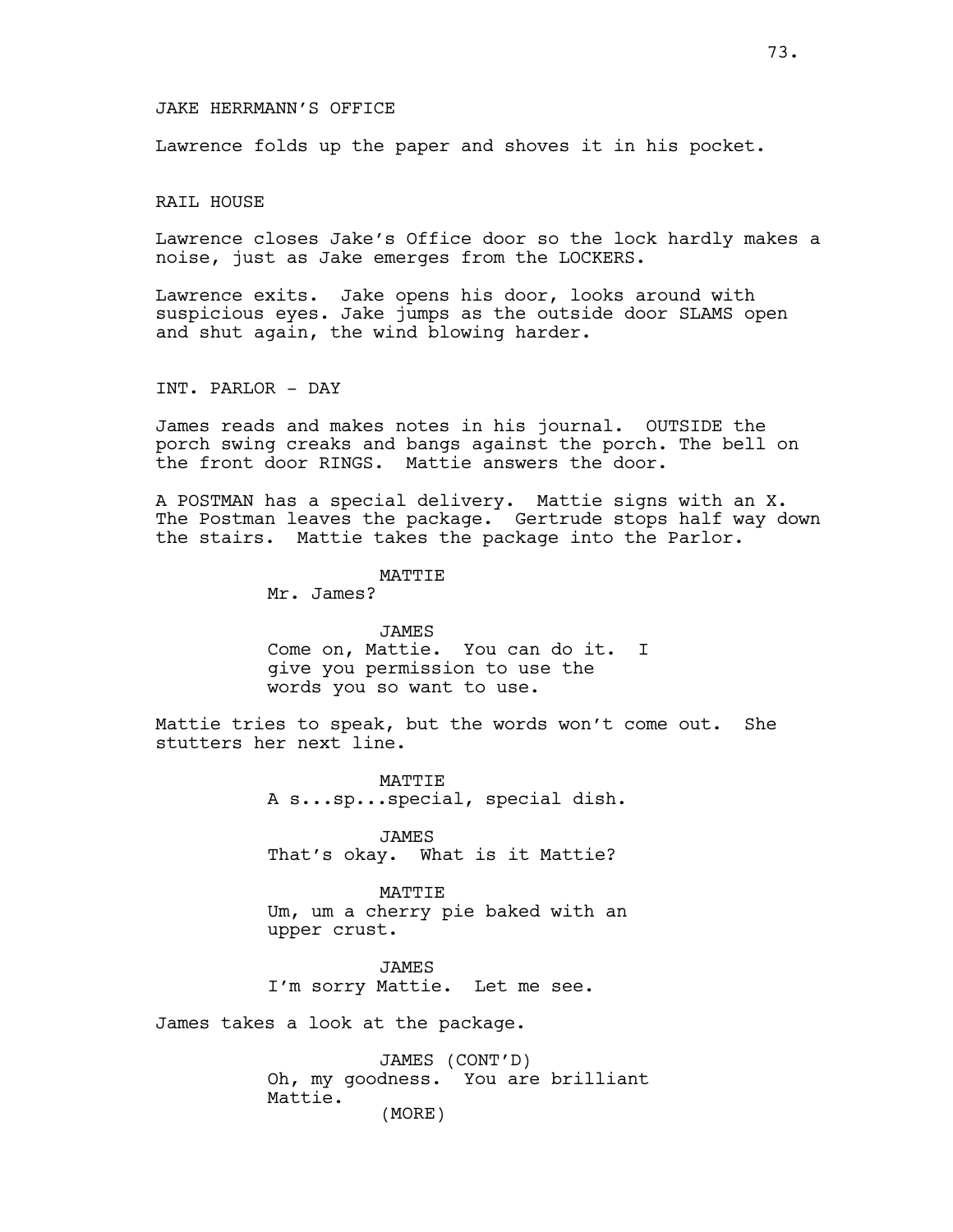JAKE HERRMANN'S OFFICE

Lawrence folds up the paper and shoves it in his pocket.

RAIL HOUSE

Lawrence closes Jake's Office door so the lock hardly makes a noise, just as Jake emerges from the LOCKERS.

Lawrence exits. Jake opens his door, looks around with suspicious eyes. Jake jumps as the outside door SLAMS open and shut again, the wind blowing harder.

INT. PARLOR - DAY

James reads and makes notes in his journal. OUTSIDE the porch swing creaks and bangs against the porch. The bell on the front door RINGS. Mattie answers the door.

A POSTMAN has a special delivery. Mattie signs with an X. The Postman leaves the package. Gertrude stops half way down the stairs. Mattie takes the package into the Parlor.

MATTIE
Mr. James?

JAMES
Come on, Mattie. You can do it. I give you permission to use the words you so want to use.

Mattie tries to speak, but the words won't come out. She stutters her next line.

MATTIE
A s...sp...special, special dish.

JAMES
That's okay. What is it Mattie?

MATTIE
Um, um a cherry pie baked with an upper crust.

JAMES
I'm sorry Mattie. Let me see.

James takes a look at the package.

JAMES (CONT'D)
Oh, my goodness. You are brilliant Mattie.
(MORE)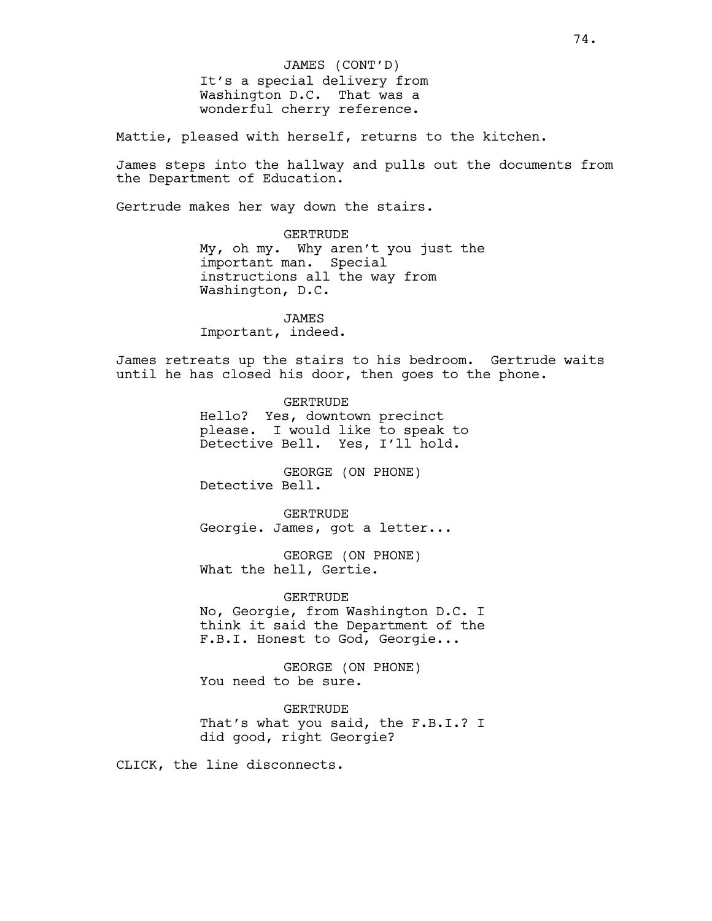JAMES (CONT'D)
It's a special delivery from Washington D.C. That was a wonderful cherry reference.

Mattie, pleased with herself, returns to the kitchen.

James steps into the hallway and pulls out the documents from the Department of Education.

Gertrude makes her way down the stairs.

GERTRUDE
My, oh my. Why aren't you just the important man. Special instructions all the way from Washington, D.C.

JAMES
Important, indeed.

James retreats up the stairs to his bedroom. Gertrude waits until he has closed his door, then goes to the phone.

GERTRUDE
Hello? Yes, downtown precinct please. I would like to speak to Detective Bell. Yes, I'll hold.

GEORGE (ON PHONE)
Detective Bell.

GERTRUDE
Georgie. James, got a letter...

GEORGE (ON PHONE)
What the hell, Gertie.

GERTRUDE
No, Georgie, from Washington D.C. I think it said the Department of the F.B.I. Honest to God, Georgie...

GEORGE (ON PHONE)
You need to be sure.

GERTRUDE
That's what you said, the F.B.I.? I did good, right Georgie?

CLICK, the line disconnects.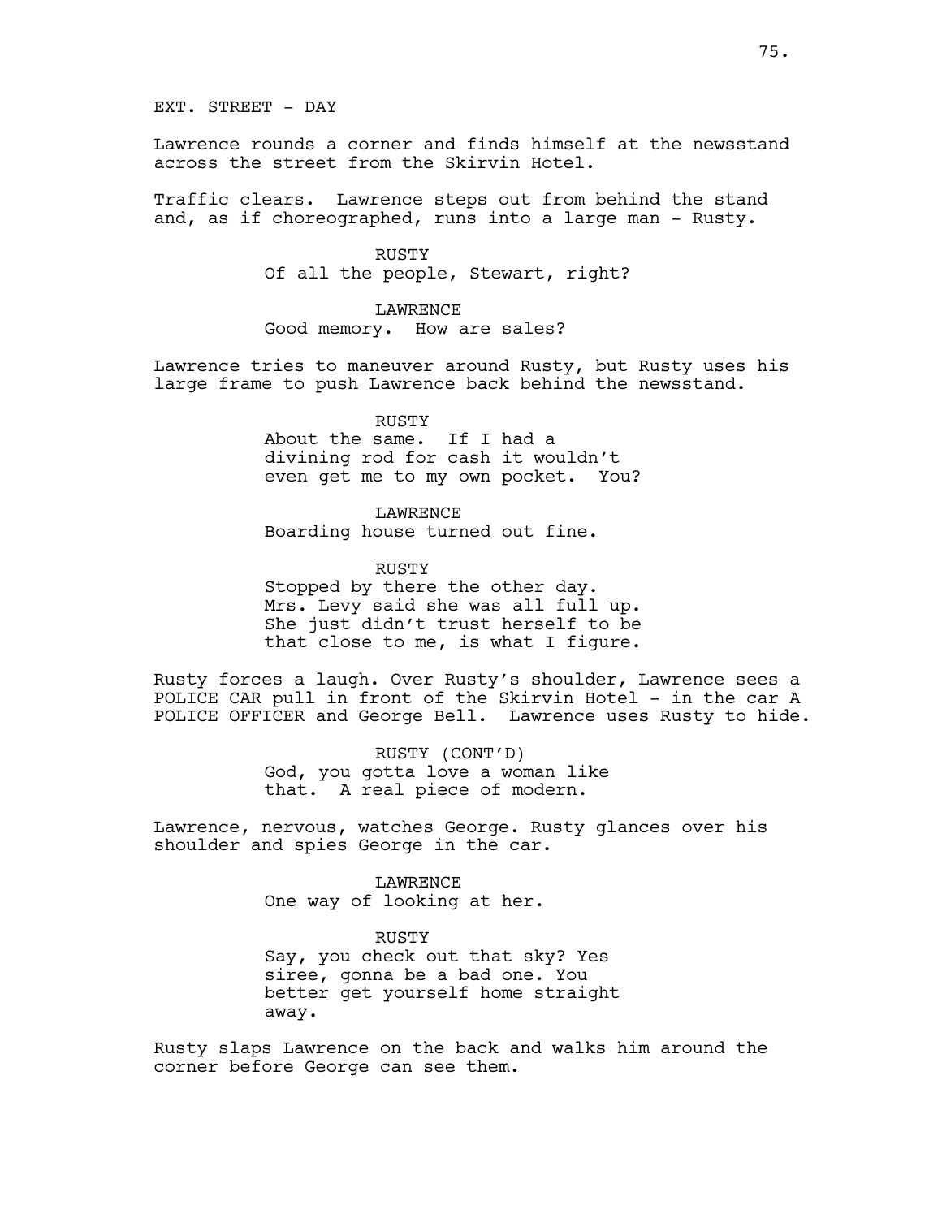EXT. STREET - DAY

Lawrence rounds a corner and finds himself at the newsstand across the street from the Skirvin Hotel.

Traffic clears. Lawrence steps out from behind the stand and, as if choreographed, runs into a large man - Rusty.

RUSTY
Of all the people, Stewart, right?

LAWRENCE
Good memory. How are sales?

Lawrence tries to maneuver around Rusty, but Rusty uses his large frame to push Lawrence back behind the newsstand.

RUSTY
About the same. If I had a divining rod for cash it wouldn't even get me to my own pocket. You?

LAWRENCE
Boarding house turned out fine.

RUSTY
Stopped by there the other day. Mrs. Levy said she was all full up. She just didn't trust herself to be that close to me, is what I figure.

Rusty forces a laugh. Over Rusty's shoulder, Lawrence sees a POLICE CAR pull in front of the Skirvin Hotel - in the car A POLICE OFFICER and George Bell. Lawrence uses Rusty to hide.

RUSTY (CONT'D)
God, you gotta love a woman like that. A real piece of modern.

Lawrence, nervous, watches George. Rusty glances over his shoulder and spies George in the car.

LAWRENCE
One way of looking at her.

RUSTY
Say, you check out that sky? Yes siree, gonna be a bad one. You better get yourself home straight away.

Rusty slaps Lawrence on the back and walks him around the corner before George can see them.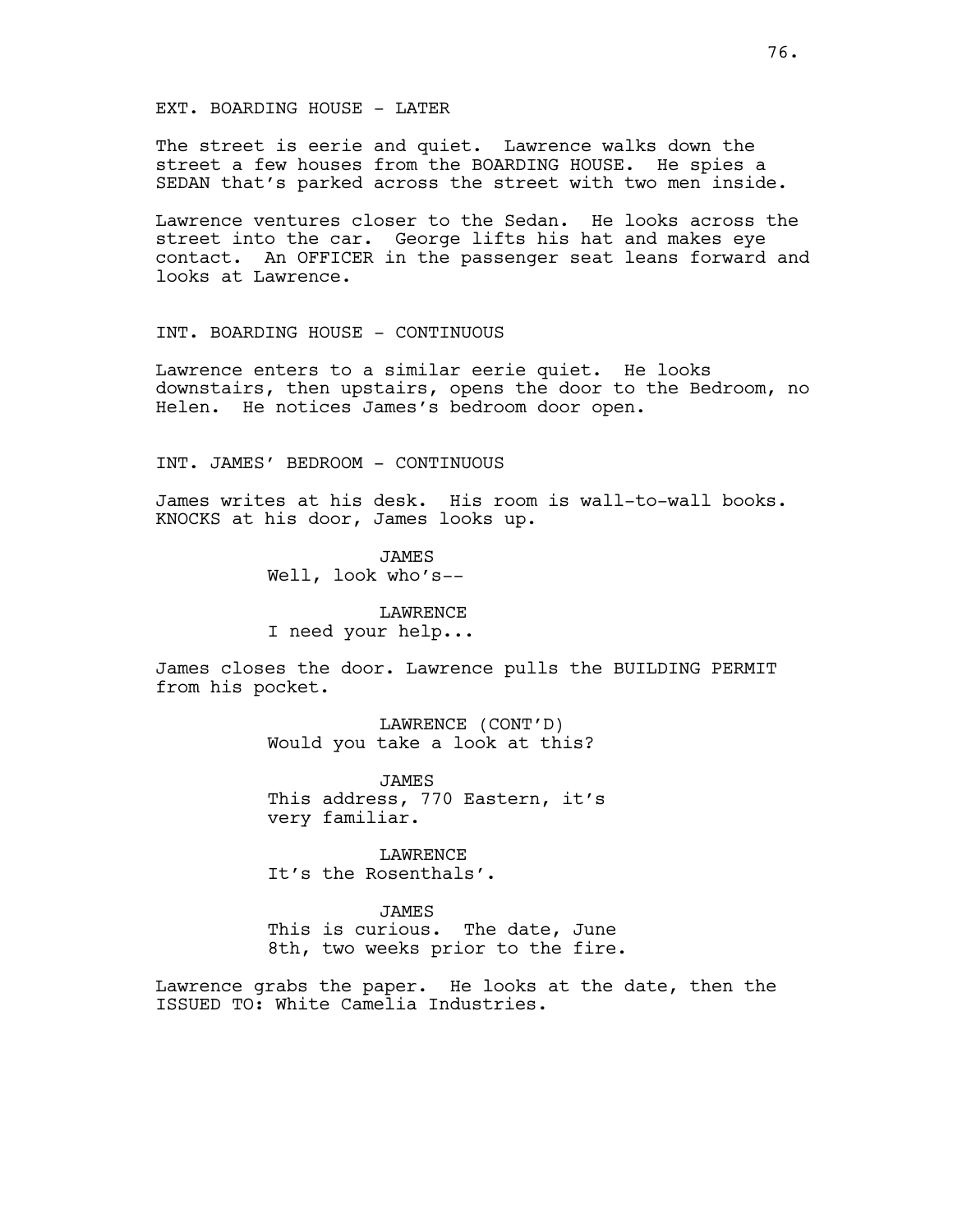EXT. BOARDING HOUSE - LATER

The street is eerie and quiet. Lawrence walks down the street a few houses from the BOARDING HOUSE. He spies a SEDAN that's parked across the street with two men inside.

Lawrence ventures closer to the Sedan. He looks across the street into the car. George lifts his hat and makes eye contact. An OFFICER in the passenger seat leans forward and looks at Lawrence.

INT. BOARDING HOUSE - CONTINUOUS

Lawrence enters to a similar eerie quiet. He looks downstairs, then upstairs, opens the door to the Bedroom, no Helen. He notices James's bedroom door open.

INT. JAMES' BEDROOM - CONTINUOUS

James writes at his desk. His room is wall-to-wall books. KNOCKS at his door, James looks up.

JAMES
Well, look who's--

LAWRENCE
I need your help...

James closes the door. Lawrence pulls the BUILDING PERMIT from his pocket.

LAWRENCE (CONT'D)
Would you take a look at this?

JAMES
This address, 770 Eastern, it's very familiar.

LAWRENCE
It's the Rosenthals'.

JAMES
This is curious. The date, June 8th, two weeks prior to the fire.

Lawrence grabs the paper. He looks at the date, then the ISSUED TO: White Camelia Industries.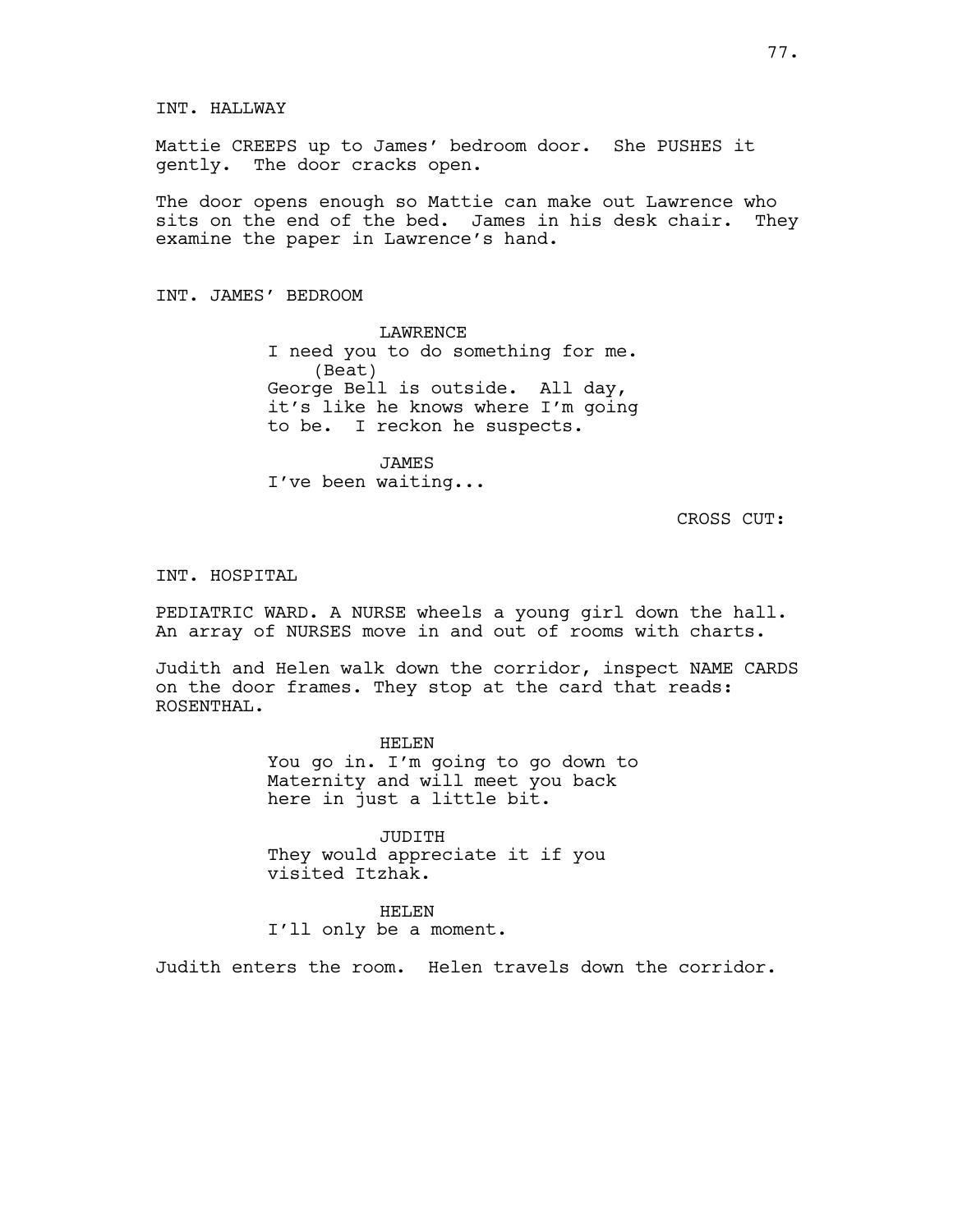INT. HALLWAY

Mattie CREEPS up to James' bedroom door. She PUSHES it gently. The door cracks open.

The door opens enough so Mattie can make out Lawrence who sits on the end of the bed. James in his desk chair. They examine the paper in Lawrence's hand.

INT. JAMES' BEDROOM

LAWRENCE
I need you to do something for me.
(Beat)
George Bell is outside. All day, it's like he knows where I'm going to be. I reckon he suspects.

JAMES
I've been waiting...

CROSS CUT:

INT. HOSPITAL

PEDIATRIC WARD. A NURSE wheels a young girl down the hall. An array of NURSES move in and out of rooms with charts.

Judith and Helen walk down the corridor, inspect NAME CARDS on the door frames. They stop at the card that reads: ROSENTHAL.

HELEN
You go in. I'm going to go down to Maternity and will meet you back here in just a little bit.

JUDITH
They would appreciate it if you visited Itzhak.

HELEN
I'll only be a moment.

Judith enters the room. Helen travels down the corridor.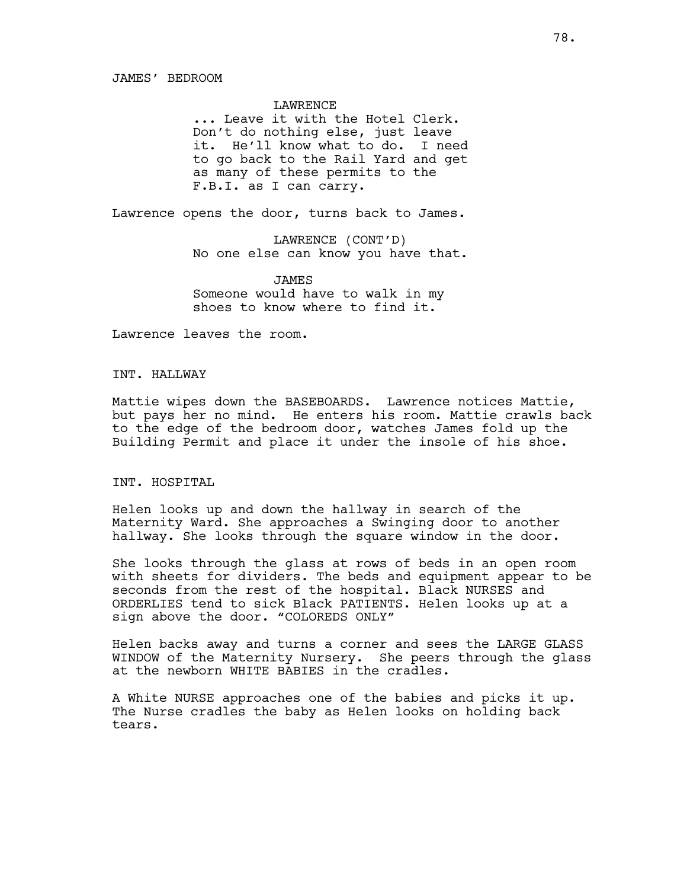JAMES' BEDROOM

LAWRENCE
... Leave it with the Hotel Clerk. Don't do nothing else, just leave it. He'll know what to do. I need to go back to the Rail Yard and get as many of these permits to the F.B.I. as I can carry.

Lawrence opens the door, turns back to James.

LAWRENCE (CONT'D)
No one else can know you have that.

JAMES
Someone would have to walk in my shoes to know where to find it.

Lawrence leaves the room.

INT. HALLWAY

Mattie wipes down the BASEBOARDS. Lawrence notices Mattie, but pays her no mind. He enters his room. Mattie crawls back to the edge of the bedroom door, watches James fold up the Building Permit and place it under the insole of his shoe.

INT. HOSPITAL

Helen looks up and down the hallway in search of the Maternity Ward. She approaches a Swinging door to another hallway. She looks through the square window in the door.

She looks through the glass at rows of beds in an open room with sheets for dividers. The beds and equipment appear to be seconds from the rest of the hospital. Black NURSES and ORDERLIES tend to sick Black PATIENTS. Helen looks up at a sign above the door. "COLOREDS ONLY"

Helen backs away and turns a corner and sees the LARGE GLASS WINDOW of the Maternity Nursery. She peers through the glass at the newborn WHITE BABIES in the cradles.

A White NURSE approaches one of the babies and picks it up. The Nurse cradles the baby as Helen looks on holding back tears.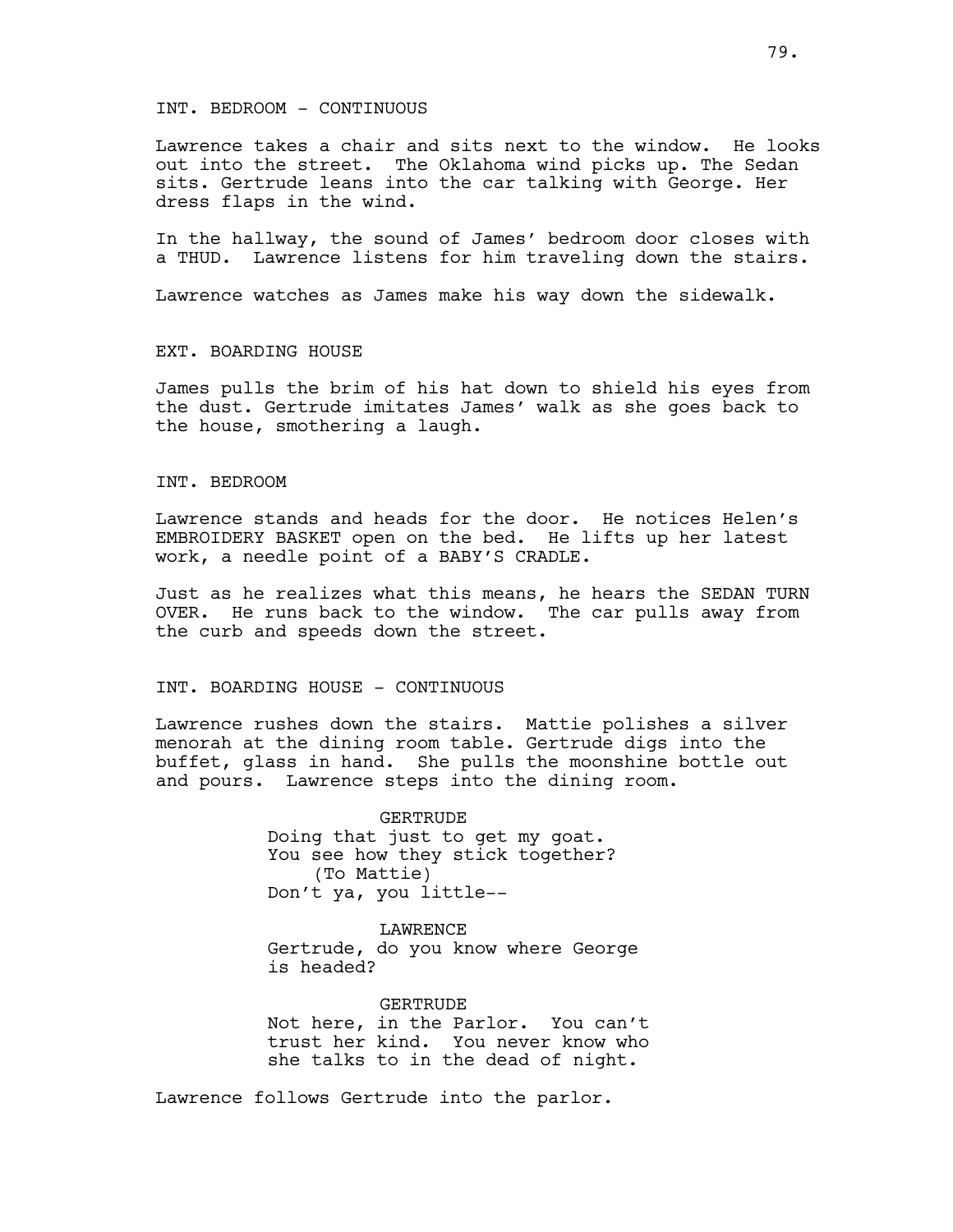INT. BEDROOM - CONTINUOUS

Lawrence takes a chair and sits next to the window. He looks out into the street. The Oklahoma wind picks up. The Sedan sits. Gertrude leans into the car talking with George. Her dress flaps in the wind.

In the hallway, the sound of James' bedroom door closes with a THUD. Lawrence listens for him traveling down the stairs.

Lawrence watches as James make his way down the sidewalk.

EXT. BOARDING HOUSE

James pulls the brim of his hat down to shield his eyes from the dust. Gertrude imitates James' walk as she goes back to the house, smothering a laugh.

INT. BEDROOM

Lawrence stands and heads for the door. He notices Helen's EMBROIDERY BASKET open on the bed. He lifts up her latest work, a needle point of a BABY'S CRADLE.

Just as he realizes what this means, he hears the SEDAN TURN OVER. He runs back to the window. The car pulls away from the curb and speeds down the street.

INT. BOARDING HOUSE - CONTINUOUS

Lawrence rushes down the stairs. Mattie polishes a silver menorah at the dining room table. Gertrude digs into the buffet, glass in hand. She pulls the moonshine bottle out and pours. Lawrence steps into the dining room.

GERTRUDE
Doing that just to get my goat. You see how they stick together?
(To Mattie)
Don't ya, you little--

LAWRENCE
Gertrude, do you know where George is headed?

GERTRUDE
Not here, in the Parlor. You can't trust her kind. You never know who she talks to in the dead of night.

Lawrence follows Gertrude into the parlor.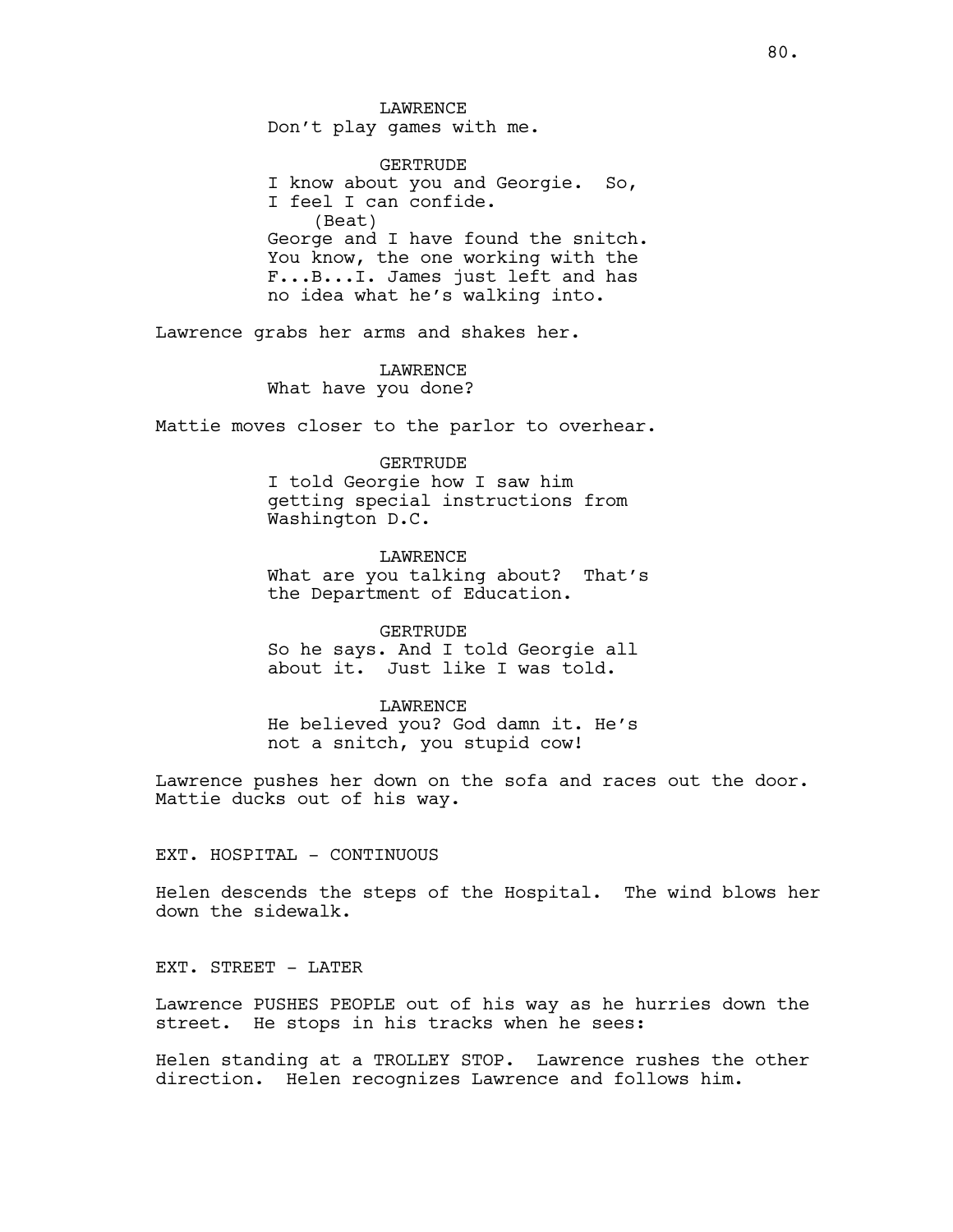LAWRENCE
Don't play games with me.

GERTRUDE
I know about you and Georgie. So, I feel I can confide.
(Beat)
George and I have found the snitch. You know, the one working with the F...B...I. James just left and has no idea what he's walking into.

Lawrence grabs her arms and shakes her.

LAWRENCE
What have you done?

Mattie moves closer to the parlor to overhear.

GERTRUDE
I told Georgie how I saw him getting special instructions from Washington D.C.

LAWRENCE
What are you talking about? That's the Department of Education.

GERTRUDE
So he says. And I told Georgie all about it. Just like I was told.

LAWRENCE
He believed you? God damn it. He's not a snitch, you stupid cow!

Lawrence pushes her down on the sofa and races out the door. Mattie ducks out of his way.

EXT. HOSPITAL - CONTINUOUS

Helen descends the steps of the Hospital. The wind blows her down the sidewalk.

EXT. STREET - LATER

Lawrence PUSHES PEOPLE out of his way as he hurries down the street. He stops in his tracks when he sees:

Helen standing at a TROLLEY STOP. Lawrence rushes the other direction. Helen recognizes Lawrence and follows him.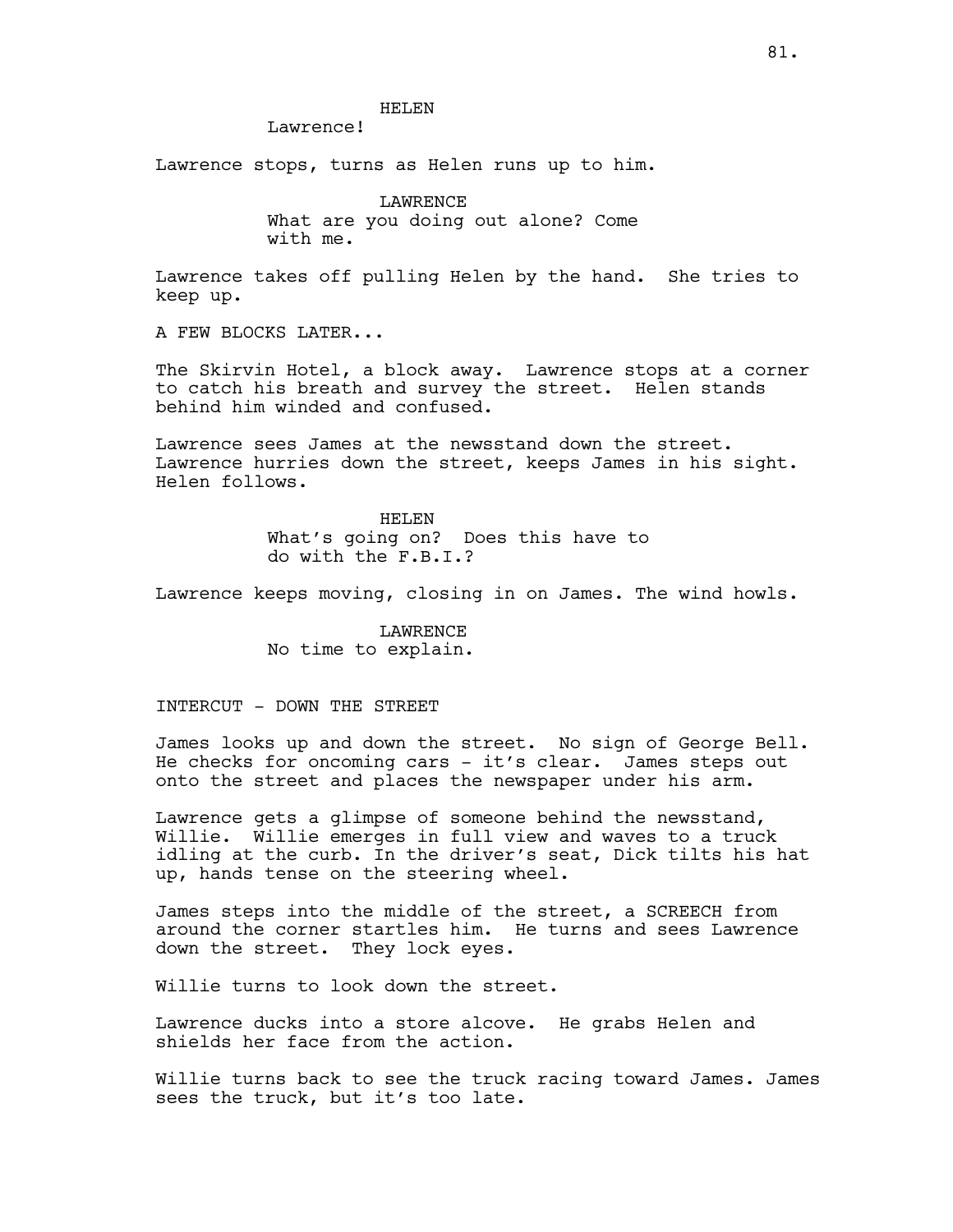HELEN

Lawrence!

Lawrence stops, turns as Helen runs up to him.

LAWRENCE

What are you doing out alone? Come with me.

Lawrence takes off pulling Helen by the hand. She tries to keep up.

A FEW BLOCKS LATER...

The Skirvin Hotel, a block away. Lawrence stops at a corner to catch his breath and survey the street. Helen stands behind him winded and confused.

Lawrence sees James at the newsstand down the street. Lawrence hurries down the street, keeps James in his sight. Helen follows.

HELEN

What's going on? Does this have to do with the F.B.I.?

Lawrence keeps moving, closing in on James. The wind howls.

LAWRENCE

No time to explain.

INTERCUT - DOWN THE STREET

James looks up and down the street. No sign of George Bell. He checks for oncoming cars - it's clear. James steps out onto the street and places the newspaper under his arm.

Lawrence gets a glimpse of someone behind the newsstand, Willie. Willie emerges in full view and waves to a truck idling at the curb. In the driver's seat, Dick tilts his hat up, hands tense on the steering wheel.

James steps into the middle of the street, a SCREECH from around the corner startles him. He turns and sees Lawrence down the street. They lock eyes.

Willie turns to look down the street.

Lawrence ducks into a store alcove. He grabs Helen and shields her face from the action.

Willie turns back to see the truck racing toward James. James sees the truck, but it's too late.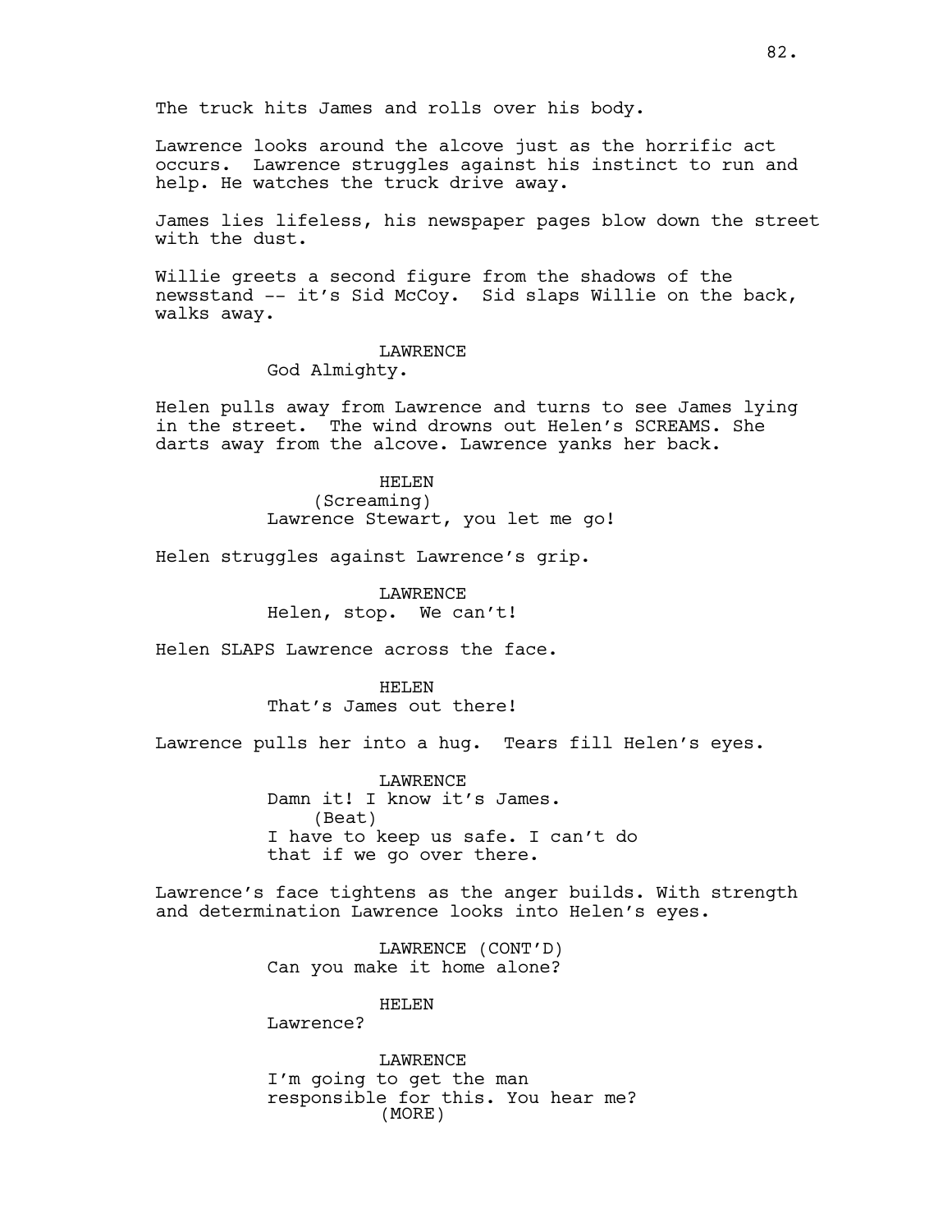The truck hits James and rolls over his body.

Lawrence looks around the alcove just as the horrific act occurs. Lawrence struggles against his instinct to run and help. He watches the truck drive away.

James lies lifeless, his newspaper pages blow down the street with the dust.

Willie greets a second figure from the shadows of the newsstand -- it's Sid McCoy. Sid slaps Willie on the back, walks away.

LAWRENCE
God Almighty.

Helen pulls away from Lawrence and turns to see James lying in the street. The wind drowns out Helen's SCREAMS. She darts away from the alcove. Lawrence yanks her back.

HELEN
(Screaming)
Lawrence Stewart, you let me go!

Helen struggles against Lawrence's grip.

LAWRENCE
Helen, stop. We can't!

Helen SLAPS Lawrence across the face.

HELEN
That's James out there!

Lawrence pulls her into a hug. Tears fill Helen's eyes.

LAWRENCE
Damn it! I know it's James.
(Beat)
I have to keep us safe. I can't do that if we go over there.

Lawrence's face tightens as the anger builds. With strength and determination Lawrence looks into Helen's eyes.

LAWRENCE (CONT'D)
Can you make it home alone?

HELEN
Lawrence?

LAWRENCE
I'm going to get the man responsible for this. You hear me?
(MORE)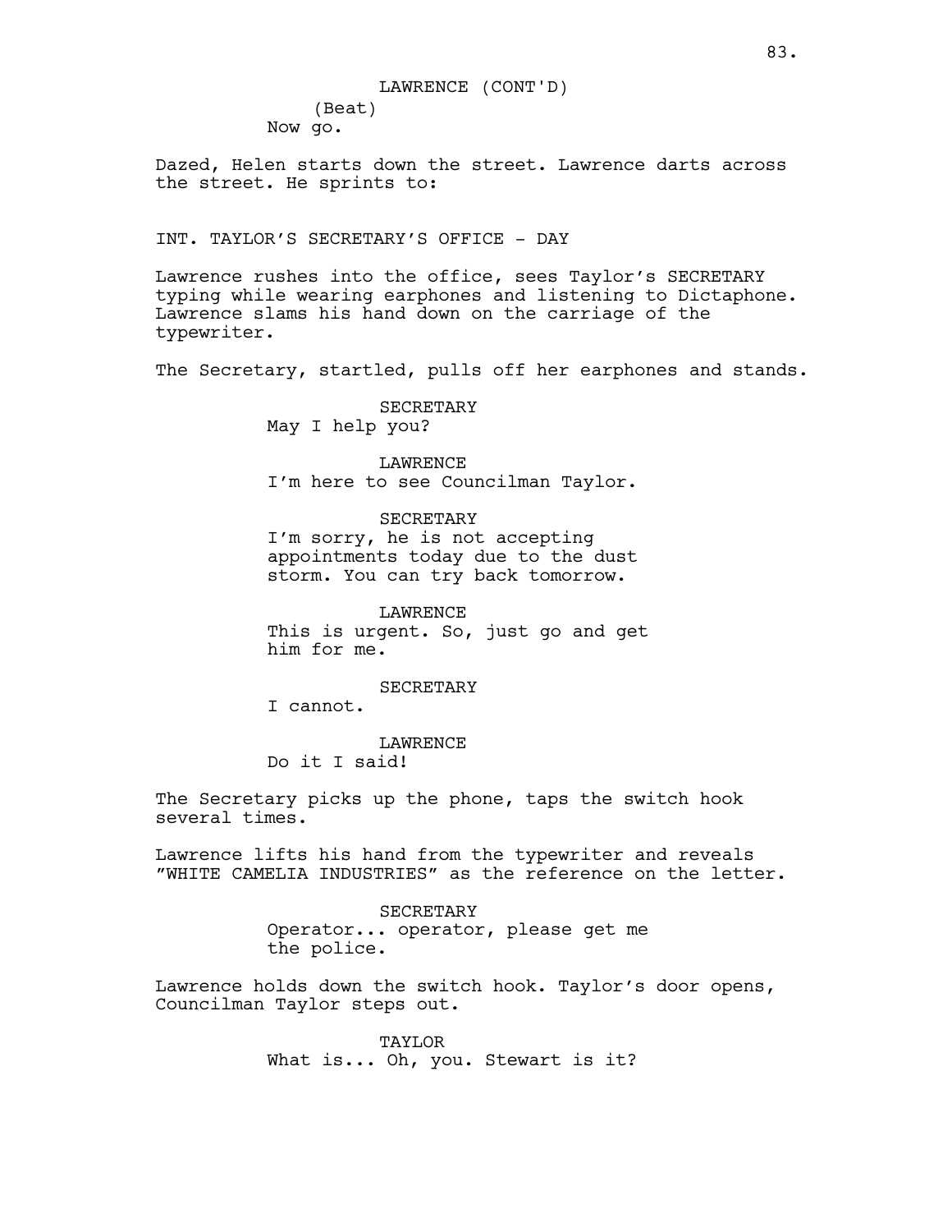LAWRENCE (CONT'D)
(Beat)
Now go.

Dazed, Helen starts down the street. Lawrence darts across the street. He sprints to:

INT. TAYLOR'S SECRETARY'S OFFICE - DAY

Lawrence rushes into the office, sees Taylor's SECRETARY typing while wearing earphones and listening to Dictaphone. Lawrence slams his hand down on the carriage of the typewriter.

The Secretary, startled, pulls off her earphones and stands.

SECRETARY
May I help you?

LAWRENCE
I'm here to see Councilman Taylor.

SECRETARY
I'm sorry, he is not accepting appointments today due to the dust storm. You can try back tomorrow.

LAWRENCE
This is urgent. So, just go and get him for me.

SECRETARY
I cannot.

LAWRENCE
Do it I said!

The Secretary picks up the phone, taps the switch hook several times.

Lawrence lifts his hand from the typewriter and reveals "WHITE CAMELIA INDUSTRIES" as the reference on the letter.

SECRETARY
Operator... operator, please get me the police.

Lawrence holds down the switch hook. Taylor's door opens, Councilman Taylor steps out.

TAYLOR
What is... Oh, you. Stewart is it?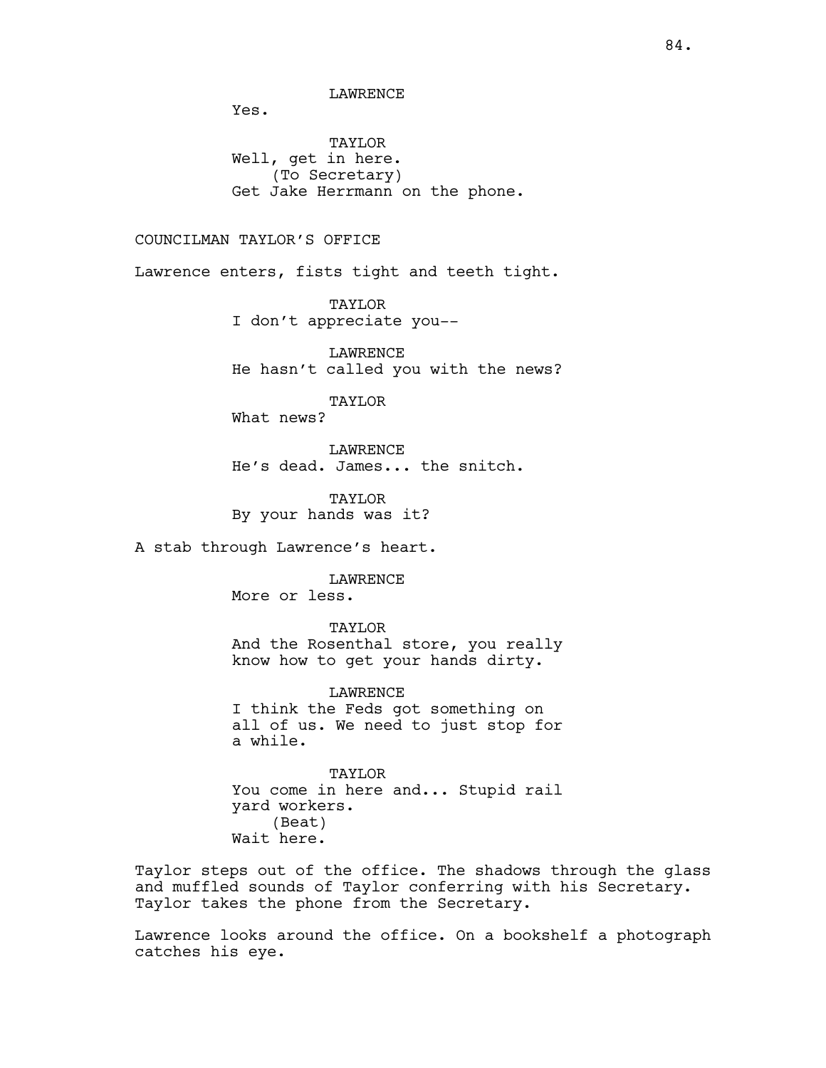LAWRENCE

Yes.

TAYLOR

Well, get in here.

(To Secretary)

Get Jake Herrmann on the phone.

COUNCILMAN TAYLOR'S OFFICE

Lawrence enters, fists tight and teeth tight.

TAYLOR

I don't appreciate you--

LAWRENCE

He hasn't called you with the news?

TAYLOR

What news?

LAWRENCE

He's dead. James... the snitch.

TAYLOR

By your hands was it?

A stab through Lawrence's heart.

LAWRENCE

More or less.

TAYLOR

And the Rosenthal store, you really know how to get your hands dirty.

LAWRENCE

I think the Feds got something on all of us. We need to just stop for a while.

TAYLOR

You come in here and... Stupid rail yard workers.

(Beat)

Wait here.

Taylor steps out of the office. The shadows through the glass and muffled sounds of Taylor conferring with his Secretary. Taylor takes the phone from the Secretary.

Lawrence looks around the office. On a bookshelf a photograph catches his eye.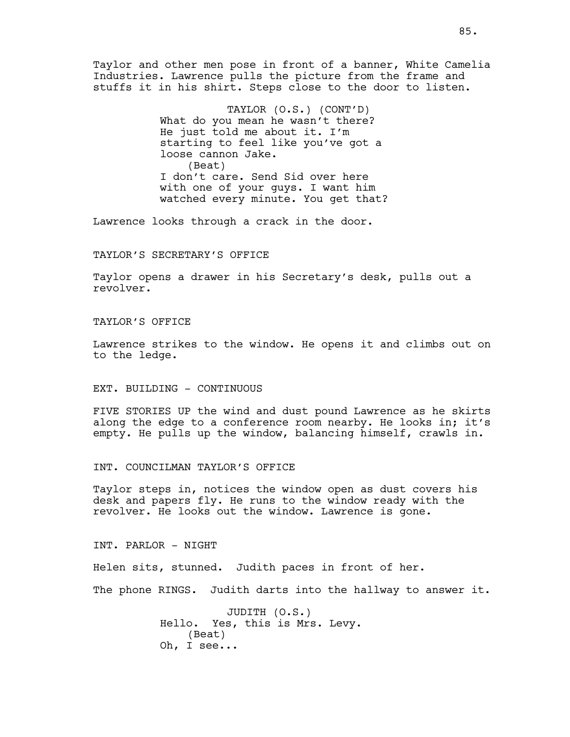Taylor and other men pose in front of a banner, White Camelia Industries. Lawrence pulls the picture from the frame and stuffs it in his shirt. Steps close to the door to listen.

TAYLOR (O.S.) (CONT'D)
What do you mean he wasn't there? He just told me about it. I'm starting to feel like you've got a loose cannon Jake.
(Beat)
I don't care. Send Sid over here with one of your guys. I want him watched every minute. You get that?

Lawrence looks through a crack in the door.

TAYLOR'S SECRETARY'S OFFICE

Taylor opens a drawer in his Secretary's desk, pulls out a revolver.

TAYLOR'S OFFICE

Lawrence strikes to the window. He opens it and climbs out on to the ledge.

EXT. BUILDING - CONTINUOUS

FIVE STORIES UP the wind and dust pound Lawrence as he skirts along the edge to a conference room nearby. He looks in; it's empty. He pulls up the window, balancing himself, crawls in.

INT. COUNCILMAN TAYLOR'S OFFICE

Taylor steps in, notices the window open as dust covers his desk and papers fly. He runs to the window ready with the revolver. He looks out the window. Lawrence is gone.

INT. PARLOR - NIGHT

Helen sits, stunned. Judith paces in front of her.

The phone RINGS. Judith darts into the hallway to answer it.

JUDITH (O.S.)
Hello. Yes, this is Mrs. Levy.
(Beat)
Oh, I see...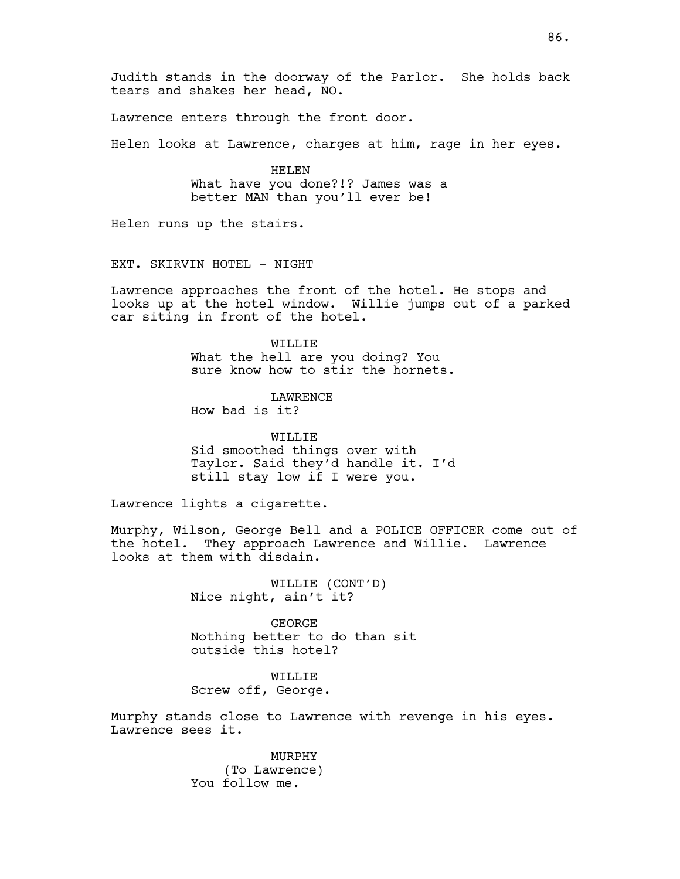Judith stands in the doorway of the Parlor. She holds back tears and shakes her head, NO.

Lawrence enters through the front door.

Helen looks at Lawrence, charges at him, rage in her eyes.

HELEN
What have you done?!? James was a better MAN than you'll ever be!

Helen runs up the stairs.

EXT. SKIRVIN HOTEL - NIGHT

Lawrence approaches the front of the hotel. He stops and looks up at the hotel window. Willie jumps out of a parked car siting in front of the hotel.

WILLIE
What the hell are you doing? You sure know how to stir the hornets.

LAWRENCE
How bad is it?

WILLIE
Sid smoothed things over with Taylor. Said they'd handle it. I'd still stay low if I were you.

Lawrence lights a cigarette.

Murphy, Wilson, George Bell and a POLICE OFFICER come out of the hotel. They approach Lawrence and Willie. Lawrence looks at them with disdain.

WILLIE (CONT'D)
Nice night, ain't it?

GEORGE
Nothing better to do than sit outside this hotel?

WILLIE
Screw off, George.

Murphy stands close to Lawrence with revenge in his eyes. Lawrence sees it.

MURPHY
(To Lawrence)
You follow me.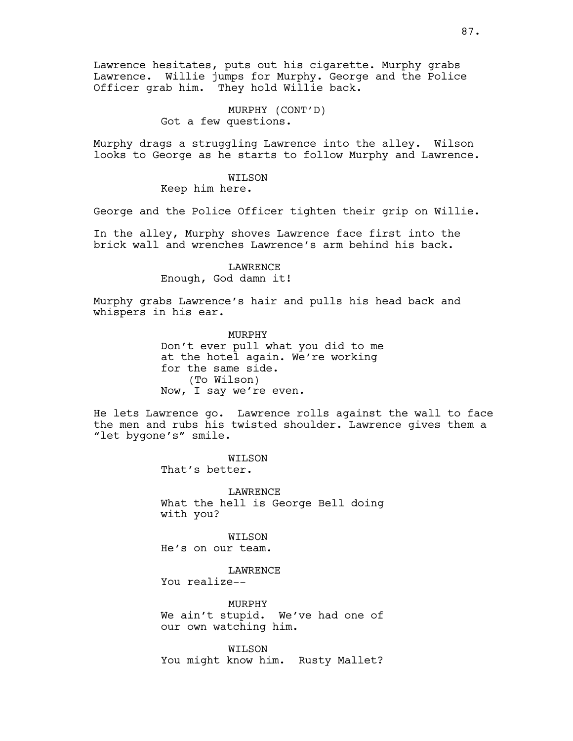Lawrence hesitates, puts out his cigarette. Murphy grabs Lawrence. Willie jumps for Murphy. George and the Police Officer grab him. They hold Willie back.

MURPHY (CONT'D)
Got a few questions.

Murphy drags a struggling Lawrence into the alley. Wilson looks to George as he starts to follow Murphy and Lawrence.

WILSON
Keep him here.

George and the Police Officer tighten their grip on Willie.

In the alley, Murphy shoves Lawrence face first into the brick wall and wrenches Lawrence's arm behind his back.

LAWRENCE
Enough, God damn it!

Murphy grabs Lawrence's hair and pulls his head back and whispers in his ear.

MURPHY
Don't ever pull what you did to me at the hotel again. We're working for the same side.
(To Wilson)
Now, I say we're even.

He lets Lawrence go. Lawrence rolls against the wall to face the men and rubs his twisted shoulder. Lawrence gives them a "let bygone's" smile.

WILSON
That's better.

LAWRENCE
What the hell is George Bell doing with you?

WILSON
He's on our team.

LAWRENCE
You realize--

MURPHY
We ain't stupid. We've had one of our own watching him.

WILSON
You might know him. Rusty Mallet?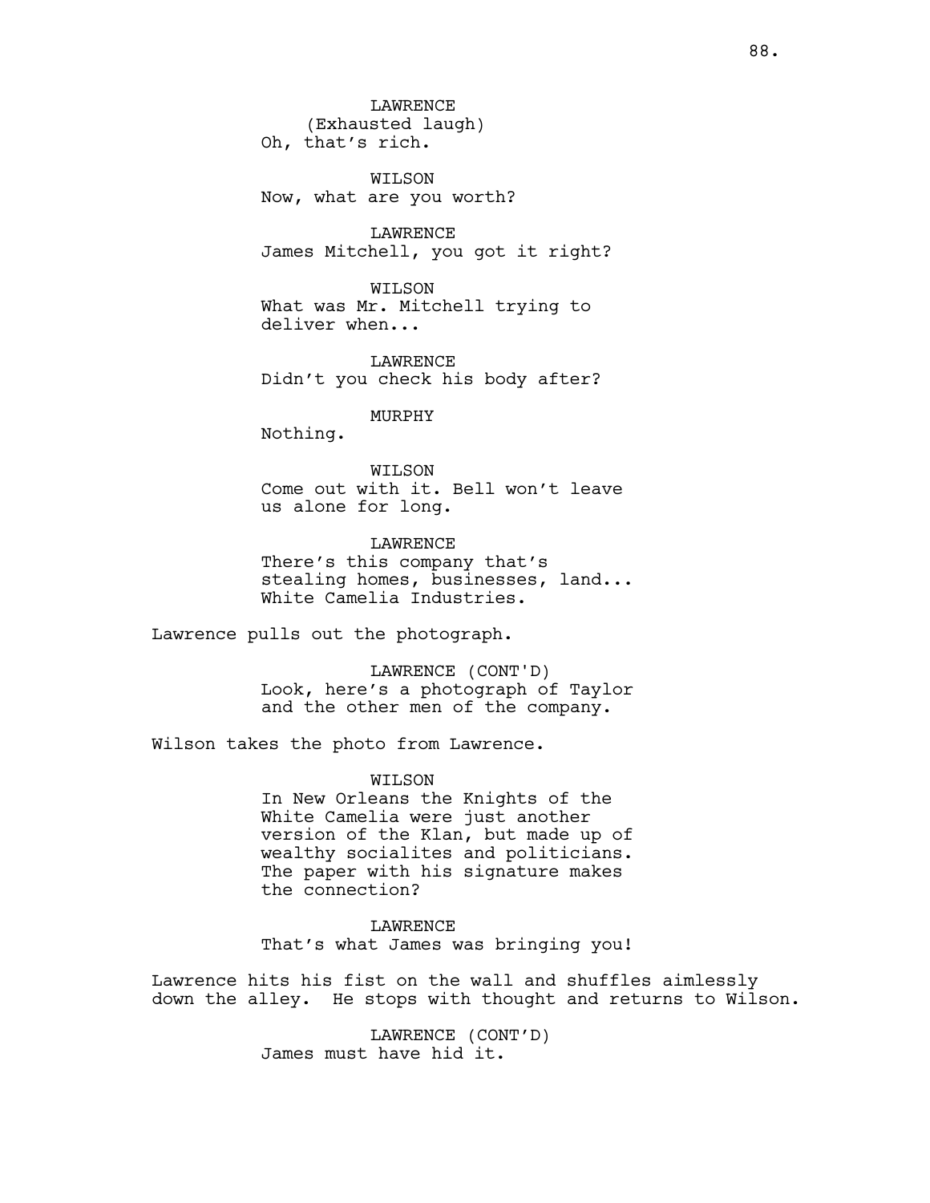LAWRENCE
(Exhausted laugh)
Oh, that's rich.

WILSON
Now, what are you worth?

LAWRENCE
James Mitchell, you got it right?

WILSON
What was Mr. Mitchell trying to deliver when...

LAWRENCE
Didn't you check his body after?

MURPHY
Nothing.

WILSON
Come out with it. Bell won't leave us alone for long.

LAWRENCE
There's this company that's stealing homes, businesses, land... White Camelia Industries.

Lawrence pulls out the photograph.

LAWRENCE (CONT'D)
Look, here's a photograph of Taylor and the other men of the company.

Wilson takes the photo from Lawrence.

WILSON
In New Orleans the Knights of the White Camelia were just another version of the Klan, but made up of wealthy socialites and politicians. The paper with his signature makes the connection?

LAWRENCE
That's what James was bringing you!

Lawrence hits his fist on the wall and shuffles aimlessly down the alley. He stops with thought and returns to Wilson.

LAWRENCE (CONT'D)
James must have hid it.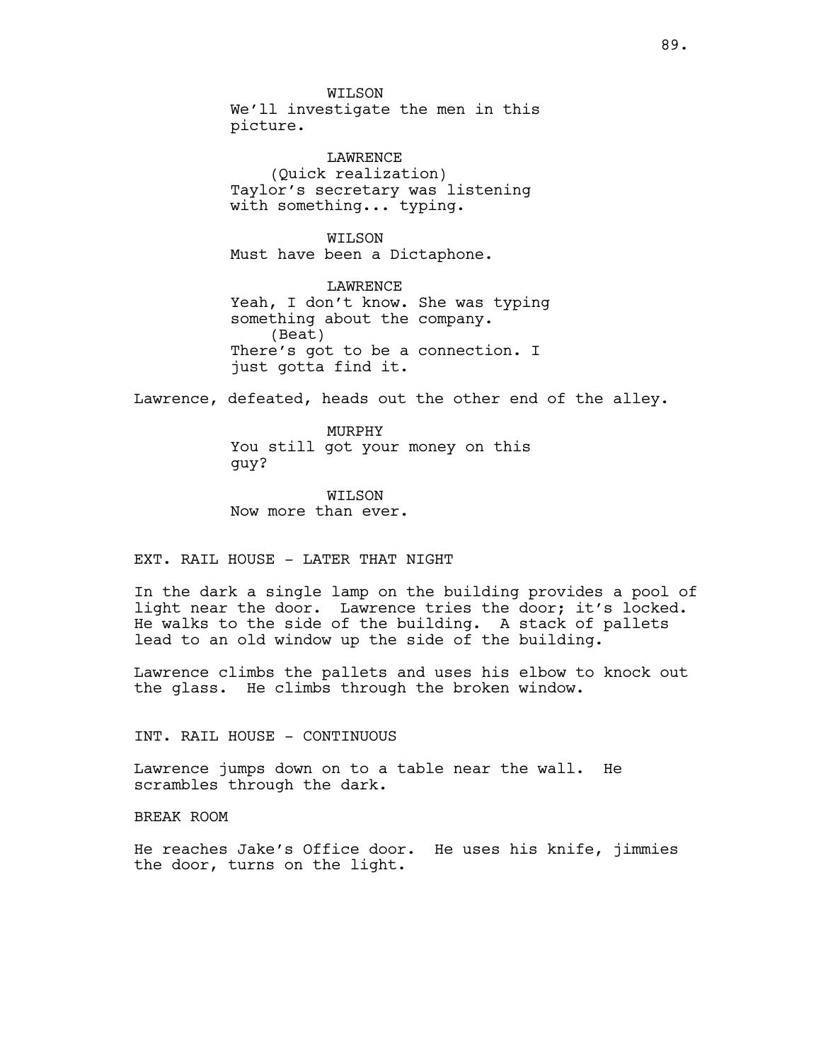WILSON
We'll investigate the men in this picture.

LAWRENCE
(Quick realization)
Taylor's secretary was listening with something... typing.

WILSON
Must have been a Dictaphone.

LAWRENCE
Yeah, I don't know. She was typing something about the company.
(Beat)
There's got to be a connection. I just gotta find it.

Lawrence, defeated, heads out the other end of the alley.

MURPHY
You still got your money on this guy?

WILSON
Now more than ever.

EXT. RAIL HOUSE - LATER THAT NIGHT

In the dark a single lamp on the building provides a pool of light near the door. Lawrence tries the door; it's locked. He walks to the side of the building. A stack of pallets lead to an old window up the side of the building.

Lawrence climbs the pallets and uses his elbow to knock out the glass. He climbs through the broken window.

INT. RAIL HOUSE - CONTINUOUS

Lawrence jumps down on to a table near the wall. He scrambles through the dark.

BREAK ROOM

He reaches Jake's Office door. He uses his knife, jimmies the door, turns on the light.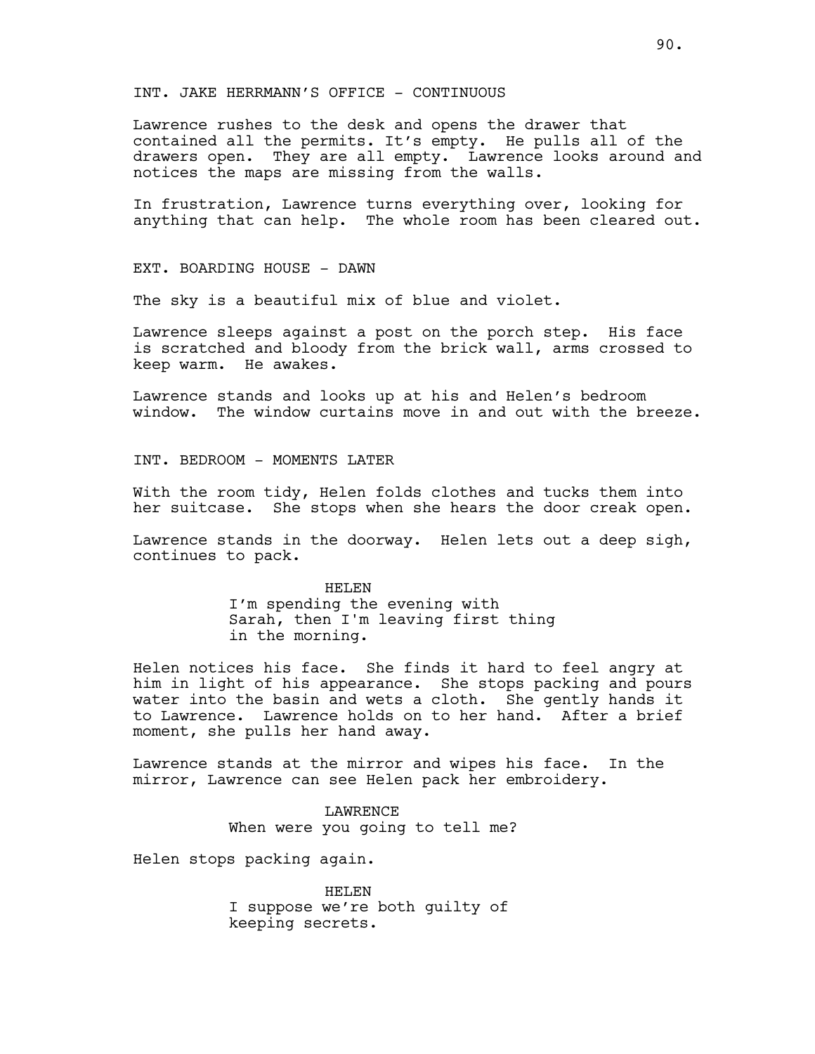INT. JAKE HERRMANN'S OFFICE - CONTINUOUS

Lawrence rushes to the desk and opens the drawer that contained all the permits. It's empty. He pulls all of the drawers open. They are all empty. Lawrence looks around and notices the maps are missing from the walls.

In frustration, Lawrence turns everything over, looking for anything that can help. The whole room has been cleared out.

EXT. BOARDING HOUSE - DAWN

The sky is a beautiful mix of blue and violet.

Lawrence sleeps against a post on the porch step. His face is scratched and bloody from the brick wall, arms crossed to keep warm. He awakes.

Lawrence stands and looks up at his and Helen's bedroom window. The window curtains move in and out with the breeze.

INT. BEDROOM - MOMENTS LATER

With the room tidy, Helen folds clothes and tucks them into her suitcase. She stops when she hears the door creak open.

Lawrence stands in the doorway. Helen lets out a deep sigh, continues to pack.

HELEN

I'm spending the evening with Sarah, then I'm leaving first thing in the morning.

Helen notices his face. She finds it hard to feel angry at him in light of his appearance. She stops packing and pours water into the basin and wets a cloth. She gently hands it to Lawrence. Lawrence holds on to her hand. After a brief moment, she pulls her hand away.

Lawrence stands at the mirror and wipes his face. In the mirror, Lawrence can see Helen pack her embroidery.

LAWRENCE

When were you going to tell me?

Helen stops packing again.

HELEN

I suppose we're both guilty of keeping secrets.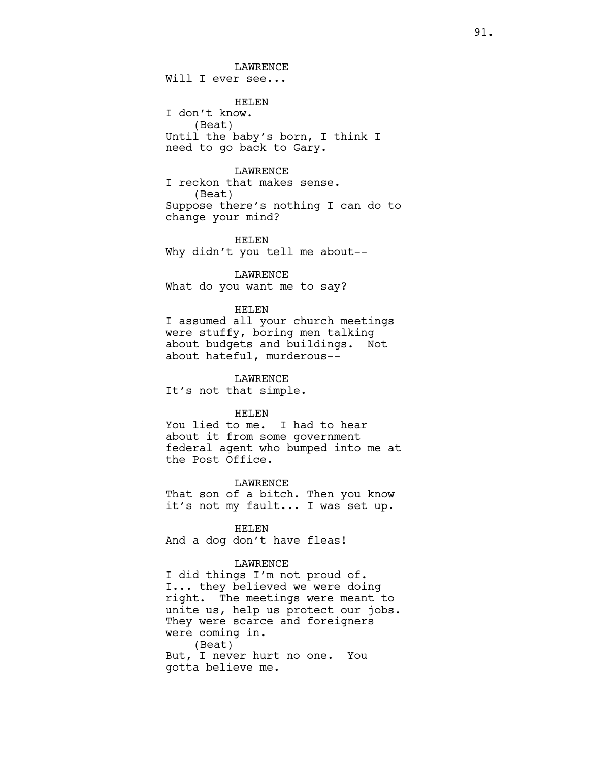LAWRENCE
Will I ever see...

HELEN
I don't know.
(Beat)
Until the baby's born, I think I need to go back to Gary.

LAWRENCE
I reckon that makes sense.
(Beat)
Suppose there's nothing I can do to change your mind?

HELEN
Why didn't you tell me about--

LAWRENCE
What do you want me to say?

HELEN
I assumed all your church meetings were stuffy, boring men talking about budgets and buildings. Not about hateful, murderous--

LAWRENCE
It's not that simple.

HELEN
You lied to me. I had to hear about it from some government federal agent who bumped into me at the Post Office.

LAWRENCE
That son of a bitch. Then you know it's not my fault... I was set up.

HELEN
And a dog don't have fleas!

LAWRENCE
I did things I'm not proud of. I... they believed we were doing right. The meetings were meant to unite us, help us protect our jobs. They were scarce and foreigners were coming in.
(Beat)
But, I never hurt no one. You gotta believe me.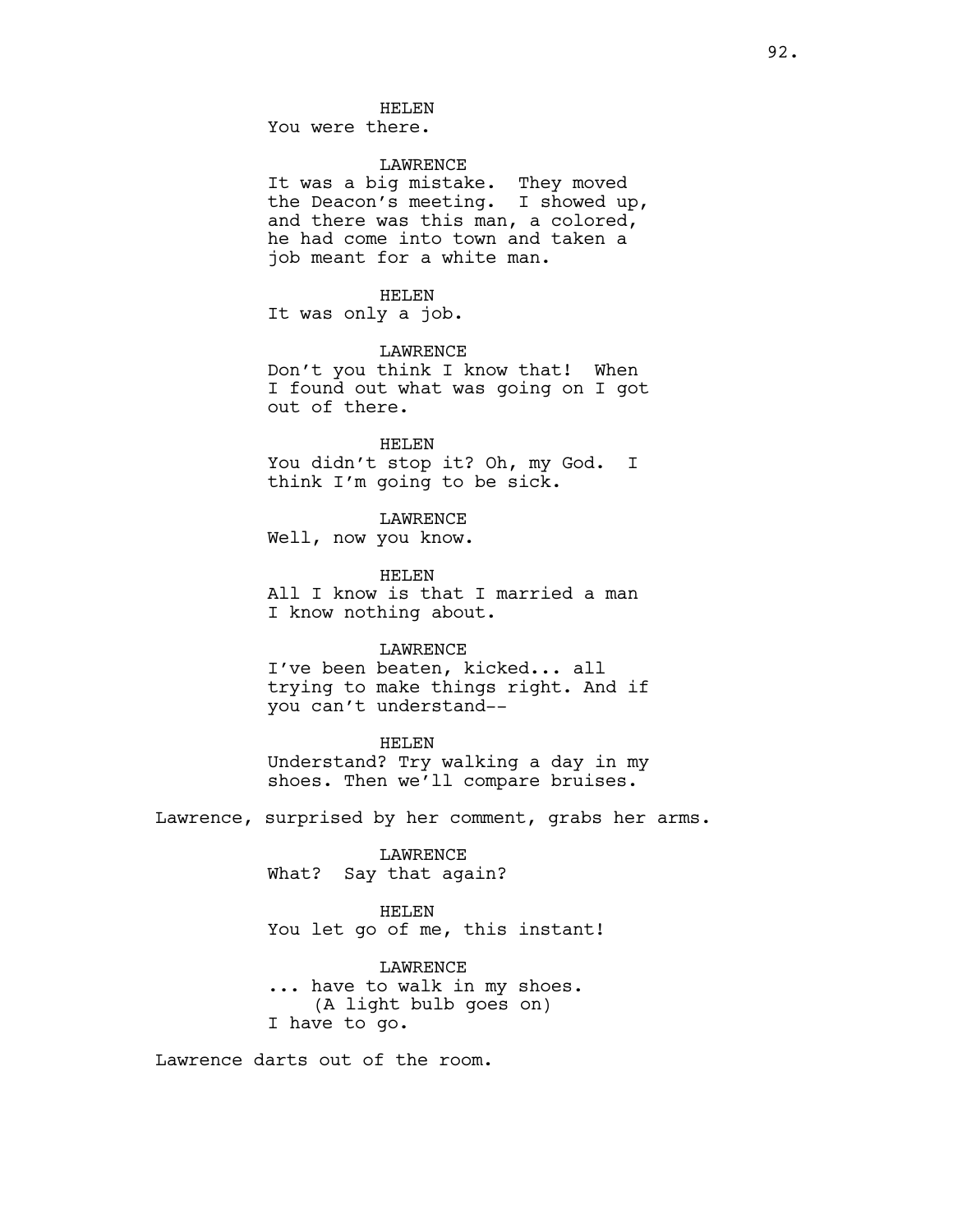HELEN
You were there.

LAWRENCE
It was a big mistake. They moved the Deacon's meeting. I showed up, and there was this man, a colored, he had come into town and taken a job meant for a white man.

HELEN
It was only a job.

LAWRENCE
Don't you think I know that! When I found out what was going on I got out of there.

HELEN
You didn't stop it? Oh, my God. I think I'm going to be sick.

LAWRENCE
Well, now you know.

HELEN
All I know is that I married a man I know nothing about.

LAWRENCE
I've been beaten, kicked... all trying to make things right. And if you can't understand--

HELEN
Understand? Try walking a day in my shoes. Then we'll compare bruises.

Lawrence, surprised by her comment, grabs her arms.

LAWRENCE
What? Say that again?

HELEN
You let go of me, this instant!

LAWRENCE
... have to walk in my shoes.
(A light bulb goes on)
I have to go.

Lawrence darts out of the room.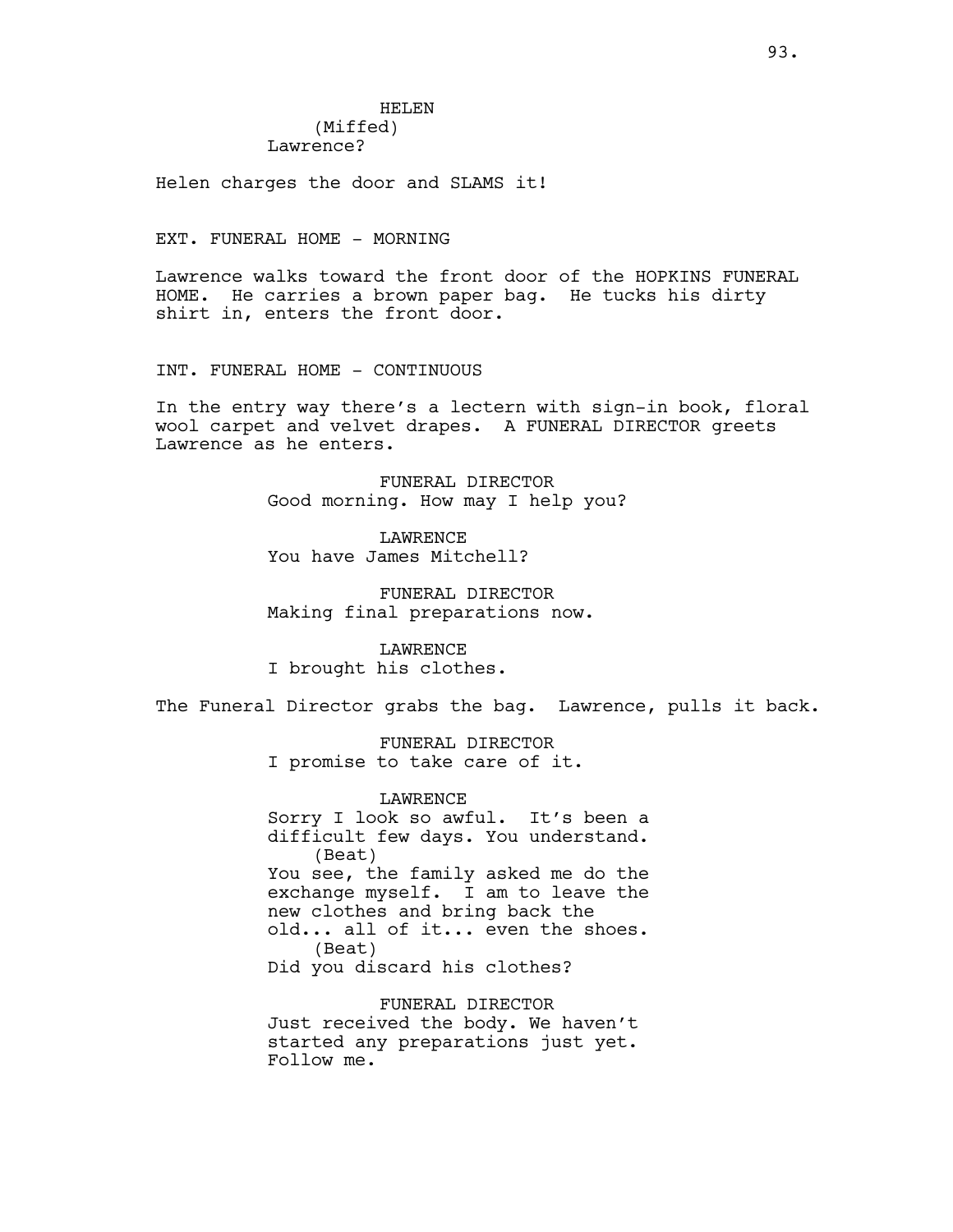HELEN
(Miffed)
Lawrence?

Helen charges the door and SLAMS it!

EXT. FUNERAL HOME - MORNING

Lawrence walks toward the front door of the HOPKINS FUNERAL HOME. He carries a brown paper bag. He tucks his dirty shirt in, enters the front door.

INT. FUNERAL HOME - CONTINUOUS

In the entry way there's a lectern with sign-in book, floral wool carpet and velvet drapes. A FUNERAL DIRECTOR greets Lawrence as he enters.

FUNERAL DIRECTOR
Good morning. How may I help you?

LAWRENCE
You have James Mitchell?

FUNERAL DIRECTOR
Making final preparations now.

LAWRENCE
I brought his clothes.

The Funeral Director grabs the bag. Lawrence, pulls it back.

FUNERAL DIRECTOR
I promise to take care of it.

LAWRENCE
Sorry I look so awful. It's been a difficult few days. You understand.
(Beat)
You see, the family asked me do the exchange myself. I am to leave the new clothes and bring back the old... all of it... even the shoes.
(Beat)
Did you discard his clothes?

FUNERAL DIRECTOR
Just received the body. We haven't started any preparations just yet. Follow me.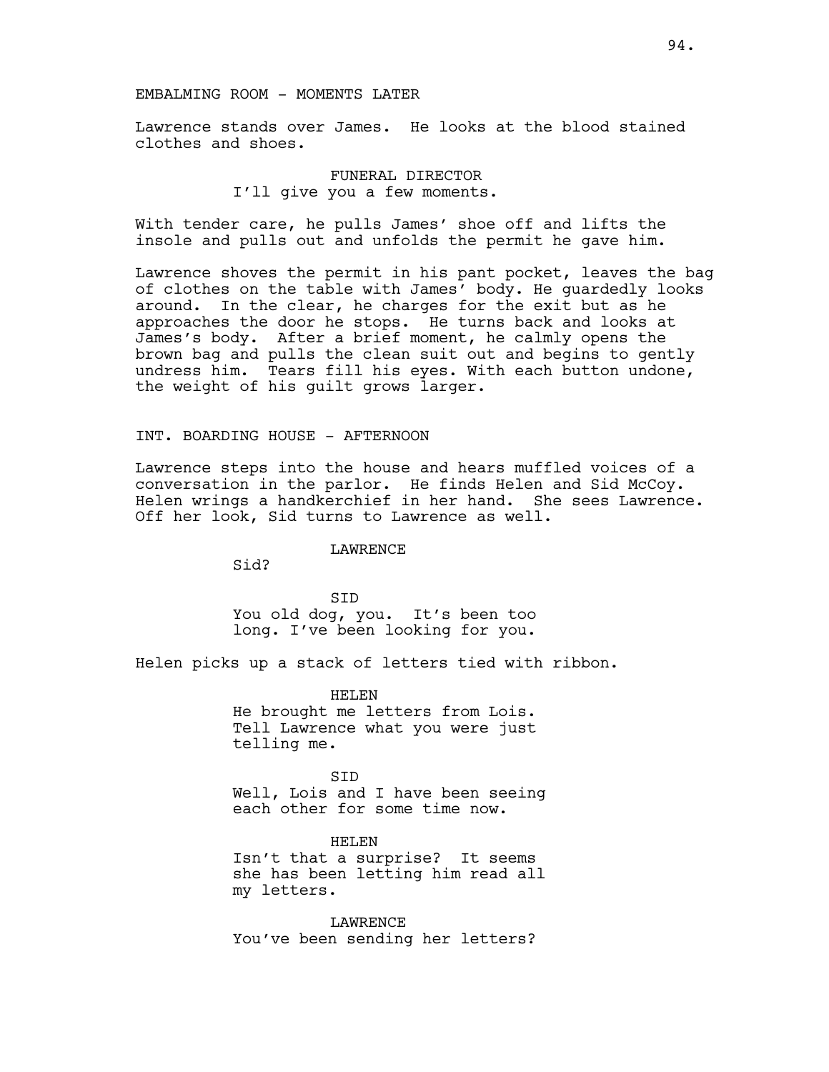EMBALMING ROOM - MOMENTS LATER

Lawrence stands over James. He looks at the blood stained clothes and shoes.

FUNERAL DIRECTOR
I'll give you a few moments.

With tender care, he pulls James' shoe off and lifts the insole and pulls out and unfolds the permit he gave him.

Lawrence shoves the permit in his pant pocket, leaves the bag of clothes on the table with James' body. He guardedly looks around. In the clear, he charges for the exit but as he approaches the door he stops. He turns back and looks at James's body. After a brief moment, he calmly opens the brown bag and pulls the clean suit out and begins to gently undress him. Tears fill his eyes. With each button undone, the weight of his guilt grows larger.

INT. BOARDING HOUSE - AFTERNOON

Lawrence steps into the house and hears muffled voices of a conversation in the parlor. He finds Helen and Sid McCoy. Helen wrings a handkerchief in her hand. She sees Lawrence. Off her look, Sid turns to Lawrence as well.

LAWRENCE
Sid?

SID
You old dog, you. It's been too long. I've been looking for you.

Helen picks up a stack of letters tied with ribbon.

HELEN
He brought me letters from Lois. Tell Lawrence what you were just telling me.

SID
Well, Lois and I have been seeing each other for some time now.

HELEN
Isn't that a surprise? It seems she has been letting him read all my letters.

LAWRENCE
You've been sending her letters?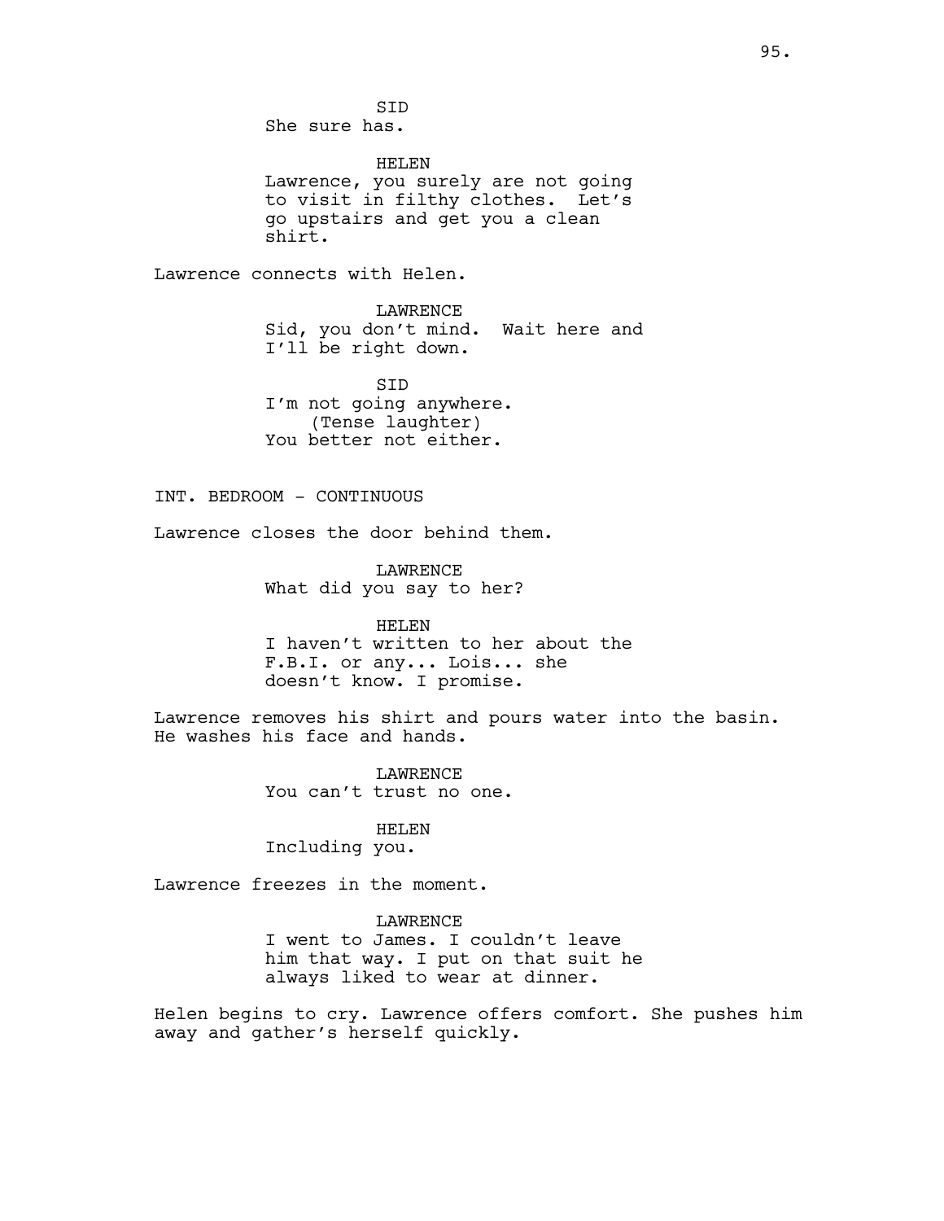SID
She sure has.

HELEN
Lawrence, you surely are not going to visit in filthy clothes. Let's go upstairs and get you a clean shirt.

Lawrence connects with Helen.

LAWRENCE
Sid, you don't mind. Wait here and I'll be right down.

SID
I'm not going anywhere.
(Tense laughter)
You better not either.

INT. BEDROOM - CONTINUOUS

Lawrence closes the door behind them.

LAWRENCE
What did you say to her?

HELEN
I haven't written to her about the F.B.I. or any... Lois... she doesn't know. I promise.

Lawrence removes his shirt and pours water into the basin. He washes his face and hands.

LAWRENCE
You can't trust no one.

HELEN
Including you.

Lawrence freezes in the moment.

LAWRENCE
I went to James. I couldn't leave him that way. I put on that suit he always liked to wear at dinner.

Helen begins to cry. Lawrence offers comfort. She pushes him away and gather's herself quickly.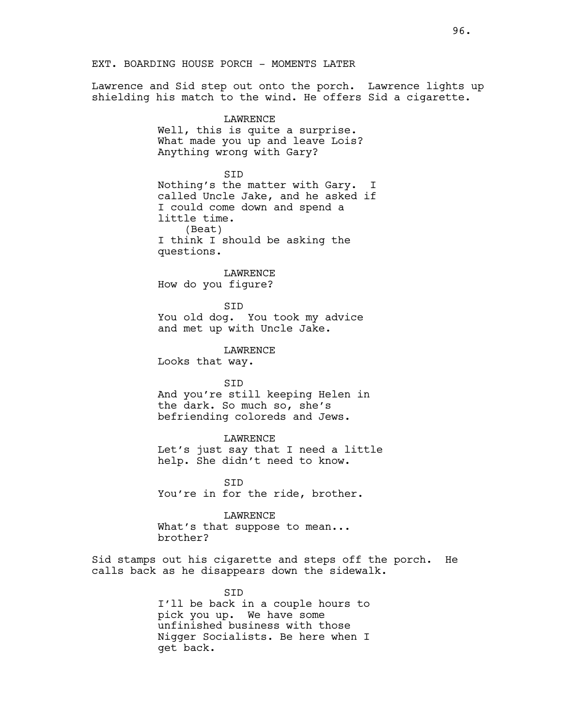EXT. BOARDING HOUSE PORCH - MOMENTS LATER

Lawrence and Sid step out onto the porch. Lawrence lights up shielding his match to the wind. He offers Sid a cigarette.

LAWRENCE
Well, this is quite a surprise. What made you up and leave Lois? Anything wrong with Gary?

SID
Nothing's the matter with Gary. I called Uncle Jake, and he asked if I could come down and spend a little time.
(Beat)
I think I should be asking the questions.

LAWRENCE
How do you figure?

SID
You old dog. You took my advice and met up with Uncle Jake.

LAWRENCE
Looks that way.

SID
And you're still keeping Helen in the dark. So much so, she's befriending coloreds and Jews.

LAWRENCE
Let's just say that I need a little help. She didn't need to know.

SID
You're in for the ride, brother.

LAWRENCE
What's that suppose to mean... brother?

Sid stamps out his cigarette and steps off the porch. He calls back as he disappears down the sidewalk.

SID
I'll be back in a couple hours to pick you up. We have some unfinished business with those Nigger Socialists. Be here when I get back.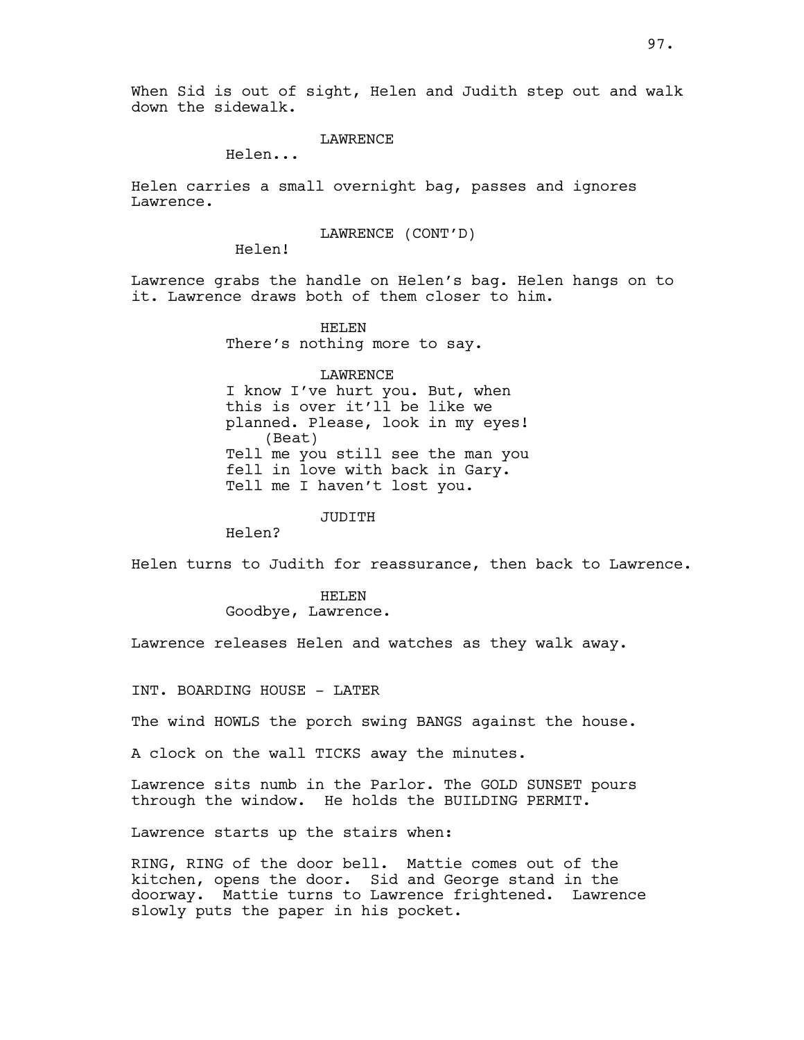When Sid is out of sight, Helen and Judith step out and walk down the sidewalk.

LAWRENCE

Helen...

Helen carries a small overnight bag, passes and ignores Lawrence.

LAWRENCE (CONT'D)

Helen!

Lawrence grabs the handle on Helen's bag. Helen hangs on to it. Lawrence draws both of them closer to him.

HELEN

There's nothing more to say.

LAWRENCE

I know I've hurt you. But, when this is over it'll be like we planned. Please, look in my eyes!

(Beat)

Tell me you still see the man you fell in love with back in Gary. Tell me I haven't lost you.

JUDITH

Helen?

Helen turns to Judith for reassurance, then back to Lawrence.

HELEN

Goodbye, Lawrence.

Lawrence releases Helen and watches as they walk away.

INT. BOARDING HOUSE - LATER

The wind HOWLS the porch swing BANGS against the house.

A clock on the wall TICKS away the minutes.

Lawrence sits numb in the Parlor. The GOLD SUNSET pours through the window. He holds the BUILDING PERMIT.

Lawrence starts up the stairs when:

RING, RING of the door bell. Mattie comes out of the kitchen, opens the door. Sid and George stand in the doorway. Mattie turns to Lawrence frightened. Lawrence slowly puts the paper in his pocket.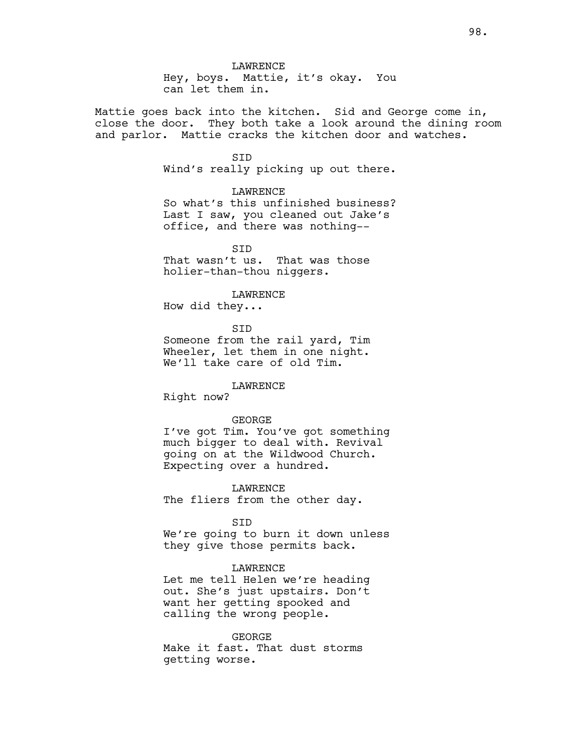LAWRENCE
Hey, boys. Mattie, it's okay. You can let them in.

Mattie goes back into the kitchen. Sid and George come in, close the door. They both take a look around the dining room and parlor. Mattie cracks the kitchen door and watches.

SID
Wind's really picking up out there.

LAWRENCE
So what's this unfinished business? Last I saw, you cleaned out Jake's office, and there was nothing--

SID
That wasn't us. That was those holier-than-thou niggers.

LAWRENCE
How did they...

SID
Someone from the rail yard, Tim Wheeler, let them in one night. We'll take care of old Tim.

LAWRENCE
Right now?

GEORGE
I've got Tim. You've got something much bigger to deal with. Revival going on at the Wildwood Church. Expecting over a hundred.

LAWRENCE
The fliers from the other day.

SID
We're going to burn it down unless they give those permits back.

LAWRENCE
Let me tell Helen we're heading out. She's just upstairs. Don't want her getting spooked and calling the wrong people.

GEORGE
Make it fast. That dust storms getting worse.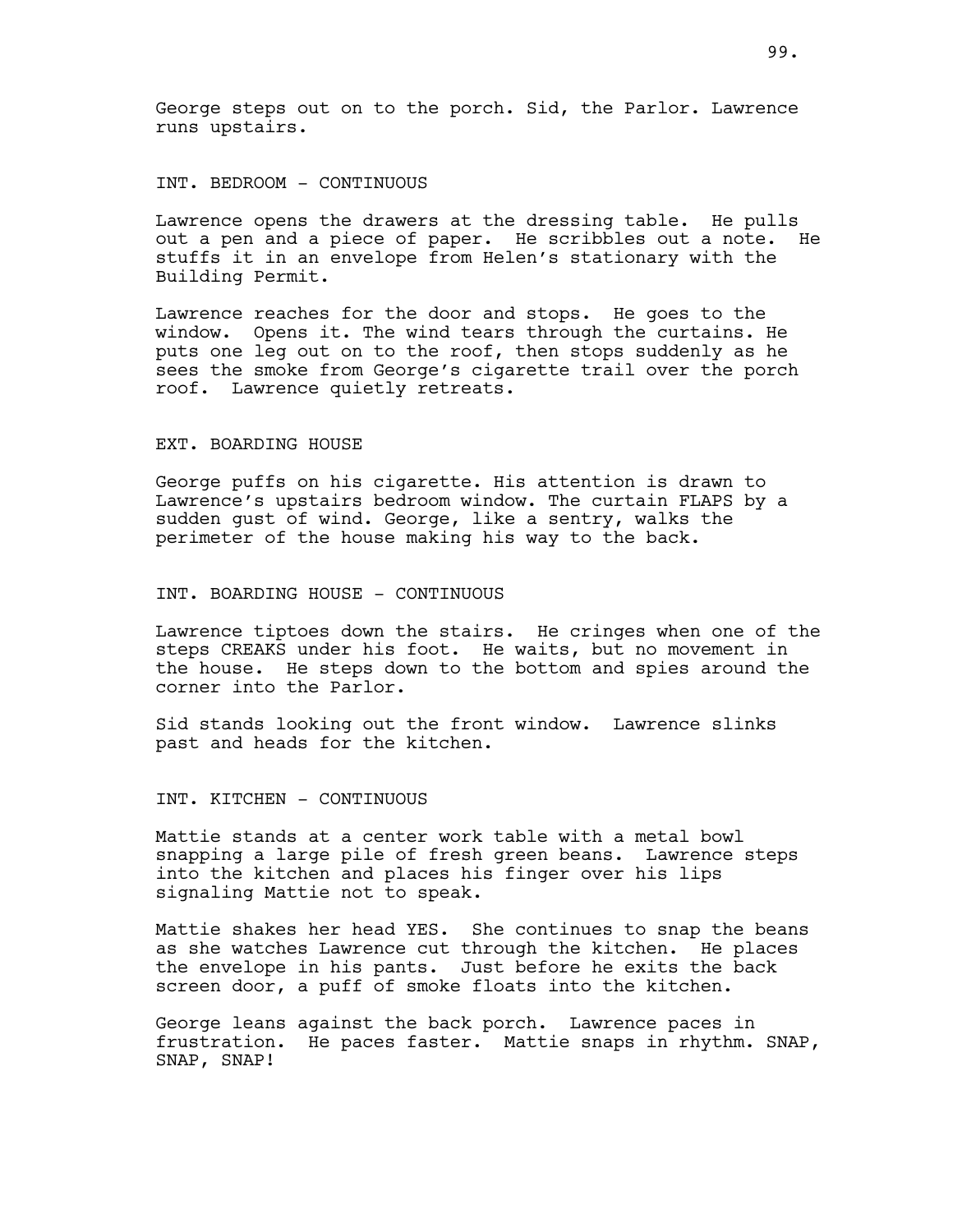George steps out on to the porch. Sid, the Parlor. Lawrence runs upstairs.

INT. BEDROOM - CONTINUOUS

Lawrence opens the drawers at the dressing table. He pulls out a pen and a piece of paper. He scribbles out a note. He stuffs it in an envelope from Helen's stationary with the Building Permit.

Lawrence reaches for the door and stops. He goes to the window. Opens it. The wind tears through the curtains. He puts one leg out on to the roof, then stops suddenly as he sees the smoke from George's cigarette trail over the porch roof. Lawrence quietly retreats.

EXT. BOARDING HOUSE

George puffs on his cigarette. His attention is drawn to Lawrence's upstairs bedroom window. The curtain FLAPS by a sudden gust of wind. George, like a sentry, walks the perimeter of the house making his way to the back.

INT. BOARDING HOUSE - CONTINUOUS

Lawrence tiptoes down the stairs. He cringes when one of the steps CREAKS under his foot. He waits, but no movement in the house. He steps down to the bottom and spies around the corner into the Parlor.

Sid stands looking out the front window. Lawrence slinks past and heads for the kitchen.

INT. KITCHEN - CONTINUOUS

Mattie stands at a center work table with a metal bowl snapping a large pile of fresh green beans. Lawrence steps into the kitchen and places his finger over his lips signaling Mattie not to speak.

Mattie shakes her head YES. She continues to snap the beans as she watches Lawrence cut through the kitchen. He places the envelope in his pants. Just before he exits the back screen door, a puff of smoke floats into the kitchen.

George leans against the back porch. Lawrence paces in frustration. He paces faster. Mattie snaps in rhythm. SNAP, SNAP, SNAP!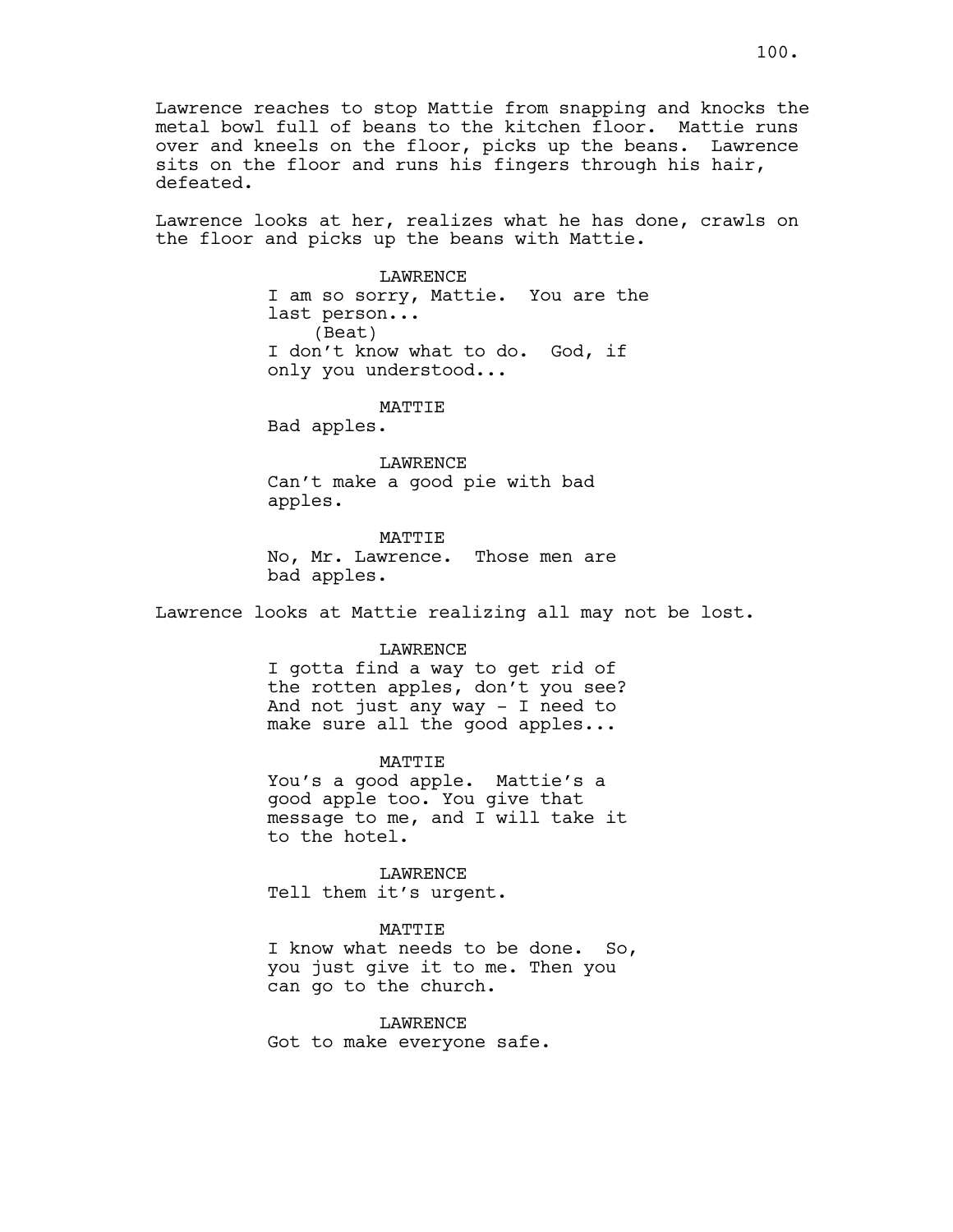Lawrence reaches to stop Mattie from snapping and knocks the metal bowl full of beans to the kitchen floor. Mattie runs over and kneels on the floor, picks up the beans. Lawrence sits on the floor and runs his fingers through his hair, defeated.

Lawrence looks at her, realizes what he has done, crawls on the floor and picks up the beans with Mattie.

LAWRENCE
I am so sorry, Mattie. You are the last person...
(Beat)
I don't know what to do. God, if only you understood...

MATTIE
Bad apples.

LAWRENCE
Can't make a good pie with bad apples.

MATTIE
No, Mr. Lawrence. Those men are bad apples.

Lawrence looks at Mattie realizing all may not be lost.

LAWRENCE
I gotta find a way to get rid of the rotten apples, don't you see? And not just any way - I need to make sure all the good apples...

MATTIE
You's a good apple. Mattie's a good apple too. You give that message to me, and I will take it to the hotel.

LAWRENCE
Tell them it's urgent.

MATTIE
I know what needs to be done. So, you just give it to me. Then you can go to the church.

LAWRENCE
Got to make everyone safe.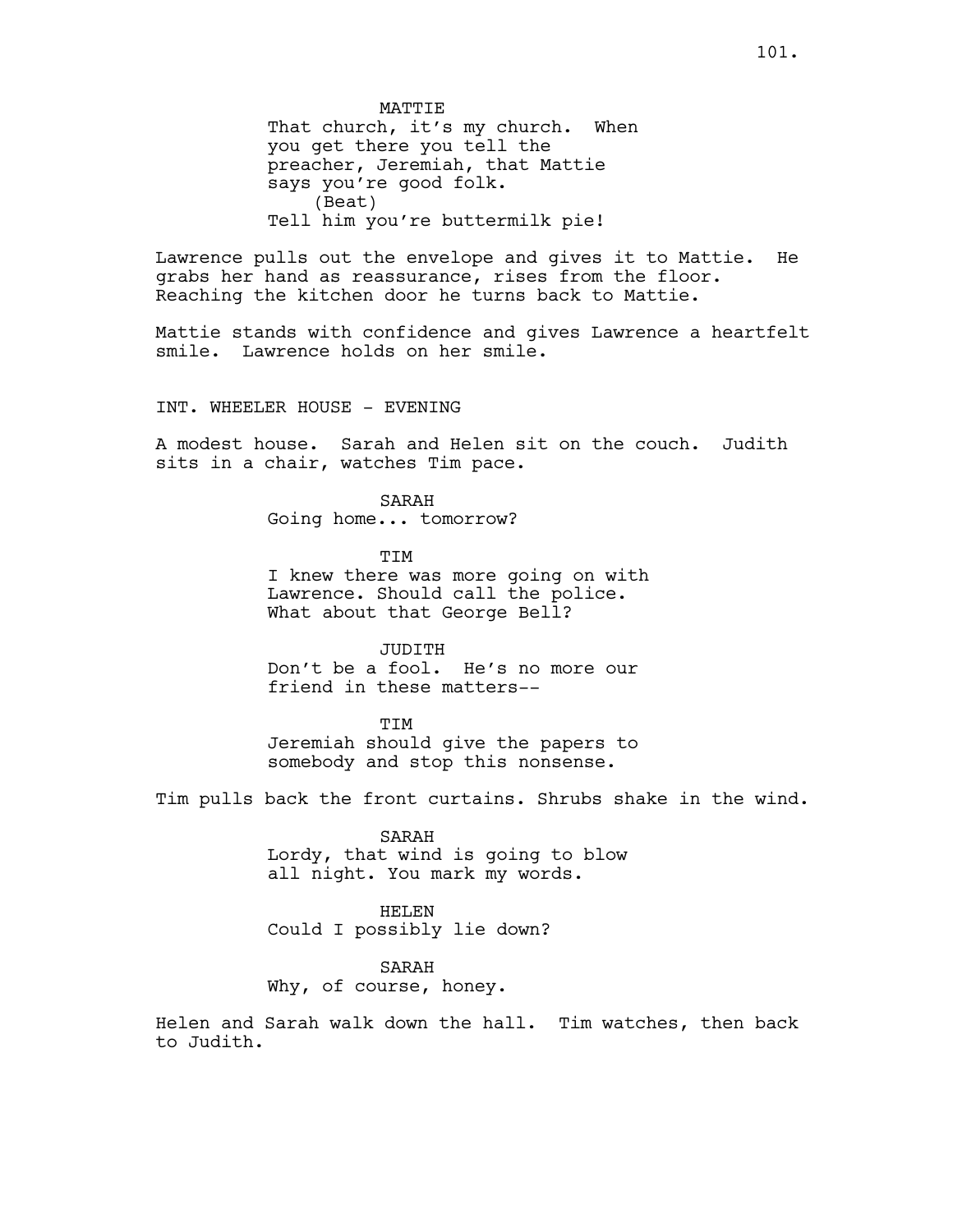MATTIE
That church, it's my church. When you get there you tell the preacher, Jeremiah, that Mattie says you're good folk.
(Beat)
Tell him you're buttermilk pie!

Lawrence pulls out the envelope and gives it to Mattie. He grabs her hand as reassurance, rises from the floor. Reaching the kitchen door he turns back to Mattie.

Mattie stands with confidence and gives Lawrence a heartfelt smile. Lawrence holds on her smile.

INT. WHEELER HOUSE - EVENING

A modest house. Sarah and Helen sit on the couch. Judith sits in a chair, watches Tim pace.

SARAH
Going home... tomorrow?

TIM
I knew there was more going on with Lawrence. Should call the police. What about that George Bell?

JUDITH
Don't be a fool. He's no more our friend in these matters--

TIM
Jeremiah should give the papers to somebody and stop this nonsense.

Tim pulls back the front curtains. Shrubs shake in the wind.

SARAH
Lordy, that wind is going to blow all night. You mark my words.

HELEN
Could I possibly lie down?

SARAH
Why, of course, honey.

Helen and Sarah walk down the hall. Tim watches, then back to Judith.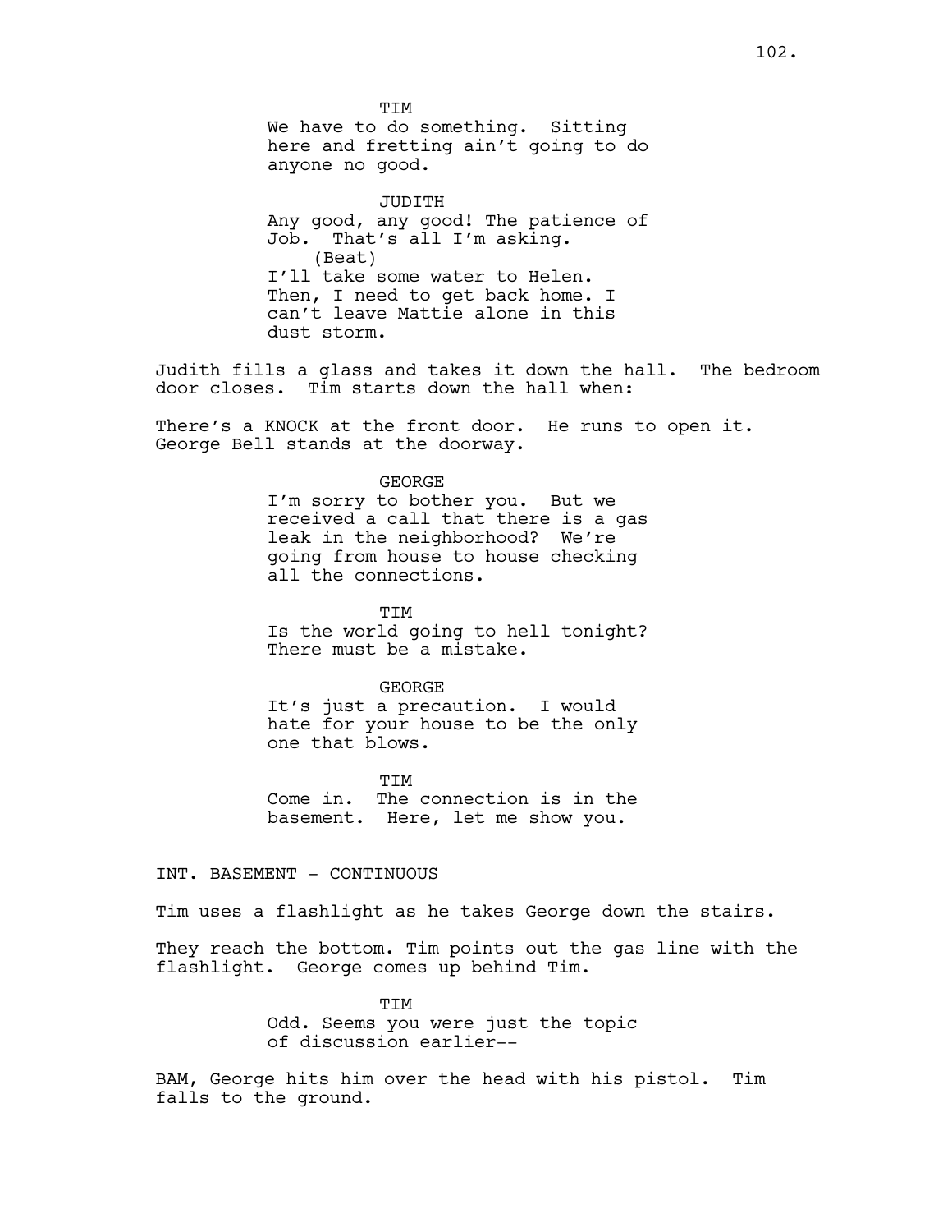TIM
We have to do something. Sitting here and fretting ain't going to do anyone no good.

JUDITH
Any good, any good! The patience of Job. That's all I'm asking.
(Beat)
I'll take some water to Helen. Then, I need to get back home. I can't leave Mattie alone in this dust storm.

Judith fills a glass and takes it down the hall. The bedroom door closes. Tim starts down the hall when:

There's a KNOCK at the front door. He runs to open it. George Bell stands at the doorway.

GEORGE
I'm sorry to bother you. But we received a call that there is a gas leak in the neighborhood? We're going from house to house checking all the connections.

TIM
Is the world going to hell tonight? There must be a mistake.

GEORGE
It's just a precaution. I would hate for your house to be the only one that blows.

TIM
Come in. The connection is in the basement. Here, let me show you.

INT. BASEMENT - CONTINUOUS

Tim uses a flashlight as he takes George down the stairs.

They reach the bottom. Tim points out the gas line with the flashlight. George comes up behind Tim.

TIM
Odd. Seems you were just the topic of discussion earlier--

BAM, George hits him over the head with his pistol. Tim falls to the ground.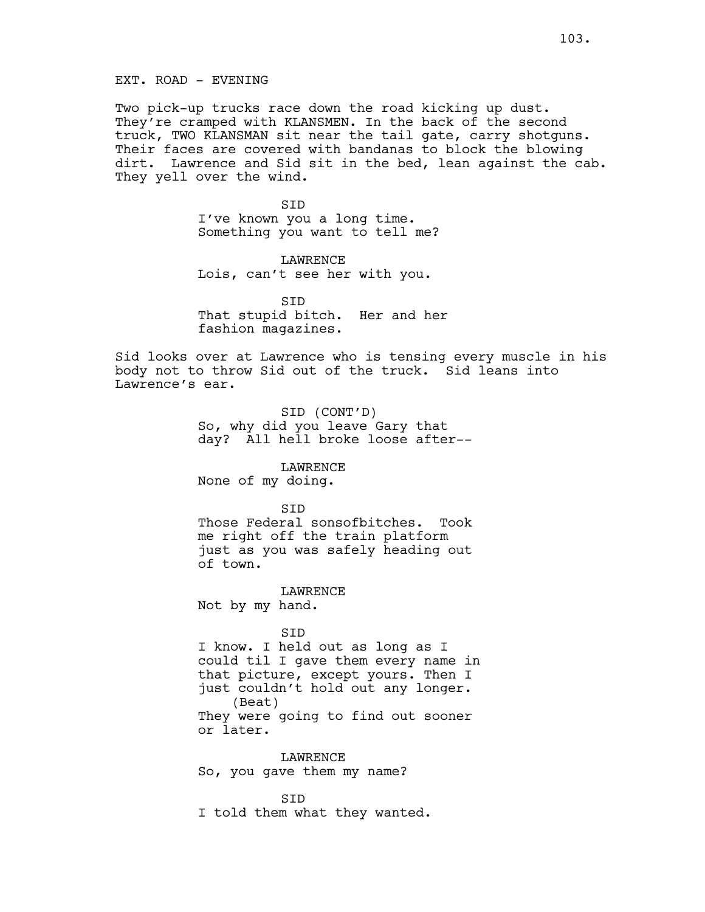EXT. ROAD - EVENING

Two pick-up trucks race down the road kicking up dust. They're cramped with KLANSMEN. In the back of the second truck, TWO KLANSMAN sit near the tail gate, carry shotguns. Their faces are covered with bandanas to block the blowing dirt. Lawrence and Sid sit in the bed, lean against the cab. They yell over the wind.

SID
I've known you a long time. Something you want to tell me?

LAWRENCE
Lois, can't see her with you.

SID
That stupid bitch. Her and her fashion magazines.

Sid looks over at Lawrence who is tensing every muscle in his body not to throw Sid out of the truck. Sid leans into Lawrence's ear.

SID (CONT'D)
So, why did you leave Gary that day? All hell broke loose after--

LAWRENCE
None of my doing.

SID
Those Federal sonsofbitches. Took me right off the train platform just as you was safely heading out of town.

LAWRENCE
Not by my hand.

SID
I know. I held out as long as I could til I gave them every name in that picture, except yours. Then I just couldn't hold out any longer.
(Beat)
They were going to find out sooner or later.

LAWRENCE
So, you gave them my name?

SID
I told them what they wanted.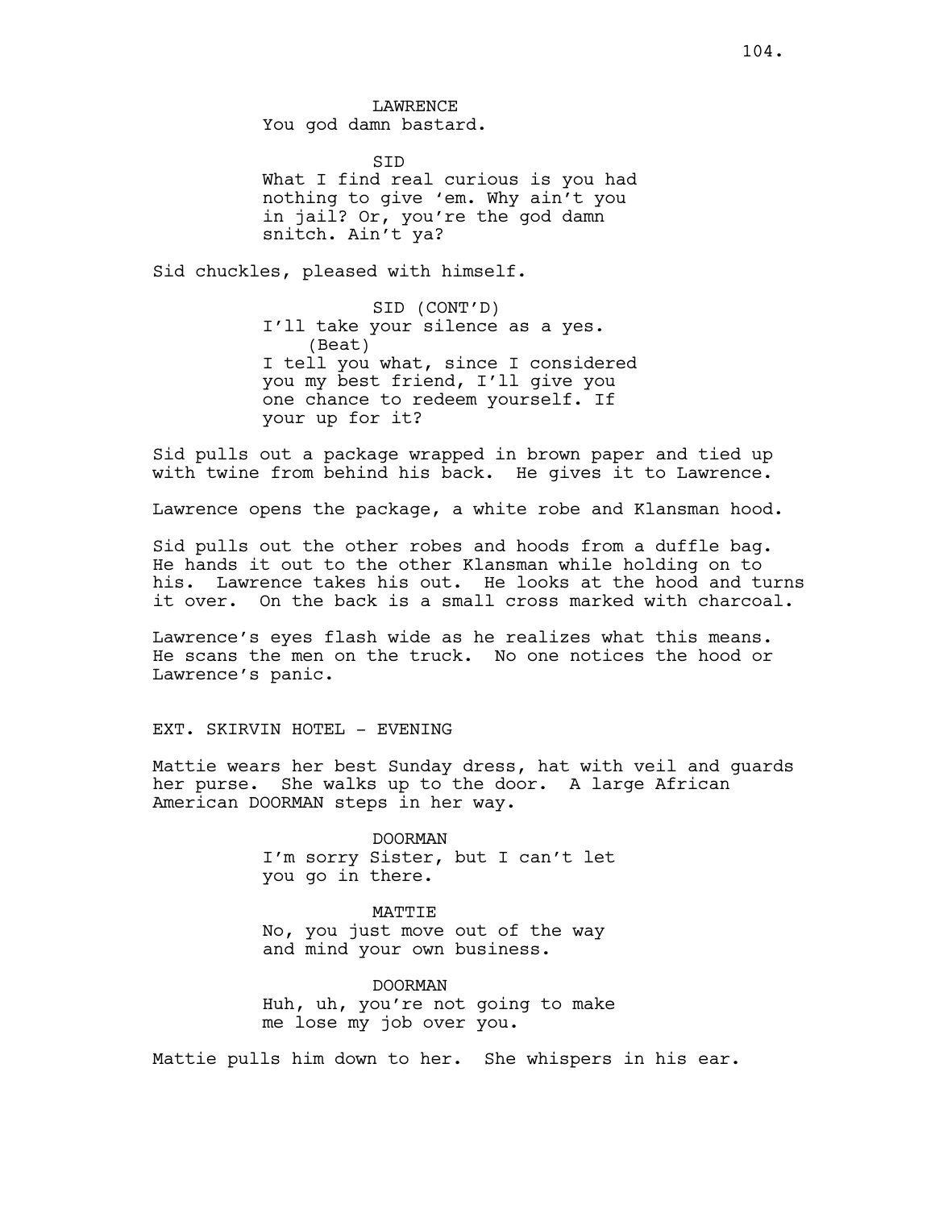LAWRENCE
You god damn bastard.

SID
What I find real curious is you had nothing to give 'em. Why ain't you in jail? Or, you're the god damn snitch. Ain't ya?

Sid chuckles, pleased with himself.

SID (CONT'D)
I'll take your silence as a yes.
(Beat)
I tell you what, since I considered you my best friend, I'll give you one chance to redeem yourself. If your up for it?

Sid pulls out a package wrapped in brown paper and tied up with twine from behind his back. He gives it to Lawrence.

Lawrence opens the package, a white robe and Klansman hood.

Sid pulls out the other robes and hoods from a duffle bag. He hands it out to the other Klansman while holding on to his. Lawrence takes his out. He looks at the hood and turns it over. On the back is a small cross marked with charcoal.

Lawrence's eyes flash wide as he realizes what this means. He scans the men on the truck. No one notices the hood or Lawrence's panic.

EXT. SKIRVIN HOTEL - EVENING

Mattie wears her best Sunday dress, hat with veil and guards her purse. She walks up to the door. A large African American DOORMAN steps in her way.

DOORMAN
I'm sorry Sister, but I can't let you go in there.

MATTIE
No, you just move out of the way and mind your own business.

DOORMAN
Huh, uh, you're not going to make me lose my job over you.

Mattie pulls him down to her. She whispers in his ear.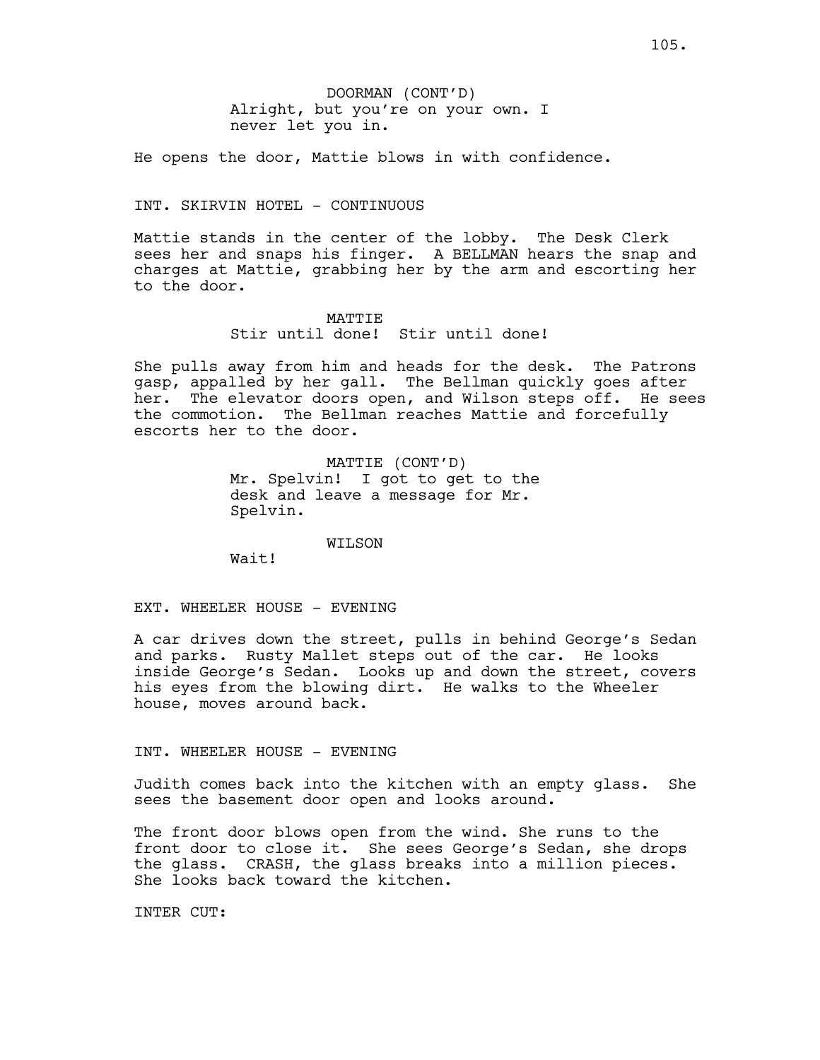DOORMAN (CONT'D)
Alright, but you're on your own. I never let you in.

He opens the door, Mattie blows in with confidence.

INT. SKIRVIN HOTEL - CONTINUOUS

Mattie stands in the center of the lobby. The Desk Clerk sees her and snaps his finger. A BELLMAN hears the snap and charges at Mattie, grabbing her by the arm and escorting her to the door.

MATTIE
Stir until done! Stir until done!

She pulls away from him and heads for the desk. The Patrons gasp, appalled by her gall. The Bellman quickly goes after her. The elevator doors open, and Wilson steps off. He sees the commotion. The Bellman reaches Mattie and forcefully escorts her to the door.

MATTIE (CONT'D)
Mr. Spelvin! I got to get to the desk and leave a message for Mr. Spelvin.

WILSON
Wait!

EXT. WHEELER HOUSE - EVENING

A car drives down the street, pulls in behind George's Sedan and parks. Rusty Mallet steps out of the car. He looks inside George's Sedan. Looks up and down the street, covers his eyes from the blowing dirt. He walks to the Wheeler house, moves around back.

INT. WHEELER HOUSE - EVENING

Judith comes back into the kitchen with an empty glass. She sees the basement door open and looks around.

The front door blows open from the wind. She runs to the front door to close it. She sees George's Sedan, she drops the glass. CRASH, the glass breaks into a million pieces. She looks back toward the kitchen.

INTER CUT: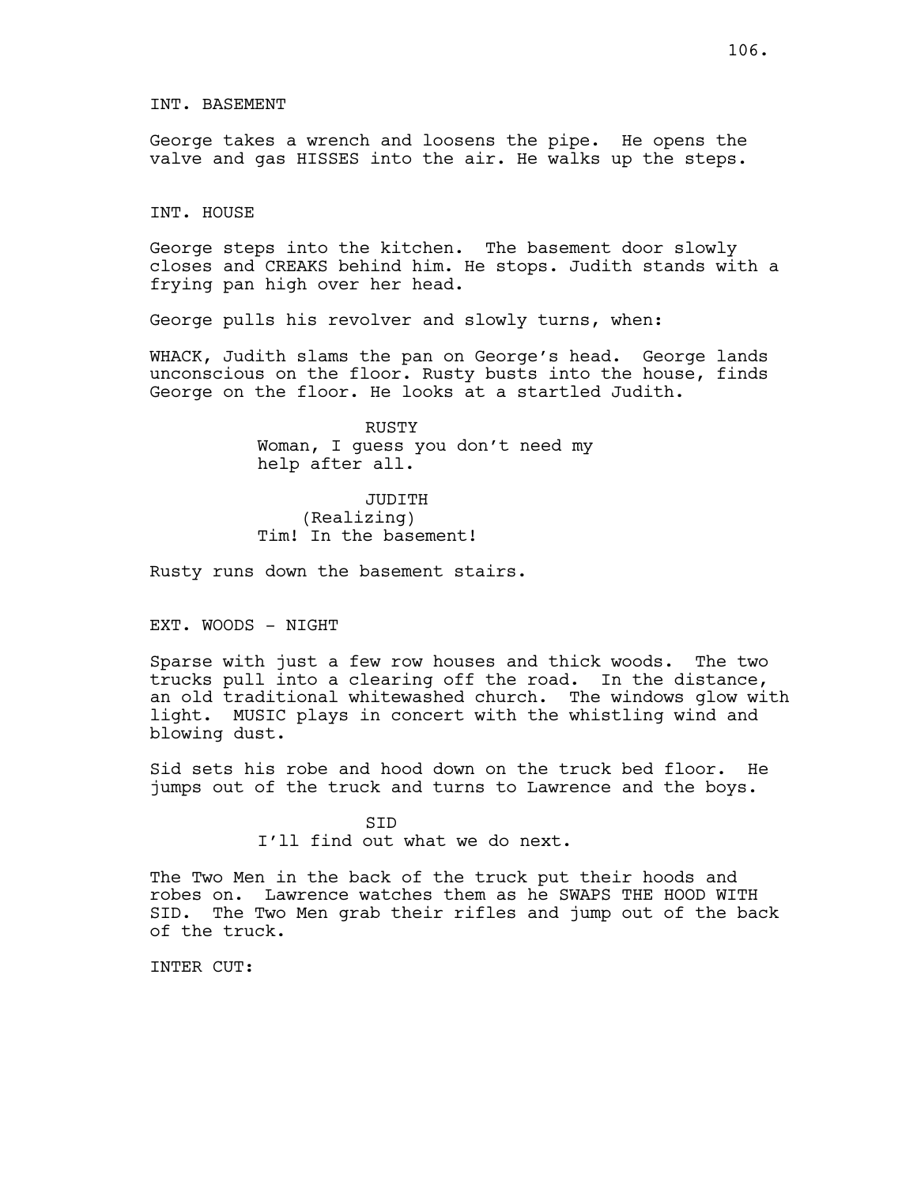INT. BASEMENT

George takes a wrench and loosens the pipe. He opens the valve and gas HISSES into the air. He walks up the steps.

INT. HOUSE

George steps into the kitchen. The basement door slowly closes and CREAKS behind him. He stops. Judith stands with a frying pan high over her head.

George pulls his revolver and slowly turns, when:

WHACK, Judith slams the pan on George's head. George lands unconscious on the floor. Rusty busts into the house, finds George on the floor. He looks at a startled Judith.

RUSTY
Woman, I guess you don't need my help after all.

JUDITH
(Realizing)
Tim! In the basement!

Rusty runs down the basement stairs.

EXT. WOODS - NIGHT

Sparse with just a few row houses and thick woods. The two trucks pull into a clearing off the road. In the distance, an old traditional whitewashed church. The windows glow with light. MUSIC plays in concert with the whistling wind and blowing dust.

Sid sets his robe and hood down on the truck bed floor. He jumps out of the truck and turns to Lawrence and the boys.

SID
I'll find out what we do next.

The Two Men in the back of the truck put their hoods and robes on. Lawrence watches them as he SWAPS THE HOOD WITH SID. The Two Men grab their rifles and jump out of the back of the truck.

INTER CUT: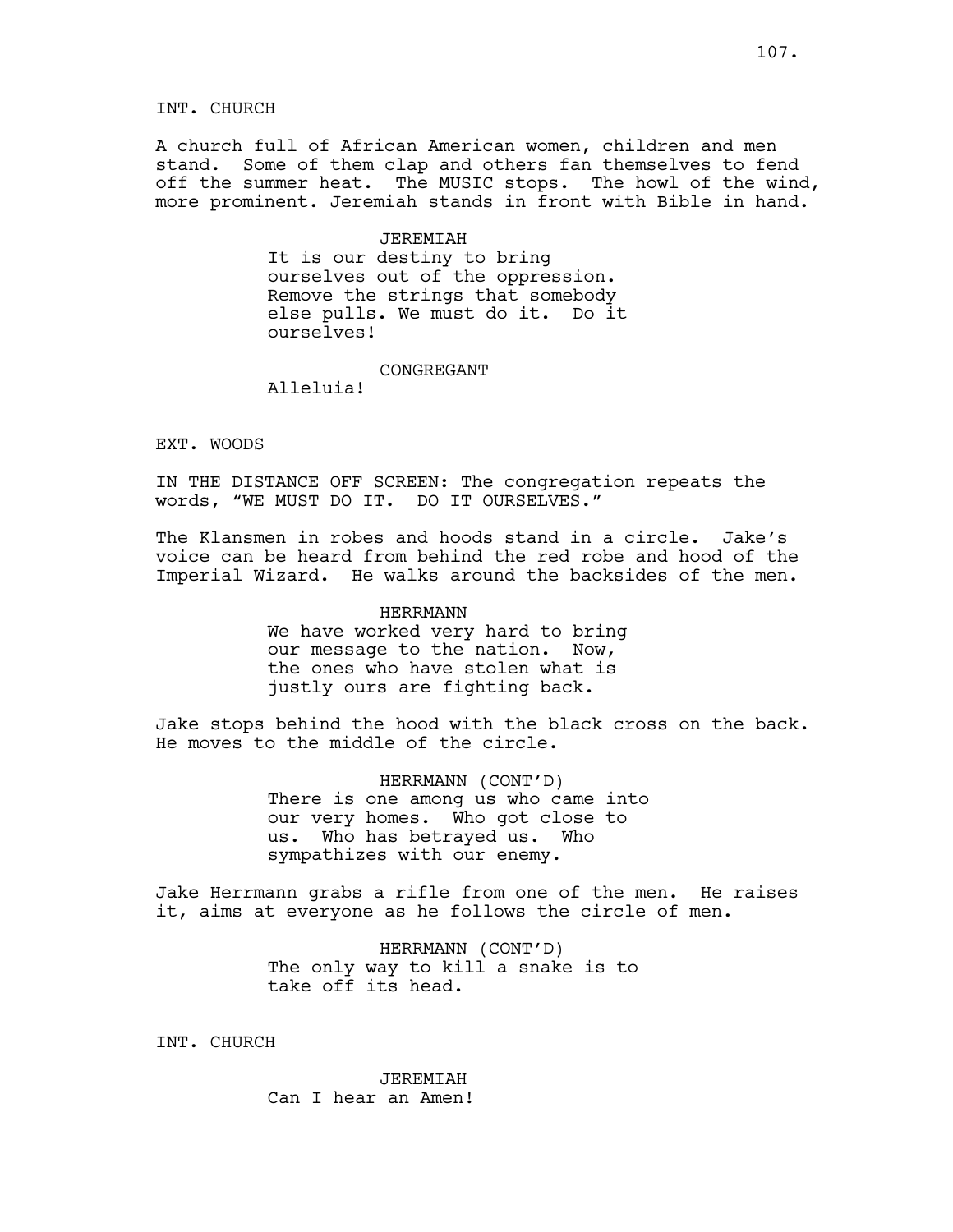INT. CHURCH

A church full of African American women, children and men stand. Some of them clap and others fan themselves to fend off the summer heat. The MUSIC stops. The howl of the wind, more prominent. Jeremiah stands in front with Bible in hand.

JEREMIAH
It is our destiny to bring ourselves out of the oppression. Remove the strings that somebody else pulls. We must do it. Do it ourselves!

CONGREGANT
Alleluia!

EXT. WOODS

IN THE DISTANCE OFF SCREEN: The congregation repeats the words, “WE MUST DO IT. DO IT OURSELVES.”

The Klansmen in robes and hoods stand in a circle. Jake’s voice can be heard from behind the red robe and hood of the Imperial Wizard. He walks around the backsides of the men.

HERRMANN
We have worked very hard to bring our message to the nation. Now, the ones who have stolen what is justly ours are fighting back.

Jake stops behind the hood with the black cross on the back. He moves to the middle of the circle.

HERRMANN (CONT’D)
There is one among us who came into our very homes. Who got close to us. Who has betrayed us. Who sympathizes with our enemy.

Jake Herrmann grabs a rifle from one of the men. He raises it, aims at everyone as he follows the circle of men.

HERRMANN (CONT’D)
The only way to kill a snake is to take off its head.

INT. CHURCH

JEREMIAH
Can I hear an Amen!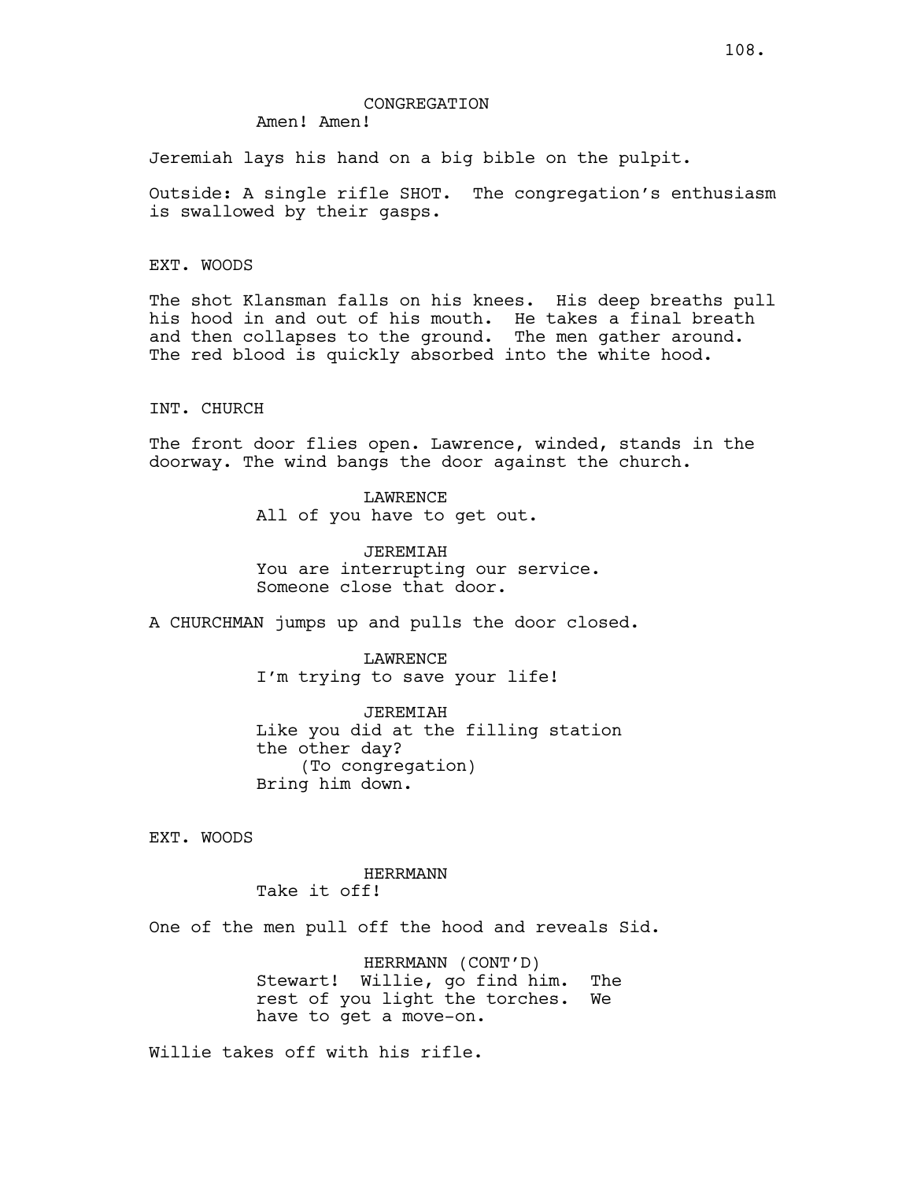CONGREGATION

Amen! Amen!

Jeremiah lays his hand on a big bible on the pulpit.

Outside: A single rifle SHOT. The congregation's enthusiasm is swallowed by their gasps.

EXT. WOODS

The shot Klansman falls on his knees. His deep breaths pull his hood in and out of his mouth. He takes a final breath and then collapses to the ground. The men gather around. The red blood is quickly absorbed into the white hood.

INT. CHURCH

The front door flies open. Lawrence, winded, stands in the doorway. The wind bangs the door against the church.

LAWRENCE

All of you have to get out.

JEREMIAH

You are interrupting our service. Someone close that door.

A CHURCHMAN jumps up and pulls the door closed.

LAWRENCE

I'm trying to save your life!

JEREMIAH

Like you did at the filling station the other day?

(To congregation)

Bring him down.

EXT. WOODS

HERRMANN

Take it off!

One of the men pull off the hood and reveals Sid.

HERRMANN (CONT'D)

Stewart! Willie, go find him. The rest of you light the torches. We have to get a move-on.

Willie takes off with his rifle.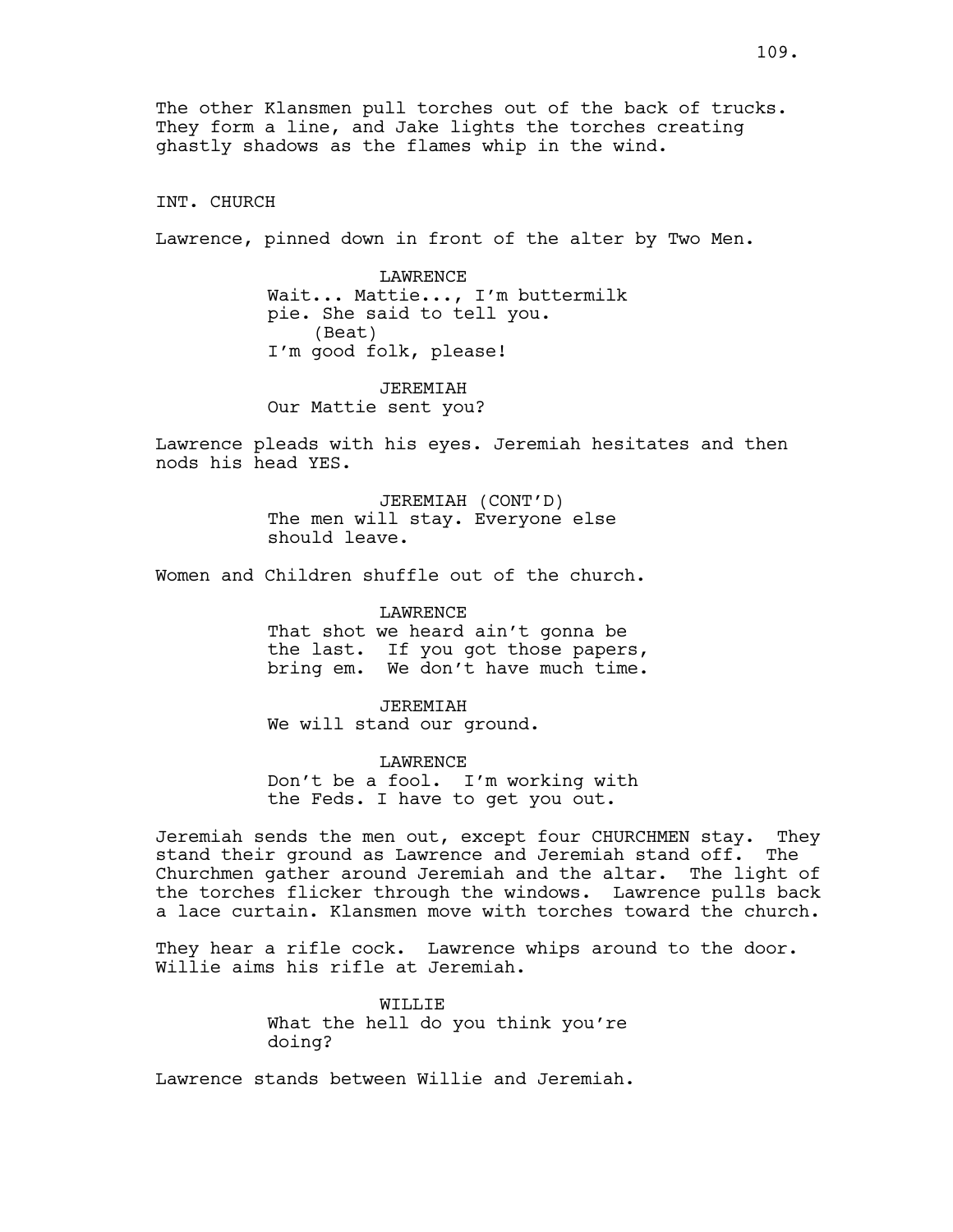The other Klansmen pull torches out of the back of trucks. They form a line, and Jake lights the torches creating ghastly shadows as the flames whip in the wind.

INT. CHURCH

Lawrence, pinned down in front of the alter by Two Men.

LAWRENCE
Wait... Mattie..., I'm buttermilk pie. She said to tell you.
(Beat)
I'm good folk, please!

JEREMIAH
Our Mattie sent you?

Lawrence pleads with his eyes. Jeremiah hesitates and then nods his head YES.

JEREMIAH (CONT'D)
The men will stay. Everyone else should leave.

Women and Children shuffle out of the church.

LAWRENCE
That shot we heard ain't gonna be the last. If you got those papers, bring em. We don't have much time.

JEREMIAH
We will stand our ground.

LAWRENCE
Don't be a fool. I'm working with the Feds. I have to get you out.

Jeremiah sends the men out, except four CHURCHMEN stay. They stand their ground as Lawrence and Jeremiah stand off. The Churchmen gather around Jeremiah and the altar. The light of the torches flicker through the windows. Lawrence pulls back a lace curtain. Klansmen move with torches toward the church.

They hear a rifle cock. Lawrence whips around to the door. Willie aims his rifle at Jeremiah.

WILLIE
What the hell do you think you're doing?

Lawrence stands between Willie and Jeremiah.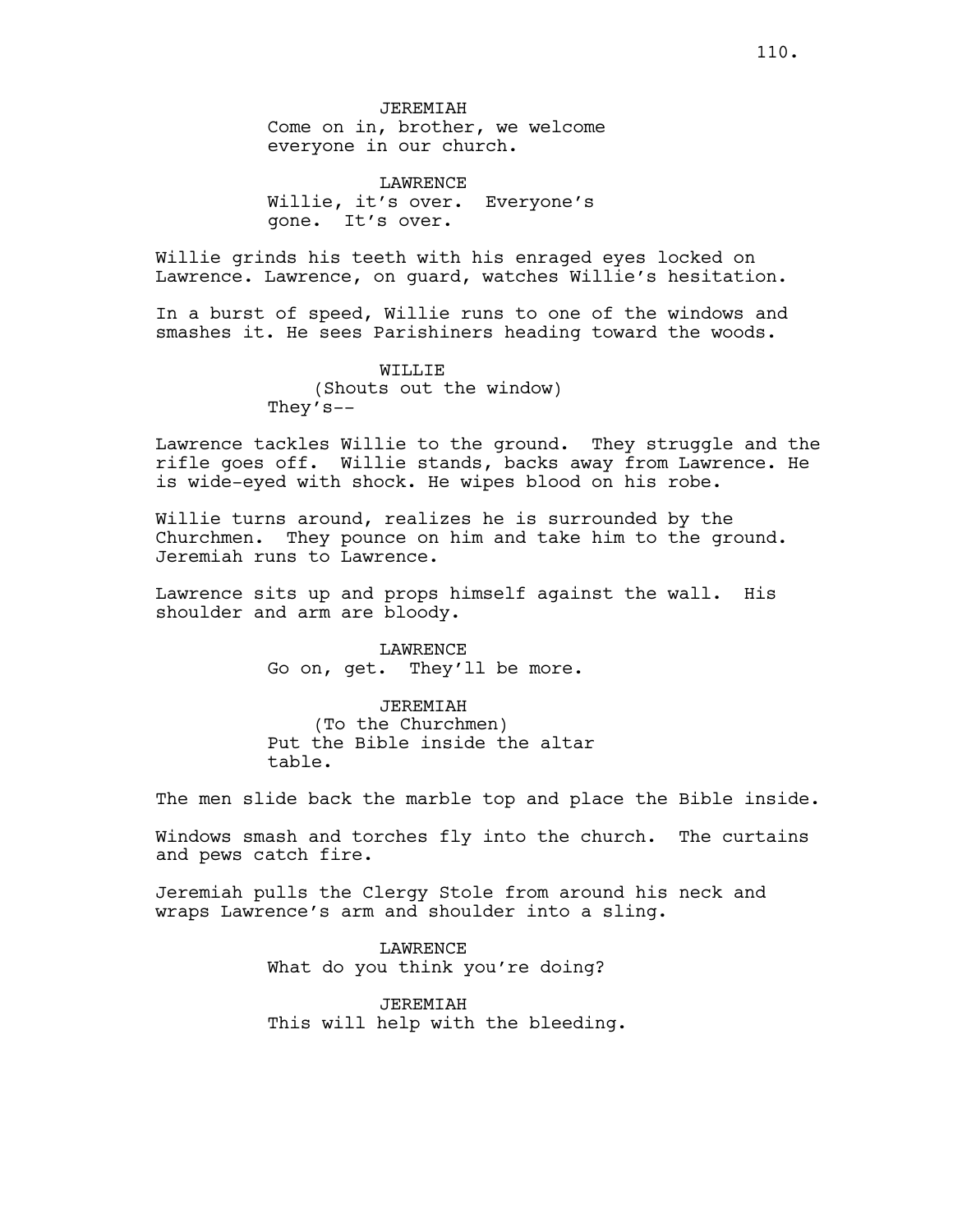JEREMIAH
Come on in, brother, we welcome everyone in our church.

LAWRENCE
Willie, it's over. Everyone's gone. It's over.

Willie grinds his teeth with his enraged eyes locked on Lawrence. Lawrence, on guard, watches Willie's hesitation.

In a burst of speed, Willie runs to one of the windows and smashes it. He sees Parishiners heading toward the woods.

WILLIE
(Shouts out the window)
They's--

Lawrence tackles Willie to the ground. They struggle and the rifle goes off. Willie stands, backs away from Lawrence. He is wide-eyed with shock. He wipes blood on his robe.

Willie turns around, realizes he is surrounded by the Churchmen. They pounce on him and take him to the ground. Jeremiah runs to Lawrence.

Lawrence sits up and props himself against the wall. His shoulder and arm are bloody.

LAWRENCE
Go on, get. They'll be more.

JEREMIAH
(To the Churchmen)
Put the Bible inside the altar table.

The men slide back the marble top and place the Bible inside.

Windows smash and torches fly into the church. The curtains and pews catch fire.

Jeremiah pulls the Clergy Stole from around his neck and wraps Lawrence's arm and shoulder into a sling.

LAWRENCE
What do you think you're doing?

JEREMIAH
This will help with the bleeding.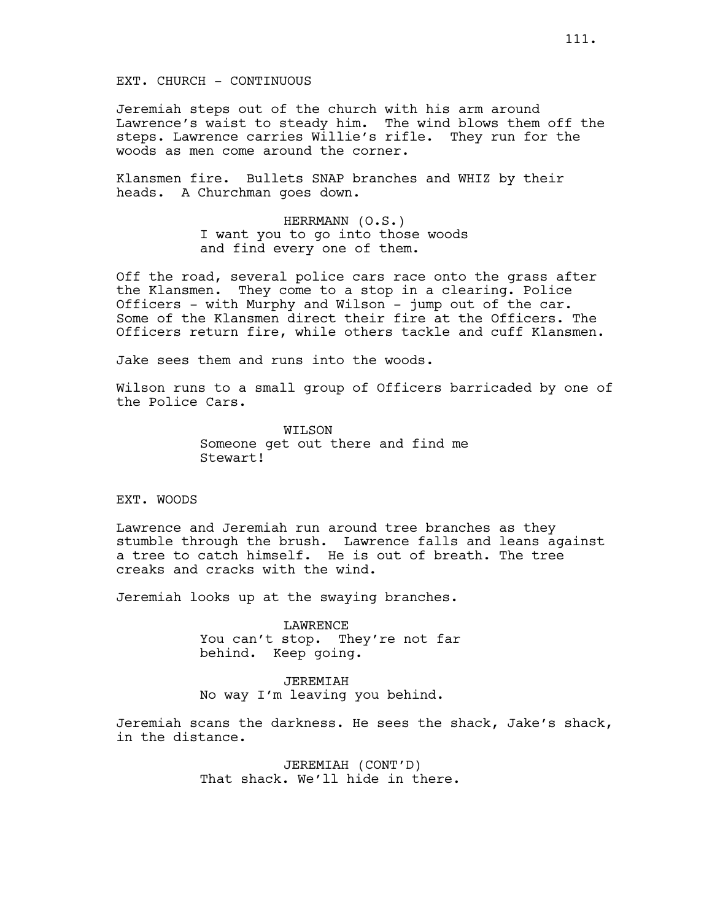EXT. CHURCH - CONTINUOUS

Jeremiah steps out of the church with his arm around Lawrence's waist to steady him. The wind blows them off the steps. Lawrence carries Willie's rifle. They run for the woods as men come around the corner.

Klansmen fire. Bullets SNAP branches and WHIZ by their heads. A Churchman goes down.

HERRMANN (O.S.)
I want you to go into those woods and find every one of them.

Off the road, several police cars race onto the grass after the Klansmen. They come to a stop in a clearing. Police Officers - with Murphy and Wilson - jump out of the car. Some of the Klansmen direct their fire at the Officers. The Officers return fire, while others tackle and cuff Klansmen.

Jake sees them and runs into the woods.

Wilson runs to a small group of Officers barricaded by one of the Police Cars.

WILSON
Someone get out there and find me Stewart!

EXT. WOODS

Lawrence and Jeremiah run around tree branches as they stumble through the brush. Lawrence falls and leans against a tree to catch himself. He is out of breath. The tree creaks and cracks with the wind.

Jeremiah looks up at the swaying branches.

LAWRENCE
You can't stop. They're not far behind. Keep going.

JEREMIAH
No way I'm leaving you behind.

Jeremiah scans the darkness. He sees the shack, Jake's shack, in the distance.

JEREMIAH (CONT'D)
That shack. We'll hide in there.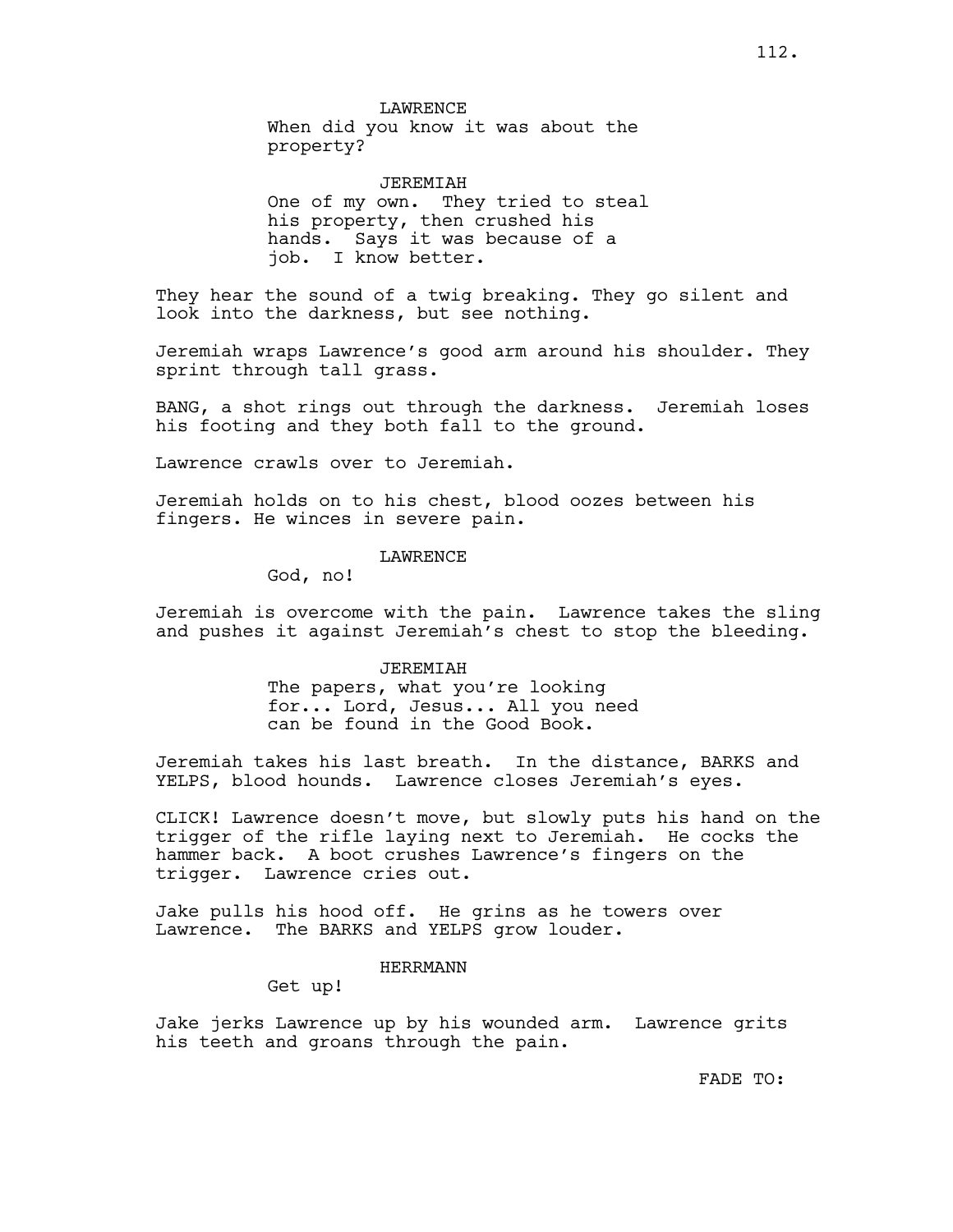LAWRENCE

When did you know it was about the property?

JEREMIAH

One of my own. They tried to steal his property, then crushed his hands. Says it was because of a job. I know better.

They hear the sound of a twig breaking. They go silent and look into the darkness, but see nothing.

Jeremiah wraps Lawrence's good arm around his shoulder. They sprint through tall grass.

BANG, a shot rings out through the darkness. Jeremiah loses his footing and they both fall to the ground.

Lawrence crawls over to Jeremiah.

Jeremiah holds on to his chest, blood oozes between his fingers. He winces in severe pain.

LAWRENCE

God, no!

Jeremiah is overcome with the pain. Lawrence takes the sling and pushes it against Jeremiah's chest to stop the bleeding.

JEREMIAH

The papers, what you're looking for... Lord, Jesus... All you need can be found in the Good Book.

Jeremiah takes his last breath. In the distance, BARKS and YELPS, blood hounds. Lawrence closes Jeremiah's eyes.

CLICK! Lawrence doesn't move, but slowly puts his hand on the trigger of the rifle laying next to Jeremiah. He cocks the hammer back. A boot crushes Lawrence's fingers on the trigger. Lawrence cries out.

Jake pulls his hood off. He grins as he towers over Lawrence. The BARKS and YELPS grow louder.

HERRMANN

Get up!

Jake jerks Lawrence up by his wounded arm. Lawrence grits his teeth and groans through the pain.

FADE TO: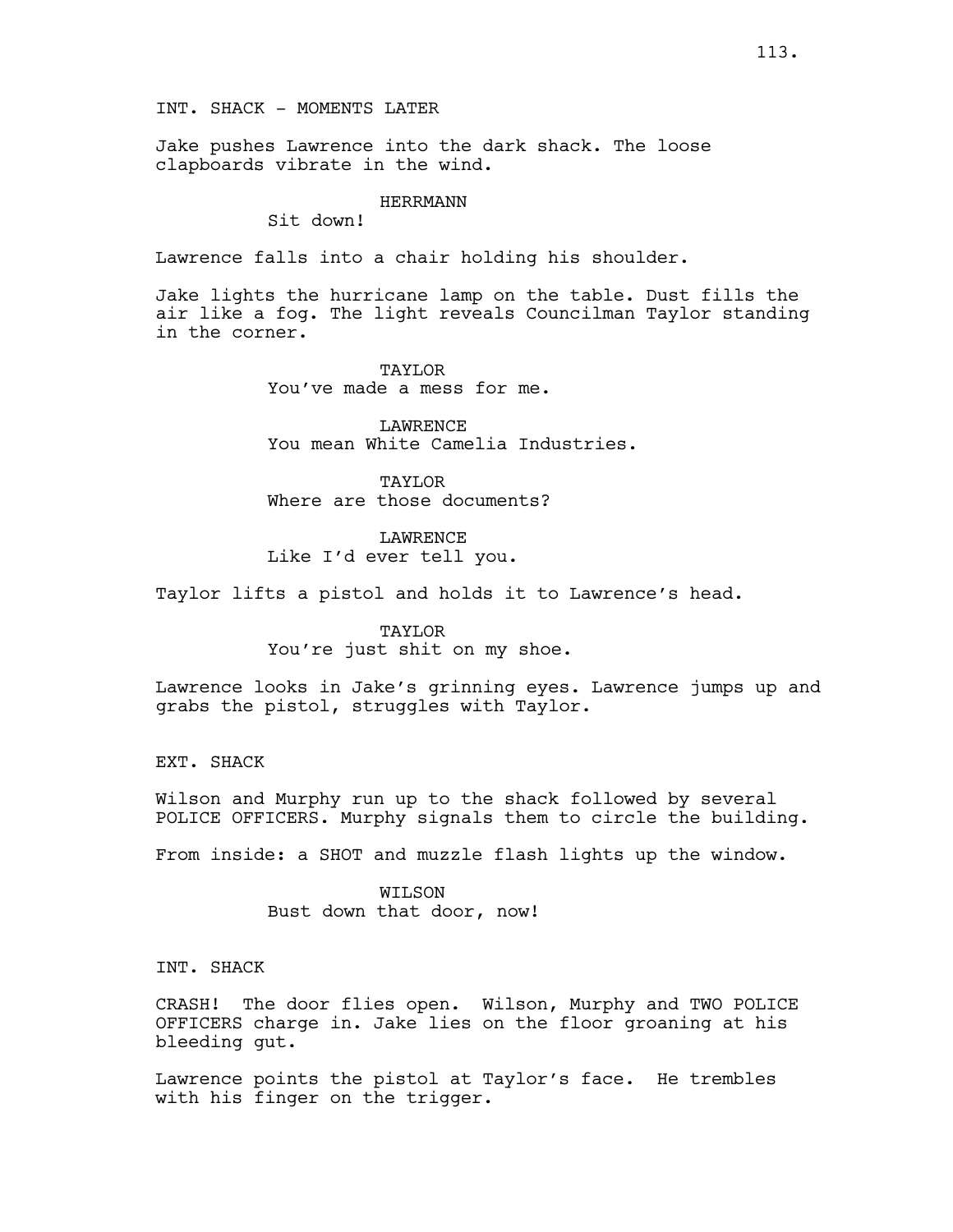INT. SHACK - MOMENTS LATER

Jake pushes Lawrence into the dark shack. The loose clapboards vibrate in the wind.

HERRMANN
Sit down!

Lawrence falls into a chair holding his shoulder.

Jake lights the hurricane lamp on the table. Dust fills the air like a fog. The light reveals Councilman Taylor standing in the corner.

TAYLOR
You've made a mess for me.

LAWRENCE
You mean White Camelia Industries.

TAYLOR
Where are those documents?

LAWRENCE
Like I'd ever tell you.

Taylor lifts a pistol and holds it to Lawrence's head.

TAYLOR
You're just shit on my shoe.

Lawrence looks in Jake's grinning eyes. Lawrence jumps up and grabs the pistol, struggles with Taylor.

EXT. SHACK

Wilson and Murphy run up to the shack followed by several POLICE OFFICERS. Murphy signals them to circle the building.

From inside: a SHOT and muzzle flash lights up the window.

WILSON
Bust down that door, now!

INT. SHACK

CRASH! The door flies open. Wilson, Murphy and TWO POLICE OFFICERS charge in. Jake lies on the floor groaning at his bleeding gut.

Lawrence points the pistol at Taylor's face. He trembles with his finger on the trigger.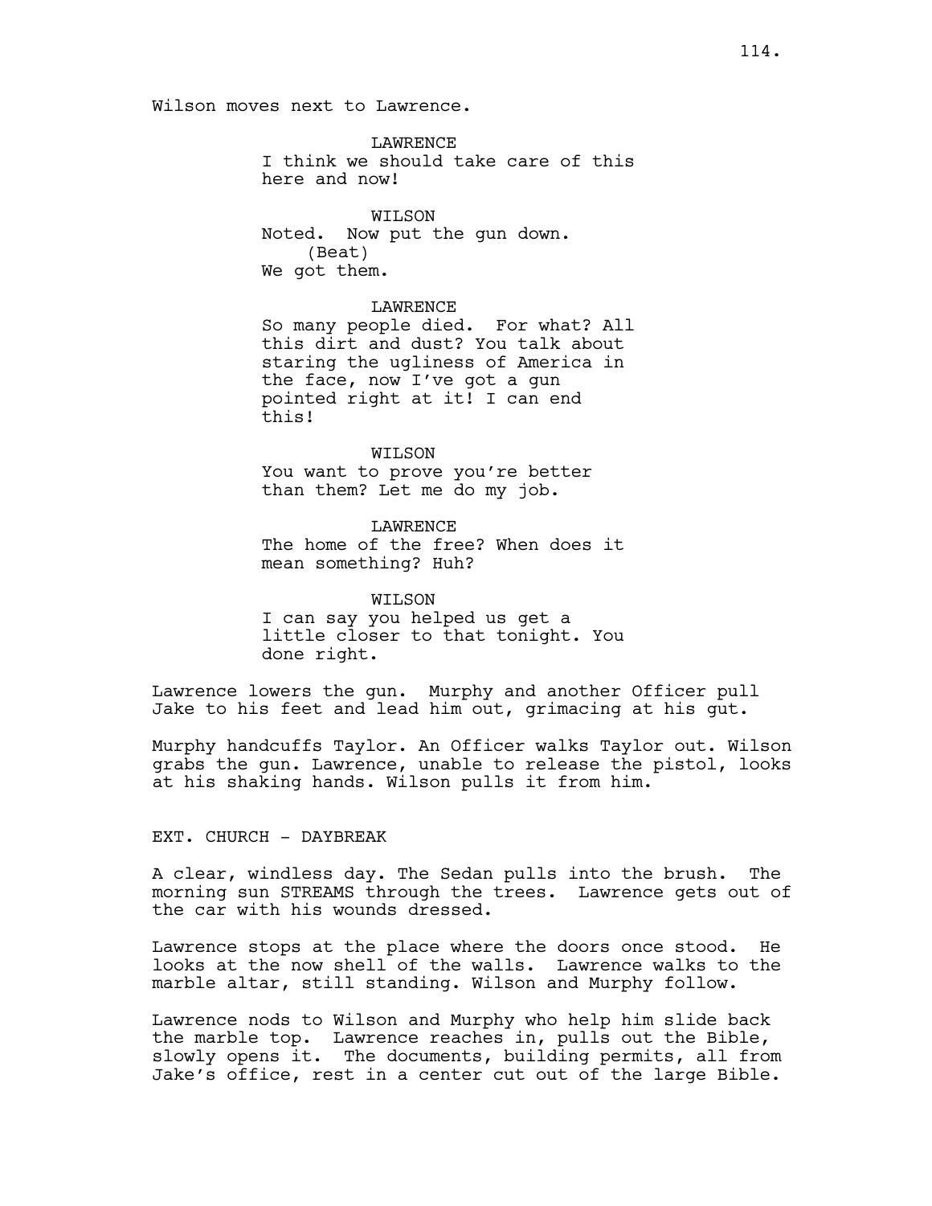Wilson moves next to Lawrence.

LAWRENCE
I think we should take care of this here and now!

WILSON
Noted. Now put the gun down.
(Beat)
We got them.

LAWRENCE
So many people died. For what? All this dirt and dust? You talk about staring the ugliness of America in the face, now I've got a gun pointed right at it! I can end this!

WILSON
You want to prove you're better than them? Let me do my job.

LAWRENCE
The home of the free? When does it mean something? Huh?

WILSON
I can say you helped us get a little closer to that tonight. You done right.

Lawrence lowers the gun. Murphy and another Officer pull Jake to his feet and lead him out, grimacing at his gut.

Murphy handcuffs Taylor. An Officer walks Taylor out. Wilson grabs the gun. Lawrence, unable to release the pistol, looks at his shaking hands. Wilson pulls it from him.

EXT. CHURCH - DAYBREAK

A clear, windless day. The Sedan pulls into the brush. The morning sun STREAMS through the trees. Lawrence gets out of the car with his wounds dressed.

Lawrence stops at the place where the doors once stood. He looks at the now shell of the walls. Lawrence walks to the marble altar, still standing. Wilson and Murphy follow.

Lawrence nods to Wilson and Murphy who help him slide back the marble top. Lawrence reaches in, pulls out the Bible, slowly opens it. The documents, building permits, all from Jake's office, rest in a center cut out of the large Bible.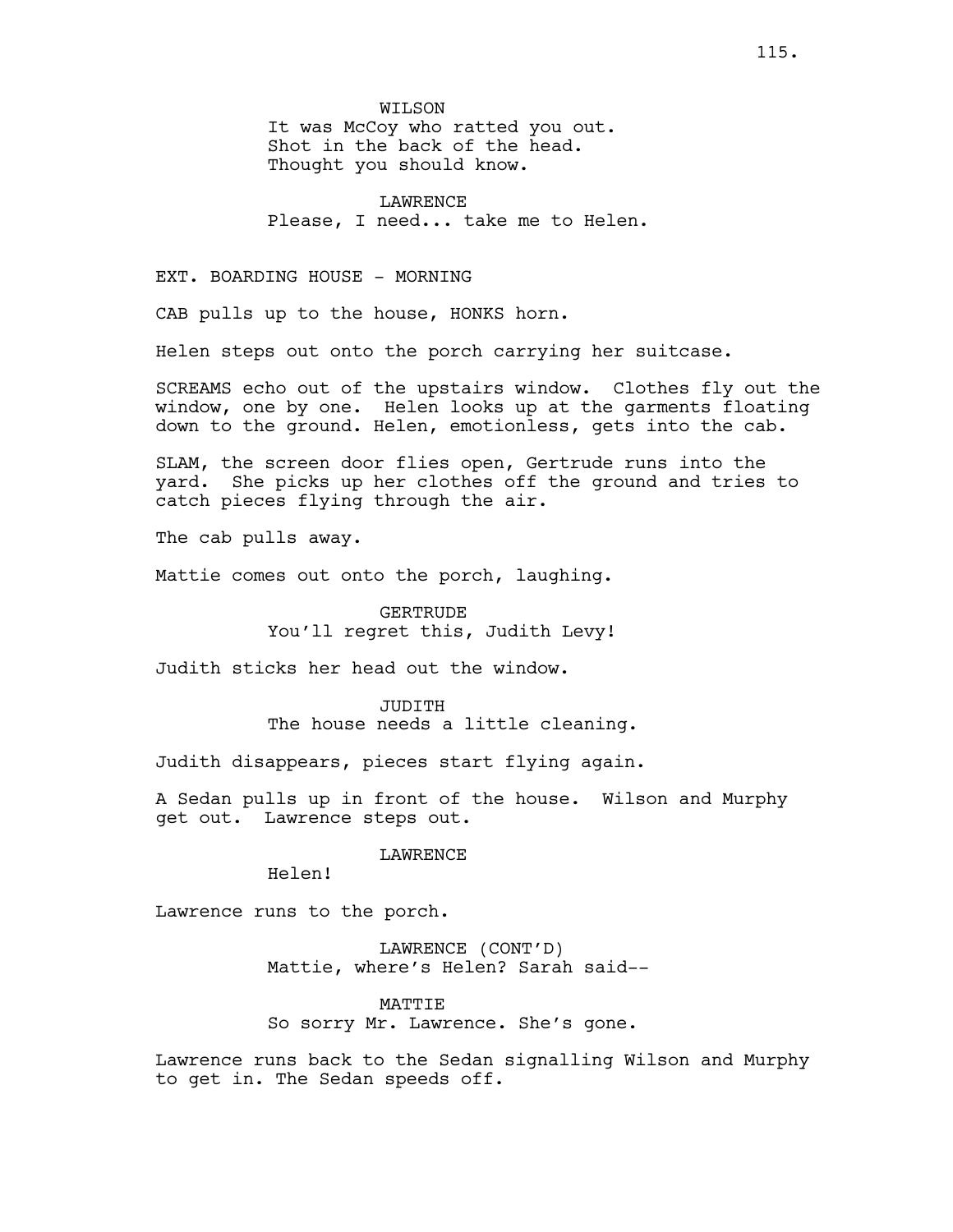WILSON

It was McCoy who ratted you out.
Shot in the back of the head.
Thought you should know.

LAWRENCE

Please, I need... take me to Helen.

EXT. BOARDING HOUSE - MORNING

CAB pulls up to the house, HONKS horn.

Helen steps out onto the porch carrying her suitcase.

SCREAMS echo out of the upstairs window. Clothes fly out the window, one by one. Helen looks up at the garments floating down to the ground. Helen, emotionless, gets into the cab.

SLAM, the screen door flies open, Gertrude runs into the yard. She picks up her clothes off the ground and tries to catch pieces flying through the air.

The cab pulls away.

Mattie comes out onto the porch, laughing.

GERTRUDE

You'll regret this, Judith Levy!

Judith sticks her head out the window.

JUDITH

The house needs a little cleaning.

Judith disappears, pieces start flying again.

A Sedan pulls up in front of the house. Wilson and Murphy get out. Lawrence steps out.

LAWRENCE

Helen!

Lawrence runs to the porch.

LAWRENCE (CONT'D)

Mattie, where's Helen? Sarah said--

MATTIE

So sorry Mr. Lawrence. She's gone.

Lawrence runs back to the Sedan signalling Wilson and Murphy to get in. The Sedan speeds off.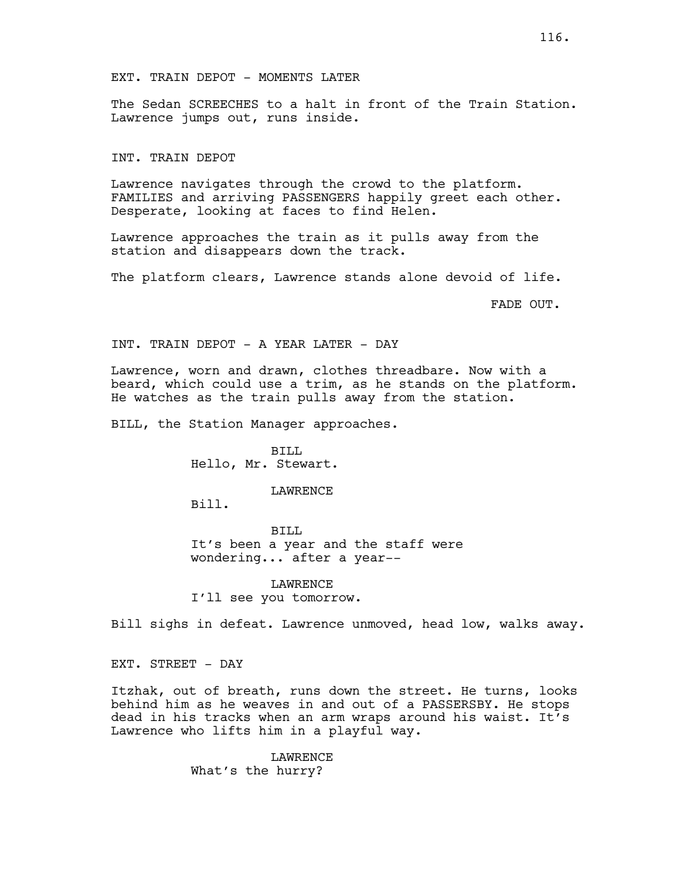EXT. TRAIN DEPOT - MOMENTS LATER

The Sedan SCREECHES to a halt in front of the Train Station. Lawrence jumps out, runs inside.

INT. TRAIN DEPOT

Lawrence navigates through the crowd to the platform. FAMILIES and arriving PASSENGERS happily greet each other. Desperate, looking at faces to find Helen.

Lawrence approaches the train as it pulls away from the station and disappears down the track.

The platform clears, Lawrence stands alone devoid of life.

FADE OUT.

INT. TRAIN DEPOT - A YEAR LATER - DAY

Lawrence, worn and drawn, clothes threadbare. Now with a beard, which could use a trim, as he stands on the platform. He watches as the train pulls away from the station.

BILL, the Station Manager approaches.

BILL
Hello, Mr. Stewart.

LAWRENCE
Bill.

BILL
It's been a year and the staff were wondering... after a year--

LAWRENCE
I'll see you tomorrow.

Bill sighs in defeat. Lawrence unmoved, head low, walks away.

EXT. STREET - DAY

Itzhak, out of breath, runs down the street. He turns, looks behind him as he weaves in and out of a PASSERSBY. He stops dead in his tracks when an arm wraps around his waist. It's Lawrence who lifts him in a playful way.

LAWRENCE
What's the hurry?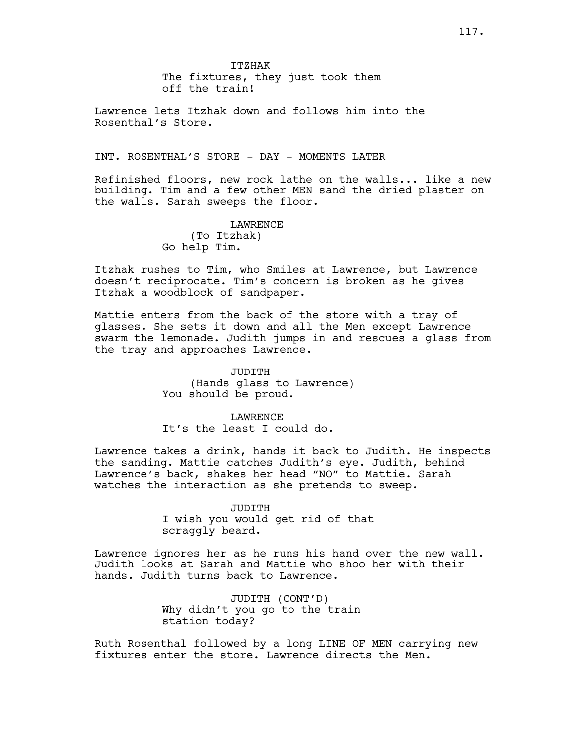ITZHAK
The fixtures, they just took them off the train!

Lawrence lets Itzhak down and follows him into the Rosenthal's Store.

INT. ROSENTHAL'S STORE - DAY - MOMENTS LATER

Refinished floors, new rock lathe on the walls... like a new building. Tim and a few other MEN sand the dried plaster on the walls. Sarah sweeps the floor.

LAWRENCE
(To Itzhak)
Go help Tim.

Itzhak rushes to Tim, who Smiles at Lawrence, but Lawrence doesn't reciprocate. Tim's concern is broken as he gives Itzhak a woodblock of sandpaper.

Mattie enters from the back of the store with a tray of glasses. She sets it down and all the Men except Lawrence swarm the lemonade. Judith jumps in and rescues a glass from the tray and approaches Lawrence.

JUDITH
(Hands glass to Lawrence)
You should be proud.

LAWRENCE
It's the least I could do.

Lawrence takes a drink, hands it back to Judith. He inspects the sanding. Mattie catches Judith's eye. Judith, behind Lawrence's back, shakes her head "NO" to Mattie. Sarah watches the interaction as she pretends to sweep.

JUDITH
I wish you would get rid of that scraggly beard.

Lawrence ignores her as he runs his hand over the new wall. Judith looks at Sarah and Mattie who shoo her with their hands. Judith turns back to Lawrence.

JUDITH (CONT'D)
Why didn't you go to the train station today?

Ruth Rosenthal followed by a long LINE OF MEN carrying new fixtures enter the store. Lawrence directs the Men.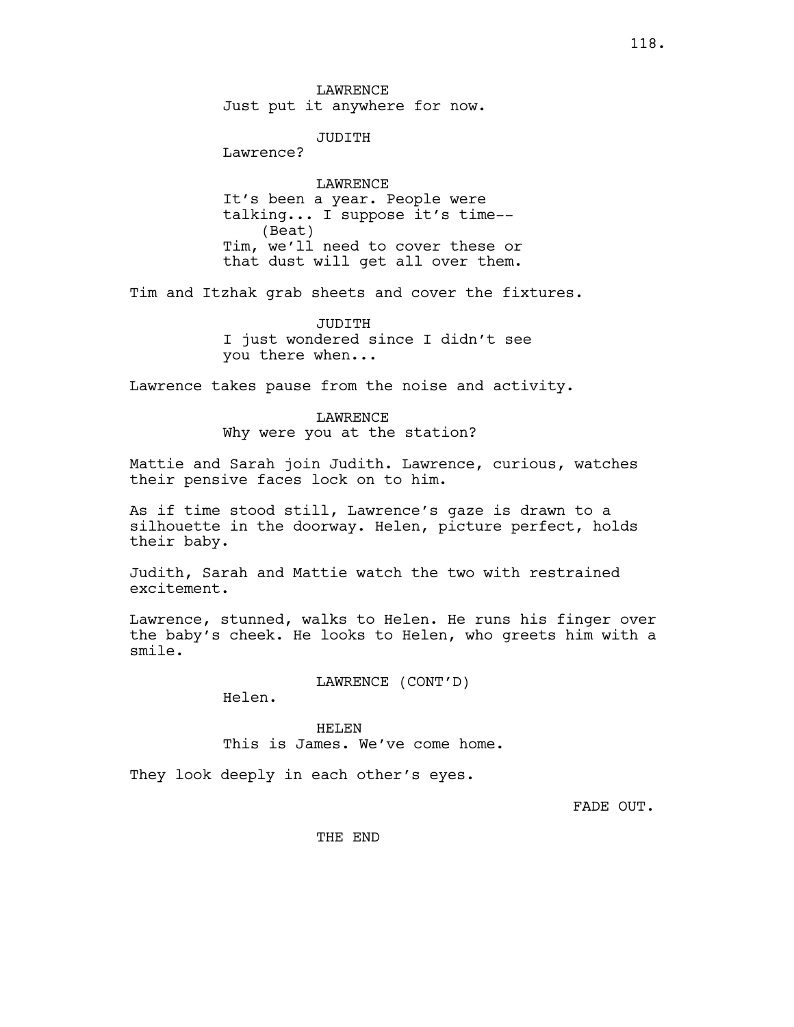LAWRENCE
Just put it anywhere for now.

JUDITH
Lawrence?

LAWRENCE
It's been a year. People were talking... I suppose it's time--
(Beat)
Tim, we'll need to cover these or that dust will get all over them.

Tim and Itzhak grab sheets and cover the fixtures.

JUDITH
I just wondered since I didn't see you there when...

Lawrence takes pause from the noise and activity.

LAWRENCE
Why were you at the station?

Mattie and Sarah join Judith. Lawrence, curious, watches their pensive faces lock on to him.

As if time stood still, Lawrence's gaze is drawn to a silhouette in the doorway. Helen, picture perfect, holds their baby.

Judith, Sarah and Mattie watch the two with restrained excitement.

Lawrence, stunned, walks to Helen. He runs his finger over the baby's cheek. He looks to Helen, who greets him with a smile.

LAWRENCE (CONT'D)
Helen.

HELEN
This is James. We've come home.

They look deeply in each other's eyes.

FADE OUT.

THE END